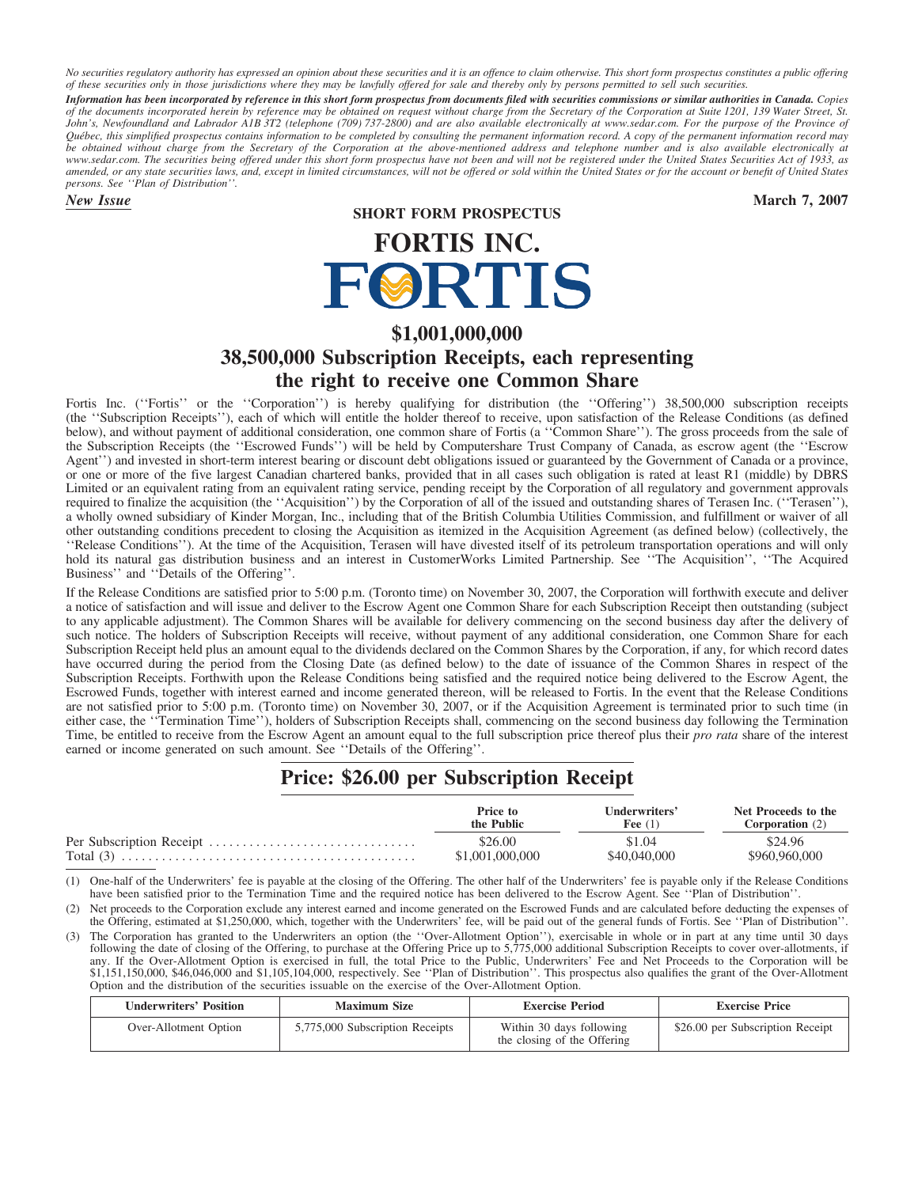*No securities regulatory authority has expressed an opinion about these securities and it is an offence to claim otherwise. This short form prospectus constitutes a public offering of these securities only in those jurisdictions where they may be lawfully offered for sale and thereby only by persons permitted to sell such securities.*

***Information has been incorporated by reference in this short form prospectus from documents filed with securities commissions or similar authorities in Canada.*** *Copies of the documents incorporated herein by reference may be obtained on request without charge from the Secretary of the Corporation at Suite 1201, 139 Water Street, St. John's, Newfoundland and Labrador A1B 3T2 (telephone (709) 737-2800) and are also available electronically at www.sedar.com. For the purpose of the Province of Québec, this simplified prospectus contains information to be completed by consulting the permanent information record. A copy of the permanent information record may be obtained without charge from the Secretary of the Corporation at the above-mentioned address and telephone number and is also available electronically at www.sedar.com. The securities being offered under this short form prospectus have not been and will not be registered under the United States Securities Act of 1933, as amended, or any state securities laws, and, except in limited circumstances, will not be offered or sold within the United States or for the account or benefit of United States persons. See ''Plan of Distribution''.*

***New Issue*** **March 7, 2007**

**SHORT FORM PROSPECTUS**

# FORTIS INC.

FORTIS

## $1,001,000,000
## 38,500,000 Subscription Receipts, each representing the right to receive one Common Share

Fortis Inc. (''Fortis'' or the ''Corporation'') is hereby qualifying for distribution (the ''Offering'') 38,500,000 subscription receipts (the ''Subscription Receipts''), each of which will entitle the holder thereof to receive, upon satisfaction of the Release Conditions (as defined below), and without payment of additional consideration, one common share of Fortis (a ''Common Share''). The gross proceeds from the sale of the Subscription Receipts (the ''Escrowed Funds'') will be held by Computershare Trust Company of Canada, as escrow agent (the ''Escrow Agent'') and invested in short-term interest bearing or discount debt obligations issued or guaranteed by the Government of Canada or a province, or one or more of the five largest Canadian chartered banks, provided that in all cases such obligation is rated at least R1 (middle) by DBRS Limited or an equivalent rating from an equivalent rating service, pending receipt by the Corporation of all regulatory and government approvals required to finalize the acquisition (the ''Acquisition'') by the Corporation of all of the issued and outstanding shares of Terasen Inc. (''Terasen''), a wholly owned subsidiary of Kinder Morgan, Inc., including that of the British Columbia Utilities Commission, and fulfillment or waiver of all other outstanding conditions precedent to closing the Acquisition as itemized in the Acquisition Agreement (as defined below) (collectively, the ''Release Conditions''). At the time of the Acquisition, Terasen will have divested itself of its petroleum transportation operations and will only hold its natural gas distribution business and an interest in CustomerWorks Limited Partnership. See ''The Acquisition'', ''The Acquired Business'' and ''Details of the Offering''.

If the Release Conditions are satisfied prior to 5:00 p.m. (Toronto time) on November 30, 2007, the Corporation will forthwith execute and deliver a notice of satisfaction and will issue and deliver to the Escrow Agent one Common Share for each Subscription Receipt then outstanding (subject to any applicable adjustment). The Common Shares will be available for delivery commencing on the second business day after the delivery of such notice. The holders of Subscription Receipts will receive, without payment of any additional consideration, one Common Share for each Subscription Receipt held plus an amount equal to the dividends declared on the Common Shares by the Corporation, if any, for which record dates have occurred during the period from the Closing Date (as defined below) to the date of issuance of the Common Shares in respect of the Subscription Receipts. Forthwith upon the Release Conditions being satisfied and the required notice being delivered to the Escrow Agent, the Escrowed Funds, together with interest earned and income generated thereon, will be released to Fortis. In the event that the Release Conditions are not satisfied prior to 5:00 p.m. (Toronto time) on November 30, 2007, or if the Acquisition Agreement is terminated prior to such time (in either case, the ''Termination Time''), holders of Subscription Receipts shall, commencing on the second business day following the Termination Time, be entitled to receive from the Escrow Agent an amount equal to the full subscription price thereof plus their *pro rata* share of the interest earned or income generated on such amount. See ''Details of the Offering''.

## Price: $26.00 per Subscription Receipt

| | Price to the Public | Underwriters' Fee (1) | Net Proceeds to the Corporation (2) |
|---|---|---|---|
| Per Subscription Receipt | $26.00 | $1.04 | $24.96 |
| Total (3) | $1,001,000,000 | $40,040,000 | $960,960,000 |

(1) One-half of the Underwriters' fee is payable at the closing of the Offering. The other half of the Underwriters' fee is payable only if the Release Conditions have been satisfied prior to the Termination Time and the required notice has been delivered to the Escrow Agent. See ''Plan of Distribution''.

(2) Net proceeds to the Corporation exclude any interest earned and income generated on the Escrowed Funds and are calculated before deducting the expenses of the Offering, estimated at $1,250,000, which, together with the Underwriters' fee, will be paid out of the general funds of Fortis. See ''Plan of Distribution''.

(3) The Corporation has granted to the Underwriters an option (the ''Over-Allotment Option''), exercisable in whole or in part at any time until 30 days following the date of closing of the Offering, to purchase at the Offering Price up to 5,775,000 additional Subscription Receipts to cover over-allotments, if any. If the Over-Allotment Option is exercised in full, the total Price to the Public, Underwriters' Fee and Net Proceeds to the Corporation will be $1,151,150,000, $46,046,000 and $1,105,104,000, respectively. See ''Plan of Distribution''. This prospectus also qualifies the grant of the Over-Allotment Option and the distribution of the securities issuable on the exercise of the Over-Allotment Option.

| Underwriters' Position | Maximum Size | Exercise Period | Exercise Price |
|---|---|---|---|
| Over-Allotment Option | 5,775,000 Subscription Receipts | Within 30 days following the closing of the Offering | $26.00 per Subscription Receipt |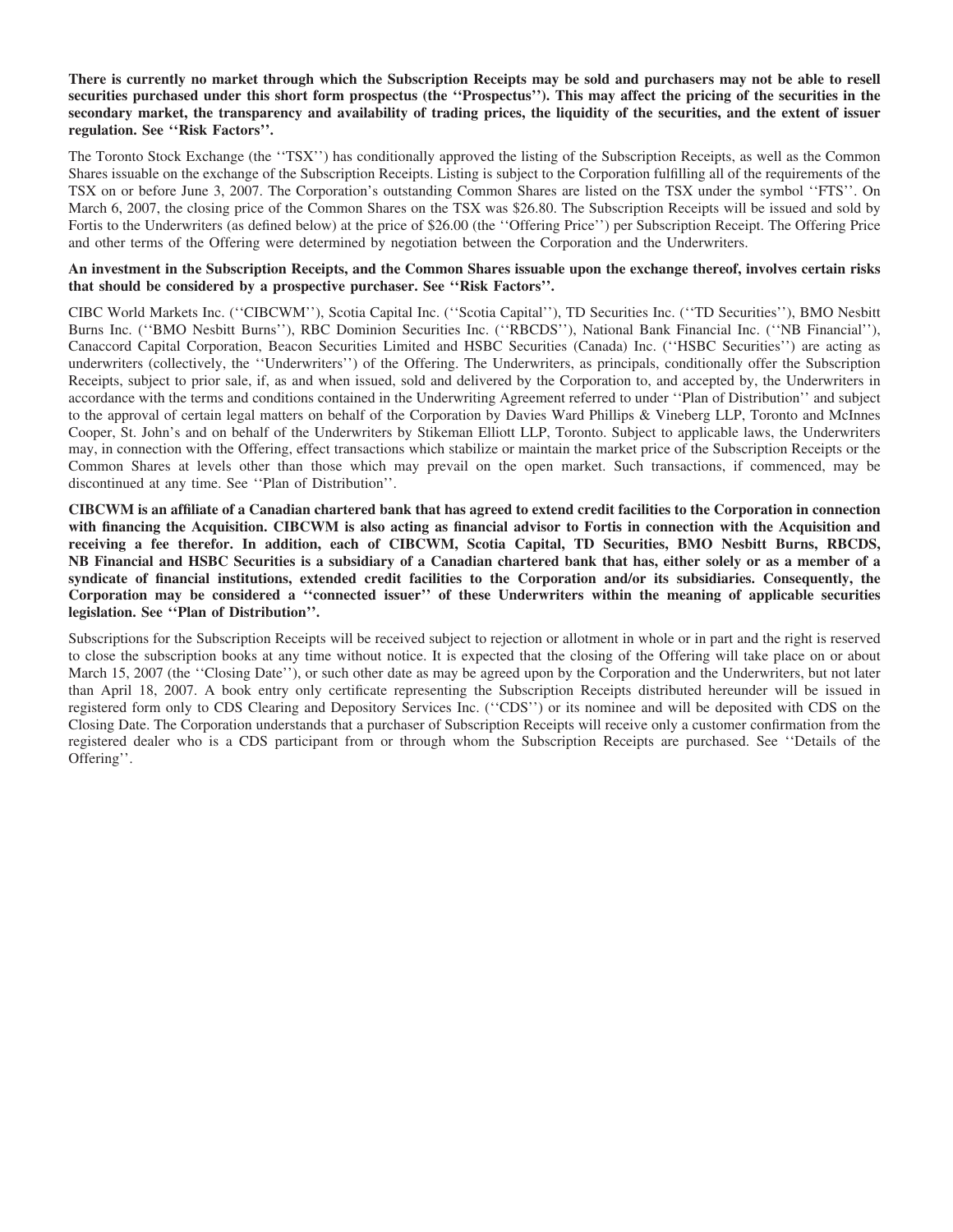**There is currently no market through which the Subscription Receipts may be sold and purchasers may not be able to resell securities purchased under this short form prospectus (the ''Prospectus''). This may affect the pricing of the securities in the secondary market, the transparency and availability of trading prices, the liquidity of the securities, and the extent of issuer regulation. See ''Risk Factors''.**

The Toronto Stock Exchange (the ''TSX'') has conditionally approved the listing of the Subscription Receipts, as well as the Common Shares issuable on the exchange of the Subscription Receipts. Listing is subject to the Corporation fulfilling all of the requirements of the TSX on or before June 3, 2007. The Corporation's outstanding Common Shares are listed on the TSX under the symbol ''FTS''. On March 6, 2007, the closing price of the Common Shares on the TSX was $26.80. The Subscription Receipts will be issued and sold by Fortis to the Underwriters (as defined below) at the price of $26.00 (the ''Offering Price'') per Subscription Receipt. The Offering Price and other terms of the Offering were determined by negotiation between the Corporation and the Underwriters.

**An investment in the Subscription Receipts, and the Common Shares issuable upon the exchange thereof, involves certain risks that should be considered by a prospective purchaser. See ''Risk Factors''.**

CIBC World Markets Inc. (''CIBCWM''), Scotia Capital Inc. (''Scotia Capital''), TD Securities Inc. (''TD Securities''), BMO Nesbitt Burns Inc. (''BMO Nesbitt Burns''), RBC Dominion Securities Inc. (''RBCDS''), National Bank Financial Inc. (''NB Financial''), Canaccord Capital Corporation, Beacon Securities Limited and HSBC Securities (Canada) Inc. (''HSBC Securities'') are acting as underwriters (collectively, the ''Underwriters'') of the Offering. The Underwriters, as principals, conditionally offer the Subscription Receipts, subject to prior sale, if, as and when issued, sold and delivered by the Corporation to, and accepted by, the Underwriters in accordance with the terms and conditions contained in the Underwriting Agreement referred to under ''Plan of Distribution'' and subject to the approval of certain legal matters on behalf of the Corporation by Davies Ward Phillips & Vineberg LLP, Toronto and McInnes Cooper, St. John's and on behalf of the Underwriters by Stikeman Elliott LLP, Toronto. Subject to applicable laws, the Underwriters may, in connection with the Offering, effect transactions which stabilize or maintain the market price of the Subscription Receipts or the Common Shares at levels other than those which may prevail on the open market. Such transactions, if commenced, may be discontinued at any time. See ''Plan of Distribution''.

**CIBCWM is an affiliate of a Canadian chartered bank that has agreed to extend credit facilities to the Corporation in connection with financing the Acquisition. CIBCWM is also acting as financial advisor to Fortis in connection with the Acquisition and receiving a fee therefor. In addition, each of CIBCWM, Scotia Capital, TD Securities, BMO Nesbitt Burns, RBCDS, NB Financial and HSBC Securities is a subsidiary of a Canadian chartered bank that has, either solely or as a member of a syndicate of financial institutions, extended credit facilities to the Corporation and/or its subsidiaries. Consequently, the Corporation may be considered a ''connected issuer'' of these Underwriters within the meaning of applicable securities legislation. See ''Plan of Distribution''.**

Subscriptions for the Subscription Receipts will be received subject to rejection or allotment in whole or in part and the right is reserved to close the subscription books at any time without notice. It is expected that the closing of the Offering will take place on or about March 15, 2007 (the ''Closing Date''), or such other date as may be agreed upon by the Corporation and the Underwriters, but not later than April 18, 2007. A book entry only certificate representing the Subscription Receipts distributed hereunder will be issued in registered form only to CDS Clearing and Depository Services Inc. (''CDS'') or its nominee and will be deposited with CDS on the Closing Date. The Corporation understands that a purchaser of Subscription Receipts will receive only a customer confirmation from the registered dealer who is a CDS participant from or through whom the Subscription Receipts are purchased. See ''Details of the Offering''.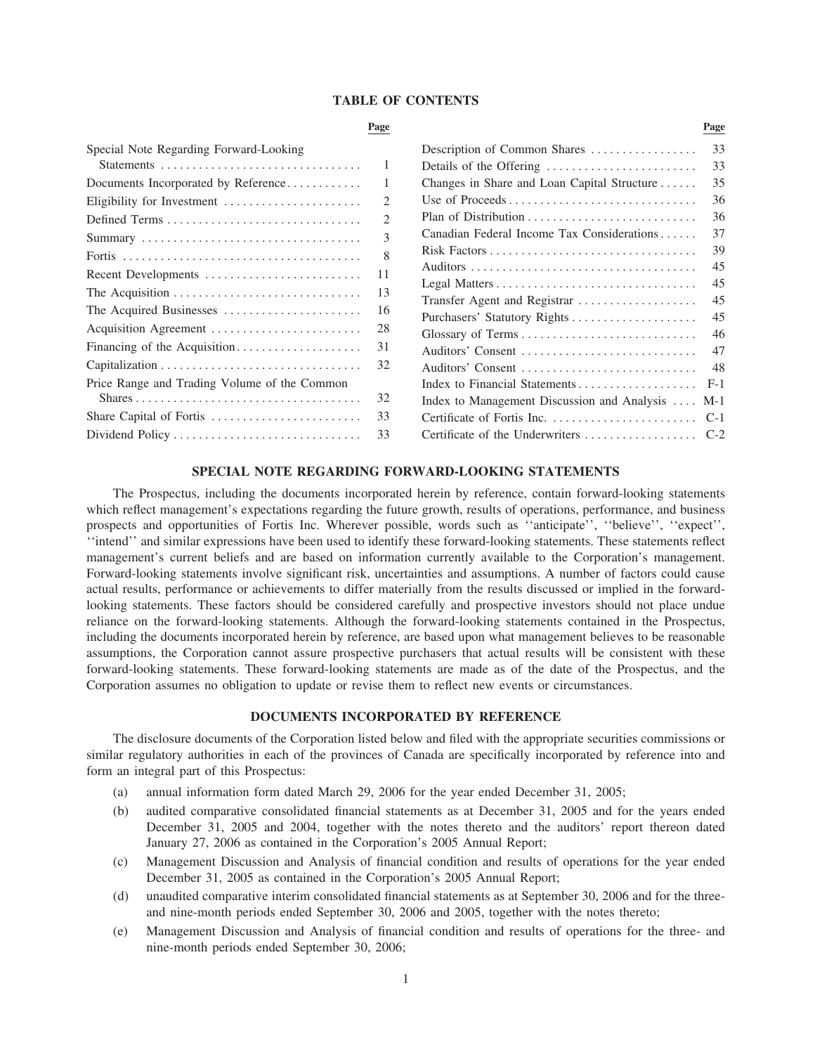## TABLE OF CONTENTS

| | Page |
|---|---|
| Special Note Regarding Forward-Looking Statements | 1 |
| Documents Incorporated by Reference | 1 |
| Eligibility for Investment | 2 |
| Defined Terms | 2 |
| Summary | 3 |
| Fortis | 8 |
| Recent Developments | 11 |
| The Acquisition | 13 |
| The Acquired Businesses | 16 |
| Acquisition Agreement | 28 |
| Financing of the Acquisition | 31 |
| Capitalization | 32 |
| Price Range and Trading Volume of the Common Shares | 32 |
| Share Capital of Fortis | 33 |
| Dividend Policy | 33 |
| Description of Common Shares | 33 |
| Details of the Offering | 33 |
| Changes in Share and Loan Capital Structure | 35 |
| Use of Proceeds | 36 |
| Plan of Distribution | 36 |
| Canadian Federal Income Tax Considerations | 37 |
| Risk Factors | 39 |
| Auditors | 45 |
| Legal Matters | 45 |
| Transfer Agent and Registrar | 45 |
| Purchasers' Statutory Rights | 45 |
| Glossary of Terms | 46 |
| Auditors' Consent | 47 |
| Auditors' Consent | 48 |
| Index to Financial Statements | F-1 |
| Index to Management Discussion and Analysis | M-1 |
| Certificate of Fortis Inc. | C-1 |
| Certificate of the Underwriters | C-2 |

## SPECIAL NOTE REGARDING FORWARD-LOOKING STATEMENTS

The Prospectus, including the documents incorporated herein by reference, contain forward-looking statements which reflect management's expectations regarding the future growth, results of operations, performance, and business prospects and opportunities of Fortis Inc. Wherever possible, words such as ''anticipate'', ''believe'', ''expect'', ''intend'' and similar expressions have been used to identify these forward-looking statements. These statements reflect management's current beliefs and are based on information currently available to the Corporation's management. Forward-looking statements involve significant risk, uncertainties and assumptions. A number of factors could cause actual results, performance or achievements to differ materially from the results discussed or implied in the forward-looking statements. These factors should be considered carefully and prospective investors should not place undue reliance on the forward-looking statements. Although the forward-looking statements contained in the Prospectus, including the documents incorporated herein by reference, are based upon what management believes to be reasonable assumptions, the Corporation cannot assure prospective purchasers that actual results will be consistent with these forward-looking statements. These forward-looking statements are made as of the date of the Prospectus, and the Corporation assumes no obligation to update or revise them to reflect new events or circumstances.

## DOCUMENTS INCORPORATED BY REFERENCE

The disclosure documents of the Corporation listed below and filed with the appropriate securities commissions or similar regulatory authorities in each of the provinces of Canada are specifically incorporated by reference into and form an integral part of this Prospectus:

(a) annual information form dated March 29, 2006 for the year ended December 31, 2005;

(b) audited comparative consolidated financial statements as at December 31, 2005 and for the years ended December 31, 2005 and 2004, together with the notes thereto and the auditors' report thereon dated January 27, 2006 as contained in the Corporation's 2005 Annual Report;

(c) Management Discussion and Analysis of financial condition and results of operations for the year ended December 31, 2005 as contained in the Corporation's 2005 Annual Report;

(d) unaudited comparative interim consolidated financial statements as at September 30, 2006 and for the three- and nine-month periods ended September 30, 2006 and 2005, together with the notes thereto;

(e) Management Discussion and Analysis of financial condition and results of operations for the three- and nine-month periods ended September 30, 2006;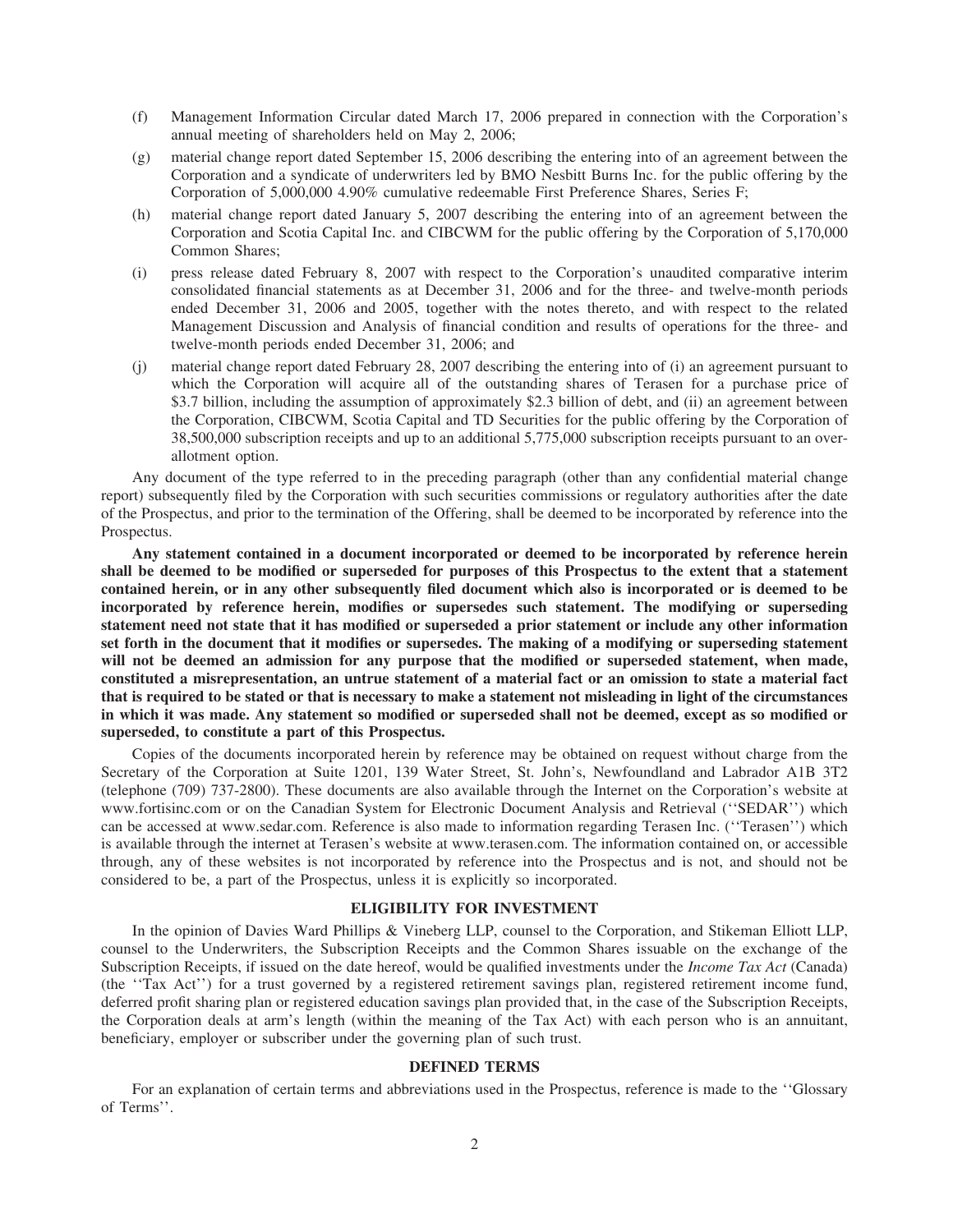(f) Management Information Circular dated March 17, 2006 prepared in connection with the Corporation's annual meeting of shareholders held on May 2, 2006;

(g) material change report dated September 15, 2006 describing the entering into of an agreement between the Corporation and a syndicate of underwriters led by BMO Nesbitt Burns Inc. for the public offering by the Corporation of 5,000,000 4.90% cumulative redeemable First Preference Shares, Series F;

(h) material change report dated January 5, 2007 describing the entering into of an agreement between the Corporation and Scotia Capital Inc. and CIBCWM for the public offering by the Corporation of 5,170,000 Common Shares;

(i) press release dated February 8, 2007 with respect to the Corporation's unaudited comparative interim consolidated financial statements as at December 31, 2006 and for the three- and twelve-month periods ended December 31, 2006 and 2005, together with the notes thereto, and with respect to the related Management Discussion and Analysis of financial condition and results of operations for the three- and twelve-month periods ended December 31, 2006; and

(j) material change report dated February 28, 2007 describing the entering into of (i) an agreement pursuant to which the Corporation will acquire all of the outstanding shares of Terasen for a purchase price of \$3.7 billion, including the assumption of approximately \$2.3 billion of debt, and (ii) an agreement between the Corporation, CIBCWM, Scotia Capital and TD Securities for the public offering by the Corporation of 38,500,000 subscription receipts and up to an additional 5,775,000 subscription receipts pursuant to an over-allotment option.

Any document of the type referred to in the preceding paragraph (other than any confidential material change report) subsequently filed by the Corporation with such securities commissions or regulatory authorities after the date of the Prospectus, and prior to the termination of the Offering, shall be deemed to be incorporated by reference into the Prospectus.

**Any statement contained in a document incorporated or deemed to be incorporated by reference herein shall be deemed to be modified or superseded for purposes of this Prospectus to the extent that a statement contained herein, or in any other subsequently filed document which also is incorporated or is deemed to be incorporated by reference herein, modifies or supersedes such statement. The modifying or superseding statement need not state that it has modified or superseded a prior statement or include any other information set forth in the document that it modifies or supersedes. The making of a modifying or superseding statement will not be deemed an admission for any purpose that the modified or superseded statement, when made, constituted a misrepresentation, an untrue statement of a material fact or an omission to state a material fact that is required to be stated or that is necessary to make a statement not misleading in light of the circumstances in which it was made. Any statement so modified or superseded shall not be deemed, except as so modified or superseded, to constitute a part of this Prospectus.**

Copies of the documents incorporated herein by reference may be obtained on request without charge from the Secretary of the Corporation at Suite 1201, 139 Water Street, St. John's, Newfoundland and Labrador A1B 3T2 (telephone (709) 737-2800). These documents are also available through the Internet on the Corporation's website at www.fortisinc.com or on the Canadian System for Electronic Document Analysis and Retrieval (''SEDAR'') which can be accessed at www.sedar.com. Reference is also made to information regarding Terasen Inc. (''Terasen'') which is available through the internet at Terasen's website at www.terasen.com. The information contained on, or accessible through, any of these websites is not incorporated by reference into the Prospectus and is not, and should not be considered to be, a part of the Prospectus, unless it is explicitly so incorporated.

## ELIGIBILITY FOR INVESTMENT

In the opinion of Davies Ward Phillips & Vineberg LLP, counsel to the Corporation, and Stikeman Elliott LLP, counsel to the Underwriters, the Subscription Receipts and the Common Shares issuable on the exchange of the Subscription Receipts, if issued on the date hereof, would be qualified investments under the *Income Tax Act* (Canada) (the ''Tax Act'') for a trust governed by a registered retirement savings plan, registered retirement income fund, deferred profit sharing plan or registered education savings plan provided that, in the case of the Subscription Receipts, the Corporation deals at arm's length (within the meaning of the Tax Act) with each person who is an annuitant, beneficiary, employer or subscriber under the governing plan of such trust.

## DEFINED TERMS

For an explanation of certain terms and abbreviations used in the Prospectus, reference is made to the ''Glossary of Terms''.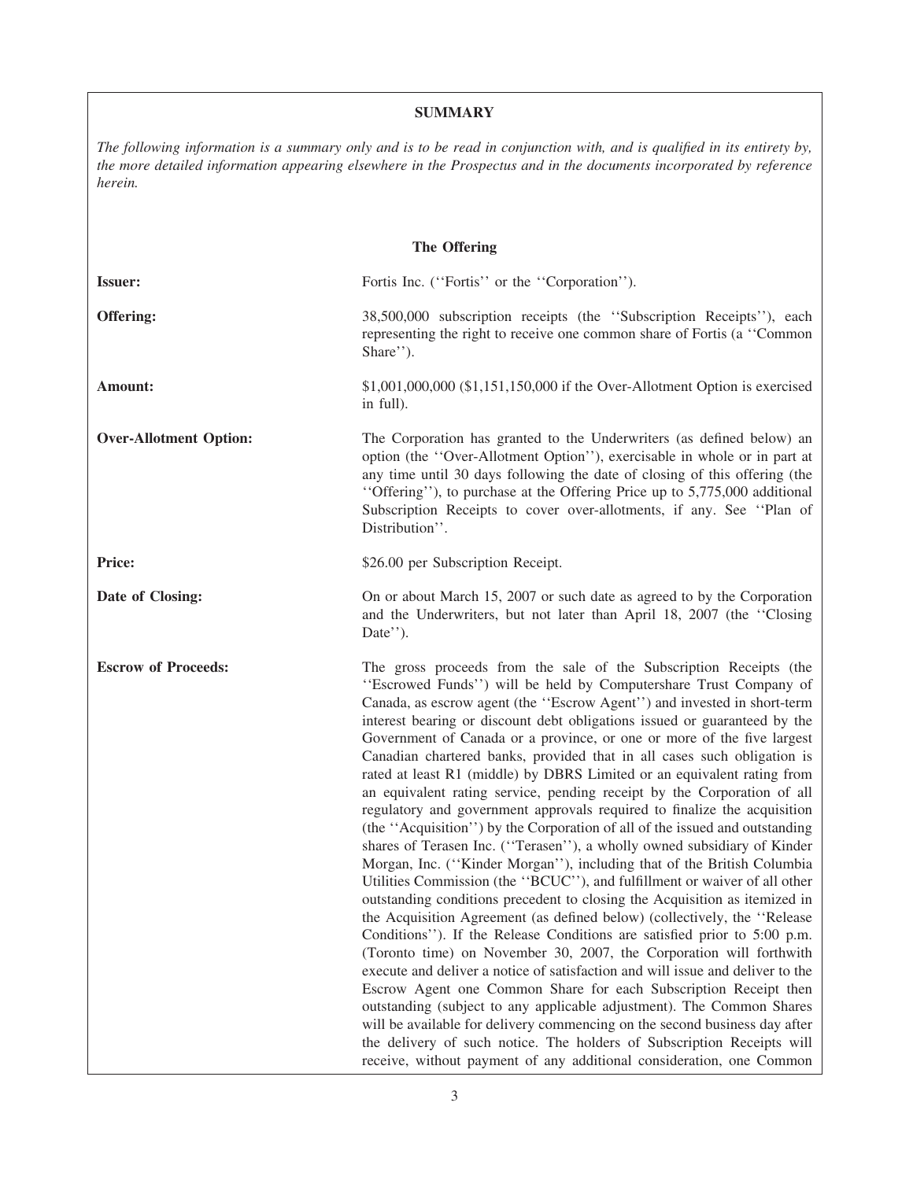## SUMMARY

*The following information is a summary only and is to be read in conjunction with, and is qualified in its entirety by, the more detailed information appearing elsewhere in the Prospectus and in the documents incorporated by reference herein.*

### The Offering

| | |
|---|---|
| **Issuer:** | Fortis Inc. (''Fortis'' or the ''Corporation''). |
| **Offering:** | 38,500,000 subscription receipts (the ''Subscription Receipts''), each representing the right to receive one common share of Fortis (a ''Common Share''). |
| **Amount:** | $1,001,000,000 ($1,151,150,000 if the Over-Allotment Option is exercised in full). |
| **Over-Allotment Option:** | The Corporation has granted to the Underwriters (as defined below) an option (the ''Over-Allotment Option''), exercisable in whole or in part at any time until 30 days following the date of closing of this offering (the ''Offering''), to purchase at the Offering Price up to 5,775,000 additional Subscription Receipts to cover over-allotments, if any. See ''Plan of Distribution''. |
| **Price:** | $26.00 per Subscription Receipt. |
| **Date of Closing:** | On or about March 15, 2007 or such date as agreed to by the Corporation and the Underwriters, but not later than April 18, 2007 (the ''Closing Date''). |
| **Escrow of Proceeds:** | The gross proceeds from the sale of the Subscription Receipts (the ''Escrowed Funds'') will be held by Computershare Trust Company of Canada, as escrow agent (the ''Escrow Agent'') and invested in short-term interest bearing or discount debt obligations issued or guaranteed by the Government of Canada or a province, or one or more of the five largest Canadian chartered banks, provided that in all cases such obligation is rated at least R1 (middle) by DBRS Limited or an equivalent rating from an equivalent rating service, pending receipt by the Corporation of all regulatory and government approvals required to finalize the acquisition (the ''Acquisition'') by the Corporation of all of the issued and outstanding shares of Terasen Inc. (''Terasen''), a wholly owned subsidiary of Kinder Morgan, Inc. (''Kinder Morgan''), including that of the British Columbia Utilities Commission (the ''BCUC''), and fulfillment or waiver of all other outstanding conditions precedent to closing the Acquisition as itemized in the Acquisition Agreement (as defined below) (collectively, the ''Release Conditions''). If the Release Conditions are satisfied prior to 5:00 p.m. (Toronto time) on November 30, 2007, the Corporation will forthwith execute and deliver a notice of satisfaction and will issue and deliver to the Escrow Agent one Common Share for each Subscription Receipt then outstanding (subject to any applicable adjustment). The Common Shares will be available for delivery commencing on the second business day after the delivery of such notice. The holders of Subscription Receipts will receive, without payment of any additional consideration, one Common |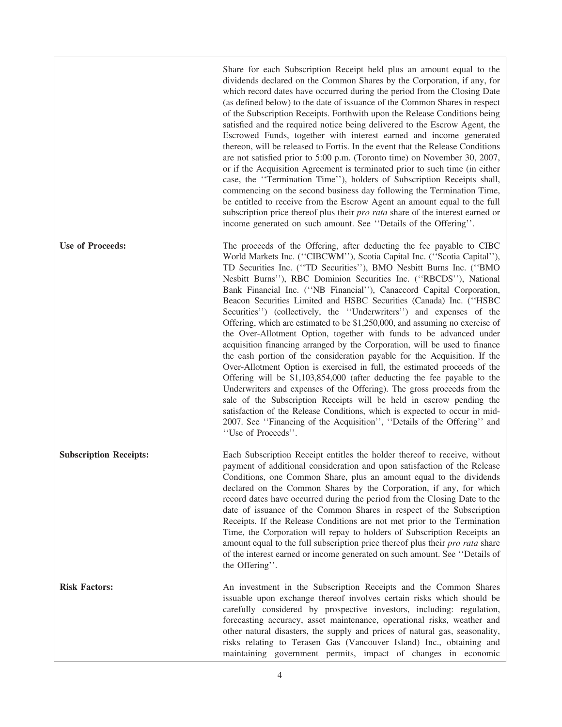| | |
|---|---|
| | Share for each Subscription Receipt held plus an amount equal to the dividends declared on the Common Shares by the Corporation, if any, for which record dates have occurred during the period from the Closing Date (as defined below) to the date of issuance of the Common Shares in respect of the Subscription Receipts. Forthwith upon the Release Conditions being satisfied and the required notice being delivered to the Escrow Agent, the Escrowed Funds, together with interest earned and income generated thereon, will be released to Fortis. In the event that the Release Conditions are not satisfied prior to 5:00 p.m. (Toronto time) on November 30, 2007, or if the Acquisition Agreement is terminated prior to such time (in either case, the ''Termination Time''), holders of Subscription Receipts shall, commencing on the second business day following the Termination Time, be entitled to receive from the Escrow Agent an amount equal to the full subscription price thereof plus their *pro rata* share of the interest earned or income generated on such amount. See ''Details of the Offering''. |
| **Use of Proceeds:** | The proceeds of the Offering, after deducting the fee payable to CIBC World Markets Inc. (''CIBCWM''), Scotia Capital Inc. (''Scotia Capital''), TD Securities Inc. (''TD Securities''), BMO Nesbitt Burns Inc. (''BMO Nesbitt Burns''), RBC Dominion Securities Inc. (''RBCDS''), National Bank Financial Inc. (''NB Financial''), Canaccord Capital Corporation, Beacon Securities Limited and HSBC Securities (Canada) Inc. (''HSBC Securities'') (collectively, the ''Underwriters'') and expenses of the Offering, which are estimated to be $1,250,000, and assuming no exercise of the Over-Allotment Option, together with funds to be advanced under acquisition financing arranged by the Corporation, will be used to finance the cash portion of the consideration payable for the Acquisition. If the Over-Allotment Option is exercised in full, the estimated proceeds of the Offering will be $1,103,854,000 (after deducting the fee payable to the Underwriters and expenses of the Offering). The gross proceeds from the sale of the Subscription Receipts will be held in escrow pending the satisfaction of the Release Conditions, which is expected to occur in mid-2007. See ''Financing of the Acquisition'', ''Details of the Offering'' and ''Use of Proceeds''. |
| **Subscription Receipts:** | Each Subscription Receipt entitles the holder thereof to receive, without payment of additional consideration and upon satisfaction of the Release Conditions, one Common Share, plus an amount equal to the dividends declared on the Common Shares by the Corporation, if any, for which record dates have occurred during the period from the Closing Date to the date of issuance of the Common Shares in respect of the Subscription Receipts. If the Release Conditions are not met prior to the Termination Time, the Corporation will repay to holders of Subscription Receipts an amount equal to the full subscription price thereof plus their *pro rata* share of the interest earned or income generated on such amount. See ''Details of the Offering''. |
| **Risk Factors:** | An investment in the Subscription Receipts and the Common Shares issuable upon exchange thereof involves certain risks which should be carefully considered by prospective investors, including: regulation, forecasting accuracy, asset maintenance, operational risks, weather and other natural disasters, the supply and prices of natural gas, seasonality, risks relating to Terasen Gas (Vancouver Island) Inc., obtaining and maintaining government permits, impact of changes in economic |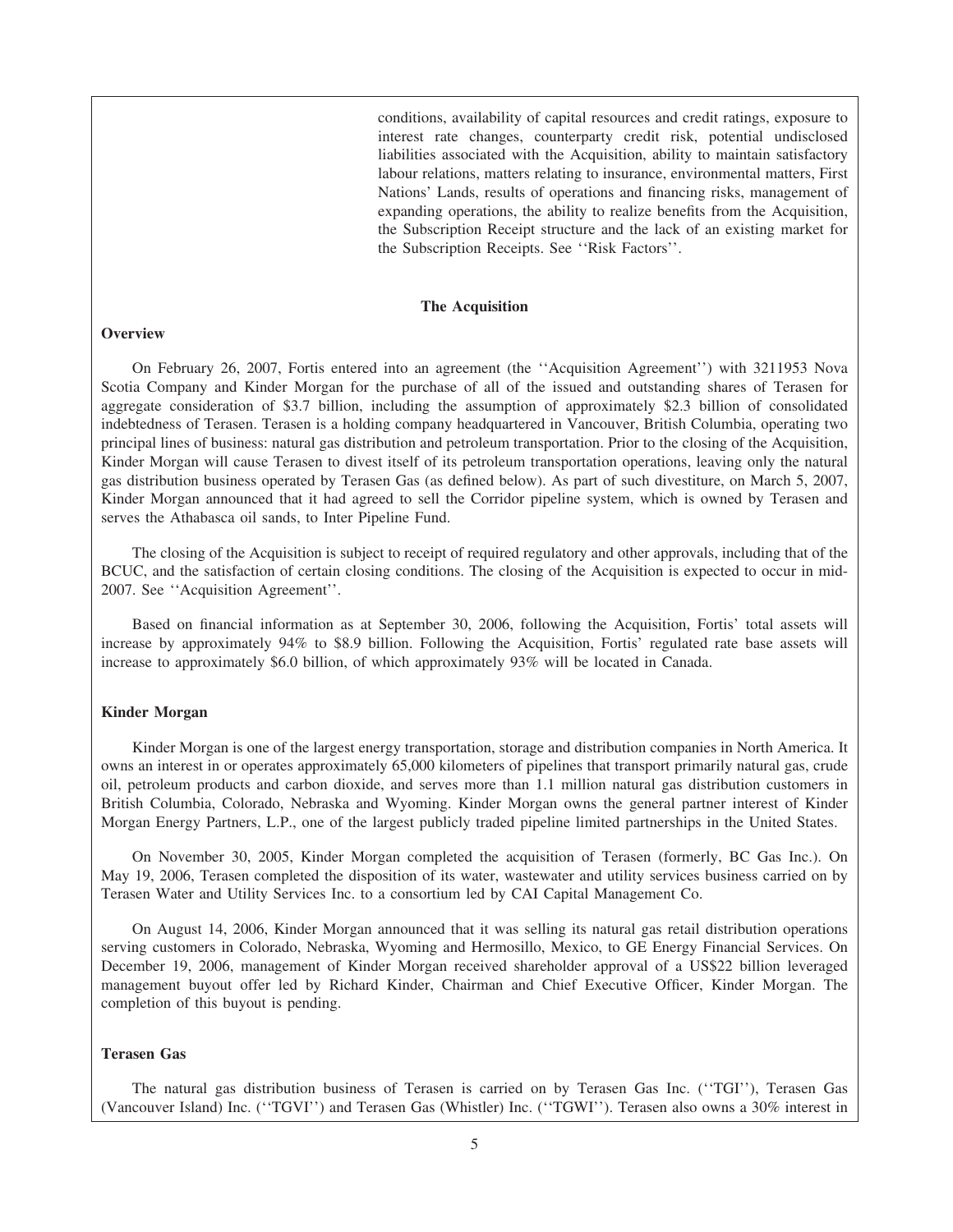conditions, availability of capital resources and credit ratings, exposure to interest rate changes, counterparty credit risk, potential undisclosed liabilities associated with the Acquisition, ability to maintain satisfactory labour relations, matters relating to insurance, environmental matters, First Nations' Lands, results of operations and financing risks, management of expanding operations, the ability to realize benefits from the Acquisition, the Subscription Receipt structure and the lack of an existing market for the Subscription Receipts. See ''Risk Factors''.

## The Acquisition

### Overview

On February 26, 2007, Fortis entered into an agreement (the ''Acquisition Agreement'') with 3211953 Nova Scotia Company and Kinder Morgan for the purchase of all of the issued and outstanding shares of Terasen for aggregate consideration of $3.7 billion, including the assumption of approximately $2.3 billion of consolidated indebtedness of Terasen. Terasen is a holding company headquartered in Vancouver, British Columbia, operating two principal lines of business: natural gas distribution and petroleum transportation. Prior to the closing of the Acquisition, Kinder Morgan will cause Terasen to divest itself of its petroleum transportation operations, leaving only the natural gas distribution business operated by Terasen Gas (as defined below). As part of such divestiture, on March 5, 2007, Kinder Morgan announced that it had agreed to sell the Corridor pipeline system, which is owned by Terasen and serves the Athabasca oil sands, to Inter Pipeline Fund.

The closing of the Acquisition is subject to receipt of required regulatory and other approvals, including that of the BCUC, and the satisfaction of certain closing conditions. The closing of the Acquisition is expected to occur in mid-2007. See ''Acquisition Agreement''.

Based on financial information as at September 30, 2006, following the Acquisition, Fortis' total assets will increase by approximately 94% to $8.9 billion. Following the Acquisition, Fortis' regulated rate base assets will increase to approximately $6.0 billion, of which approximately 93% will be located in Canada.

### Kinder Morgan

Kinder Morgan is one of the largest energy transportation, storage and distribution companies in North America. It owns an interest in or operates approximately 65,000 kilometers of pipelines that transport primarily natural gas, crude oil, petroleum products and carbon dioxide, and serves more than 1.1 million natural gas distribution customers in British Columbia, Colorado, Nebraska and Wyoming. Kinder Morgan owns the general partner interest of Kinder Morgan Energy Partners, L.P., one of the largest publicly traded pipeline limited partnerships in the United States.

On November 30, 2005, Kinder Morgan completed the acquisition of Terasen (formerly, BC Gas Inc.). On May 19, 2006, Terasen completed the disposition of its water, wastewater and utility services business carried on by Terasen Water and Utility Services Inc. to a consortium led by CAI Capital Management Co.

On August 14, 2006, Kinder Morgan announced that it was selling its natural gas retail distribution operations serving customers in Colorado, Nebraska, Wyoming and Hermosillo, Mexico, to GE Energy Financial Services. On December 19, 2006, management of Kinder Morgan received shareholder approval of a US$22 billion leveraged management buyout offer led by Richard Kinder, Chairman and Chief Executive Officer, Kinder Morgan. The completion of this buyout is pending.

### Terasen Gas

The natural gas distribution business of Terasen is carried on by Terasen Gas Inc. (''TGI''), Terasen Gas (Vancouver Island) Inc. (''TGVI'') and Terasen Gas (Whistler) Inc. (''TGWI''). Terasen also owns a 30% interest in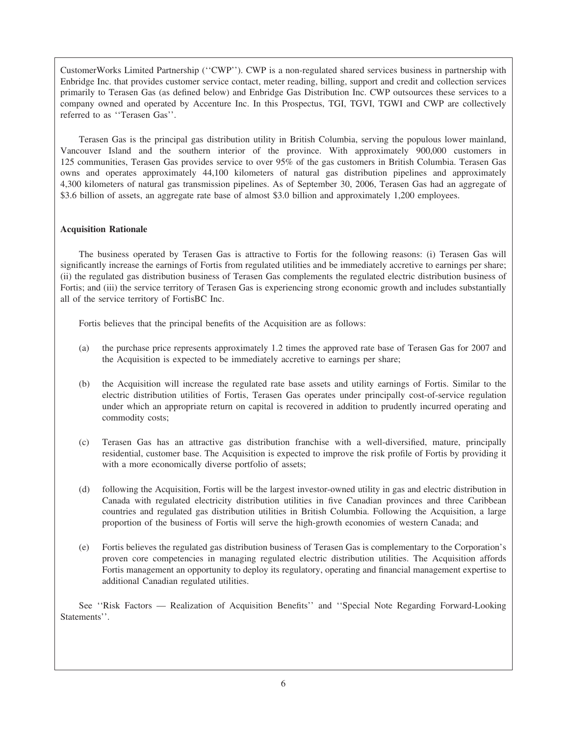CustomerWorks Limited Partnership (''CWP''). CWP is a non-regulated shared services business in partnership with Enbridge Inc. that provides customer service contact, meter reading, billing, support and credit and collection services primarily to Terasen Gas (as defined below) and Enbridge Gas Distribution Inc. CWP outsources these services to a company owned and operated by Accenture Inc. In this Prospectus, TGI, TGVI, TGWI and CWP are collectively referred to as ''Terasen Gas''.

Terasen Gas is the principal gas distribution utility in British Columbia, serving the populous lower mainland, Vancouver Island and the southern interior of the province. With approximately 900,000 customers in 125 communities, Terasen Gas provides service to over 95% of the gas customers in British Columbia. Terasen Gas owns and operates approximately 44,100 kilometers of natural gas distribution pipelines and approximately 4,300 kilometers of natural gas transmission pipelines. As of September 30, 2006, Terasen Gas had an aggregate of $3.6 billion of assets, an aggregate rate base of almost $3.0 billion and approximately 1,200 employees.

**Acquisition Rationale**

The business operated by Terasen Gas is attractive to Fortis for the following reasons: (i) Terasen Gas will significantly increase the earnings of Fortis from regulated utilities and be immediately accretive to earnings per share; (ii) the regulated gas distribution business of Terasen Gas complements the regulated electric distribution business of Fortis; and (iii) the service territory of Terasen Gas is experiencing strong economic growth and includes substantially all of the service territory of FortisBC Inc.

Fortis believes that the principal benefits of the Acquisition are as follows:

(a) the purchase price represents approximately 1.2 times the approved rate base of Terasen Gas for 2007 and the Acquisition is expected to be immediately accretive to earnings per share;

(b) the Acquisition will increase the regulated rate base assets and utility earnings of Fortis. Similar to the electric distribution utilities of Fortis, Terasen Gas operates under principally cost-of-service regulation under which an appropriate return on capital is recovered in addition to prudently incurred operating and commodity costs;

(c) Terasen Gas has an attractive gas distribution franchise with a well-diversified, mature, principally residential, customer base. The Acquisition is expected to improve the risk profile of Fortis by providing it with a more economically diverse portfolio of assets;

(d) following the Acquisition, Fortis will be the largest investor-owned utility in gas and electric distribution in Canada with regulated electricity distribution utilities in five Canadian provinces and three Caribbean countries and regulated gas distribution utilities in British Columbia. Following the Acquisition, a large proportion of the business of Fortis will serve the high-growth economies of western Canada; and

(e) Fortis believes the regulated gas distribution business of Terasen Gas is complementary to the Corporation's proven core competencies in managing regulated electric distribution utilities. The Acquisition affords Fortis management an opportunity to deploy its regulatory, operating and financial management expertise to additional Canadian regulated utilities.

See ''Risk Factors — Realization of Acquisition Benefits'' and ''Special Note Regarding Forward-Looking Statements''.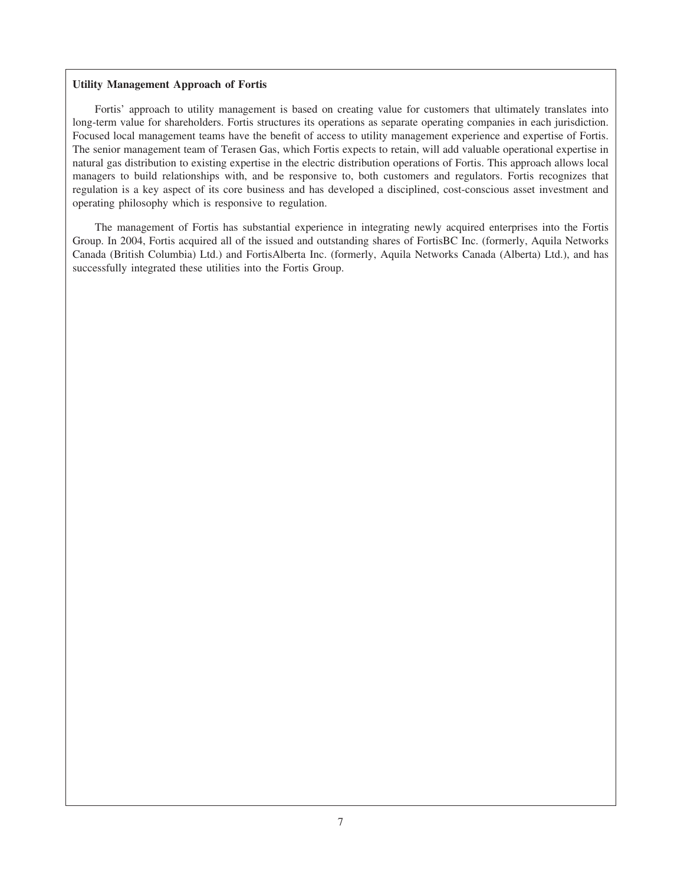**Utility Management Approach of Fortis**

Fortis' approach to utility management is based on creating value for customers that ultimately translates into long-term value for shareholders. Fortis structures its operations as separate operating companies in each jurisdiction. Focused local management teams have the benefit of access to utility management experience and expertise of Fortis. The senior management team of Terasen Gas, which Fortis expects to retain, will add valuable operational expertise in natural gas distribution to existing expertise in the electric distribution operations of Fortis. This approach allows local managers to build relationships with, and be responsive to, both customers and regulators. Fortis recognizes that regulation is a key aspect of its core business and has developed a disciplined, cost-conscious asset investment and operating philosophy which is responsive to regulation.

The management of Fortis has substantial experience in integrating newly acquired enterprises into the Fortis Group. In 2004, Fortis acquired all of the issued and outstanding shares of FortisBC Inc. (formerly, Aquila Networks Canada (British Columbia) Ltd.) and FortisAlberta Inc. (formerly, Aquila Networks Canada (Alberta) Ltd.), and has successfully integrated these utilities into the Fortis Group.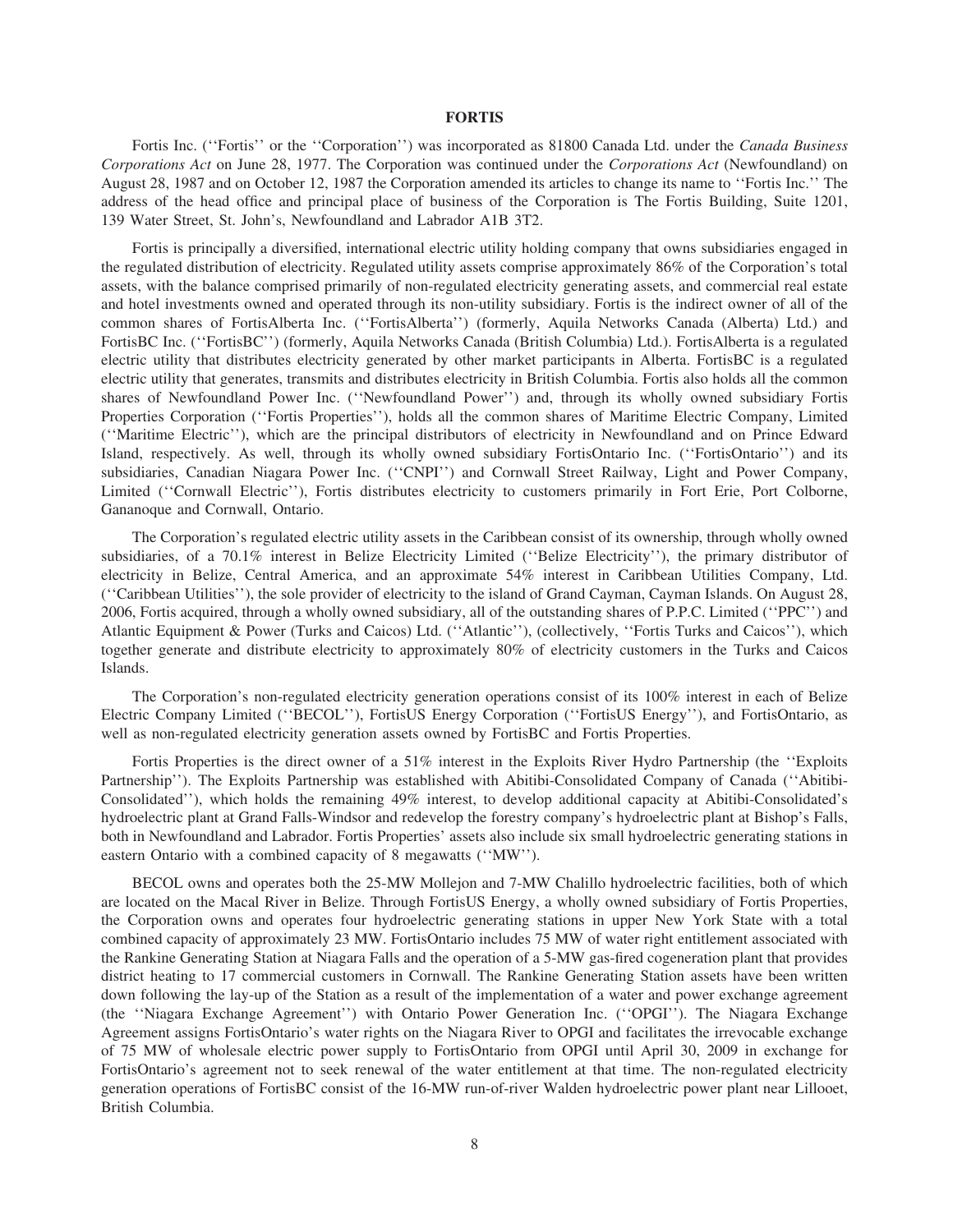## FORTIS

Fortis Inc. (''Fortis'' or the ''Corporation'') was incorporated as 81800 Canada Ltd. under the *Canada Business Corporations Act* on June 28, 1977. The Corporation was continued under the *Corporations Act* (Newfoundland) on August 28, 1987 and on October 12, 1987 the Corporation amended its articles to change its name to ''Fortis Inc.'' The address of the head office and principal place of business of the Corporation is The Fortis Building, Suite 1201, 139 Water Street, St. John's, Newfoundland and Labrador A1B 3T2.

Fortis is principally a diversified, international electric utility holding company that owns subsidiaries engaged in the regulated distribution of electricity. Regulated utility assets comprise approximately 86% of the Corporation's total assets, with the balance comprised primarily of non-regulated electricity generating assets, and commercial real estate and hotel investments owned and operated through its non-utility subsidiary. Fortis is the indirect owner of all of the common shares of FortisAlberta Inc. (''FortisAlberta'') (formerly, Aquila Networks Canada (Alberta) Ltd.) and FortisBC Inc. (''FortisBC'') (formerly, Aquila Networks Canada (British Columbia) Ltd.). FortisAlberta is a regulated electric utility that distributes electricity generated by other market participants in Alberta. FortisBC is a regulated electric utility that generates, transmits and distributes electricity in British Columbia. Fortis also holds all the common shares of Newfoundland Power Inc. (''Newfoundland Power'') and, through its wholly owned subsidiary Fortis Properties Corporation (''Fortis Properties''), holds all the common shares of Maritime Electric Company, Limited (''Maritime Electric''), which are the principal distributors of electricity in Newfoundland and on Prince Edward Island, respectively. As well, through its wholly owned subsidiary FortisOntario Inc. (''FortisOntario'') and its subsidiaries, Canadian Niagara Power Inc. (''CNPI'') and Cornwall Street Railway, Light and Power Company, Limited (''Cornwall Electric''), Fortis distributes electricity to customers primarily in Fort Erie, Port Colborne, Gananoque and Cornwall, Ontario.

The Corporation's regulated electric utility assets in the Caribbean consist of its ownership, through wholly owned subsidiaries, of a 70.1% interest in Belize Electricity Limited (''Belize Electricity''), the primary distributor of electricity in Belize, Central America, and an approximate 54% interest in Caribbean Utilities Company, Ltd. (''Caribbean Utilities''), the sole provider of electricity to the island of Grand Cayman, Cayman Islands. On August 28, 2006, Fortis acquired, through a wholly owned subsidiary, all of the outstanding shares of P.P.C. Limited (''PPC'') and Atlantic Equipment & Power (Turks and Caicos) Ltd. (''Atlantic''), (collectively, ''Fortis Turks and Caicos''), which together generate and distribute electricity to approximately 80% of electricity customers in the Turks and Caicos Islands.

The Corporation's non-regulated electricity generation operations consist of its 100% interest in each of Belize Electric Company Limited (''BECOL''), FortisUS Energy Corporation (''FortisUS Energy''), and FortisOntario, as well as non-regulated electricity generation assets owned by FortisBC and Fortis Properties.

Fortis Properties is the direct owner of a 51% interest in the Exploits River Hydro Partnership (the ''Exploits Partnership''). The Exploits Partnership was established with Abitibi-Consolidated Company of Canada (''Abitibi-Consolidated''), which holds the remaining 49% interest, to develop additional capacity at Abitibi-Consolidated's hydroelectric plant at Grand Falls-Windsor and redevelop the forestry company's hydroelectric plant at Bishop's Falls, both in Newfoundland and Labrador. Fortis Properties' assets also include six small hydroelectric generating stations in eastern Ontario with a combined capacity of 8 megawatts (''MW'').

BECOL owns and operates both the 25-MW Mollejon and 7-MW Chalillo hydroelectric facilities, both of which are located on the Macal River in Belize. Through FortisUS Energy, a wholly owned subsidiary of Fortis Properties, the Corporation owns and operates four hydroelectric generating stations in upper New York State with a total combined capacity of approximately 23 MW. FortisOntario includes 75 MW of water right entitlement associated with the Rankine Generating Station at Niagara Falls and the operation of a 5-MW gas-fired cogeneration plant that provides district heating to 17 commercial customers in Cornwall. The Rankine Generating Station assets have been written down following the lay-up of the Station as a result of the implementation of a water and power exchange agreement (the ''Niagara Exchange Agreement'') with Ontario Power Generation Inc. (''OPGI''). The Niagara Exchange Agreement assigns FortisOntario's water rights on the Niagara River to OPGI and facilitates the irrevocable exchange of 75 MW of wholesale electric power supply to FortisOntario from OPGI until April 30, 2009 in exchange for FortisOntario's agreement not to seek renewal of the water entitlement at that time. The non-regulated electricity generation operations of FortisBC consist of the 16-MW run-of-river Walden hydroelectric power plant near Lillooet, British Columbia.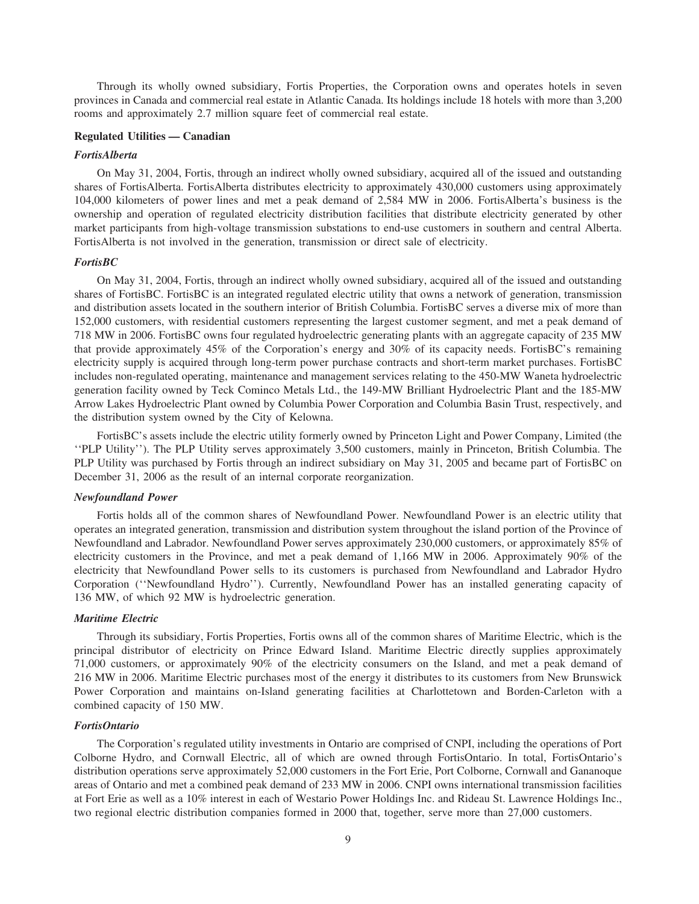Through its wholly owned subsidiary, Fortis Properties, the Corporation owns and operates hotels in seven provinces in Canada and commercial real estate in Atlantic Canada. Its holdings include 18 hotels with more than 3,200 rooms and approximately 2.7 million square feet of commercial real estate.

### Regulated Utilities — Canadian

#### *FortisAlberta*

On May 31, 2004, Fortis, through an indirect wholly owned subsidiary, acquired all of the issued and outstanding shares of FortisAlberta. FortisAlberta distributes electricity to approximately 430,000 customers using approximately 104,000 kilometers of power lines and met a peak demand of 2,584 MW in 2006. FortisAlberta's business is the ownership and operation of regulated electricity distribution facilities that distribute electricity generated by other market participants from high-voltage transmission substations to end-use customers in southern and central Alberta. FortisAlberta is not involved in the generation, transmission or direct sale of electricity.

#### *FortisBC*

On May 31, 2004, Fortis, through an indirect wholly owned subsidiary, acquired all of the issued and outstanding shares of FortisBC. FortisBC is an integrated regulated electric utility that owns a network of generation, transmission and distribution assets located in the southern interior of British Columbia. FortisBC serves a diverse mix of more than 152,000 customers, with residential customers representing the largest customer segment, and met a peak demand of 718 MW in 2006. FortisBC owns four regulated hydroelectric generating plants with an aggregate capacity of 235 MW that provide approximately 45% of the Corporation's energy and 30% of its capacity needs. FortisBC's remaining electricity supply is acquired through long-term power purchase contracts and short-term market purchases. FortisBC includes non-regulated operating, maintenance and management services relating to the 450-MW Waneta hydroelectric generation facility owned by Teck Cominco Metals Ltd., the 149-MW Brilliant Hydroelectric Plant and the 185-MW Arrow Lakes Hydroelectric Plant owned by Columbia Power Corporation and Columbia Basin Trust, respectively, and the distribution system owned by the City of Kelowna.

FortisBC's assets include the electric utility formerly owned by Princeton Light and Power Company, Limited (the ''PLP Utility''). The PLP Utility serves approximately 3,500 customers, mainly in Princeton, British Columbia. The PLP Utility was purchased by Fortis through an indirect subsidiary on May 31, 2005 and became part of FortisBC on December 31, 2006 as the result of an internal corporate reorganization.

#### *Newfoundland Power*

Fortis holds all of the common shares of Newfoundland Power. Newfoundland Power is an electric utility that operates an integrated generation, transmission and distribution system throughout the island portion of the Province of Newfoundland and Labrador. Newfoundland Power serves approximately 230,000 customers, or approximately 85% of electricity customers in the Province, and met a peak demand of 1,166 MW in 2006. Approximately 90% of the electricity that Newfoundland Power sells to its customers is purchased from Newfoundland and Labrador Hydro Corporation (''Newfoundland Hydro''). Currently, Newfoundland Power has an installed generating capacity of 136 MW, of which 92 MW is hydroelectric generation.

#### *Maritime Electric*

Through its subsidiary, Fortis Properties, Fortis owns all of the common shares of Maritime Electric, which is the principal distributor of electricity on Prince Edward Island. Maritime Electric directly supplies approximately 71,000 customers, or approximately 90% of the electricity consumers on the Island, and met a peak demand of 216 MW in 2006. Maritime Electric purchases most of the energy it distributes to its customers from New Brunswick Power Corporation and maintains on-Island generating facilities at Charlottetown and Borden-Carleton with a combined capacity of 150 MW.

#### *FortisOntario*

The Corporation's regulated utility investments in Ontario are comprised of CNPI, including the operations of Port Colborne Hydro, and Cornwall Electric, all of which are owned through FortisOntario. In total, FortisOntario's distribution operations serve approximately 52,000 customers in the Fort Erie, Port Colborne, Cornwall and Gananoque areas of Ontario and met a combined peak demand of 233 MW in 2006. CNPI owns international transmission facilities at Fort Erie as well as a 10% interest in each of Westario Power Holdings Inc. and Rideau St. Lawrence Holdings Inc., two regional electric distribution companies formed in 2000 that, together, serve more than 27,000 customers.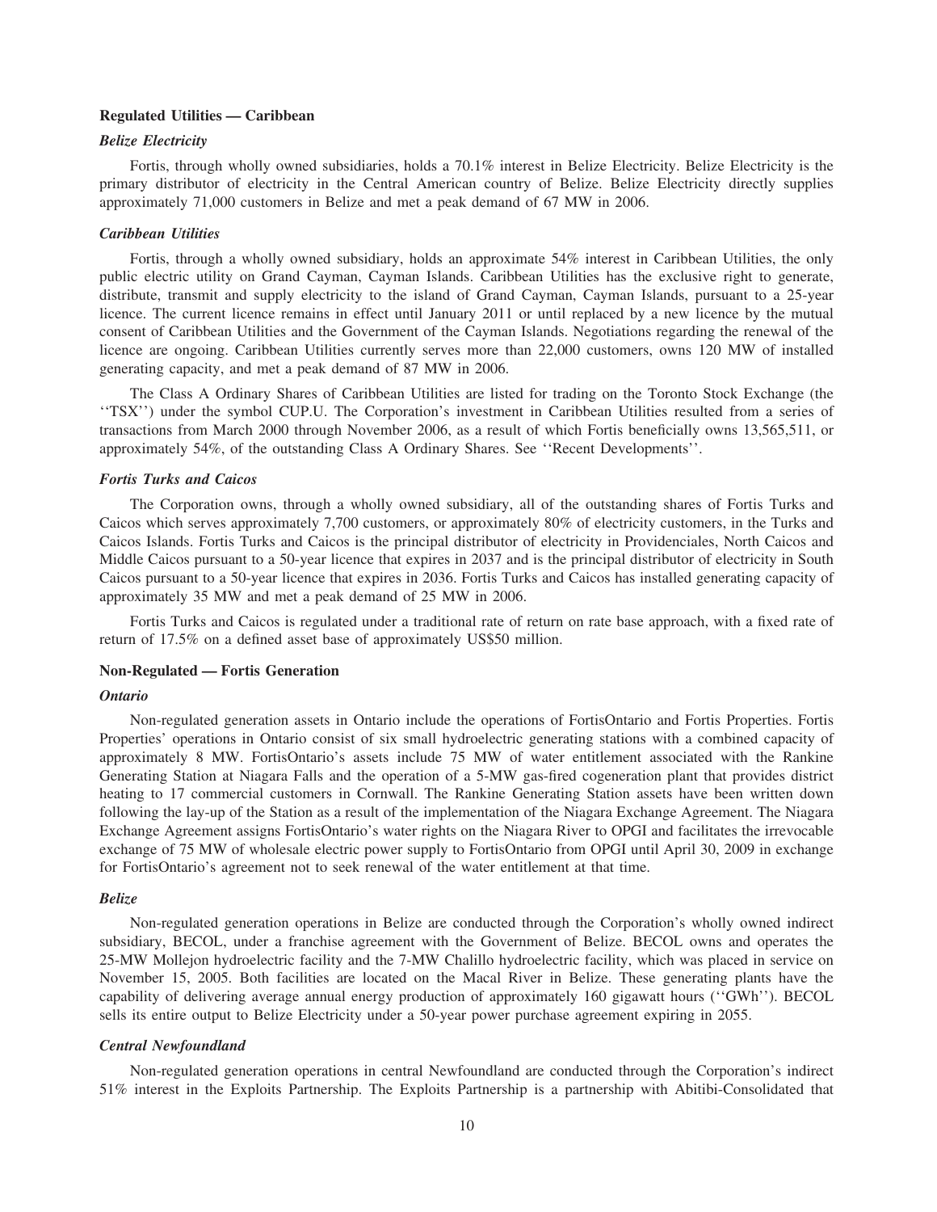### Regulated Utilities — Caribbean

#### *Belize Electricity*

Fortis, through wholly owned subsidiaries, holds a 70.1% interest in Belize Electricity. Belize Electricity is the primary distributor of electricity in the Central American country of Belize. Belize Electricity directly supplies approximately 71,000 customers in Belize and met a peak demand of 67 MW in 2006.

#### *Caribbean Utilities*

Fortis, through a wholly owned subsidiary, holds an approximate 54% interest in Caribbean Utilities, the only public electric utility on Grand Cayman, Cayman Islands. Caribbean Utilities has the exclusive right to generate, distribute, transmit and supply electricity to the island of Grand Cayman, Cayman Islands, pursuant to a 25-year licence. The current licence remains in effect until January 2011 or until replaced by a new licence by the mutual consent of Caribbean Utilities and the Government of the Cayman Islands. Negotiations regarding the renewal of the licence are ongoing. Caribbean Utilities currently serves more than 22,000 customers, owns 120 MW of installed generating capacity, and met a peak demand of 87 MW in 2006.

The Class A Ordinary Shares of Caribbean Utilities are listed for trading on the Toronto Stock Exchange (the ''TSX'') under the symbol CUP.U. The Corporation's investment in Caribbean Utilities resulted from a series of transactions from March 2000 through November 2006, as a result of which Fortis beneficially owns 13,565,511, or approximately 54%, of the outstanding Class A Ordinary Shares. See ''Recent Developments''.

#### *Fortis Turks and Caicos*

The Corporation owns, through a wholly owned subsidiary, all of the outstanding shares of Fortis Turks and Caicos which serves approximately 7,700 customers, or approximately 80% of electricity customers, in the Turks and Caicos Islands. Fortis Turks and Caicos is the principal distributor of electricity in Providenciales, North Caicos and Middle Caicos pursuant to a 50-year licence that expires in 2037 and is the principal distributor of electricity in South Caicos pursuant to a 50-year licence that expires in 2036. Fortis Turks and Caicos has installed generating capacity of approximately 35 MW and met a peak demand of 25 MW in 2006.

Fortis Turks and Caicos is regulated under a traditional rate of return on rate base approach, with a fixed rate of return of 17.5% on a defined asset base of approximately US$50 million.

### Non-Regulated — Fortis Generation

#### *Ontario*

Non-regulated generation assets in Ontario include the operations of FortisOntario and Fortis Properties. Fortis Properties' operations in Ontario consist of six small hydroelectric generating stations with a combined capacity of approximately 8 MW. FortisOntario's assets include 75 MW of water entitlement associated with the Rankine Generating Station at Niagara Falls and the operation of a 5-MW gas-fired cogeneration plant that provides district heating to 17 commercial customers in Cornwall. The Rankine Generating Station assets have been written down following the lay-up of the Station as a result of the implementation of the Niagara Exchange Agreement. The Niagara Exchange Agreement assigns FortisOntario's water rights on the Niagara River to OPGI and facilitates the irrevocable exchange of 75 MW of wholesale electric power supply to FortisOntario from OPGI until April 30, 2009 in exchange for FortisOntario's agreement not to seek renewal of the water entitlement at that time.

#### *Belize*

Non-regulated generation operations in Belize are conducted through the Corporation's wholly owned indirect subsidiary, BECOL, under a franchise agreement with the Government of Belize. BECOL owns and operates the 25-MW Mollejon hydroelectric facility and the 7-MW Chalillo hydroelectric facility, which was placed in service on November 15, 2005. Both facilities are located on the Macal River in Belize. These generating plants have the capability of delivering average annual energy production of approximately 160 gigawatt hours (''GWh''). BECOL sells its entire output to Belize Electricity under a 50-year power purchase agreement expiring in 2055.

#### *Central Newfoundland*

Non-regulated generation operations in central Newfoundland are conducted through the Corporation's indirect 51% interest in the Exploits Partnership. The Exploits Partnership is a partnership with Abitibi-Consolidated that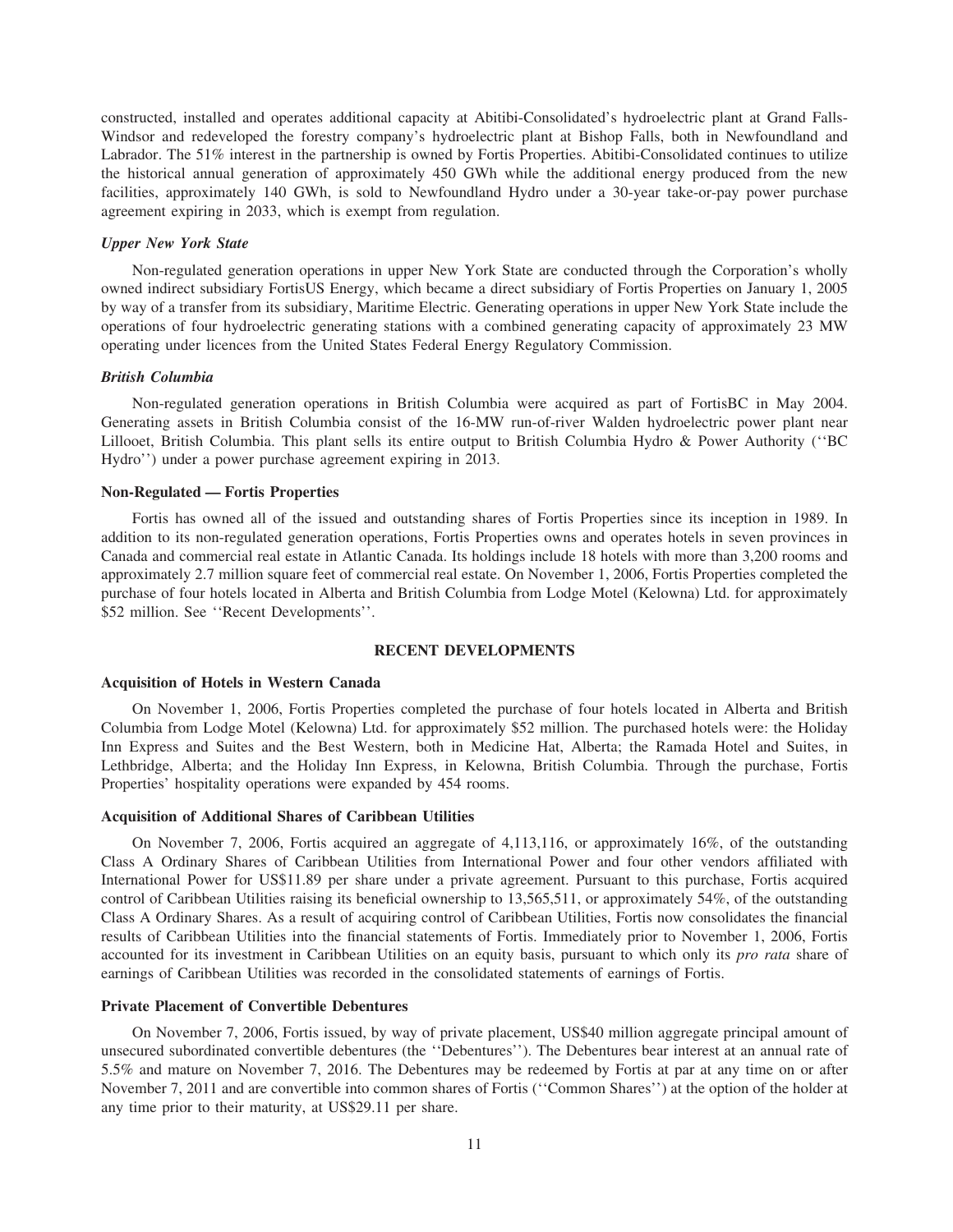constructed, installed and operates additional capacity at Abitibi-Consolidated's hydroelectric plant at Grand Falls-Windsor and redeveloped the forestry company's hydroelectric plant at Bishop Falls, both in Newfoundland and Labrador. The 51% interest in the partnership is owned by Fortis Properties. Abitibi-Consolidated continues to utilize the historical annual generation of approximately 450 GWh while the additional energy produced from the new facilities, approximately 140 GWh, is sold to Newfoundland Hydro under a 30-year take-or-pay power purchase agreement expiring in 2033, which is exempt from regulation.

***Upper New York State***

Non-regulated generation operations in upper New York State are conducted through the Corporation's wholly owned indirect subsidiary FortisUS Energy, which became a direct subsidiary of Fortis Properties on January 1, 2005 by way of a transfer from its subsidiary, Maritime Electric. Generating operations in upper New York State include the operations of four hydroelectric generating stations with a combined generating capacity of approximately 23 MW operating under licences from the United States Federal Energy Regulatory Commission.

***British Columbia***

Non-regulated generation operations in British Columbia were acquired as part of FortisBC in May 2004. Generating assets in British Columbia consist of the 16-MW run-of-river Walden hydroelectric power plant near Lillooet, British Columbia. This plant sells its entire output to British Columbia Hydro & Power Authority (''BC Hydro'') under a power purchase agreement expiring in 2013.

**Non-Regulated — Fortis Properties**

Fortis has owned all of the issued and outstanding shares of Fortis Properties since its inception in 1989. In addition to its non-regulated generation operations, Fortis Properties owns and operates hotels in seven provinces in Canada and commercial real estate in Atlantic Canada. Its holdings include 18 hotels with more than 3,200 rooms and approximately 2.7 million square feet of commercial real estate. On November 1, 2006, Fortis Properties completed the purchase of four hotels located in Alberta and British Columbia from Lodge Motel (Kelowna) Ltd. for approximately $52 million. See ''Recent Developments''.

## RECENT DEVELOPMENTS

**Acquisition of Hotels in Western Canada**

On November 1, 2006, Fortis Properties completed the purchase of four hotels located in Alberta and British Columbia from Lodge Motel (Kelowna) Ltd. for approximately $52 million. The purchased hotels were: the Holiday Inn Express and Suites and the Best Western, both in Medicine Hat, Alberta; the Ramada Hotel and Suites, in Lethbridge, Alberta; and the Holiday Inn Express, in Kelowna, British Columbia. Through the purchase, Fortis Properties' hospitality operations were expanded by 454 rooms.

**Acquisition of Additional Shares of Caribbean Utilities**

On November 7, 2006, Fortis acquired an aggregate of 4,113,116, or approximately 16%, of the outstanding Class A Ordinary Shares of Caribbean Utilities from International Power and four other vendors affiliated with International Power for US$11.89 per share under a private agreement. Pursuant to this purchase, Fortis acquired control of Caribbean Utilities raising its beneficial ownership to 13,565,511, or approximately 54%, of the outstanding Class A Ordinary Shares. As a result of acquiring control of Caribbean Utilities, Fortis now consolidates the financial results of Caribbean Utilities into the financial statements of Fortis. Immediately prior to November 1, 2006, Fortis accounted for its investment in Caribbean Utilities on an equity basis, pursuant to which only its *pro rata* share of earnings of Caribbean Utilities was recorded in the consolidated statements of earnings of Fortis.

**Private Placement of Convertible Debentures**

On November 7, 2006, Fortis issued, by way of private placement, US$40 million aggregate principal amount of unsecured subordinated convertible debentures (the ''Debentures''). The Debentures bear interest at an annual rate of 5.5% and mature on November 7, 2016. The Debentures may be redeemed by Fortis at par at any time on or after November 7, 2011 and are convertible into common shares of Fortis (''Common Shares'') at the option of the holder at any time prior to their maturity, at US$29.11 per share.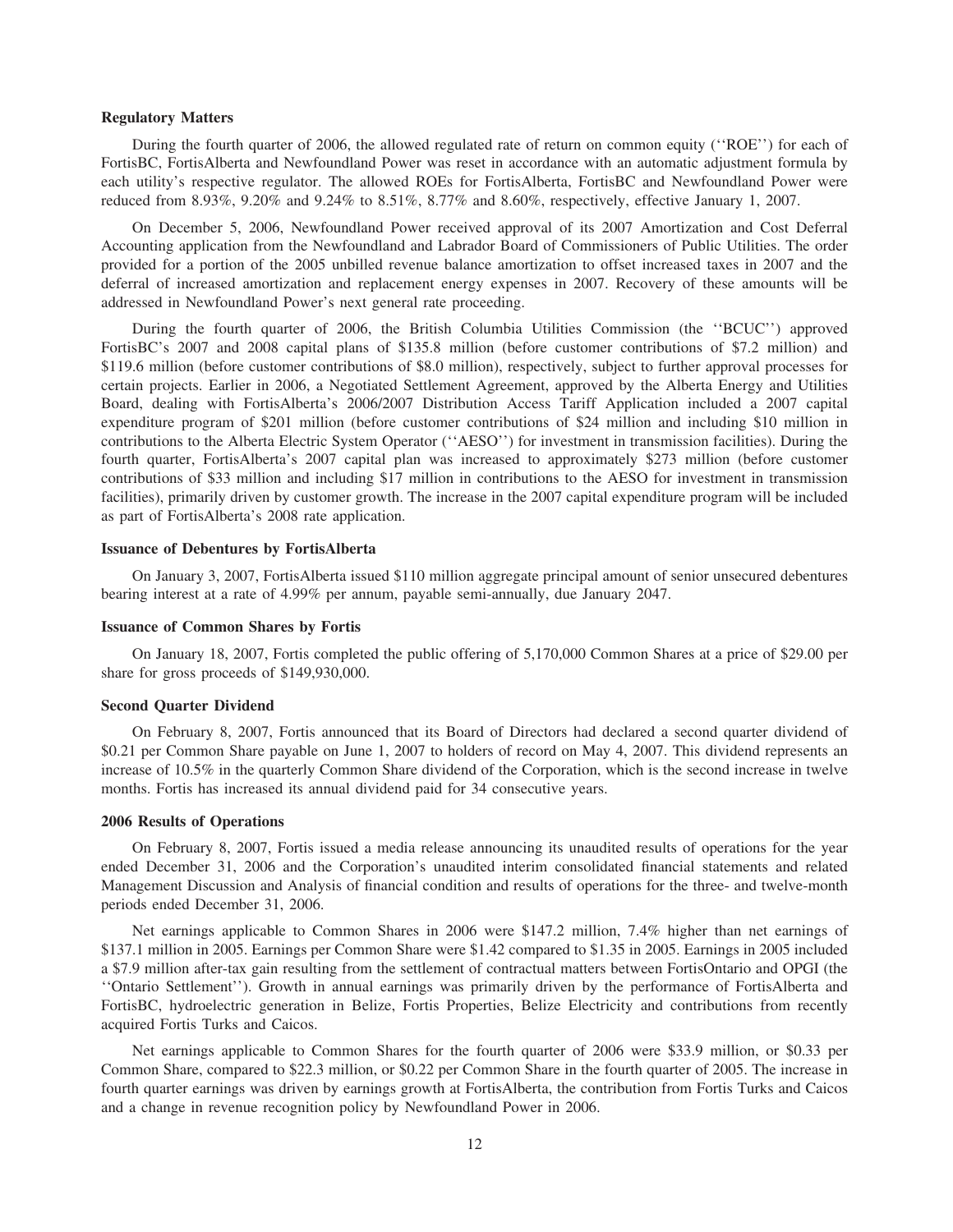**Regulatory Matters**

During the fourth quarter of 2006, the allowed regulated rate of return on common equity (''ROE'') for each of FortisBC, FortisAlberta and Newfoundland Power was reset in accordance with an automatic adjustment formula by each utility's respective regulator. The allowed ROEs for FortisAlberta, FortisBC and Newfoundland Power were reduced from 8.93%, 9.20% and 9.24% to 8.51%, 8.77% and 8.60%, respectively, effective January 1, 2007.

On December 5, 2006, Newfoundland Power received approval of its 2007 Amortization and Cost Deferral Accounting application from the Newfoundland and Labrador Board of Commissioners of Public Utilities. The order provided for a portion of the 2005 unbilled revenue balance amortization to offset increased taxes in 2007 and the deferral of increased amortization and replacement energy expenses in 2007. Recovery of these amounts will be addressed in Newfoundland Power's next general rate proceeding.

During the fourth quarter of 2006, the British Columbia Utilities Commission (the ''BCUC'') approved FortisBC's 2007 and 2008 capital plans of $135.8 million (before customer contributions of $7.2 million) and $119.6 million (before customer contributions of $8.0 million), respectively, subject to further approval processes for certain projects. Earlier in 2006, a Negotiated Settlement Agreement, approved by the Alberta Energy and Utilities Board, dealing with FortisAlberta's 2006/2007 Distribution Access Tariff Application included a 2007 capital expenditure program of $201 million (before customer contributions of $24 million and including $10 million in contributions to the Alberta Electric System Operator (''AESO'') for investment in transmission facilities). During the fourth quarter, FortisAlberta's 2007 capital plan was increased to approximately $273 million (before customer contributions of $33 million and including $17 million in contributions to the AESO for investment in transmission facilities), primarily driven by customer growth. The increase in the 2007 capital expenditure program will be included as part of FortisAlberta's 2008 rate application.

**Issuance of Debentures by FortisAlberta**

On January 3, 2007, FortisAlberta issued $110 million aggregate principal amount of senior unsecured debentures bearing interest at a rate of 4.99% per annum, payable semi-annually, due January 2047.

**Issuance of Common Shares by Fortis**

On January 18, 2007, Fortis completed the public offering of 5,170,000 Common Shares at a price of $29.00 per share for gross proceeds of $149,930,000.

**Second Quarter Dividend**

On February 8, 2007, Fortis announced that its Board of Directors had declared a second quarter dividend of $0.21 per Common Share payable on June 1, 2007 to holders of record on May 4, 2007. This dividend represents an increase of 10.5% in the quarterly Common Share dividend of the Corporation, which is the second increase in twelve months. Fortis has increased its annual dividend paid for 34 consecutive years.

**2006 Results of Operations**

On February 8, 2007, Fortis issued a media release announcing its unaudited results of operations for the year ended December 31, 2006 and the Corporation's unaudited interim consolidated financial statements and related Management Discussion and Analysis of financial condition and results of operations for the three- and twelve-month periods ended December 31, 2006.

Net earnings applicable to Common Shares in 2006 were $147.2 million, 7.4% higher than net earnings of $137.1 million in 2005. Earnings per Common Share were $1.42 compared to $1.35 in 2005. Earnings in 2005 included a $7.9 million after-tax gain resulting from the settlement of contractual matters between FortisOntario and OPGI (the ''Ontario Settlement''). Growth in annual earnings was primarily driven by the performance of FortisAlberta and FortisBC, hydroelectric generation in Belize, Fortis Properties, Belize Electricity and contributions from recently acquired Fortis Turks and Caicos.

Net earnings applicable to Common Shares for the fourth quarter of 2006 were $33.9 million, or $0.33 per Common Share, compared to $22.3 million, or $0.22 per Common Share in the fourth quarter of 2005. The increase in fourth quarter earnings was driven by earnings growth at FortisAlberta, the contribution from Fortis Turks and Caicos and a change in revenue recognition policy by Newfoundland Power in 2006.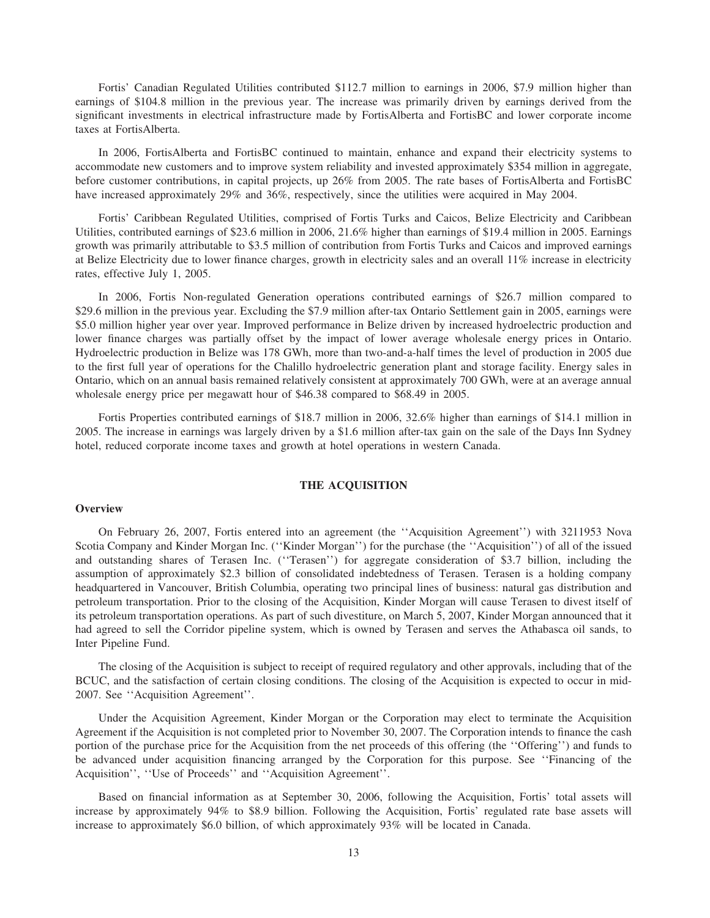Fortis' Canadian Regulated Utilities contributed $112.7 million to earnings in 2006, $7.9 million higher than earnings of $104.8 million in the previous year. The increase was primarily driven by earnings derived from the significant investments in electrical infrastructure made by FortisAlberta and FortisBC and lower corporate income taxes at FortisAlberta.

In 2006, FortisAlberta and FortisBC continued to maintain, enhance and expand their electricity systems to accommodate new customers and to improve system reliability and invested approximately $354 million in aggregate, before customer contributions, in capital projects, up 26% from 2005. The rate bases of FortisAlberta and FortisBC have increased approximately 29% and 36%, respectively, since the utilities were acquired in May 2004.

Fortis' Caribbean Regulated Utilities, comprised of Fortis Turks and Caicos, Belize Electricity and Caribbean Utilities, contributed earnings of $23.6 million in 2006, 21.6% higher than earnings of $19.4 million in 2005. Earnings growth was primarily attributable to $3.5 million of contribution from Fortis Turks and Caicos and improved earnings at Belize Electricity due to lower finance charges, growth in electricity sales and an overall 11% increase in electricity rates, effective July 1, 2005.

In 2006, Fortis Non-regulated Generation operations contributed earnings of $26.7 million compared to $29.6 million in the previous year. Excluding the $7.9 million after-tax Ontario Settlement gain in 2005, earnings were $5.0 million higher year over year. Improved performance in Belize driven by increased hydroelectric production and lower finance charges was partially offset by the impact of lower average wholesale energy prices in Ontario. Hydroelectric production in Belize was 178 GWh, more than two-and-a-half times the level of production in 2005 due to the first full year of operations for the Chalillo hydroelectric generation plant and storage facility. Energy sales in Ontario, which on an annual basis remained relatively consistent at approximately 700 GWh, were at an average annual wholesale energy price per megawatt hour of $46.38 compared to $68.49 in 2005.

Fortis Properties contributed earnings of $18.7 million in 2006, 32.6% higher than earnings of $14.1 million in 2005. The increase in earnings was largely driven by a $1.6 million after-tax gain on the sale of the Days Inn Sydney hotel, reduced corporate income taxes and growth at hotel operations in western Canada.

## THE ACQUISITION

### Overview

On February 26, 2007, Fortis entered into an agreement (the ''Acquisition Agreement'') with 3211953 Nova Scotia Company and Kinder Morgan Inc. (''Kinder Morgan'') for the purchase (the ''Acquisition'') of all of the issued and outstanding shares of Terasen Inc. (''Terasen'') for aggregate consideration of $3.7 billion, including the assumption of approximately $2.3 billion of consolidated indebtedness of Terasen. Terasen is a holding company headquartered in Vancouver, British Columbia, operating two principal lines of business: natural gas distribution and petroleum transportation. Prior to the closing of the Acquisition, Kinder Morgan will cause Terasen to divest itself of its petroleum transportation operations. As part of such divestiture, on March 5, 2007, Kinder Morgan announced that it had agreed to sell the Corridor pipeline system, which is owned by Terasen and serves the Athabasca oil sands, to Inter Pipeline Fund.

The closing of the Acquisition is subject to receipt of required regulatory and other approvals, including that of the BCUC, and the satisfaction of certain closing conditions. The closing of the Acquisition is expected to occur in mid-2007. See ''Acquisition Agreement''.

Under the Acquisition Agreement, Kinder Morgan or the Corporation may elect to terminate the Acquisition Agreement if the Acquisition is not completed prior to November 30, 2007. The Corporation intends to finance the cash portion of the purchase price for the Acquisition from the net proceeds of this offering (the ''Offering'') and funds to be advanced under acquisition financing arranged by the Corporation for this purpose. See ''Financing of the Acquisition'', ''Use of Proceeds'' and ''Acquisition Agreement''.

Based on financial information as at September 30, 2006, following the Acquisition, Fortis' total assets will increase by approximately 94% to $8.9 billion. Following the Acquisition, Fortis' regulated rate base assets will increase to approximately $6.0 billion, of which approximately 93% will be located in Canada.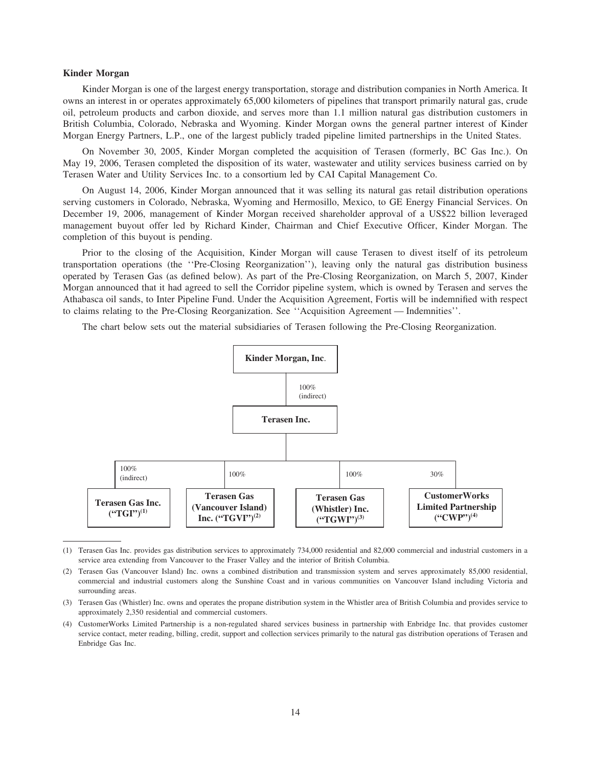**Kinder Morgan**

Kinder Morgan is one of the largest energy transportation, storage and distribution companies in North America. It owns an interest in or operates approximately 65,000 kilometers of pipelines that transport primarily natural gas, crude oil, petroleum products and carbon dioxide, and serves more than 1.1 million natural gas distribution customers in British Columbia, Colorado, Nebraska and Wyoming. Kinder Morgan owns the general partner interest of Kinder Morgan Energy Partners, L.P., one of the largest publicly traded pipeline limited partnerships in the United States.

On November 30, 2005, Kinder Morgan completed the acquisition of Terasen (formerly, BC Gas Inc.). On May 19, 2006, Terasen completed the disposition of its water, wastewater and utility services business carried on by Terasen Water and Utility Services Inc. to a consortium led by CAI Capital Management Co.

On August 14, 2006, Kinder Morgan announced that it was selling its natural gas retail distribution operations serving customers in Colorado, Nebraska, Wyoming and Hermosillo, Mexico, to GE Energy Financial Services. On December 19, 2006, management of Kinder Morgan received shareholder approval of a US$22 billion leveraged management buyout offer led by Richard Kinder, Chairman and Chief Executive Officer, Kinder Morgan. The completion of this buyout is pending.

Prior to the closing of the Acquisition, Kinder Morgan will cause Terasen to divest itself of its petroleum transportation operations (the ''Pre-Closing Reorganization''), leaving only the natural gas distribution business operated by Terasen Gas (as defined below). As part of the Pre-Closing Reorganization, on March 5, 2007, Kinder Morgan announced that it had agreed to sell the Corridor pipeline system, which is owned by Terasen and serves the Athabasca oil sands, to Inter Pipeline Fund. Under the Acquisition Agreement, Fortis will be indemnified with respect to claims relating to the Pre-Closing Reorganization. See ''Acquisition Agreement — Indemnities''.

The chart below sets out the material subsidiaries of Terasen following the Pre-Closing Reorganization.

**Kinder Morgan, Inc.**

100% (indirect)

**Terasen Inc.**

| 100% (indirect) | 100% | 100% | 30% |
|---|---|---|---|
| **Terasen Gas Inc. ("TGI")[(1)]** | **Terasen Gas (Vancouver Island) Inc. ("TGVI")[(2)]** | **Terasen Gas (Whistler) Inc. ("TGWI")[(3)]** | **CustomerWorks Limited Partnership ("CWP")[(4)]** |

(1) Terasen Gas Inc. provides gas distribution services to approximately 734,000 residential and 82,000 commercial and industrial customers in a service area extending from Vancouver to the Fraser Valley and the interior of British Columbia.

(2) Terasen Gas (Vancouver Island) Inc. owns a combined distribution and transmission system and serves approximately 85,000 residential, commercial and industrial customers along the Sunshine Coast and in various communities on Vancouver Island including Victoria and surrounding areas.

(3) Terasen Gas (Whistler) Inc. owns and operates the propane distribution system in the Whistler area of British Columbia and provides service to approximately 2,350 residential and commercial customers.

(4) CustomerWorks Limited Partnership is a non-regulated shared services business in partnership with Enbridge Inc. that provides customer service contact, meter reading, billing, credit, support and collection services primarily to the natural gas distribution operations of Terasen and Enbridge Gas Inc.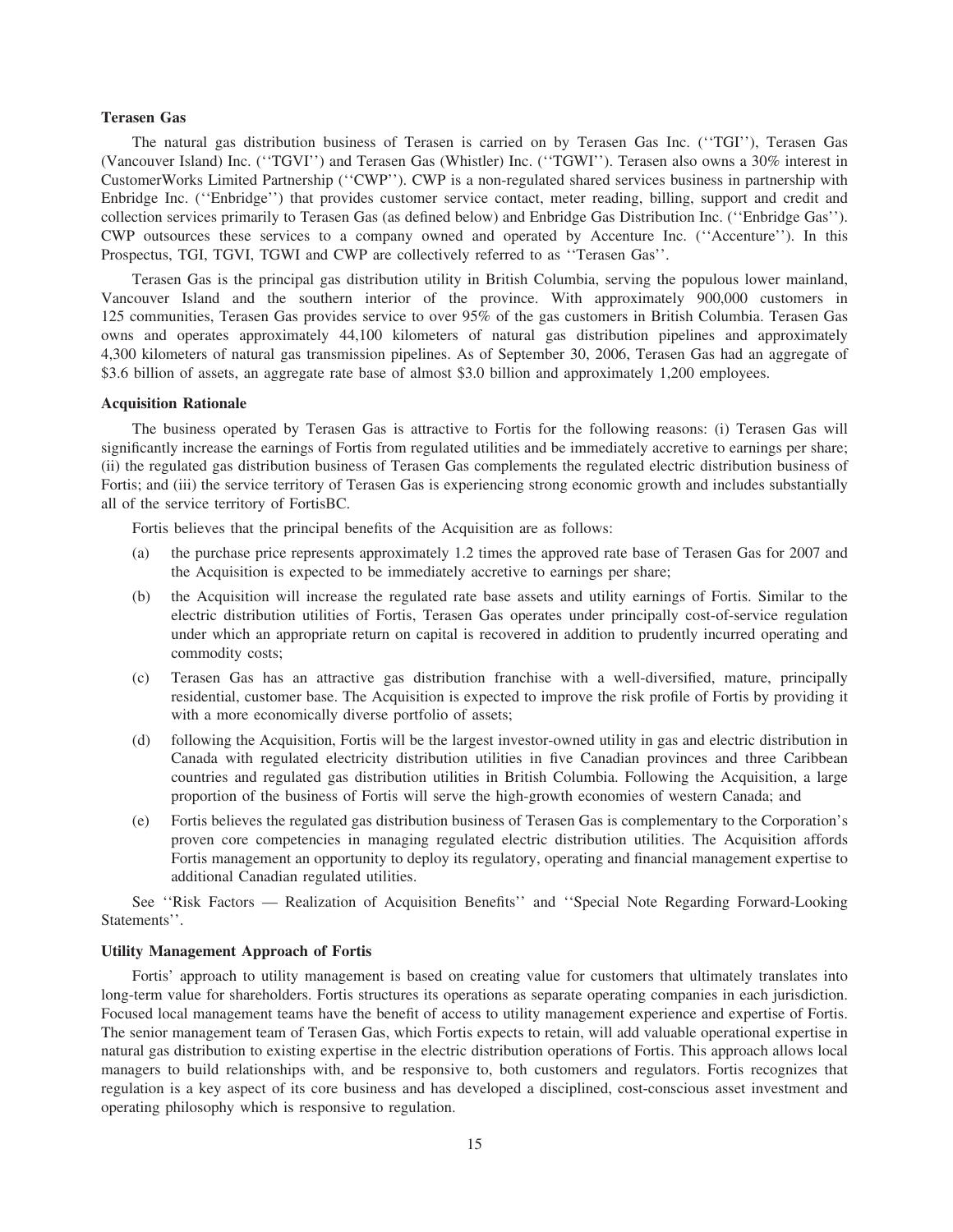**Terasen Gas**

The natural gas distribution business of Terasen is carried on by Terasen Gas Inc. (''TGI''), Terasen Gas (Vancouver Island) Inc. (''TGVI'') and Terasen Gas (Whistler) Inc. (''TGWI''). Terasen also owns a 30% interest in CustomerWorks Limited Partnership (''CWP''). CWP is a non-regulated shared services business in partnership with Enbridge Inc. (''Enbridge'') that provides customer service contact, meter reading, billing, support and credit and collection services primarily to Terasen Gas (as defined below) and Enbridge Gas Distribution Inc. (''Enbridge Gas''). CWP outsources these services to a company owned and operated by Accenture Inc. (''Accenture''). In this Prospectus, TGI, TGVI, TGWI and CWP are collectively referred to as ''Terasen Gas''.

Terasen Gas is the principal gas distribution utility in British Columbia, serving the populous lower mainland, Vancouver Island and the southern interior of the province. With approximately 900,000 customers in 125 communities, Terasen Gas provides service to over 95% of the gas customers in British Columbia. Terasen Gas owns and operates approximately 44,100 kilometers of natural gas distribution pipelines and approximately 4,300 kilometers of natural gas transmission pipelines. As of September 30, 2006, Terasen Gas had an aggregate of $3.6 billion of assets, an aggregate rate base of almost $3.0 billion and approximately 1,200 employees.

**Acquisition Rationale**

The business operated by Terasen Gas is attractive to Fortis for the following reasons: (i) Terasen Gas will significantly increase the earnings of Fortis from regulated utilities and be immediately accretive to earnings per share; (ii) the regulated gas distribution business of Terasen Gas complements the regulated electric distribution business of Fortis; and (iii) the service territory of Terasen Gas is experiencing strong economic growth and includes substantially all of the service territory of FortisBC.

Fortis believes that the principal benefits of the Acquisition are as follows:

(a) the purchase price represents approximately 1.2 times the approved rate base of Terasen Gas for 2007 and the Acquisition is expected to be immediately accretive to earnings per share;

(b) the Acquisition will increase the regulated rate base assets and utility earnings of Fortis. Similar to the electric distribution utilities of Fortis, Terasen Gas operates under principally cost-of-service regulation under which an appropriate return on capital is recovered in addition to prudently incurred operating and commodity costs;

(c) Terasen Gas has an attractive gas distribution franchise with a well-diversified, mature, principally residential, customer base. The Acquisition is expected to improve the risk profile of Fortis by providing it with a more economically diverse portfolio of assets;

(d) following the Acquisition, Fortis will be the largest investor-owned utility in gas and electric distribution in Canada with regulated electricity distribution utilities in five Canadian provinces and three Caribbean countries and regulated gas distribution utilities in British Columbia. Following the Acquisition, a large proportion of the business of Fortis will serve the high-growth economies of western Canada; and

(e) Fortis believes the regulated gas distribution business of Terasen Gas is complementary to the Corporation's proven core competencies in managing regulated electric distribution utilities. The Acquisition affords Fortis management an opportunity to deploy its regulatory, operating and financial management expertise to additional Canadian regulated utilities.

See ''Risk Factors — Realization of Acquisition Benefits'' and ''Special Note Regarding Forward-Looking Statements''.

**Utility Management Approach of Fortis**

Fortis' approach to utility management is based on creating value for customers that ultimately translates into long-term value for shareholders. Fortis structures its operations as separate operating companies in each jurisdiction. Focused local management teams have the benefit of access to utility management experience and expertise of Fortis. The senior management team of Terasen Gas, which Fortis expects to retain, will add valuable operational expertise in natural gas distribution to existing expertise in the electric distribution operations of Fortis. This approach allows local managers to build relationships with, and be responsive to, both customers and regulators. Fortis recognizes that regulation is a key aspect of its core business and has developed a disciplined, cost-conscious asset investment and operating philosophy which is responsive to regulation.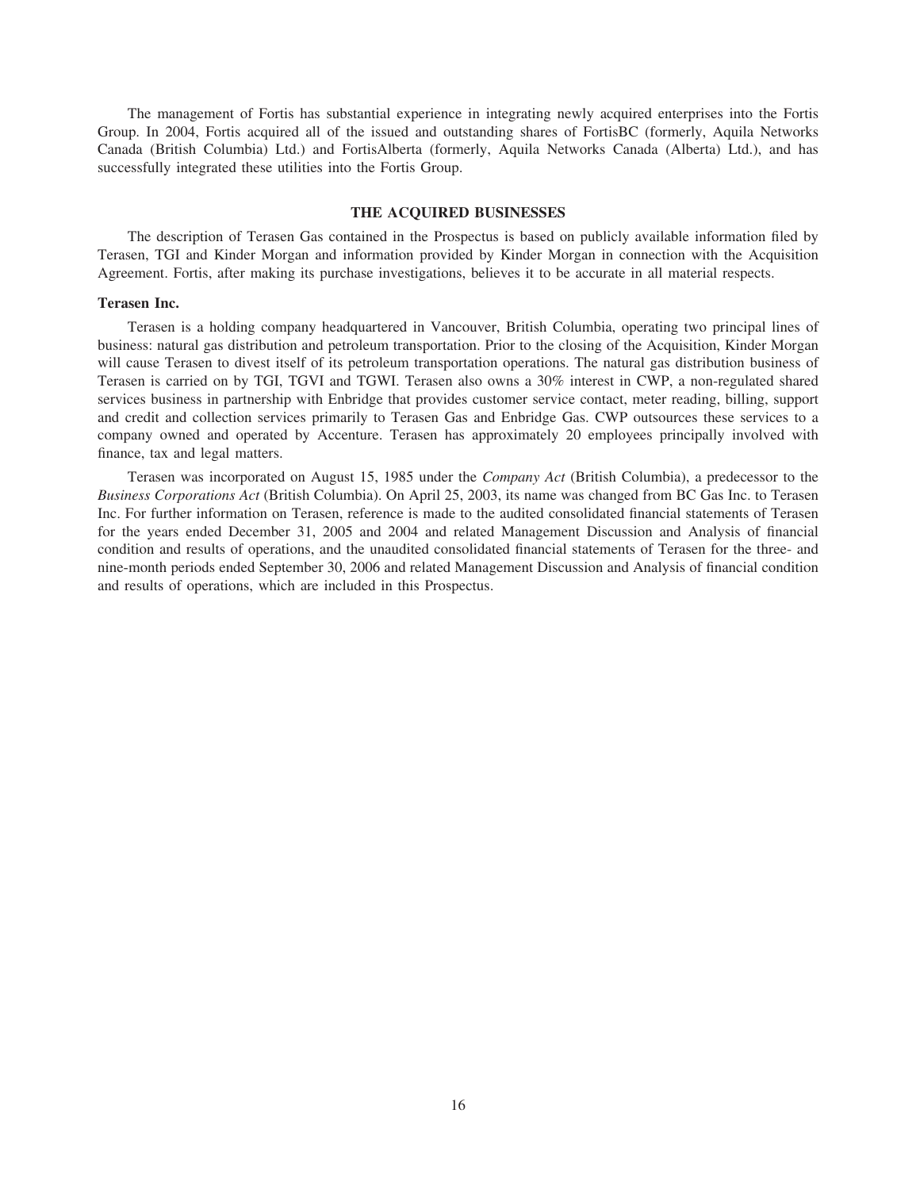The management of Fortis has substantial experience in integrating newly acquired enterprises into the Fortis Group. In 2004, Fortis acquired all of the issued and outstanding shares of FortisBC (formerly, Aquila Networks Canada (British Columbia) Ltd.) and FortisAlberta (formerly, Aquila Networks Canada (Alberta) Ltd.), and has successfully integrated these utilities into the Fortis Group.

## THE ACQUIRED BUSINESSES

The description of Terasen Gas contained in the Prospectus is based on publicly available information filed by Terasen, TGI and Kinder Morgan and information provided by Kinder Morgan in connection with the Acquisition Agreement. Fortis, after making its purchase investigations, believes it to be accurate in all material respects.

### Terasen Inc.

Terasen is a holding company headquartered in Vancouver, British Columbia, operating two principal lines of business: natural gas distribution and petroleum transportation. Prior to the closing of the Acquisition, Kinder Morgan will cause Terasen to divest itself of its petroleum transportation operations. The natural gas distribution business of Terasen is carried on by TGI, TGVI and TGWI. Terasen also owns a 30% interest in CWP, a non-regulated shared services business in partnership with Enbridge that provides customer service contact, meter reading, billing, support and credit and collection services primarily to Terasen Gas and Enbridge Gas. CWP outsources these services to a company owned and operated by Accenture. Terasen has approximately 20 employees principally involved with finance, tax and legal matters.

Terasen was incorporated on August 15, 1985 under the *Company Act* (British Columbia), a predecessor to the *Business Corporations Act* (British Columbia). On April 25, 2003, its name was changed from BC Gas Inc. to Terasen Inc. For further information on Terasen, reference is made to the audited consolidated financial statements of Terasen for the years ended December 31, 2005 and 2004 and related Management Discussion and Analysis of financial condition and results of operations, and the unaudited consolidated financial statements of Terasen for the three- and nine-month periods ended September 30, 2006 and related Management Discussion and Analysis of financial condition and results of operations, which are included in this Prospectus.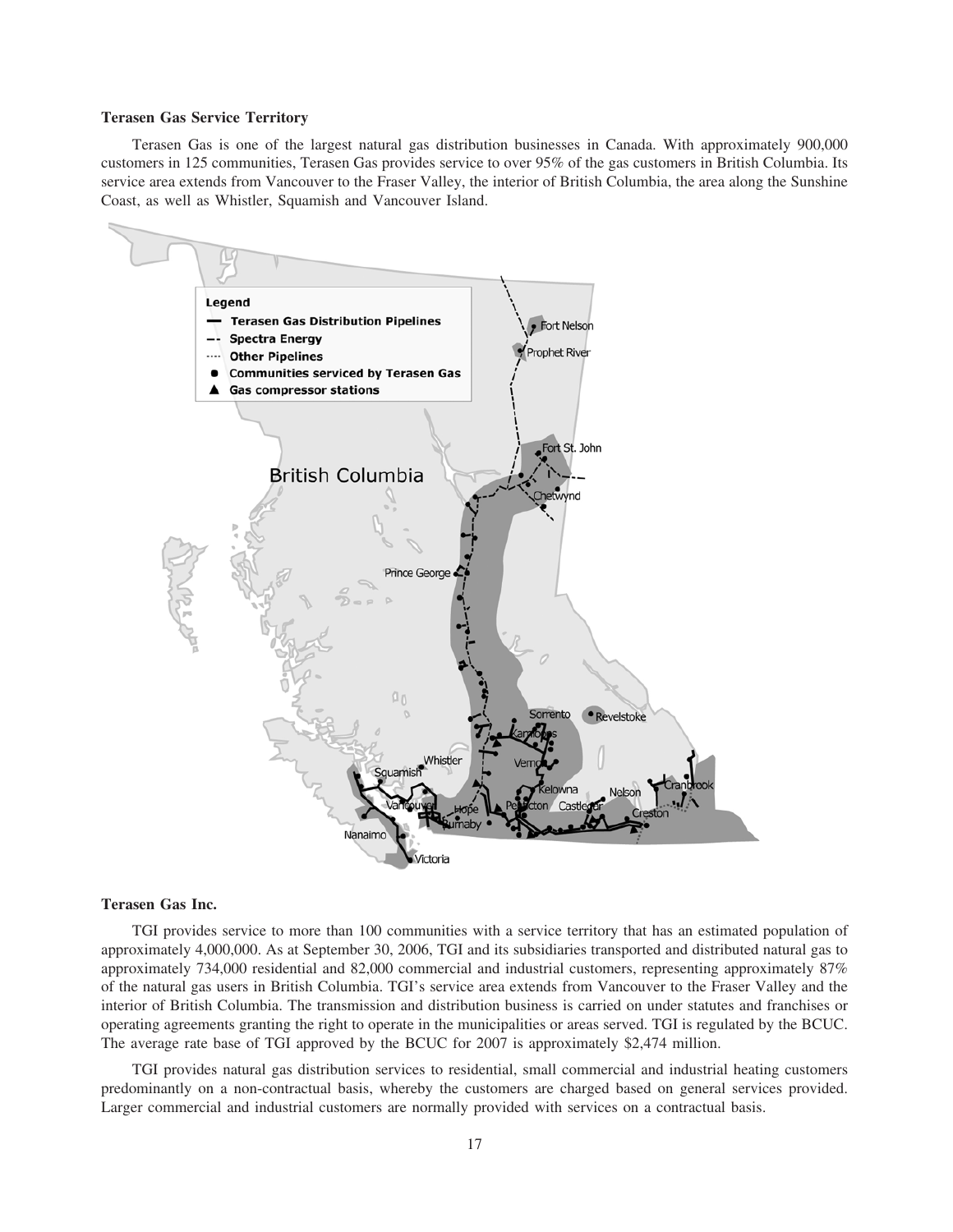**Terasen Gas Service Territory**

Terasen Gas is one of the largest natural gas distribution businesses in Canada. With approximately 900,000 customers in 125 communities, Terasen Gas provides service to over 95% of the gas customers in British Columbia. Its service area extends from Vancouver to the Fraser Valley, the interior of British Columbia, the area along the Sunshine Coast, as well as Whistler, Squamish and Vancouver Island.

**Terasen Gas Inc.**

TGI provides service to more than 100 communities with a service territory that has an estimated population of approximately 4,000,000. As at September 30, 2006, TGI and its subsidiaries transported and distributed natural gas to approximately 734,000 residential and 82,000 commercial and industrial customers, representing approximately 87% of the natural gas users in British Columbia. TGI's service area extends from Vancouver to the Fraser Valley and the interior of British Columbia. The transmission and distribution business is carried on under statutes and franchises or operating agreements granting the right to operate in the municipalities or areas served. TGI is regulated by the BCUC. The average rate base of TGI approved by the BCUC for 2007 is approximately $2,474 million.

TGI provides natural gas distribution services to residential, small commercial and industrial heating customers predominantly on a non-contractual basis, whereby the customers are charged based on general services provided. Larger commercial and industrial customers are normally provided with services on a contractual basis.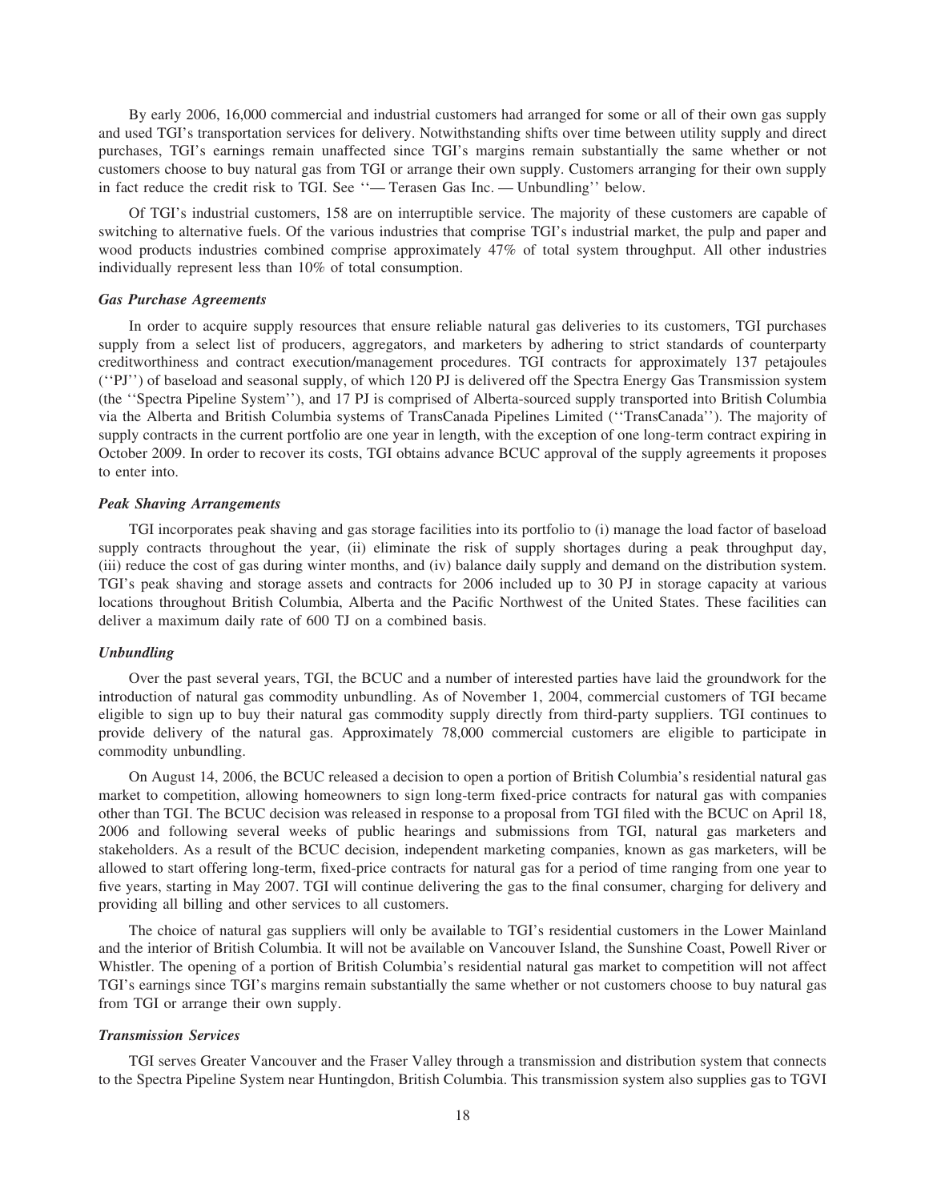By early 2006, 16,000 commercial and industrial customers had arranged for some or all of their own gas supply and used TGI's transportation services for delivery. Notwithstanding shifts over time between utility supply and direct purchases, TGI's earnings remain unaffected since TGI's margins remain substantially the same whether or not customers choose to buy natural gas from TGI or arrange their own supply. Customers arranging for their own supply in fact reduce the credit risk to TGI. See ''— Terasen Gas Inc. — Unbundling'' below.

Of TGI's industrial customers, 158 are on interruptible service. The majority of these customers are capable of switching to alternative fuels. Of the various industries that comprise TGI's industrial market, the pulp and paper and wood products industries combined comprise approximately 47% of total system throughput. All other industries individually represent less than 10% of total consumption.

***Gas Purchase Agreements***

In order to acquire supply resources that ensure reliable natural gas deliveries to its customers, TGI purchases supply from a select list of producers, aggregators, and marketers by adhering to strict standards of counterparty creditworthiness and contract execution/management procedures. TGI contracts for approximately 137 petajoules (''PJ'') of baseload and seasonal supply, of which 120 PJ is delivered off the Spectra Energy Gas Transmission system (the ''Spectra Pipeline System''), and 17 PJ is comprised of Alberta-sourced supply transported into British Columbia via the Alberta and British Columbia systems of TransCanada Pipelines Limited (''TransCanada''). The majority of supply contracts in the current portfolio are one year in length, with the exception of one long-term contract expiring in October 2009. In order to recover its costs, TGI obtains advance BCUC approval of the supply agreements it proposes to enter into.

***Peak Shaving Arrangements***

TGI incorporates peak shaving and gas storage facilities into its portfolio to (i) manage the load factor of baseload supply contracts throughout the year, (ii) eliminate the risk of supply shortages during a peak throughput day, (iii) reduce the cost of gas during winter months, and (iv) balance daily supply and demand on the distribution system. TGI's peak shaving and storage assets and contracts for 2006 included up to 30 PJ in storage capacity at various locations throughout British Columbia, Alberta and the Pacific Northwest of the United States. These facilities can deliver a maximum daily rate of 600 TJ on a combined basis.

***Unbundling***

Over the past several years, TGI, the BCUC and a number of interested parties have laid the groundwork for the introduction of natural gas commodity unbundling. As of November 1, 2004, commercial customers of TGI became eligible to sign up to buy their natural gas commodity supply directly from third-party suppliers. TGI continues to provide delivery of the natural gas. Approximately 78,000 commercial customers are eligible to participate in commodity unbundling.

On August 14, 2006, the BCUC released a decision to open a portion of British Columbia's residential natural gas market to competition, allowing homeowners to sign long-term fixed-price contracts for natural gas with companies other than TGI. The BCUC decision was released in response to a proposal from TGI filed with the BCUC on April 18, 2006 and following several weeks of public hearings and submissions from TGI, natural gas marketers and stakeholders. As a result of the BCUC decision, independent marketing companies, known as gas marketers, will be allowed to start offering long-term, fixed-price contracts for natural gas for a period of time ranging from one year to five years, starting in May 2007. TGI will continue delivering the gas to the final consumer, charging for delivery and providing all billing and other services to all customers.

The choice of natural gas suppliers will only be available to TGI's residential customers in the Lower Mainland and the interior of British Columbia. It will not be available on Vancouver Island, the Sunshine Coast, Powell River or Whistler. The opening of a portion of British Columbia's residential natural gas market to competition will not affect TGI's earnings since TGI's margins remain substantially the same whether or not customers choose to buy natural gas from TGI or arrange their own supply.

***Transmission Services***

TGI serves Greater Vancouver and the Fraser Valley through a transmission and distribution system that connects to the Spectra Pipeline System near Huntingdon, British Columbia. This transmission system also supplies gas to TGVI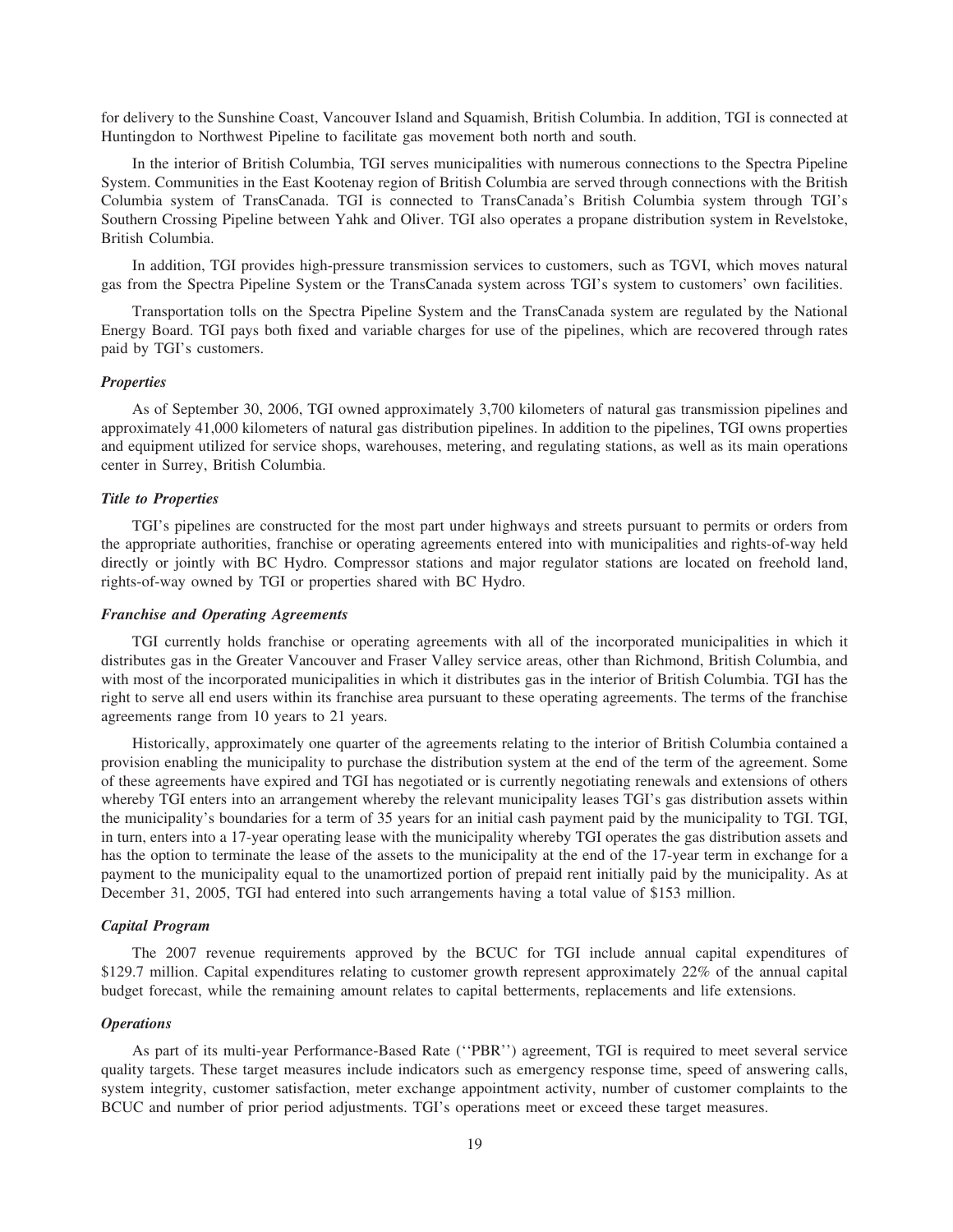for delivery to the Sunshine Coast, Vancouver Island and Squamish, British Columbia. In addition, TGI is connected at Huntingdon to Northwest Pipeline to facilitate gas movement both north and south.

In the interior of British Columbia, TGI serves municipalities with numerous connections to the Spectra Pipeline System. Communities in the East Kootenay region of British Columbia are served through connections with the British Columbia system of TransCanada. TGI is connected to TransCanada's British Columbia system through TGI's Southern Crossing Pipeline between Yahk and Oliver. TGI also operates a propane distribution system in Revelstoke, British Columbia.

In addition, TGI provides high-pressure transmission services to customers, such as TGVI, which moves natural gas from the Spectra Pipeline System or the TransCanada system across TGI's system to customers' own facilities.

Transportation tolls on the Spectra Pipeline System and the TransCanada system are regulated by the National Energy Board. TGI pays both fixed and variable charges for use of the pipelines, which are recovered through rates paid by TGI's customers.

***Properties***

As of September 30, 2006, TGI owned approximately 3,700 kilometers of natural gas transmission pipelines and approximately 41,000 kilometers of natural gas distribution pipelines. In addition to the pipelines, TGI owns properties and equipment utilized for service shops, warehouses, metering, and regulating stations, as well as its main operations center in Surrey, British Columbia.

***Title to Properties***

TGI's pipelines are constructed for the most part under highways and streets pursuant to permits or orders from the appropriate authorities, franchise or operating agreements entered into with municipalities and rights-of-way held directly or jointly with BC Hydro. Compressor stations and major regulator stations are located on freehold land, rights-of-way owned by TGI or properties shared with BC Hydro.

***Franchise and Operating Agreements***

TGI currently holds franchise or operating agreements with all of the incorporated municipalities in which it distributes gas in the Greater Vancouver and Fraser Valley service areas, other than Richmond, British Columbia, and with most of the incorporated municipalities in which it distributes gas in the interior of British Columbia. TGI has the right to serve all end users within its franchise area pursuant to these operating agreements. The terms of the franchise agreements range from 10 years to 21 years.

Historically, approximately one quarter of the agreements relating to the interior of British Columbia contained a provision enabling the municipality to purchase the distribution system at the end of the term of the agreement. Some of these agreements have expired and TGI has negotiated or is currently negotiating renewals and extensions of others whereby TGI enters into an arrangement whereby the relevant municipality leases TGI's gas distribution assets within the municipality's boundaries for a term of 35 years for an initial cash payment paid by the municipality to TGI. TGI, in turn, enters into a 17-year operating lease with the municipality whereby TGI operates the gas distribution assets and has the option to terminate the lease of the assets to the municipality at the end of the 17-year term in exchange for a payment to the municipality equal to the unamortized portion of prepaid rent initially paid by the municipality. As at December 31, 2005, TGI had entered into such arrangements having a total value of $153 million.

***Capital Program***

The 2007 revenue requirements approved by the BCUC for TGI include annual capital expenditures of $129.7 million. Capital expenditures relating to customer growth represent approximately 22% of the annual capital budget forecast, while the remaining amount relates to capital betterments, replacements and life extensions.

***Operations***

As part of its multi-year Performance-Based Rate (''PBR'') agreement, TGI is required to meet several service quality targets. These target measures include indicators such as emergency response time, speed of answering calls, system integrity, customer satisfaction, meter exchange appointment activity, number of customer complaints to the BCUC and number of prior period adjustments. TGI's operations meet or exceed these target measures.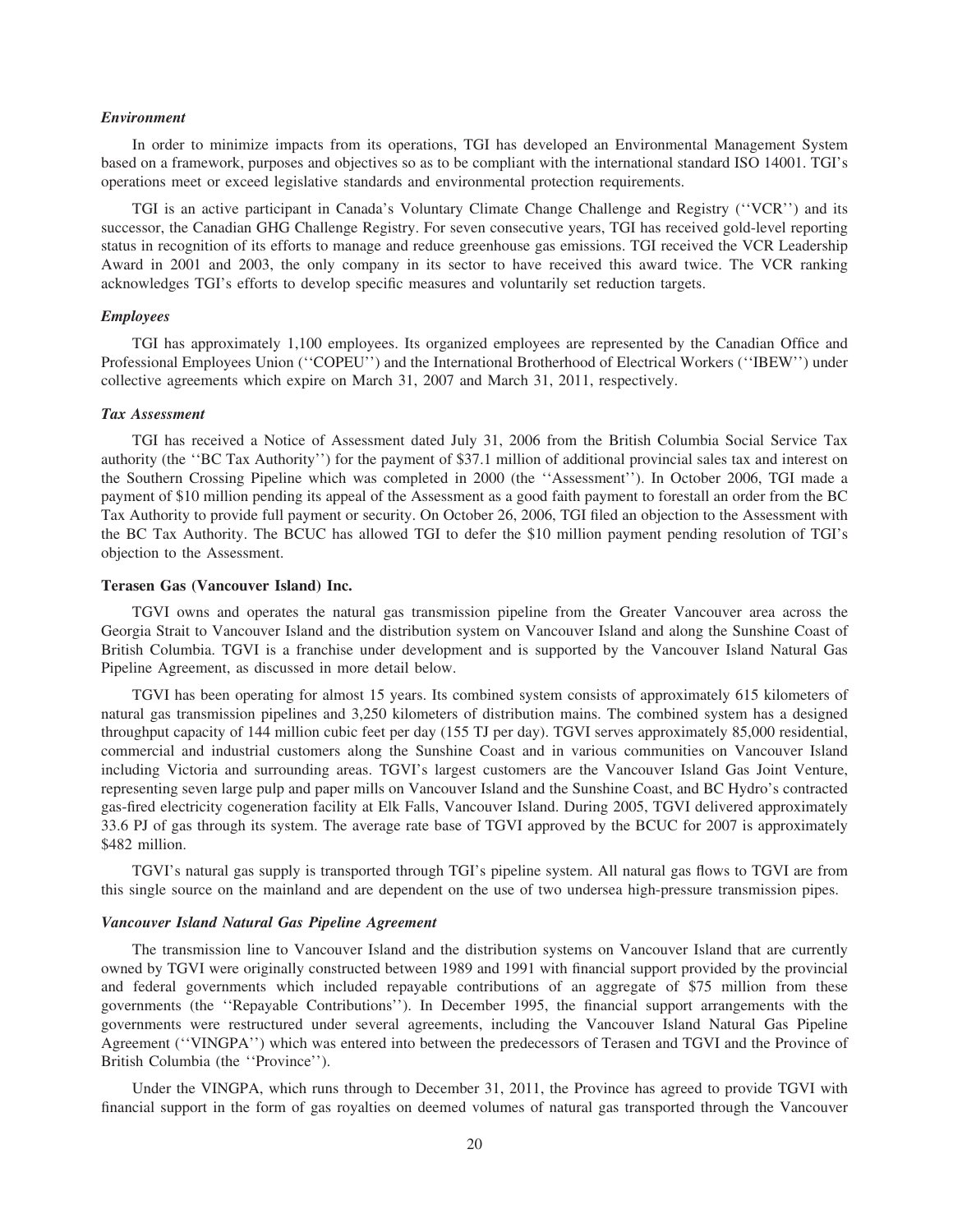### *Environment*

In order to minimize impacts from its operations, TGI has developed an Environmental Management System based on a framework, purposes and objectives so as to be compliant with the international standard ISO 14001. TGI's operations meet or exceed legislative standards and environmental protection requirements.

TGI is an active participant in Canada's Voluntary Climate Change Challenge and Registry (''VCR'') and its successor, the Canadian GHG Challenge Registry. For seven consecutive years, TGI has received gold-level reporting status in recognition of its efforts to manage and reduce greenhouse gas emissions. TGI received the VCR Leadership Award in 2001 and 2003, the only company in its sector to have received this award twice. The VCR ranking acknowledges TGI's efforts to develop specific measures and voluntarily set reduction targets.

### *Employees*

TGI has approximately 1,100 employees. Its organized employees are represented by the Canadian Office and Professional Employees Union (''COPEU'') and the International Brotherhood of Electrical Workers (''IBEW'') under collective agreements which expire on March 31, 2007 and March 31, 2011, respectively.

### *Tax Assessment*

TGI has received a Notice of Assessment dated July 31, 2006 from the British Columbia Social Service Tax authority (the ''BC Tax Authority'') for the payment of $37.1 million of additional provincial sales tax and interest on the Southern Crossing Pipeline which was completed in 2000 (the ''Assessment''). In October 2006, TGI made a payment of $10 million pending its appeal of the Assessment as a good faith payment to forestall an order from the BC Tax Authority to provide full payment or security. On October 26, 2006, TGI filed an objection to the Assessment with the BC Tax Authority. The BCUC has allowed TGI to defer the $10 million payment pending resolution of TGI's objection to the Assessment.

## Terasen Gas (Vancouver Island) Inc.

TGVI owns and operates the natural gas transmission pipeline from the Greater Vancouver area across the Georgia Strait to Vancouver Island and the distribution system on Vancouver Island and along the Sunshine Coast of British Columbia. TGVI is a franchise under development and is supported by the Vancouver Island Natural Gas Pipeline Agreement, as discussed in more detail below.

TGVI has been operating for almost 15 years. Its combined system consists of approximately 615 kilometers of natural gas transmission pipelines and 3,250 kilometers of distribution mains. The combined system has a designed throughput capacity of 144 million cubic feet per day (155 TJ per day). TGVI serves approximately 85,000 residential, commercial and industrial customers along the Sunshine Coast and in various communities on Vancouver Island including Victoria and surrounding areas. TGVI's largest customers are the Vancouver Island Gas Joint Venture, representing seven large pulp and paper mills on Vancouver Island and the Sunshine Coast, and BC Hydro's contracted gas-fired electricity cogeneration facility at Elk Falls, Vancouver Island. During 2005, TGVI delivered approximately 33.6 PJ of gas through its system. The average rate base of TGVI approved by the BCUC for 2007 is approximately $482 million.

TGVI's natural gas supply is transported through TGI's pipeline system. All natural gas flows to TGVI are from this single source on the mainland and are dependent on the use of two undersea high-pressure transmission pipes.

### *Vancouver Island Natural Gas Pipeline Agreement*

The transmission line to Vancouver Island and the distribution systems on Vancouver Island that are currently owned by TGVI were originally constructed between 1989 and 1991 with financial support provided by the provincial and federal governments which included repayable contributions of an aggregate of $75 million from these governments (the ''Repayable Contributions''). In December 1995, the financial support arrangements with the governments were restructured under several agreements, including the Vancouver Island Natural Gas Pipeline Agreement (''VINGPA'') which was entered into between the predecessors of Terasen and TGVI and the Province of British Columbia (the ''Province'').

Under the VINGPA, which runs through to December 31, 2011, the Province has agreed to provide TGVI with financial support in the form of gas royalties on deemed volumes of natural gas transported through the Vancouver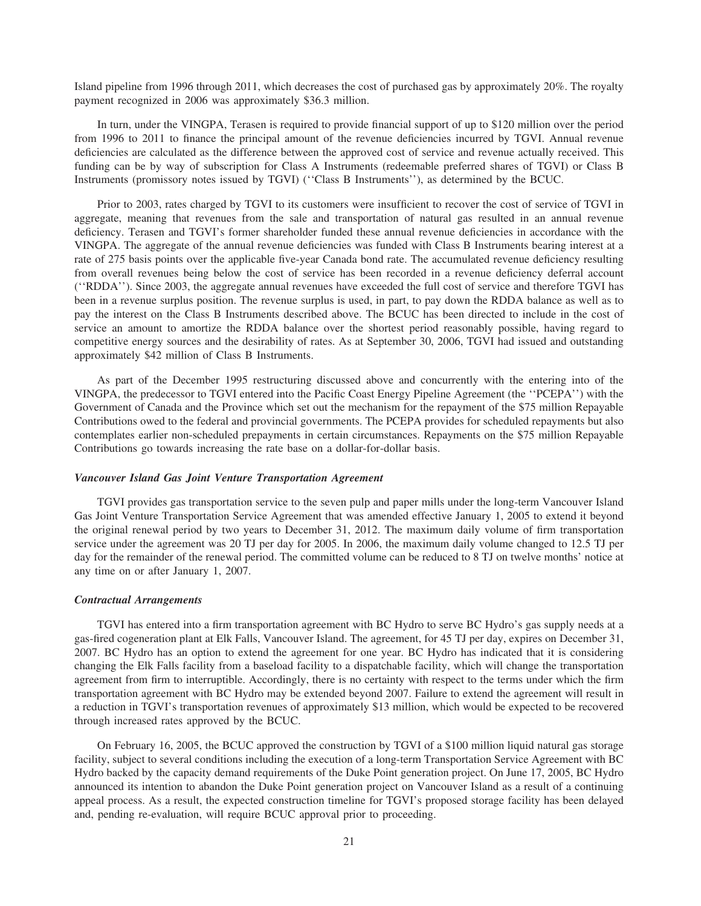Island pipeline from 1996 through 2011, which decreases the cost of purchased gas by approximately 20%. The royalty payment recognized in 2006 was approximately $36.3 million.

In turn, under the VINGPA, Terasen is required to provide financial support of up to $120 million over the period from 1996 to 2011 to finance the principal amount of the revenue deficiencies incurred by TGVI. Annual revenue deficiencies are calculated as the difference between the approved cost of service and revenue actually received. This funding can be by way of subscription for Class A Instruments (redeemable preferred shares of TGVI) or Class B Instruments (promissory notes issued by TGVI) (''Class B Instruments''), as determined by the BCUC.

Prior to 2003, rates charged by TGVI to its customers were insufficient to recover the cost of service of TGVI in aggregate, meaning that revenues from the sale and transportation of natural gas resulted in an annual revenue deficiency. Terasen and TGVI's former shareholder funded these annual revenue deficiencies in accordance with the VINGPA. The aggregate of the annual revenue deficiencies was funded with Class B Instruments bearing interest at a rate of 275 basis points over the applicable five-year Canada bond rate. The accumulated revenue deficiency resulting from overall revenues being below the cost of service has been recorded in a revenue deficiency deferral account (''RDDA''). Since 2003, the aggregate annual revenues have exceeded the full cost of service and therefore TGVI has been in a revenue surplus position. The revenue surplus is used, in part, to pay down the RDDA balance as well as to pay the interest on the Class B Instruments described above. The BCUC has been directed to include in the cost of service an amount to amortize the RDDA balance over the shortest period reasonably possible, having regard to competitive energy sources and the desirability of rates. As at September 30, 2006, TGVI had issued and outstanding approximately $42 million of Class B Instruments.

As part of the December 1995 restructuring discussed above and concurrently with the entering into of the VINGPA, the predecessor to TGVI entered into the Pacific Coast Energy Pipeline Agreement (the ''PCEPA'') with the Government of Canada and the Province which set out the mechanism for the repayment of the $75 million Repayable Contributions owed to the federal and provincial governments. The PCEPA provides for scheduled repayments but also contemplates earlier non-scheduled prepayments in certain circumstances. Repayments on the $75 million Repayable Contributions go towards increasing the rate base on a dollar-for-dollar basis.

***Vancouver Island Gas Joint Venture Transportation Agreement***

TGVI provides gas transportation service to the seven pulp and paper mills under the long-term Vancouver Island Gas Joint Venture Transportation Service Agreement that was amended effective January 1, 2005 to extend it beyond the original renewal period by two years to December 31, 2012. The maximum daily volume of firm transportation service under the agreement was 20 TJ per day for 2005. In 2006, the maximum daily volume changed to 12.5 TJ per day for the remainder of the renewal period. The committed volume can be reduced to 8 TJ on twelve months' notice at any time on or after January 1, 2007.

***Contractual Arrangements***

TGVI has entered into a firm transportation agreement with BC Hydro to serve BC Hydro's gas supply needs at a gas-fired cogeneration plant at Elk Falls, Vancouver Island. The agreement, for 45 TJ per day, expires on December 31, 2007. BC Hydro has an option to extend the agreement for one year. BC Hydro has indicated that it is considering changing the Elk Falls facility from a baseload facility to a dispatchable facility, which will change the transportation agreement from firm to interruptible. Accordingly, there is no certainty with respect to the terms under which the firm transportation agreement with BC Hydro may be extended beyond 2007. Failure to extend the agreement will result in a reduction in TGVI's transportation revenues of approximately $13 million, which would be expected to be recovered through increased rates approved by the BCUC.

On February 16, 2005, the BCUC approved the construction by TGVI of a $100 million liquid natural gas storage facility, subject to several conditions including the execution of a long-term Transportation Service Agreement with BC Hydro backed by the capacity demand requirements of the Duke Point generation project. On June 17, 2005, BC Hydro announced its intention to abandon the Duke Point generation project on Vancouver Island as a result of a continuing appeal process. As a result, the expected construction timeline for TGVI's proposed storage facility has been delayed and, pending re-evaluation, will require BCUC approval prior to proceeding.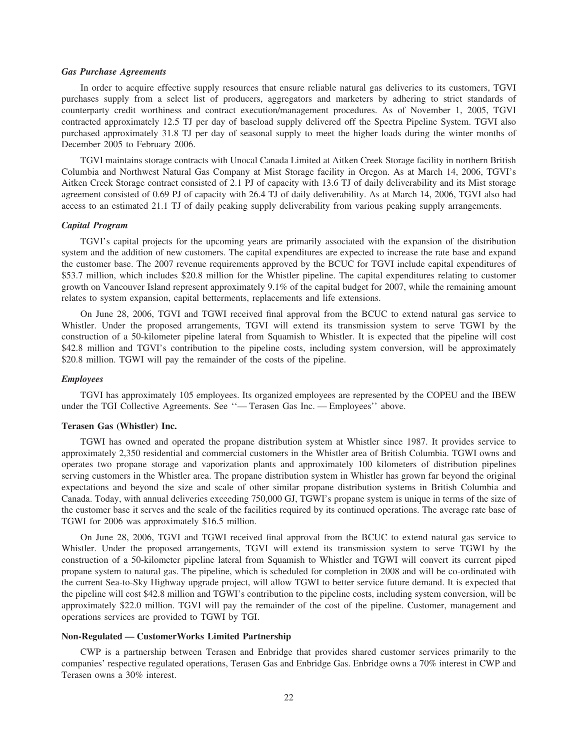*Gas Purchase Agreements*

In order to acquire effective supply resources that ensure reliable natural gas deliveries to its customers, TGVI purchases supply from a select list of producers, aggregators and marketers by adhering to strict standards of counterparty credit worthiness and contract execution/management procedures. As of November 1, 2005, TGVI contracted approximately 12.5 TJ per day of baseload supply delivered off the Spectra Pipeline System. TGVI also purchased approximately 31.8 TJ per day of seasonal supply to meet the higher loads during the winter months of December 2005 to February 2006.

TGVI maintains storage contracts with Unocal Canada Limited at Aitken Creek Storage facility in northern British Columbia and Northwest Natural Gas Company at Mist Storage facility in Oregon. As at March 14, 2006, TGVI's Aitken Creek Storage contract consisted of 2.1 PJ of capacity with 13.6 TJ of daily deliverability and its Mist storage agreement consisted of 0.69 PJ of capacity with 26.4 TJ of daily deliverability. As at March 14, 2006, TGVI also had access to an estimated 21.1 TJ of daily peaking supply deliverability from various peaking supply arrangements.

*Capital Program*

TGVI's capital projects for the upcoming years are primarily associated with the expansion of the distribution system and the addition of new customers. The capital expenditures are expected to increase the rate base and expand the customer base. The 2007 revenue requirements approved by the BCUC for TGVI include capital expenditures of $53.7 million, which includes $20.8 million for the Whistler pipeline. The capital expenditures relating to customer growth on Vancouver Island represent approximately 9.1% of the capital budget for 2007, while the remaining amount relates to system expansion, capital betterments, replacements and life extensions.

On June 28, 2006, TGVI and TGWI received final approval from the BCUC to extend natural gas service to Whistler. Under the proposed arrangements, TGVI will extend its transmission system to serve TGWI by the construction of a 50-kilometer pipeline lateral from Squamish to Whistler. It is expected that the pipeline will cost $42.8 million and TGVI's contribution to the pipeline costs, including system conversion, will be approximately $20.8 million. TGWI will pay the remainder of the costs of the pipeline.

*Employees*

TGVI has approximately 105 employees. Its organized employees are represented by the COPEU and the IBEW under the TGI Collective Agreements. See ''— Terasen Gas Inc. — Employees'' above.

**Terasen Gas (Whistler) Inc.**

TGWI has owned and operated the propane distribution system at Whistler since 1987. It provides service to approximately 2,350 residential and commercial customers in the Whistler area of British Columbia. TGWI owns and operates two propane storage and vaporization plants and approximately 100 kilometers of distribution pipelines serving customers in the Whistler area. The propane distribution system in Whistler has grown far beyond the original expectations and beyond the size and scale of other similar propane distribution systems in British Columbia and Canada. Today, with annual deliveries exceeding 750,000 GJ, TGWI's propane system is unique in terms of the size of the customer base it serves and the scale of the facilities required by its continued operations. The average rate base of TGWI for 2006 was approximately $16.5 million.

On June 28, 2006, TGVI and TGWI received final approval from the BCUC to extend natural gas service to Whistler. Under the proposed arrangements, TGVI will extend its transmission system to serve TGWI by the construction of a 50-kilometer pipeline lateral from Squamish to Whistler and TGWI will convert its current piped propane system to natural gas. The pipeline, which is scheduled for completion in 2008 and will be co-ordinated with the current Sea-to-Sky Highway upgrade project, will allow TGWI to better service future demand. It is expected that the pipeline will cost $42.8 million and TGWI's contribution to the pipeline costs, including system conversion, will be approximately $22.0 million. TGVI will pay the remainder of the cost of the pipeline. Customer, management and operations services are provided to TGWI by TGI.

**Non-Regulated — CustomerWorks Limited Partnership**

CWP is a partnership between Terasen and Enbridge that provides shared customer services primarily to the companies' respective regulated operations, Terasen Gas and Enbridge Gas. Enbridge owns a 70% interest in CWP and Terasen owns a 30% interest.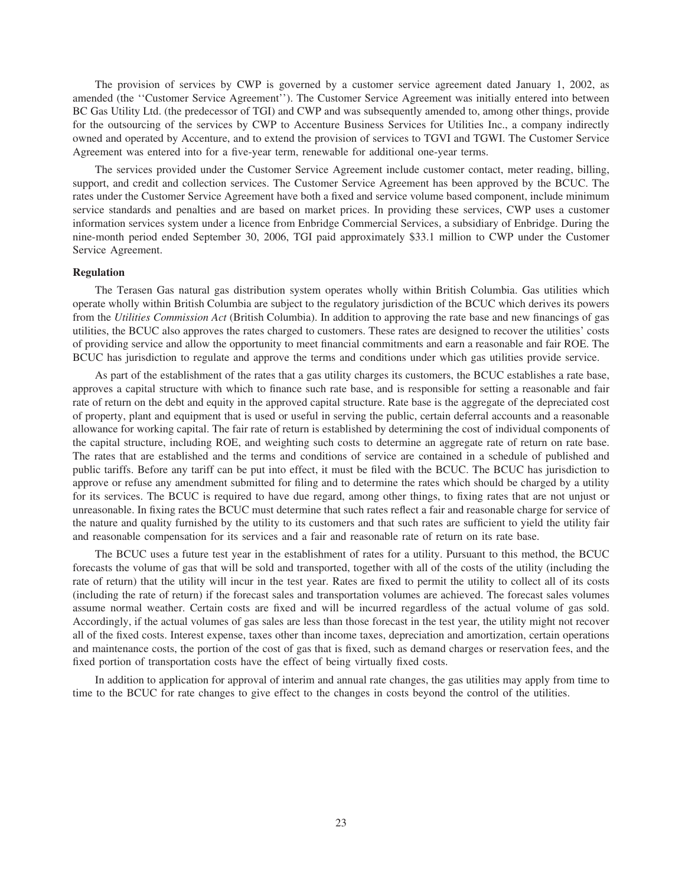The provision of services by CWP is governed by a customer service agreement dated January 1, 2002, as amended (the ''Customer Service Agreement''). The Customer Service Agreement was initially entered into between BC Gas Utility Ltd. (the predecessor of TGI) and CWP and was subsequently amended to, among other things, provide for the outsourcing of the services by CWP to Accenture Business Services for Utilities Inc., a company indirectly owned and operated by Accenture, and to extend the provision of services to TGVI and TGWI. The Customer Service Agreement was entered into for a five-year term, renewable for additional one-year terms.

The services provided under the Customer Service Agreement include customer contact, meter reading, billing, support, and credit and collection services. The Customer Service Agreement has been approved by the BCUC. The rates under the Customer Service Agreement have both a fixed and service volume based component, include minimum service standards and penalties and are based on market prices. In providing these services, CWP uses a customer information services system under a licence from Enbridge Commercial Services, a subsidiary of Enbridge. During the nine-month period ended September 30, 2006, TGI paid approximately $33.1 million to CWP under the Customer Service Agreement.

**Regulation**

The Terasen Gas natural gas distribution system operates wholly within British Columbia. Gas utilities which operate wholly within British Columbia are subject to the regulatory jurisdiction of the BCUC which derives its powers from the *Utilities Commission Act* (British Columbia). In addition to approving the rate base and new financings of gas utilities, the BCUC also approves the rates charged to customers. These rates are designed to recover the utilities' costs of providing service and allow the opportunity to meet financial commitments and earn a reasonable and fair ROE. The BCUC has jurisdiction to regulate and approve the terms and conditions under which gas utilities provide service.

As part of the establishment of the rates that a gas utility charges its customers, the BCUC establishes a rate base, approves a capital structure with which to finance such rate base, and is responsible for setting a reasonable and fair rate of return on the debt and equity in the approved capital structure. Rate base is the aggregate of the depreciated cost of property, plant and equipment that is used or useful in serving the public, certain deferral accounts and a reasonable allowance for working capital. The fair rate of return is established by determining the cost of individual components of the capital structure, including ROE, and weighting such costs to determine an aggregate rate of return on rate base. The rates that are established and the terms and conditions of service are contained in a schedule of published and public tariffs. Before any tariff can be put into effect, it must be filed with the BCUC. The BCUC has jurisdiction to approve or refuse any amendment submitted for filing and to determine the rates which should be charged by a utility for its services. The BCUC is required to have due regard, among other things, to fixing rates that are not unjust or unreasonable. In fixing rates the BCUC must determine that such rates reflect a fair and reasonable charge for service of the nature and quality furnished by the utility to its customers and that such rates are sufficient to yield the utility fair and reasonable compensation for its services and a fair and reasonable rate of return on its rate base.

The BCUC uses a future test year in the establishment of rates for a utility. Pursuant to this method, the BCUC forecasts the volume of gas that will be sold and transported, together with all of the costs of the utility (including the rate of return) that the utility will incur in the test year. Rates are fixed to permit the utility to collect all of its costs (including the rate of return) if the forecast sales and transportation volumes are achieved. The forecast sales volumes assume normal weather. Certain costs are fixed and will be incurred regardless of the actual volume of gas sold. Accordingly, if the actual volumes of gas sales are less than those forecast in the test year, the utility might not recover all of the fixed costs. Interest expense, taxes other than income taxes, depreciation and amortization, certain operations and maintenance costs, the portion of the cost of gas that is fixed, such as demand charges or reservation fees, and the fixed portion of transportation costs have the effect of being virtually fixed costs.

In addition to application for approval of interim and annual rate changes, the gas utilities may apply from time to time to the BCUC for rate changes to give effect to the changes in costs beyond the control of the utilities.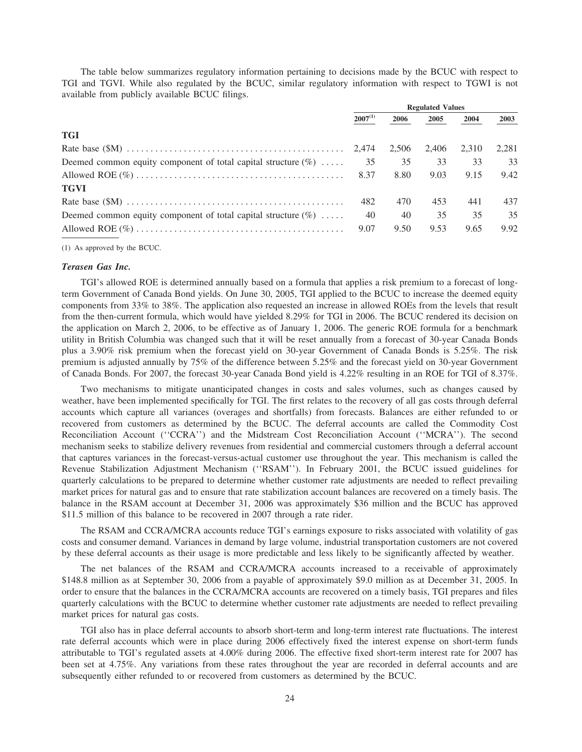The table below summarizes regulatory information pertaining to decisions made by the BCUC with respect to TGI and TGVI. While also regulated by the BCUC, similar regulatory information with respect to TGWI is not available from publicly available BCUC filings.

| | Regulated Values | | | | |
|---|---|---|---|---|---|
| | 2007[1] | 2006 | 2005 | 2004 | 2003 |
| **TGI** | | | | | |
| Rate base ($M) | 2,474 | 2,506 | 2,406 | 2,310 | 2,281 |
| Deemed common equity component of total capital structure (%) | 35 | 35 | 33 | 33 | 33 |
| Allowed ROE (%) | 8.37 | 8.80 | 9.03 | 9.15 | 9.42 |
| **TGVI** | | | | | |
| Rate base ($M) | 482 | 470 | 453 | 441 | 437 |
| Deemed common equity component of total capital structure (%) | 40 | 40 | 35 | 35 | 35 |
| Allowed ROE (%) | 9.07 | 9.50 | 9.53 | 9.65 | 9.92 |

(1) As approved by the BCUC.

***Terasen Gas Inc.***

TGI's allowed ROE is determined annually based on a formula that applies a risk premium to a forecast of long-term Government of Canada Bond yields. On June 30, 2005, TGI applied to the BCUC to increase the deemed equity components from 33% to 38%. The application also requested an increase in allowed ROEs from the levels that result from the then-current formula, which would have yielded 8.29% for TGI in 2006. The BCUC rendered its decision on the application on March 2, 2006, to be effective as of January 1, 2006. The generic ROE formula for a benchmark utility in British Columbia was changed such that it will be reset annually from a forecast of 30-year Canada Bonds plus a 3.90% risk premium when the forecast yield on 30-year Government of Canada Bonds is 5.25%. The risk premium is adjusted annually by 75% of the difference between 5.25% and the forecast yield on 30-year Government of Canada Bonds. For 2007, the forecast 30-year Canada Bond yield is 4.22% resulting in an ROE for TGI of 8.37%.

Two mechanisms to mitigate unanticipated changes in costs and sales volumes, such as changes caused by weather, have been implemented specifically for TGI. The first relates to the recovery of all gas costs through deferral accounts which capture all variances (overages and shortfalls) from forecasts. Balances are either refunded to or recovered from customers as determined by the BCUC. The deferral accounts are called the Commodity Cost Reconciliation Account (''CCRA'') and the Midstream Cost Reconciliation Account (''MCRA''). The second mechanism seeks to stabilize delivery revenues from residential and commercial customers through a deferral account that captures variances in the forecast-versus-actual customer use throughout the year. This mechanism is called the Revenue Stabilization Adjustment Mechanism (''RSAM''). In February 2001, the BCUC issued guidelines for quarterly calculations to be prepared to determine whether customer rate adjustments are needed to reflect prevailing market prices for natural gas and to ensure that rate stabilization account balances are recovered on a timely basis. The balance in the RSAM account at December 31, 2006 was approximately $36 million and the BCUC has approved $11.5 million of this balance to be recovered in 2007 through a rate rider.

The RSAM and CCRA/MCRA accounts reduce TGI's earnings exposure to risks associated with volatility of gas costs and consumer demand. Variances in demand by large volume, industrial transportation customers are not covered by these deferral accounts as their usage is more predictable and less likely to be significantly affected by weather.

The net balances of the RSAM and CCRA/MCRA accounts increased to a receivable of approximately $148.8 million as at September 30, 2006 from a payable of approximately $9.0 million as at December 31, 2005. In order to ensure that the balances in the CCRA/MCRA accounts are recovered on a timely basis, TGI prepares and files quarterly calculations with the BCUC to determine whether customer rate adjustments are needed to reflect prevailing market prices for natural gas costs.

TGI also has in place deferral accounts to absorb short-term and long-term interest rate fluctuations. The interest rate deferral accounts which were in place during 2006 effectively fixed the interest expense on short-term funds attributable to TGI's regulated assets at 4.00% during 2006. The effective fixed short-term interest rate for 2007 has been set at 4.75%. Any variations from these rates throughout the year are recorded in deferral accounts and are subsequently either refunded to or recovered from customers as determined by the BCUC.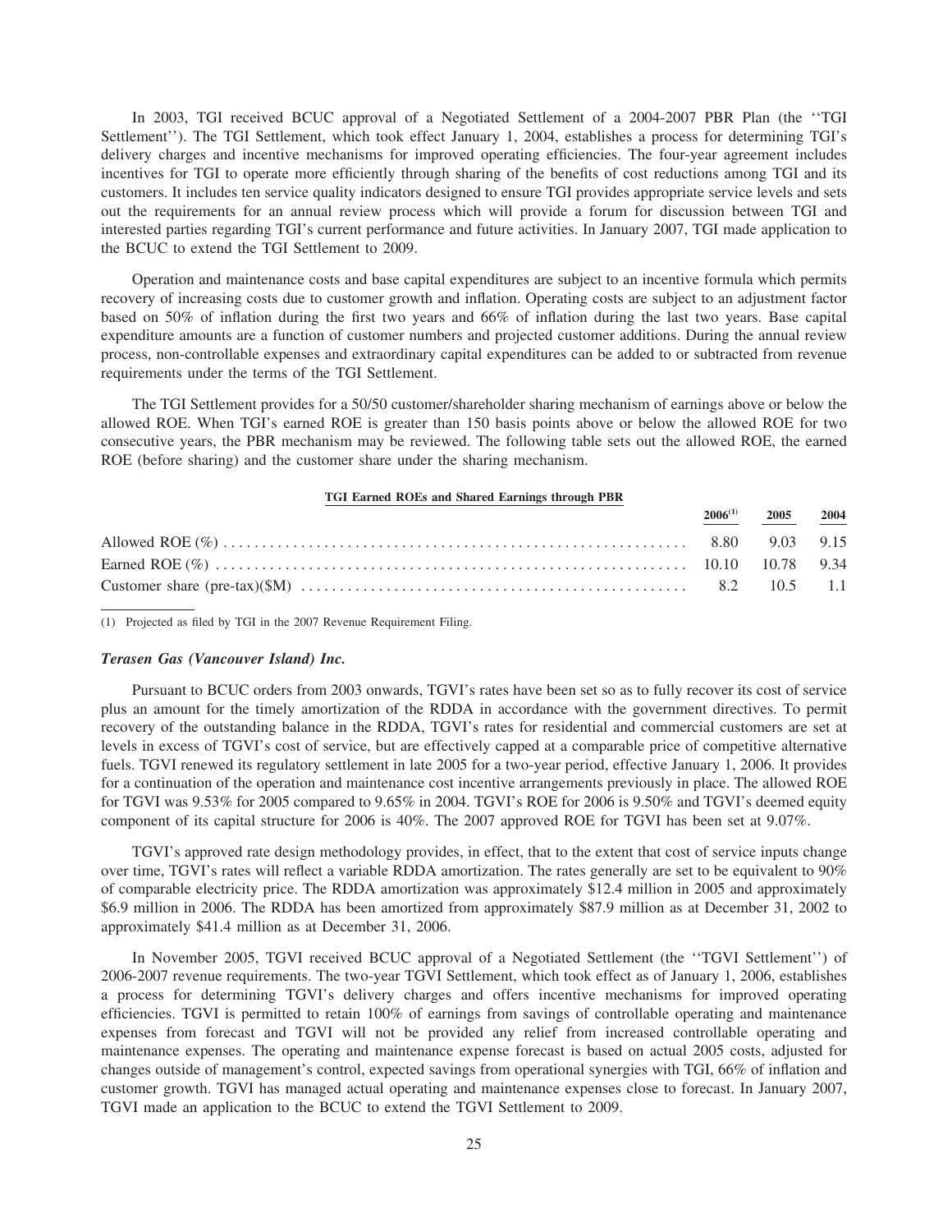In 2003, TGI received BCUC approval of a Negotiated Settlement of a 2004-2007 PBR Plan (the ''TGI Settlement''). The TGI Settlement, which took effect January 1, 2004, establishes a process for determining TGI's delivery charges and incentive mechanisms for improved operating efficiencies. The four-year agreement includes incentives for TGI to operate more efficiently through sharing of the benefits of cost reductions among TGI and its customers. It includes ten service quality indicators designed to ensure TGI provides appropriate service levels and sets out the requirements for an annual review process which will provide a forum for discussion between TGI and interested parties regarding TGI's current performance and future activities. In January 2007, TGI made application to the BCUC to extend the TGI Settlement to 2009.

Operation and maintenance costs and base capital expenditures are subject to an incentive formula which permits recovery of increasing costs due to customer growth and inflation. Operating costs are subject to an adjustment factor based on 50% of inflation during the first two years and 66% of inflation during the last two years. Base capital expenditure amounts are a function of customer numbers and projected customer additions. During the annual review process, non-controllable expenses and extraordinary capital expenditures can be added to or subtracted from revenue requirements under the terms of the TGI Settlement.

The TGI Settlement provides for a 50/50 customer/shareholder sharing mechanism of earnings above or below the allowed ROE. When TGI's earned ROE is greater than 150 basis points above or below the allowed ROE for two consecutive years, the PBR mechanism may be reviewed. The following table sets out the allowed ROE, the earned ROE (before sharing) and the customer share under the sharing mechanism.

**TGI Earned ROEs and Shared Earnings through PBR**

| | 2006[(1)] | 2005 | 2004 |
|---|---|---|---|
| Allowed ROE (%) | 8.80 | 9.03 | 9.15 |
| Earned ROE (%) | 10.10 | 10.78 | 9.34 |
| Customer share (pre-tax)($M) | 8.2 | 10.5 | 1.1 |

(1) Projected as filed by TGI in the 2007 Revenue Requirement Filing.

### *Terasen Gas (Vancouver Island) Inc.*

Pursuant to BCUC orders from 2003 onwards, TGVI's rates have been set so as to fully recover its cost of service plus an amount for the timely amortization of the RDDA in accordance with the government directives. To permit recovery of the outstanding balance in the RDDA, TGVI's rates for residential and commercial customers are set at levels in excess of TGVI's cost of service, but are effectively capped at a comparable price of competitive alternative fuels. TGVI renewed its regulatory settlement in late 2005 for a two-year period, effective January 1, 2006. It provides for a continuation of the operation and maintenance cost incentive arrangements previously in place. The allowed ROE for TGVI was 9.53% for 2005 compared to 9.65% in 2004. TGVI's ROE for 2006 is 9.50% and TGVI's deemed equity component of its capital structure for 2006 is 40%. The 2007 approved ROE for TGVI has been set at 9.07%.

TGVI's approved rate design methodology provides, in effect, that to the extent that cost of service inputs change over time, TGVI's rates will reflect a variable RDDA amortization. The rates generally are set to be equivalent to 90% of comparable electricity price. The RDDA amortization was approximately $12.4 million in 2005 and approximately $6.9 million in 2006. The RDDA has been amortized from approximately $87.9 million as at December 31, 2002 to approximately $41.4 million as at December 31, 2006.

In November 2005, TGVI received BCUC approval of a Negotiated Settlement (the ''TGVI Settlement'') of 2006-2007 revenue requirements. The two-year TGVI Settlement, which took effect as of January 1, 2006, establishes a process for determining TGVI's delivery charges and offers incentive mechanisms for improved operating efficiencies. TGVI is permitted to retain 100% of earnings from savings of controllable operating and maintenance expenses from forecast and TGVI will not be provided any relief from increased controllable operating and maintenance expenses. The operating and maintenance expense forecast is based on actual 2005 costs, adjusted for changes outside of management's control, expected savings from operational synergies with TGI, 66% of inflation and customer growth. TGVI has managed actual operating and maintenance expenses close to forecast. In January 2007, TGVI made an application to the BCUC to extend the TGVI Settlement to 2009.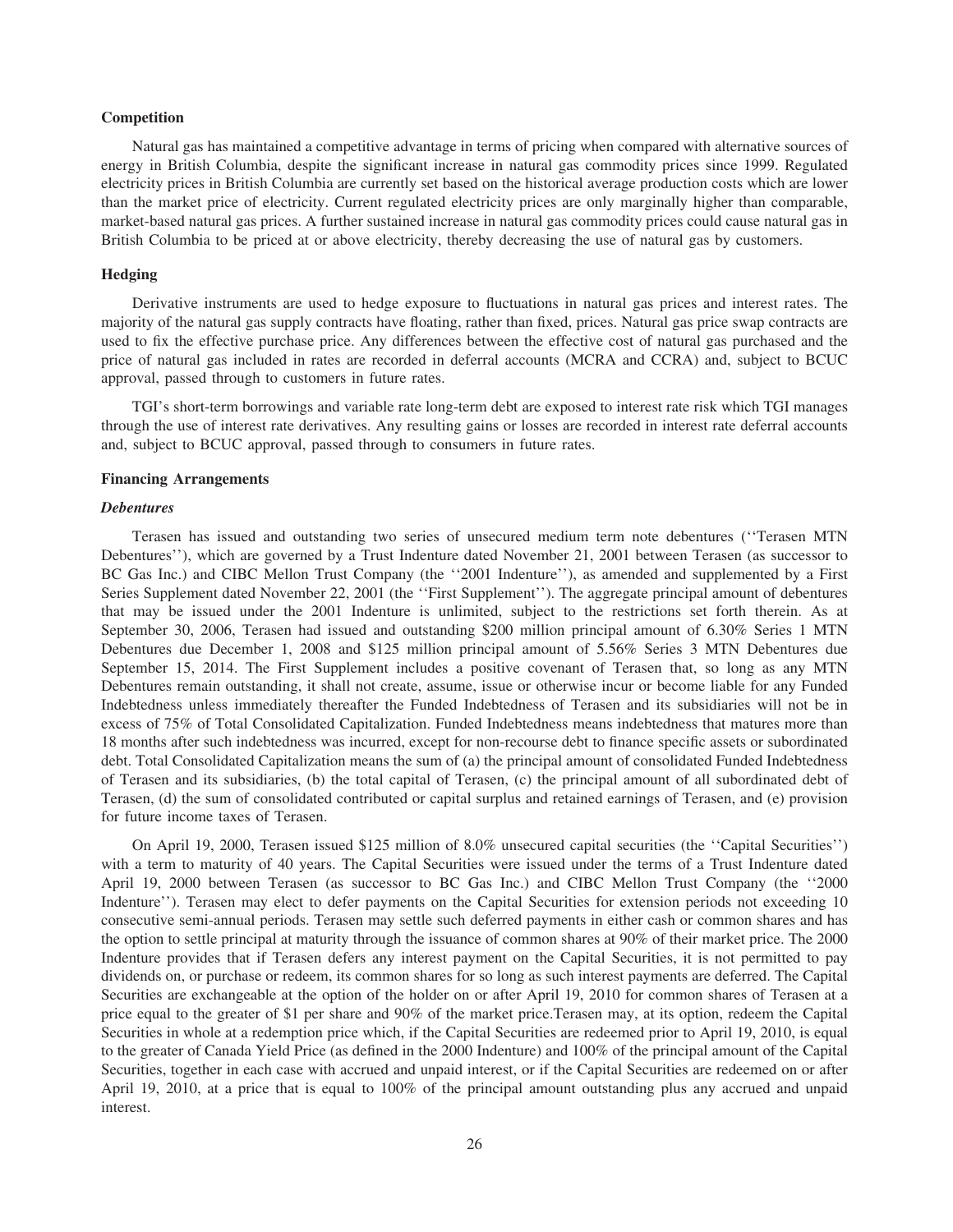### Competition

Natural gas has maintained a competitive advantage in terms of pricing when compared with alternative sources of energy in British Columbia, despite the significant increase in natural gas commodity prices since 1999. Regulated electricity prices in British Columbia are currently set based on the historical average production costs which are lower than the market price of electricity. Current regulated electricity prices are only marginally higher than comparable, market-based natural gas prices. A further sustained increase in natural gas commodity prices could cause natural gas in British Columbia to be priced at or above electricity, thereby decreasing the use of natural gas by customers.

### Hedging

Derivative instruments are used to hedge exposure to fluctuations in natural gas prices and interest rates. The majority of the natural gas supply contracts have floating, rather than fixed, prices. Natural gas price swap contracts are used to fix the effective purchase price. Any differences between the effective cost of natural gas purchased and the price of natural gas included in rates are recorded in deferral accounts (MCRA and CCRA) and, subject to BCUC approval, passed through to customers in future rates.

TGI's short-term borrowings and variable rate long-term debt are exposed to interest rate risk which TGI manages through the use of interest rate derivatives. Any resulting gains or losses are recorded in interest rate deferral accounts and, subject to BCUC approval, passed through to consumers in future rates.

### Financing Arrangements

#### *Debentures*

Terasen has issued and outstanding two series of unsecured medium term note debentures (''Terasen MTN Debentures''), which are governed by a Trust Indenture dated November 21, 2001 between Terasen (as successor to BC Gas Inc.) and CIBC Mellon Trust Company (the ''2001 Indenture''), as amended and supplemented by a First Series Supplement dated November 22, 2001 (the ''First Supplement''). The aggregate principal amount of debentures that may be issued under the 2001 Indenture is unlimited, subject to the restrictions set forth therein. As at September 30, 2006, Terasen had issued and outstanding $200 million principal amount of 6.30% Series 1 MTN Debentures due December 1, 2008 and $125 million principal amount of 5.56% Series 3 MTN Debentures due September 15, 2014. The First Supplement includes a positive covenant of Terasen that, so long as any MTN Debentures remain outstanding, it shall not create, assume, issue or otherwise incur or become liable for any Funded Indebtedness unless immediately thereafter the Funded Indebtedness of Terasen and its subsidiaries will not be in excess of 75% of Total Consolidated Capitalization. Funded Indebtedness means indebtedness that matures more than 18 months after such indebtedness was incurred, except for non-recourse debt to finance specific assets or subordinated debt. Total Consolidated Capitalization means the sum of (a) the principal amount of consolidated Funded Indebtedness of Terasen and its subsidiaries, (b) the total capital of Terasen, (c) the principal amount of all subordinated debt of Terasen, (d) the sum of consolidated contributed or capital surplus and retained earnings of Terasen, and (e) provision for future income taxes of Terasen.

On April 19, 2000, Terasen issued $125 million of 8.0% unsecured capital securities (the ''Capital Securities'') with a term to maturity of 40 years. The Capital Securities were issued under the terms of a Trust Indenture dated April 19, 2000 between Terasen (as successor to BC Gas Inc.) and CIBC Mellon Trust Company (the ''2000 Indenture''). Terasen may elect to defer payments on the Capital Securities for extension periods not exceeding 10 consecutive semi-annual periods. Terasen may settle such deferred payments in either cash or common shares and has the option to settle principal at maturity through the issuance of common shares at 90% of their market price. The 2000 Indenture provides that if Terasen defers any interest payment on the Capital Securities, it is not permitted to pay dividends on, or purchase or redeem, its common shares for so long as such interest payments are deferred. The Capital Securities are exchangeable at the option of the holder on or after April 19, 2010 for common shares of Terasen at a price equal to the greater of $1 per share and 90% of the market price.Terasen may, at its option, redeem the Capital Securities in whole at a redemption price which, if the Capital Securities are redeemed prior to April 19, 2010, is equal to the greater of Canada Yield Price (as defined in the 2000 Indenture) and 100% of the principal amount of the Capital Securities, together in each case with accrued and unpaid interest, or if the Capital Securities are redeemed on or after April 19, 2010, at a price that is equal to 100% of the principal amount outstanding plus any accrued and unpaid interest.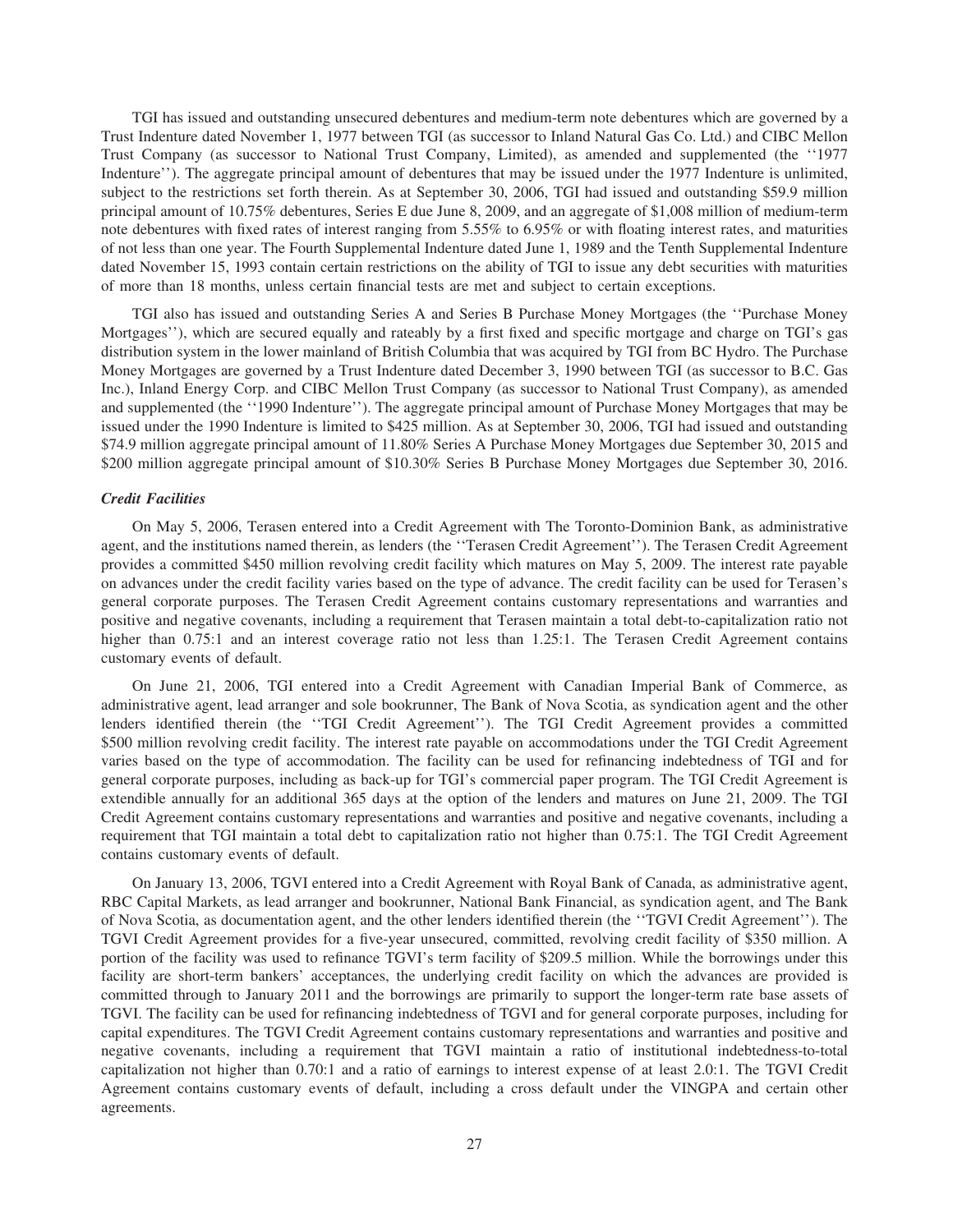TGI has issued and outstanding unsecured debentures and medium-term note debentures which are governed by a Trust Indenture dated November 1, 1977 between TGI (as successor to Inland Natural Gas Co. Ltd.) and CIBC Mellon Trust Company (as successor to National Trust Company, Limited), as amended and supplemented (the ''1977 Indenture''). The aggregate principal amount of debentures that may be issued under the 1977 Indenture is unlimited, subject to the restrictions set forth therein. As at September 30, 2006, TGI had issued and outstanding $59.9 million principal amount of 10.75% debentures, Series E due June 8, 2009, and an aggregate of $1,008 million of medium-term note debentures with fixed rates of interest ranging from 5.55% to 6.95% or with floating interest rates, and maturities of not less than one year. The Fourth Supplemental Indenture dated June 1, 1989 and the Tenth Supplemental Indenture dated November 15, 1993 contain certain restrictions on the ability of TGI to issue any debt securities with maturities of more than 18 months, unless certain financial tests are met and subject to certain exceptions.

TGI also has issued and outstanding Series A and Series B Purchase Money Mortgages (the ''Purchase Money Mortgages''), which are secured equally and rateably by a first fixed and specific mortgage and charge on TGI's gas distribution system in the lower mainland of British Columbia that was acquired by TGI from BC Hydro. The Purchase Money Mortgages are governed by a Trust Indenture dated December 3, 1990 between TGI (as successor to B.C. Gas Inc.), Inland Energy Corp. and CIBC Mellon Trust Company (as successor to National Trust Company), as amended and supplemented (the ''1990 Indenture''). The aggregate principal amount of Purchase Money Mortgages that may be issued under the 1990 Indenture is limited to $425 million. As at September 30, 2006, TGI had issued and outstanding $74.9 million aggregate principal amount of 11.80% Series A Purchase Money Mortgages due September 30, 2015 and $200 million aggregate principal amount of $10.30% Series B Purchase Money Mortgages due September 30, 2016.

***Credit Facilities***

On May 5, 2006, Terasen entered into a Credit Agreement with The Toronto-Dominion Bank, as administrative agent, and the institutions named therein, as lenders (the ''Terasen Credit Agreement''). The Terasen Credit Agreement provides a committed $450 million revolving credit facility which matures on May 5, 2009. The interest rate payable on advances under the credit facility varies based on the type of advance. The credit facility can be used for Terasen's general corporate purposes. The Terasen Credit Agreement contains customary representations and warranties and positive and negative covenants, including a requirement that Terasen maintain a total debt-to-capitalization ratio not higher than 0.75:1 and an interest coverage ratio not less than 1.25:1. The Terasen Credit Agreement contains customary events of default.

On June 21, 2006, TGI entered into a Credit Agreement with Canadian Imperial Bank of Commerce, as administrative agent, lead arranger and sole bookrunner, The Bank of Nova Scotia, as syndication agent and the other lenders identified therein (the ''TGI Credit Agreement''). The TGI Credit Agreement provides a committed $500 million revolving credit facility. The interest rate payable on accommodations under the TGI Credit Agreement varies based on the type of accommodation. The facility can be used for refinancing indebtedness of TGI and for general corporate purposes, including as back-up for TGI's commercial paper program. The TGI Credit Agreement is extendible annually for an additional 365 days at the option of the lenders and matures on June 21, 2009. The TGI Credit Agreement contains customary representations and warranties and positive and negative covenants, including a requirement that TGI maintain a total debt to capitalization ratio not higher than 0.75:1. The TGI Credit Agreement contains customary events of default.

On January 13, 2006, TGVI entered into a Credit Agreement with Royal Bank of Canada, as administrative agent, RBC Capital Markets, as lead arranger and bookrunner, National Bank Financial, as syndication agent, and The Bank of Nova Scotia, as documentation agent, and the other lenders identified therein (the ''TGVI Credit Agreement''). The TGVI Credit Agreement provides for a five-year unsecured, committed, revolving credit facility of $350 million. A portion of the facility was used to refinance TGVI's term facility of $209.5 million. While the borrowings under this facility are short-term bankers' acceptances, the underlying credit facility on which the advances are provided is committed through to January 2011 and the borrowings are primarily to support the longer-term rate base assets of TGVI. The facility can be used for refinancing indebtedness of TGVI and for general corporate purposes, including for capital expenditures. The TGVI Credit Agreement contains customary representations and warranties and positive and negative covenants, including a requirement that TGVI maintain a ratio of institutional indebtedness-to-total capitalization not higher than 0.70:1 and a ratio of earnings to interest expense of at least 2.0:1. The TGVI Credit Agreement contains customary events of default, including a cross default under the VINGPA and certain other agreements.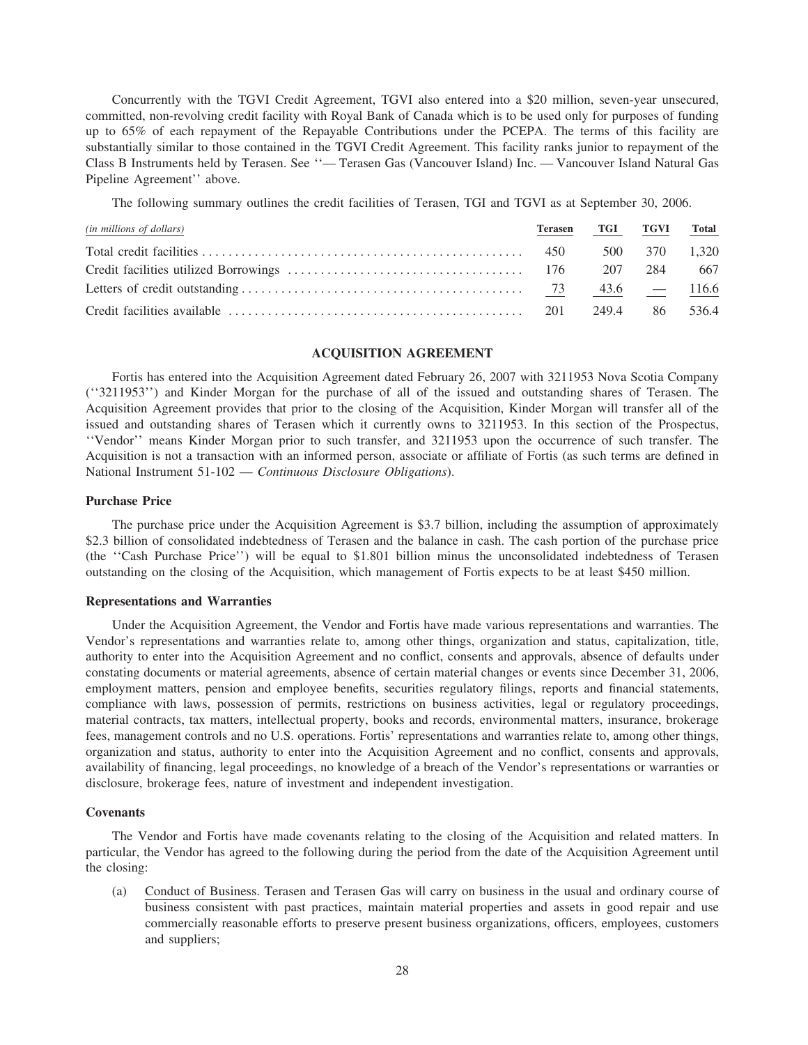Concurrently with the TGVI Credit Agreement, TGVI also entered into a $20 million, seven-year unsecured, committed, non-revolving credit facility with Royal Bank of Canada which is to be used only for purposes of funding up to 65% of each repayment of the Repayable Contributions under the PCEPA. The terms of this facility are substantially similar to those contained in the TGVI Credit Agreement. This facility ranks junior to repayment of the Class B Instruments held by Terasen. See ''— Terasen Gas (Vancouver Island) Inc. — Vancouver Island Natural Gas Pipeline Agreement'' above.

The following summary outlines the credit facilities of Terasen, TGI and TGVI as at September 30, 2006.

| *(in millions of dollars)* | Terasen | TGI | TGVI | Total |
|---|---|---|---|---|
| Total credit facilities | 450 | 500 | 370 | 1,320 |
| Credit facilities utilized Borrowings | 176 | 207 | 284 | 667 |
| Letters of credit outstanding | 73 | 43.6 | — | 116.6 |
| Credit facilities available | 201 | 249.4 | 86 | 536.4 |

## ACQUISITION AGREEMENT

Fortis has entered into the Acquisition Agreement dated February 26, 2007 with 3211953 Nova Scotia Company (''3211953'') and Kinder Morgan for the purchase of all of the issued and outstanding shares of Terasen. The Acquisition Agreement provides that prior to the closing of the Acquisition, Kinder Morgan will transfer all of the issued and outstanding shares of Terasen which it currently owns to 3211953. In this section of the Prospectus, ''Vendor'' means Kinder Morgan prior to such transfer, and 3211953 upon the occurrence of such transfer. The Acquisition is not a transaction with an informed person, associate or affiliate of Fortis (as such terms are defined in National Instrument 51-102 — *Continuous Disclosure Obligations*).

### Purchase Price

The purchase price under the Acquisition Agreement is $3.7 billion, including the assumption of approximately $2.3 billion of consolidated indebtedness of Terasen and the balance in cash. The cash portion of the purchase price (the ''Cash Purchase Price'') will be equal to $1.801 billion minus the unconsolidated indebtedness of Terasen outstanding on the closing of the Acquisition, which management of Fortis expects to be at least $450 million.

### Representations and Warranties

Under the Acquisition Agreement, the Vendor and Fortis have made various representations and warranties. The Vendor's representations and warranties relate to, among other things, organization and status, capitalization, title, authority to enter into the Acquisition Agreement and no conflict, consents and approvals, absence of defaults under constating documents or material agreements, absence of certain material changes or events since December 31, 2006, employment matters, pension and employee benefits, securities regulatory filings, reports and financial statements, compliance with laws, possession of permits, restrictions on business activities, legal or regulatory proceedings, material contracts, tax matters, intellectual property, books and records, environmental matters, insurance, brokerage fees, management controls and no U.S. operations. Fortis' representations and warranties relate to, among other things, organization and status, authority to enter into the Acquisition Agreement and no conflict, consents and approvals, availability of financing, legal proceedings, no knowledge of a breach of the Vendor's representations or warranties or disclosure, brokerage fees, nature of investment and independent investigation.

### Covenants

The Vendor and Fortis have made covenants relating to the closing of the Acquisition and related matters. In particular, the Vendor has agreed to the following during the period from the date of the Acquisition Agreement until the closing:

(a) Conduct of Business. Terasen and Terasen Gas will carry on business in the usual and ordinary course of business consistent with past practices, maintain material properties and assets in good repair and use commercially reasonable efforts to preserve present business organizations, officers, employees, customers and suppliers;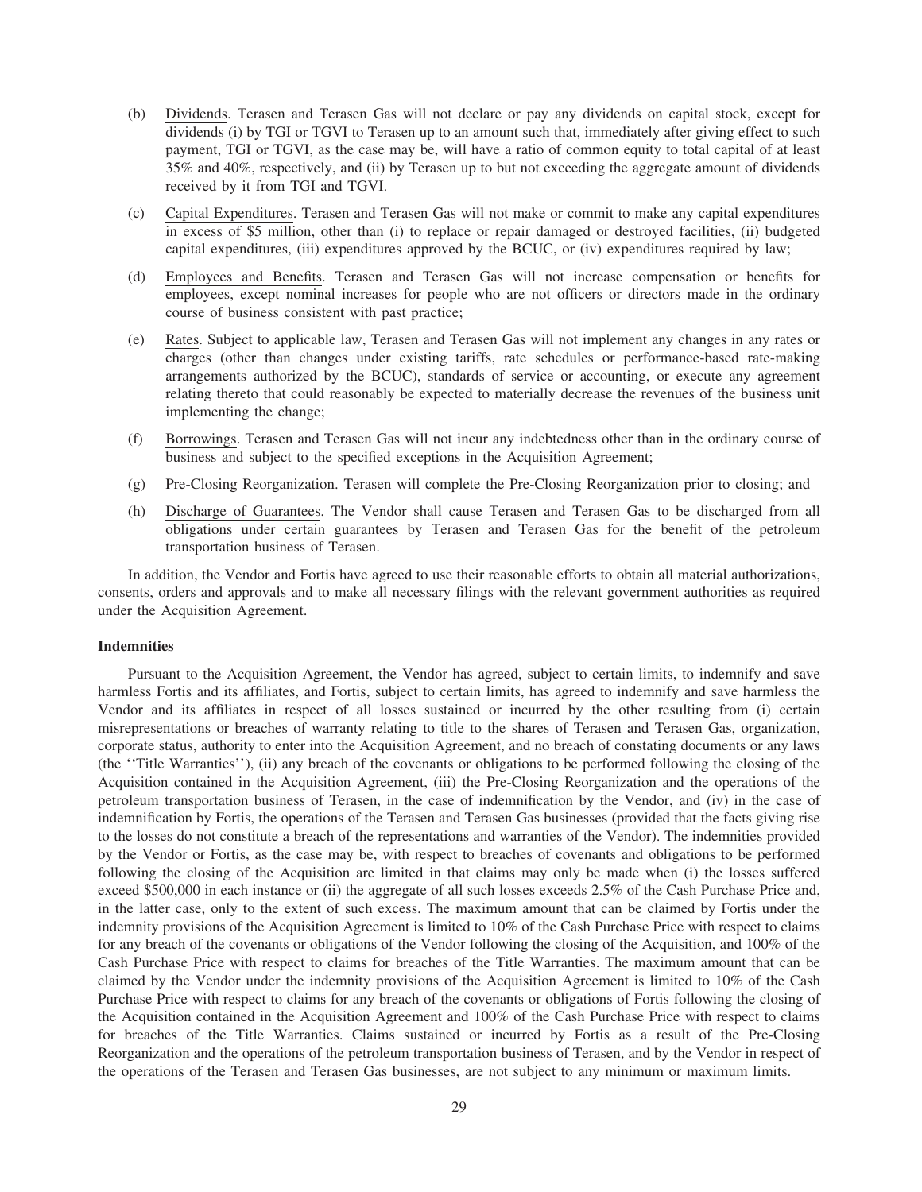(b) Dividends. Terasen and Terasen Gas will not declare or pay any dividends on capital stock, except for dividends (i) by TGI or TGVI to Terasen up to an amount such that, immediately after giving effect to such payment, TGI or TGVI, as the case may be, will have a ratio of common equity to total capital of at least 35% and 40%, respectively, and (ii) by Terasen up to but not exceeding the aggregate amount of dividends received by it from TGI and TGVI.

(c) Capital Expenditures. Terasen and Terasen Gas will not make or commit to make any capital expenditures in excess of $5 million, other than (i) to replace or repair damaged or destroyed facilities, (ii) budgeted capital expenditures, (iii) expenditures approved by the BCUC, or (iv) expenditures required by law;

(d) Employees and Benefits. Terasen and Terasen Gas will not increase compensation or benefits for employees, except nominal increases for people who are not officers or directors made in the ordinary course of business consistent with past practice;

(e) Rates. Subject to applicable law, Terasen and Terasen Gas will not implement any changes in any rates or charges (other than changes under existing tariffs, rate schedules or performance-based rate-making arrangements authorized by the BCUC), standards of service or accounting, or execute any agreement relating thereto that could reasonably be expected to materially decrease the revenues of the business unit implementing the change;

(f) Borrowings. Terasen and Terasen Gas will not incur any indebtedness other than in the ordinary course of business and subject to the specified exceptions in the Acquisition Agreement;

(g) Pre-Closing Reorganization. Terasen will complete the Pre-Closing Reorganization prior to closing; and

(h) Discharge of Guarantees. The Vendor shall cause Terasen and Terasen Gas to be discharged from all obligations under certain guarantees by Terasen and Terasen Gas for the benefit of the petroleum transportation business of Terasen.

In addition, the Vendor and Fortis have agreed to use their reasonable efforts to obtain all material authorizations, consents, orders and approvals and to make all necessary filings with the relevant government authorities as required under the Acquisition Agreement.

**Indemnities**

Pursuant to the Acquisition Agreement, the Vendor has agreed, subject to certain limits, to indemnify and save harmless Fortis and its affiliates, and Fortis, subject to certain limits, has agreed to indemnify and save harmless the Vendor and its affiliates in respect of all losses sustained or incurred by the other resulting from (i) certain misrepresentations or breaches of warranty relating to title to the shares of Terasen and Terasen Gas, organization, corporate status, authority to enter into the Acquisition Agreement, and no breach of constating documents or any laws (the ''Title Warranties''), (ii) any breach of the covenants or obligations to be performed following the closing of the Acquisition contained in the Acquisition Agreement, (iii) the Pre-Closing Reorganization and the operations of the petroleum transportation business of Terasen, in the case of indemnification by the Vendor, and (iv) in the case of indemnification by Fortis, the operations of the Terasen and Terasen Gas businesses (provided that the facts giving rise to the losses do not constitute a breach of the representations and warranties of the Vendor). The indemnities provided by the Vendor or Fortis, as the case may be, with respect to breaches of covenants and obligations to be performed following the closing of the Acquisition are limited in that claims may only be made when (i) the losses suffered exceed $500,000 in each instance or (ii) the aggregate of all such losses exceeds 2.5% of the Cash Purchase Price and, in the latter case, only to the extent of such excess. The maximum amount that can be claimed by Fortis under the indemnity provisions of the Acquisition Agreement is limited to 10% of the Cash Purchase Price with respect to claims for any breach of the covenants or obligations of the Vendor following the closing of the Acquisition, and 100% of the Cash Purchase Price with respect to claims for breaches of the Title Warranties. The maximum amount that can be claimed by the Vendor under the indemnity provisions of the Acquisition Agreement is limited to 10% of the Cash Purchase Price with respect to claims for any breach of the covenants or obligations of Fortis following the closing of the Acquisition contained in the Acquisition Agreement and 100% of the Cash Purchase Price with respect to claims for breaches of the Title Warranties. Claims sustained or incurred by Fortis as a result of the Pre-Closing Reorganization and the operations of the petroleum transportation business of Terasen, and by the Vendor in respect of the operations of the Terasen and Terasen Gas businesses, are not subject to any minimum or maximum limits.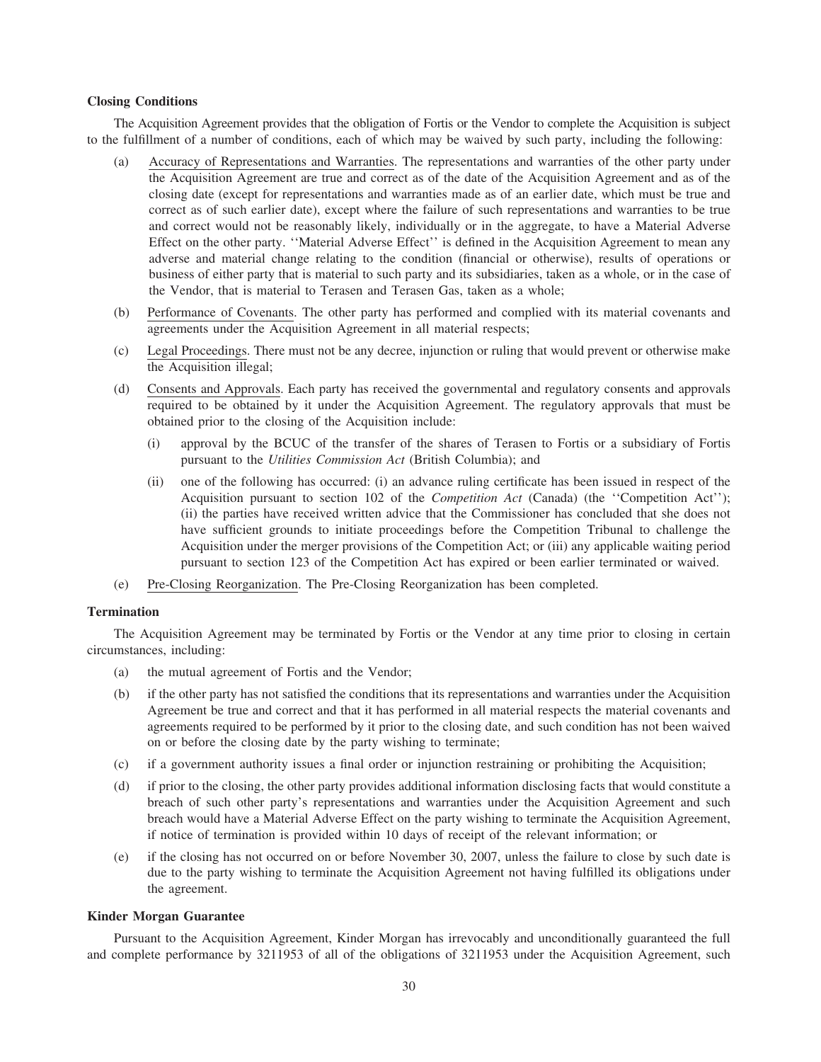### Closing Conditions

The Acquisition Agreement provides that the obligation of Fortis or the Vendor to complete the Acquisition is subject to the fulfillment of a number of conditions, each of which may be waived by such party, including the following:

(a) Accuracy of Representations and Warranties. The representations and warranties of the other party under the Acquisition Agreement are true and correct as of the date of the Acquisition Agreement and as of the closing date (except for representations and warranties made as of an earlier date, which must be true and correct as of such earlier date), except where the failure of such representations and warranties to be true and correct would not be reasonably likely, individually or in the aggregate, to have a Material Adverse Effect on the other party. ''Material Adverse Effect'' is defined in the Acquisition Agreement to mean any adverse and material change relating to the condition (financial or otherwise), results of operations or business of either party that is material to such party and its subsidiaries, taken as a whole, or in the case of the Vendor, that is material to Terasen and Terasen Gas, taken as a whole;

(b) Performance of Covenants. The other party has performed and complied with its material covenants and agreements under the Acquisition Agreement in all material respects;

(c) Legal Proceedings. There must not be any decree, injunction or ruling that would prevent or otherwise make the Acquisition illegal;

(d) Consents and Approvals. Each party has received the governmental and regulatory consents and approvals required to be obtained by it under the Acquisition Agreement. The regulatory approvals that must be obtained prior to the closing of the Acquisition include:

  (i) approval by the BCUC of the transfer of the shares of Terasen to Fortis or a subsidiary of Fortis pursuant to the *Utilities Commission Act* (British Columbia); and

  (ii) one of the following has occurred: (i) an advance ruling certificate has been issued in respect of the Acquisition pursuant to section 102 of the *Competition Act* (Canada) (the ''Competition Act''); (ii) the parties have received written advice that the Commissioner has concluded that she does not have sufficient grounds to initiate proceedings before the Competition Tribunal to challenge the Acquisition under the merger provisions of the Competition Act; or (iii) any applicable waiting period pursuant to section 123 of the Competition Act has expired or been earlier terminated or waived.

(e) Pre-Closing Reorganization. The Pre-Closing Reorganization has been completed.

### Termination

The Acquisition Agreement may be terminated by Fortis or the Vendor at any time prior to closing in certain circumstances, including:

(a) the mutual agreement of Fortis and the Vendor;

(b) if the other party has not satisfied the conditions that its representations and warranties under the Acquisition Agreement be true and correct and that it has performed in all material respects the material covenants and agreements required to be performed by it prior to the closing date, and such condition has not been waived on or before the closing date by the party wishing to terminate;

(c) if a government authority issues a final order or injunction restraining or prohibiting the Acquisition;

(d) if prior to the closing, the other party provides additional information disclosing facts that would constitute a breach of such other party's representations and warranties under the Acquisition Agreement and such breach would have a Material Adverse Effect on the party wishing to terminate the Acquisition Agreement, if notice of termination is provided within 10 days of receipt of the relevant information; or

(e) if the closing has not occurred on or before November 30, 2007, unless the failure to close by such date is due to the party wishing to terminate the Acquisition Agreement not having fulfilled its obligations under the agreement.

### Kinder Morgan Guarantee

Pursuant to the Acquisition Agreement, Kinder Morgan has irrevocably and unconditionally guaranteed the full and complete performance by 3211953 of all of the obligations of 3211953 under the Acquisition Agreement, such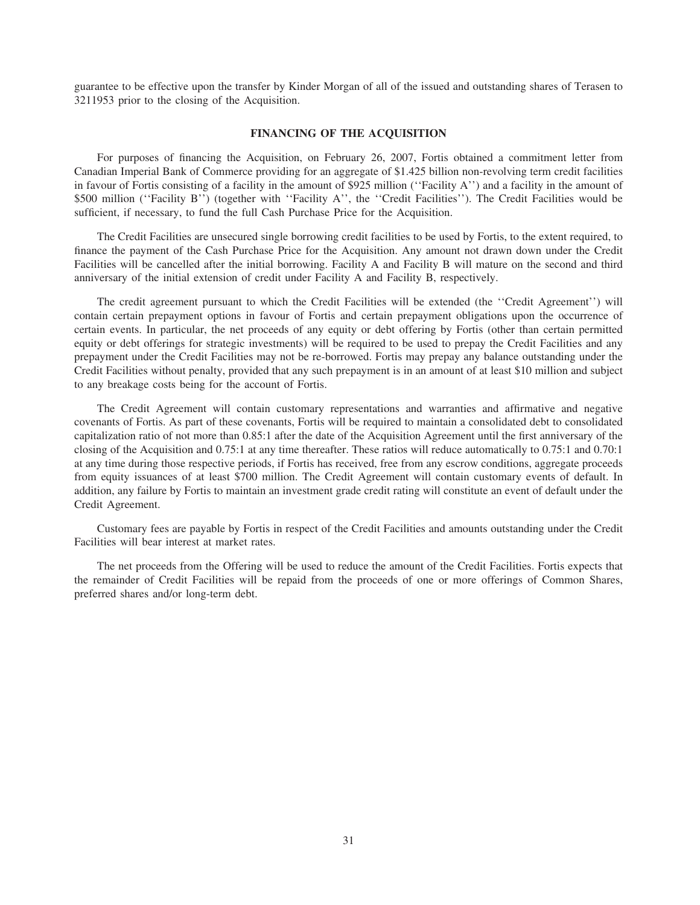guarantee to be effective upon the transfer by Kinder Morgan of all of the issued and outstanding shares of Terasen to 3211953 prior to the closing of the Acquisition.

## FINANCING OF THE ACQUISITION

For purposes of financing the Acquisition, on February 26, 2007, Fortis obtained a commitment letter from Canadian Imperial Bank of Commerce providing for an aggregate of $1.425 billion non-revolving term credit facilities in favour of Fortis consisting of a facility in the amount of $925 million (''Facility A'') and a facility in the amount of $500 million (''Facility B'') (together with ''Facility A'', the ''Credit Facilities''). The Credit Facilities would be sufficient, if necessary, to fund the full Cash Purchase Price for the Acquisition.

The Credit Facilities are unsecured single borrowing credit facilities to be used by Fortis, to the extent required, to finance the payment of the Cash Purchase Price for the Acquisition. Any amount not drawn down under the Credit Facilities will be cancelled after the initial borrowing. Facility A and Facility B will mature on the second and third anniversary of the initial extension of credit under Facility A and Facility B, respectively.

The credit agreement pursuant to which the Credit Facilities will be extended (the ''Credit Agreement'') will contain certain prepayment options in favour of Fortis and certain prepayment obligations upon the occurrence of certain events. In particular, the net proceeds of any equity or debt offering by Fortis (other than certain permitted equity or debt offerings for strategic investments) will be required to be used to prepay the Credit Facilities and any prepayment under the Credit Facilities may not be re-borrowed. Fortis may prepay any balance outstanding under the Credit Facilities without penalty, provided that any such prepayment is in an amount of at least $10 million and subject to any breakage costs being for the account of Fortis.

The Credit Agreement will contain customary representations and warranties and affirmative and negative covenants of Fortis. As part of these covenants, Fortis will be required to maintain a consolidated debt to consolidated capitalization ratio of not more than 0.85:1 after the date of the Acquisition Agreement until the first anniversary of the closing of the Acquisition and 0.75:1 at any time thereafter. These ratios will reduce automatically to 0.75:1 and 0.70:1 at any time during those respective periods, if Fortis has received, free from any escrow conditions, aggregate proceeds from equity issuances of at least $700 million. The Credit Agreement will contain customary events of default. In addition, any failure by Fortis to maintain an investment grade credit rating will constitute an event of default under the Credit Agreement.

Customary fees are payable by Fortis in respect of the Credit Facilities and amounts outstanding under the Credit Facilities will bear interest at market rates.

The net proceeds from the Offering will be used to reduce the amount of the Credit Facilities. Fortis expects that the remainder of Credit Facilities will be repaid from the proceeds of one or more offerings of Common Shares, preferred shares and/or long-term debt.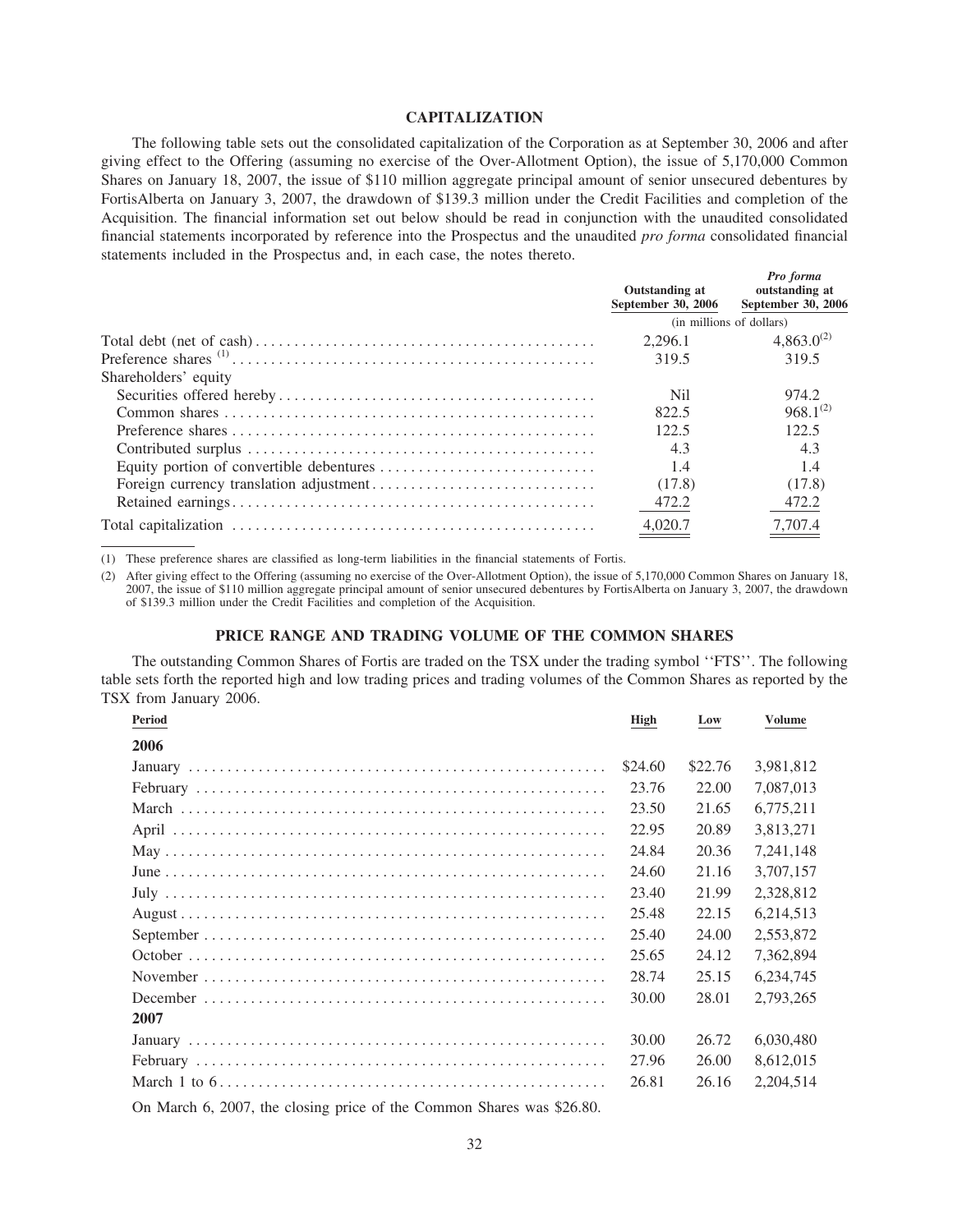## CAPITALIZATION

The following table sets out the consolidated capitalization of the Corporation as at September 30, 2006 and after giving effect to the Offering (assuming no exercise of the Over-Allotment Option), the issue of 5,170,000 Common Shares on January 18, 2007, the issue of $110 million aggregate principal amount of senior unsecured debentures by FortisAlberta on January 3, 2007, the drawdown of $139.3 million under the Credit Facilities and completion of the Acquisition. The financial information set out below should be read in conjunction with the unaudited consolidated financial statements incorporated by reference into the Prospectus and the unaudited *pro forma* consolidated financial statements included in the Prospectus and, in each case, the notes thereto.

| | Outstanding at September 30, 2006 | *Pro forma* outstanding at September 30, 2006 |
|---|---|---|
| | (in millions of dollars) | |
| Total debt (net of cash) | 2,296.1 | 4,863.0[(2)] |
| Preference shares [(1)] | 319.5 | 319.5 |
| Shareholders' equity | | |
| Securities offered hereby | Nil | 974.2 |
| Common shares | 822.5 | 968.1[(2)] |
| Preference shares | 122.5 | 122.5 |
| Contributed surplus | 4.3 | 4.3 |
| Equity portion of convertible debentures | 1.4 | 1.4 |
| Foreign currency translation adjustment | (17.8) | (17.8) |
| Retained earnings | 472.2 | 472.2 |
| Total capitalization | 4,020.7 | 7,707.4 |

(1) These preference shares are classified as long-term liabilities in the financial statements of Fortis.

(2) After giving effect to the Offering (assuming no exercise of the Over-Allotment Option), the issue of 5,170,000 Common Shares on January 18, 2007, the issue of $110 million aggregate principal amount of senior unsecured debentures by FortisAlberta on January 3, 2007, the drawdown of $139.3 million under the Credit Facilities and completion of the Acquisition.

## PRICE RANGE AND TRADING VOLUME OF THE COMMON SHARES

The outstanding Common Shares of Fortis are traded on the TSX under the trading symbol ''FTS''. The following table sets forth the reported high and low trading prices and trading volumes of the Common Shares as reported by the TSX from January 2006.

| Period | High | Low | Volume |
|---|---|---|---|
| **2006** | | | |
| January | $24.60 | $22.76 | 3,981,812 |
| February | 23.76 | 22.00 | 7,087,013 |
| March | 23.50 | 21.65 | 6,775,211 |
| April | 22.95 | 20.89 | 3,813,271 |
| May | 24.84 | 20.36 | 7,241,148 |
| June | 24.60 | 21.16 | 3,707,157 |
| July | 23.40 | 21.99 | 2,328,812 |
| August | 25.48 | 22.15 | 6,214,513 |
| September | 25.40 | 24.00 | 2,553,872 |
| October | 25.65 | 24.12 | 7,362,894 |
| November | 28.74 | 25.15 | 6,234,745 |
| December | 30.00 | 28.01 | 2,793,265 |
| **2007** | | | |
| January | 30.00 | 26.72 | 6,030,480 |
| February | 27.96 | 26.00 | 8,612,015 |
| March 1 to 6 | 26.81 | 26.16 | 2,204,514 |

On March 6, 2007, the closing price of the Common Shares was $26.80.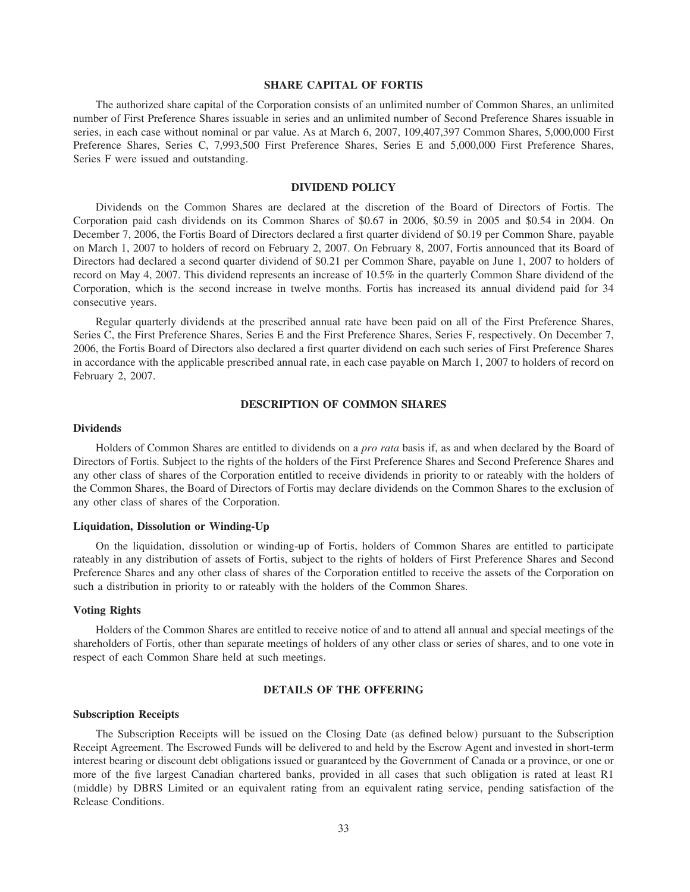## SHARE CAPITAL OF FORTIS

The authorized share capital of the Corporation consists of an unlimited number of Common Shares, an unlimited number of First Preference Shares issuable in series and an unlimited number of Second Preference Shares issuable in series, in each case without nominal or par value. As at March 6, 2007, 109,407,397 Common Shares, 5,000,000 First Preference Shares, Series C, 7,993,500 First Preference Shares, Series E and 5,000,000 First Preference Shares, Series F were issued and outstanding.

## DIVIDEND POLICY

Dividends on the Common Shares are declared at the discretion of the Board of Directors of Fortis. The Corporation paid cash dividends on its Common Shares of $0.67 in 2006, $0.59 in 2005 and $0.54 in 2004. On December 7, 2006, the Fortis Board of Directors declared a first quarter dividend of $0.19 per Common Share, payable on March 1, 2007 to holders of record on February 2, 2007. On February 8, 2007, Fortis announced that its Board of Directors had declared a second quarter dividend of $0.21 per Common Share, payable on June 1, 2007 to holders of record on May 4, 2007. This dividend represents an increase of 10.5% in the quarterly Common Share dividend of the Corporation, which is the second increase in twelve months. Fortis has increased its annual dividend paid for 34 consecutive years.

Regular quarterly dividends at the prescribed annual rate have been paid on all of the First Preference Shares, Series C, the First Preference Shares, Series E and the First Preference Shares, Series F, respectively. On December 7, 2006, the Fortis Board of Directors also declared a first quarter dividend on each such series of First Preference Shares in accordance with the applicable prescribed annual rate, in each case payable on March 1, 2007 to holders of record on February 2, 2007.

## DESCRIPTION OF COMMON SHARES

### Dividends

Holders of Common Shares are entitled to dividends on a *pro rata* basis if, as and when declared by the Board of Directors of Fortis. Subject to the rights of the holders of the First Preference Shares and Second Preference Shares and any other class of shares of the Corporation entitled to receive dividends in priority to or rateably with the holders of the Common Shares, the Board of Directors of Fortis may declare dividends on the Common Shares to the exclusion of any other class of shares of the Corporation.

### Liquidation, Dissolution or Winding-Up

On the liquidation, dissolution or winding-up of Fortis, holders of Common Shares are entitled to participate rateably in any distribution of assets of Fortis, subject to the rights of holders of First Preference Shares and Second Preference Shares and any other class of shares of the Corporation entitled to receive the assets of the Corporation on such a distribution in priority to or rateably with the holders of the Common Shares.

### Voting Rights

Holders of the Common Shares are entitled to receive notice of and to attend all annual and special meetings of the shareholders of Fortis, other than separate meetings of holders of any other class or series of shares, and to one vote in respect of each Common Share held at such meetings.

## DETAILS OF THE OFFERING

### Subscription Receipts

The Subscription Receipts will be issued on the Closing Date (as defined below) pursuant to the Subscription Receipt Agreement. The Escrowed Funds will be delivered to and held by the Escrow Agent and invested in short-term interest bearing or discount debt obligations issued or guaranteed by the Government of Canada or a province, or one or more of the five largest Canadian chartered banks, provided in all cases that such obligation is rated at least R1 (middle) by DBRS Limited or an equivalent rating from an equivalent rating service, pending satisfaction of the Release Conditions.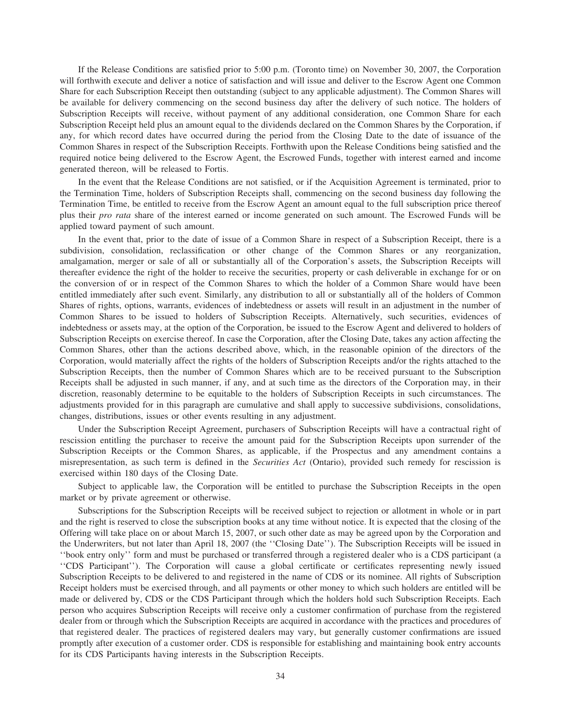If the Release Conditions are satisfied prior to 5:00 p.m. (Toronto time) on November 30, 2007, the Corporation will forthwith execute and deliver a notice of satisfaction and will issue and deliver to the Escrow Agent one Common Share for each Subscription Receipt then outstanding (subject to any applicable adjustment). The Common Shares will be available for delivery commencing on the second business day after the delivery of such notice. The holders of Subscription Receipts will receive, without payment of any additional consideration, one Common Share for each Subscription Receipt held plus an amount equal to the dividends declared on the Common Shares by the Corporation, if any, for which record dates have occurred during the period from the Closing Date to the date of issuance of the Common Shares in respect of the Subscription Receipts. Forthwith upon the Release Conditions being satisfied and the required notice being delivered to the Escrow Agent, the Escrowed Funds, together with interest earned and income generated thereon, will be released to Fortis.

In the event that the Release Conditions are not satisfied, or if the Acquisition Agreement is terminated, prior to the Termination Time, holders of Subscription Receipts shall, commencing on the second business day following the Termination Time, be entitled to receive from the Escrow Agent an amount equal to the full subscription price thereof plus their *pro rata* share of the interest earned or income generated on such amount. The Escrowed Funds will be applied toward payment of such amount.

In the event that, prior to the date of issue of a Common Share in respect of a Subscription Receipt, there is a subdivision, consolidation, reclassification or other change of the Common Shares or any reorganization, amalgamation, merger or sale of all or substantially all of the Corporation's assets, the Subscription Receipts will thereafter evidence the right of the holder to receive the securities, property or cash deliverable in exchange for or on the conversion of or in respect of the Common Shares to which the holder of a Common Share would have been entitled immediately after such event. Similarly, any distribution to all or substantially all of the holders of Common Shares of rights, options, warrants, evidences of indebtedness or assets will result in an adjustment in the number of Common Shares to be issued to holders of Subscription Receipts. Alternatively, such securities, evidences of indebtedness or assets may, at the option of the Corporation, be issued to the Escrow Agent and delivered to holders of Subscription Receipts on exercise thereof. In case the Corporation, after the Closing Date, takes any action affecting the Common Shares, other than the actions described above, which, in the reasonable opinion of the directors of the Corporation, would materially affect the rights of the holders of Subscription Receipts and/or the rights attached to the Subscription Receipts, then the number of Common Shares which are to be received pursuant to the Subscription Receipts shall be adjusted in such manner, if any, and at such time as the directors of the Corporation may, in their discretion, reasonably determine to be equitable to the holders of Subscription Receipts in such circumstances. The adjustments provided for in this paragraph are cumulative and shall apply to successive subdivisions, consolidations, changes, distributions, issues or other events resulting in any adjustment.

Under the Subscription Receipt Agreement, purchasers of Subscription Receipts will have a contractual right of rescission entitling the purchaser to receive the amount paid for the Subscription Receipts upon surrender of the Subscription Receipts or the Common Shares, as applicable, if the Prospectus and any amendment contains a misrepresentation, as such term is defined in the *Securities Act* (Ontario), provided such remedy for rescission is exercised within 180 days of the Closing Date.

Subject to applicable law, the Corporation will be entitled to purchase the Subscription Receipts in the open market or by private agreement or otherwise.

Subscriptions for the Subscription Receipts will be received subject to rejection or allotment in whole or in part and the right is reserved to close the subscription books at any time without notice. It is expected that the closing of the Offering will take place on or about March 15, 2007, or such other date as may be agreed upon by the Corporation and the Underwriters, but not later than April 18, 2007 (the ''Closing Date''). The Subscription Receipts will be issued in ''book entry only'' form and must be purchased or transferred through a registered dealer who is a CDS participant (a ''CDS Participant''). The Corporation will cause a global certificate or certificates representing newly issued Subscription Receipts to be delivered to and registered in the name of CDS or its nominee. All rights of Subscription Receipt holders must be exercised through, and all payments or other money to which such holders are entitled will be made or delivered by, CDS or the CDS Participant through which the holders hold such Subscription Receipts. Each person who acquires Subscription Receipts will receive only a customer confirmation of purchase from the registered dealer from or through which the Subscription Receipts are acquired in accordance with the practices and procedures of that registered dealer. The practices of registered dealers may vary, but generally customer confirmations are issued promptly after execution of a customer order. CDS is responsible for establishing and maintaining book entry accounts for its CDS Participants having interests in the Subscription Receipts.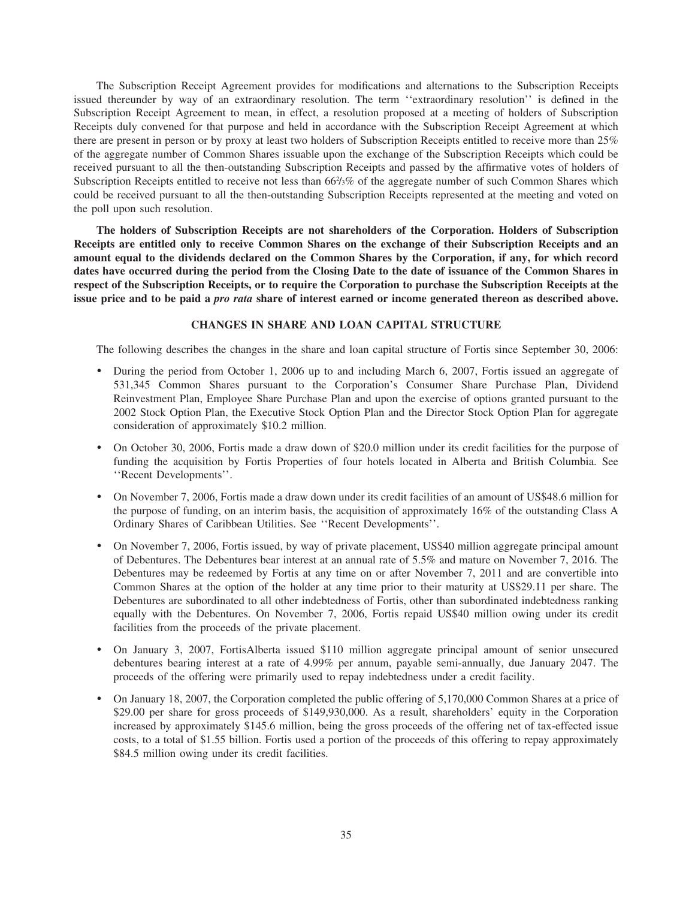The Subscription Receipt Agreement provides for modifications and alternations to the Subscription Receipts issued thereunder by way of an extraordinary resolution. The term ''extraordinary resolution'' is defined in the Subscription Receipt Agreement to mean, in effect, a resolution proposed at a meeting of holders of Subscription Receipts duly convened for that purpose and held in accordance with the Subscription Receipt Agreement at which there are present in person or by proxy at least two holders of Subscription Receipts entitled to receive more than 25% of the aggregate number of Common Shares issuable upon the exchange of the Subscription Receipts which could be received pursuant to all the then-outstanding Subscription Receipts and passed by the affirmative votes of holders of Subscription Receipts entitled to receive not less than 66⅔% of the aggregate number of such Common Shares which could be received pursuant to all the then-outstanding Subscription Receipts represented at the meeting and voted on the poll upon such resolution.

**The holders of Subscription Receipts are not shareholders of the Corporation. Holders of Subscription Receipts are entitled only to receive Common Shares on the exchange of their Subscription Receipts and an amount equal to the dividends declared on the Common Shares by the Corporation, if any, for which record dates have occurred during the period from the Closing Date to the date of issuance of the Common Shares in respect of the Subscription Receipts, or to require the Corporation to purchase the Subscription Receipts at the issue price and to be paid a *pro rata* share of interest earned or income generated thereon as described above.**

## CHANGES IN SHARE AND LOAN CAPITAL STRUCTURE

The following describes the changes in the share and loan capital structure of Fortis since September 30, 2006:

- During the period from October 1, 2006 up to and including March 6, 2007, Fortis issued an aggregate of 531,345 Common Shares pursuant to the Corporation's Consumer Share Purchase Plan, Dividend Reinvestment Plan, Employee Share Purchase Plan and upon the exercise of options granted pursuant to the 2002 Stock Option Plan, the Executive Stock Option Plan and the Director Stock Option Plan for aggregate consideration of approximately $10.2 million.
- On October 30, 2006, Fortis made a draw down of $20.0 million under its credit facilities for the purpose of funding the acquisition by Fortis Properties of four hotels located in Alberta and British Columbia. See ''Recent Developments''.
- On November 7, 2006, Fortis made a draw down under its credit facilities of an amount of US$48.6 million for the purpose of funding, on an interim basis, the acquisition of approximately 16% of the outstanding Class A Ordinary Shares of Caribbean Utilities. See ''Recent Developments''.
- On November 7, 2006, Fortis issued, by way of private placement, US$40 million aggregate principal amount of Debentures. The Debentures bear interest at an annual rate of 5.5% and mature on November 7, 2016. The Debentures may be redeemed by Fortis at any time on or after November 7, 2011 and are convertible into Common Shares at the option of the holder at any time prior to their maturity at US$29.11 per share. The Debentures are subordinated to all other indebtedness of Fortis, other than subordinated indebtedness ranking equally with the Debentures. On November 7, 2006, Fortis repaid US$40 million owing under its credit facilities from the proceeds of the private placement.
- On January 3, 2007, FortisAlberta issued $110 million aggregate principal amount of senior unsecured debentures bearing interest at a rate of 4.99% per annum, payable semi-annually, due January 2047. The proceeds of the offering were primarily used to repay indebtedness under a credit facility.
- On January 18, 2007, the Corporation completed the public offering of 5,170,000 Common Shares at a price of $29.00 per share for gross proceeds of $149,930,000. As a result, shareholders' equity in the Corporation increased by approximately $145.6 million, being the gross proceeds of the offering net of tax-effected issue costs, to a total of $1.55 billion. Fortis used a portion of the proceeds of this offering to repay approximately $84.5 million owing under its credit facilities.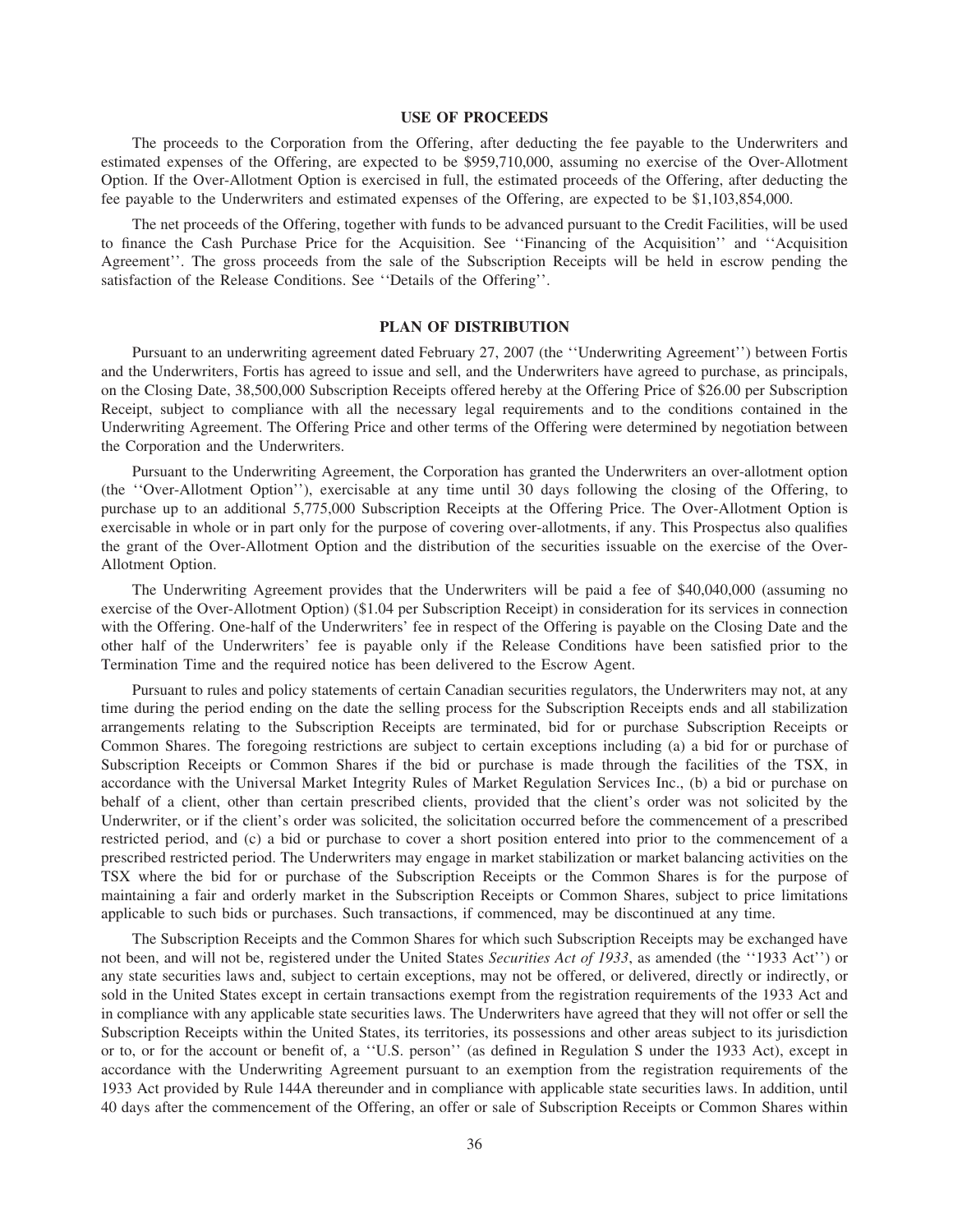## USE OF PROCEEDS

The proceeds to the Corporation from the Offering, after deducting the fee payable to the Underwriters and estimated expenses of the Offering, are expected to be $959,710,000, assuming no exercise of the Over-Allotment Option. If the Over-Allotment Option is exercised in full, the estimated proceeds of the Offering, after deducting the fee payable to the Underwriters and estimated expenses of the Offering, are expected to be $1,103,854,000.

The net proceeds of the Offering, together with funds to be advanced pursuant to the Credit Facilities, will be used to finance the Cash Purchase Price for the Acquisition. See ''Financing of the Acquisition'' and ''Acquisition Agreement''. The gross proceeds from the sale of the Subscription Receipts will be held in escrow pending the satisfaction of the Release Conditions. See ''Details of the Offering''.

## PLAN OF DISTRIBUTION

Pursuant to an underwriting agreement dated February 27, 2007 (the ''Underwriting Agreement'') between Fortis and the Underwriters, Fortis has agreed to issue and sell, and the Underwriters have agreed to purchase, as principals, on the Closing Date, 38,500,000 Subscription Receipts offered hereby at the Offering Price of $26.00 per Subscription Receipt, subject to compliance with all the necessary legal requirements and to the conditions contained in the Underwriting Agreement. The Offering Price and other terms of the Offering were determined by negotiation between the Corporation and the Underwriters.

Pursuant to the Underwriting Agreement, the Corporation has granted the Underwriters an over-allotment option (the ''Over-Allotment Option''), exercisable at any time until 30 days following the closing of the Offering, to purchase up to an additional 5,775,000 Subscription Receipts at the Offering Price. The Over-Allotment Option is exercisable in whole or in part only for the purpose of covering over-allotments, if any. This Prospectus also qualifies the grant of the Over-Allotment Option and the distribution of the securities issuable on the exercise of the Over-Allotment Option.

The Underwriting Agreement provides that the Underwriters will be paid a fee of $40,040,000 (assuming no exercise of the Over-Allotment Option) ($1.04 per Subscription Receipt) in consideration for its services in connection with the Offering. One-half of the Underwriters' fee in respect of the Offering is payable on the Closing Date and the other half of the Underwriters' fee is payable only if the Release Conditions have been satisfied prior to the Termination Time and the required notice has been delivered to the Escrow Agent.

Pursuant to rules and policy statements of certain Canadian securities regulators, the Underwriters may not, at any time during the period ending on the date the selling process for the Subscription Receipts ends and all stabilization arrangements relating to the Subscription Receipts are terminated, bid for or purchase Subscription Receipts or Common Shares. The foregoing restrictions are subject to certain exceptions including (a) a bid for or purchase of Subscription Receipts or Common Shares if the bid or purchase is made through the facilities of the TSX, in accordance with the Universal Market Integrity Rules of Market Regulation Services Inc., (b) a bid or purchase on behalf of a client, other than certain prescribed clients, provided that the client's order was not solicited by the Underwriter, or if the client's order was solicited, the solicitation occurred before the commencement of a prescribed restricted period, and (c) a bid or purchase to cover a short position entered into prior to the commencement of a prescribed restricted period. The Underwriters may engage in market stabilization or market balancing activities on the TSX where the bid for or purchase of the Subscription Receipts or the Common Shares is for the purpose of maintaining a fair and orderly market in the Subscription Receipts or Common Shares, subject to price limitations applicable to such bids or purchases. Such transactions, if commenced, may be discontinued at any time.

The Subscription Receipts and the Common Shares for which such Subscription Receipts may be exchanged have not been, and will not be, registered under the United States *Securities Act of 1933*, as amended (the ''1933 Act'') or any state securities laws and, subject to certain exceptions, may not be offered, or delivered, directly or indirectly, or sold in the United States except in certain transactions exempt from the registration requirements of the 1933 Act and in compliance with any applicable state securities laws. The Underwriters have agreed that they will not offer or sell the Subscription Receipts within the United States, its territories, its possessions and other areas subject to its jurisdiction or to, or for the account or benefit of, a ''U.S. person'' (as defined in Regulation S under the 1933 Act), except in accordance with the Underwriting Agreement pursuant to an exemption from the registration requirements of the 1933 Act provided by Rule 144A thereunder and in compliance with applicable state securities laws. In addition, until 40 days after the commencement of the Offering, an offer or sale of Subscription Receipts or Common Shares within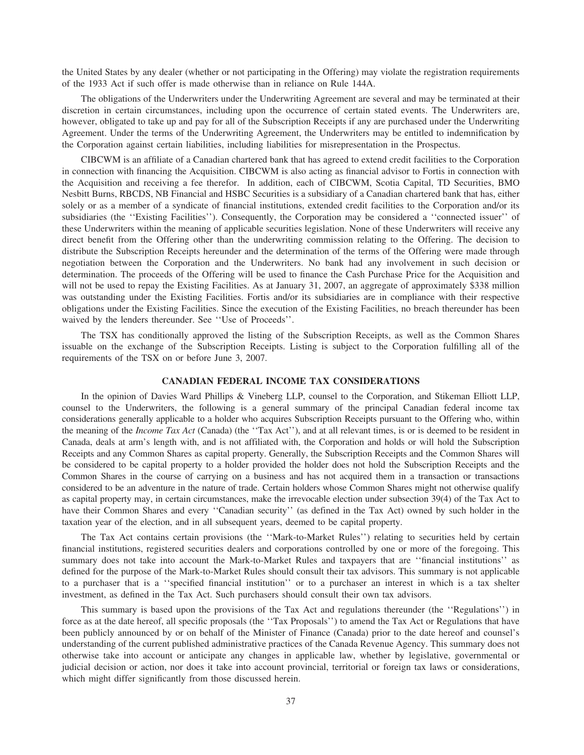the United States by any dealer (whether or not participating in the Offering) may violate the registration requirements of the 1933 Act if such offer is made otherwise than in reliance on Rule 144A.

The obligations of the Underwriters under the Underwriting Agreement are several and may be terminated at their discretion in certain circumstances, including upon the occurrence of certain stated events. The Underwriters are, however, obligated to take up and pay for all of the Subscription Receipts if any are purchased under the Underwriting Agreement. Under the terms of the Underwriting Agreement, the Underwriters may be entitled to indemnification by the Corporation against certain liabilities, including liabilities for misrepresentation in the Prospectus.

CIBCWM is an affiliate of a Canadian chartered bank that has agreed to extend credit facilities to the Corporation in connection with financing the Acquisition. CIBCWM is also acting as financial advisor to Fortis in connection with the Acquisition and receiving a fee therefor. In addition, each of CIBCWM, Scotia Capital, TD Securities, BMO Nesbitt Burns, RBCDS, NB Financial and HSBC Securities is a subsidiary of a Canadian chartered bank that has, either solely or as a member of a syndicate of financial institutions, extended credit facilities to the Corporation and/or its subsidiaries (the ''Existing Facilities''). Consequently, the Corporation may be considered a ''connected issuer'' of these Underwriters within the meaning of applicable securities legislation. None of these Underwriters will receive any direct benefit from the Offering other than the underwriting commission relating to the Offering. The decision to distribute the Subscription Receipts hereunder and the determination of the terms of the Offering were made through negotiation between the Corporation and the Underwriters. No bank had any involvement in such decision or determination. The proceeds of the Offering will be used to finance the Cash Purchase Price for the Acquisition and will not be used to repay the Existing Facilities. As at January 31, 2007, an aggregate of approximately $338 million was outstanding under the Existing Facilities. Fortis and/or its subsidiaries are in compliance with their respective obligations under the Existing Facilities. Since the execution of the Existing Facilities, no breach thereunder has been waived by the lenders thereunder. See ''Use of Proceeds''.

The TSX has conditionally approved the listing of the Subscription Receipts, as well as the Common Shares issuable on the exchange of the Subscription Receipts. Listing is subject to the Corporation fulfilling all of the requirements of the TSX on or before June 3, 2007.

## CANADIAN FEDERAL INCOME TAX CONSIDERATIONS

In the opinion of Davies Ward Phillips & Vineberg LLP, counsel to the Corporation, and Stikeman Elliott LLP, counsel to the Underwriters, the following is a general summary of the principal Canadian federal income tax considerations generally applicable to a holder who acquires Subscription Receipts pursuant to the Offering who, within the meaning of the *Income Tax Act* (Canada) (the ''Tax Act''), and at all relevant times, is or is deemed to be resident in Canada, deals at arm's length with, and is not affiliated with, the Corporation and holds or will hold the Subscription Receipts and any Common Shares as capital property. Generally, the Subscription Receipts and the Common Shares will be considered to be capital property to a holder provided the holder does not hold the Subscription Receipts and the Common Shares in the course of carrying on a business and has not acquired them in a transaction or transactions considered to be an adventure in the nature of trade. Certain holders whose Common Shares might not otherwise qualify as capital property may, in certain circumstances, make the irrevocable election under subsection 39(4) of the Tax Act to have their Common Shares and every ''Canadian security'' (as defined in the Tax Act) owned by such holder in the taxation year of the election, and in all subsequent years, deemed to be capital property.

The Tax Act contains certain provisions (the ''Mark-to-Market Rules'') relating to securities held by certain financial institutions, registered securities dealers and corporations controlled by one or more of the foregoing. This summary does not take into account the Mark-to-Market Rules and taxpayers that are ''financial institutions'' as defined for the purpose of the Mark-to-Market Rules should consult their tax advisors. This summary is not applicable to a purchaser that is a ''specified financial institution'' or to a purchaser an interest in which is a tax shelter investment, as defined in the Tax Act. Such purchasers should consult their own tax advisors.

This summary is based upon the provisions of the Tax Act and regulations thereunder (the ''Regulations'') in force as at the date hereof, all specific proposals (the ''Tax Proposals'') to amend the Tax Act or Regulations that have been publicly announced by or on behalf of the Minister of Finance (Canada) prior to the date hereof and counsel's understanding of the current published administrative practices of the Canada Revenue Agency. This summary does not otherwise take into account or anticipate any changes in applicable law, whether by legislative, governmental or judicial decision or action, nor does it take into account provincial, territorial or foreign tax laws or considerations, which might differ significantly from those discussed herein.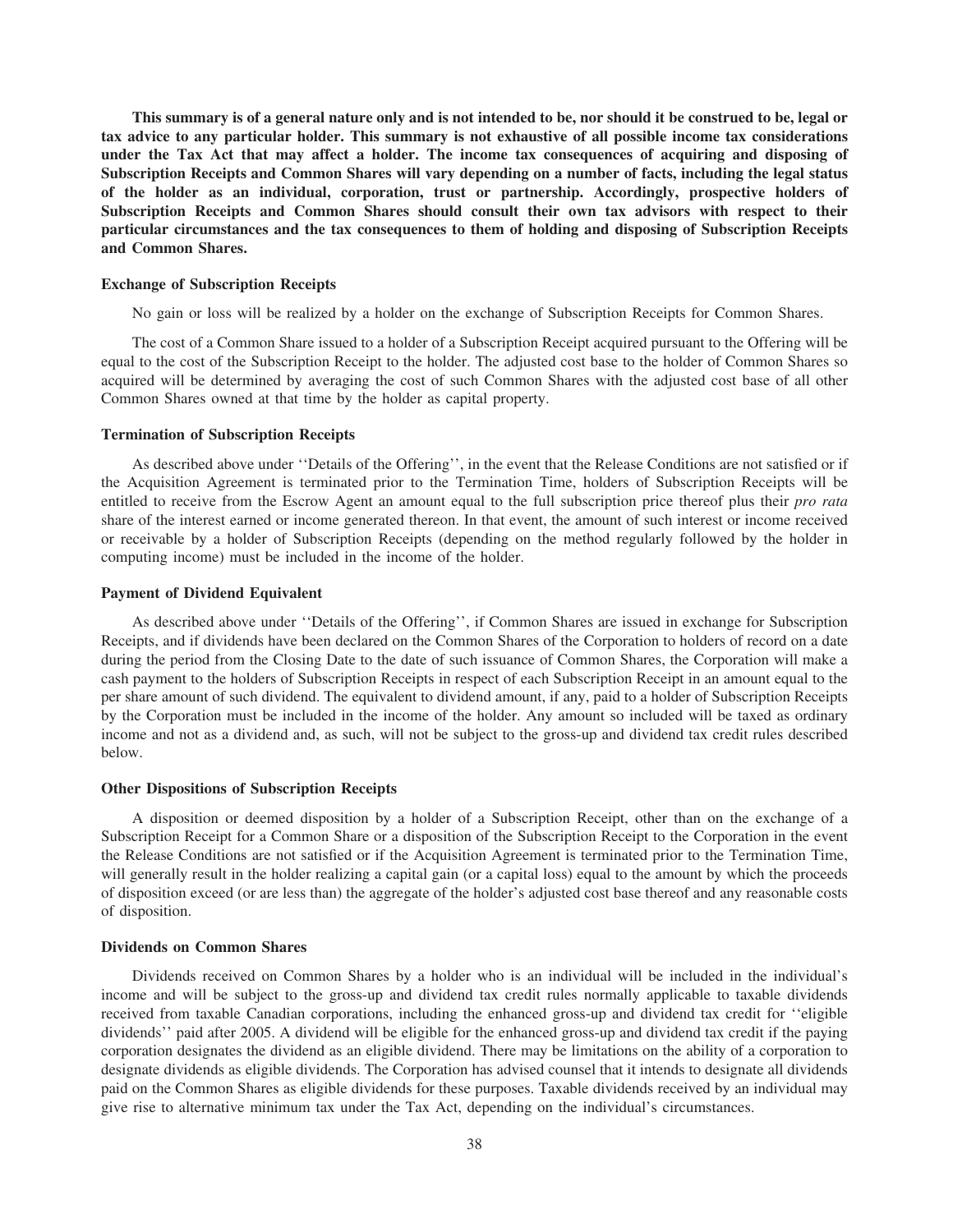**This summary is of a general nature only and is not intended to be, nor should it be construed to be, legal or tax advice to any particular holder. This summary is not exhaustive of all possible income tax considerations under the Tax Act that may affect a holder. The income tax consequences of acquiring and disposing of Subscription Receipts and Common Shares will vary depending on a number of facts, including the legal status of the holder as an individual, corporation, trust or partnership. Accordingly, prospective holders of Subscription Receipts and Common Shares should consult their own tax advisors with respect to their particular circumstances and the tax consequences to them of holding and disposing of Subscription Receipts and Common Shares.**

### Exchange of Subscription Receipts

No gain or loss will be realized by a holder on the exchange of Subscription Receipts for Common Shares.

The cost of a Common Share issued to a holder of a Subscription Receipt acquired pursuant to the Offering will be equal to the cost of the Subscription Receipt to the holder. The adjusted cost base to the holder of Common Shares so acquired will be determined by averaging the cost of such Common Shares with the adjusted cost base of all other Common Shares owned at that time by the holder as capital property.

### Termination of Subscription Receipts

As described above under ''Details of the Offering'', in the event that the Release Conditions are not satisfied or if the Acquisition Agreement is terminated prior to the Termination Time, holders of Subscription Receipts will be entitled to receive from the Escrow Agent an amount equal to the full subscription price thereof plus their *pro rata* share of the interest earned or income generated thereon. In that event, the amount of such interest or income received or receivable by a holder of Subscription Receipts (depending on the method regularly followed by the holder in computing income) must be included in the income of the holder.

### Payment of Dividend Equivalent

As described above under ''Details of the Offering'', if Common Shares are issued in exchange for Subscription Receipts, and if dividends have been declared on the Common Shares of the Corporation to holders of record on a date during the period from the Closing Date to the date of such issuance of Common Shares, the Corporation will make a cash payment to the holders of Subscription Receipts in respect of each Subscription Receipt in an amount equal to the per share amount of such dividend. The equivalent to dividend amount, if any, paid to a holder of Subscription Receipts by the Corporation must be included in the income of the holder. Any amount so included will be taxed as ordinary income and not as a dividend and, as such, will not be subject to the gross-up and dividend tax credit rules described below.

### Other Dispositions of Subscription Receipts

A disposition or deemed disposition by a holder of a Subscription Receipt, other than on the exchange of a Subscription Receipt for a Common Share or a disposition of the Subscription Receipt to the Corporation in the event the Release Conditions are not satisfied or if the Acquisition Agreement is terminated prior to the Termination Time, will generally result in the holder realizing a capital gain (or a capital loss) equal to the amount by which the proceeds of disposition exceed (or are less than) the aggregate of the holder's adjusted cost base thereof and any reasonable costs of disposition.

### Dividends on Common Shares

Dividends received on Common Shares by a holder who is an individual will be included in the individual's income and will be subject to the gross-up and dividend tax credit rules normally applicable to taxable dividends received from taxable Canadian corporations, including the enhanced gross-up and dividend tax credit for ''eligible dividends'' paid after 2005. A dividend will be eligible for the enhanced gross-up and dividend tax credit if the paying corporation designates the dividend as an eligible dividend. There may be limitations on the ability of a corporation to designate dividends as eligible dividends. The Corporation has advised counsel that it intends to designate all dividends paid on the Common Shares as eligible dividends for these purposes. Taxable dividends received by an individual may give rise to alternative minimum tax under the Tax Act, depending on the individual's circumstances.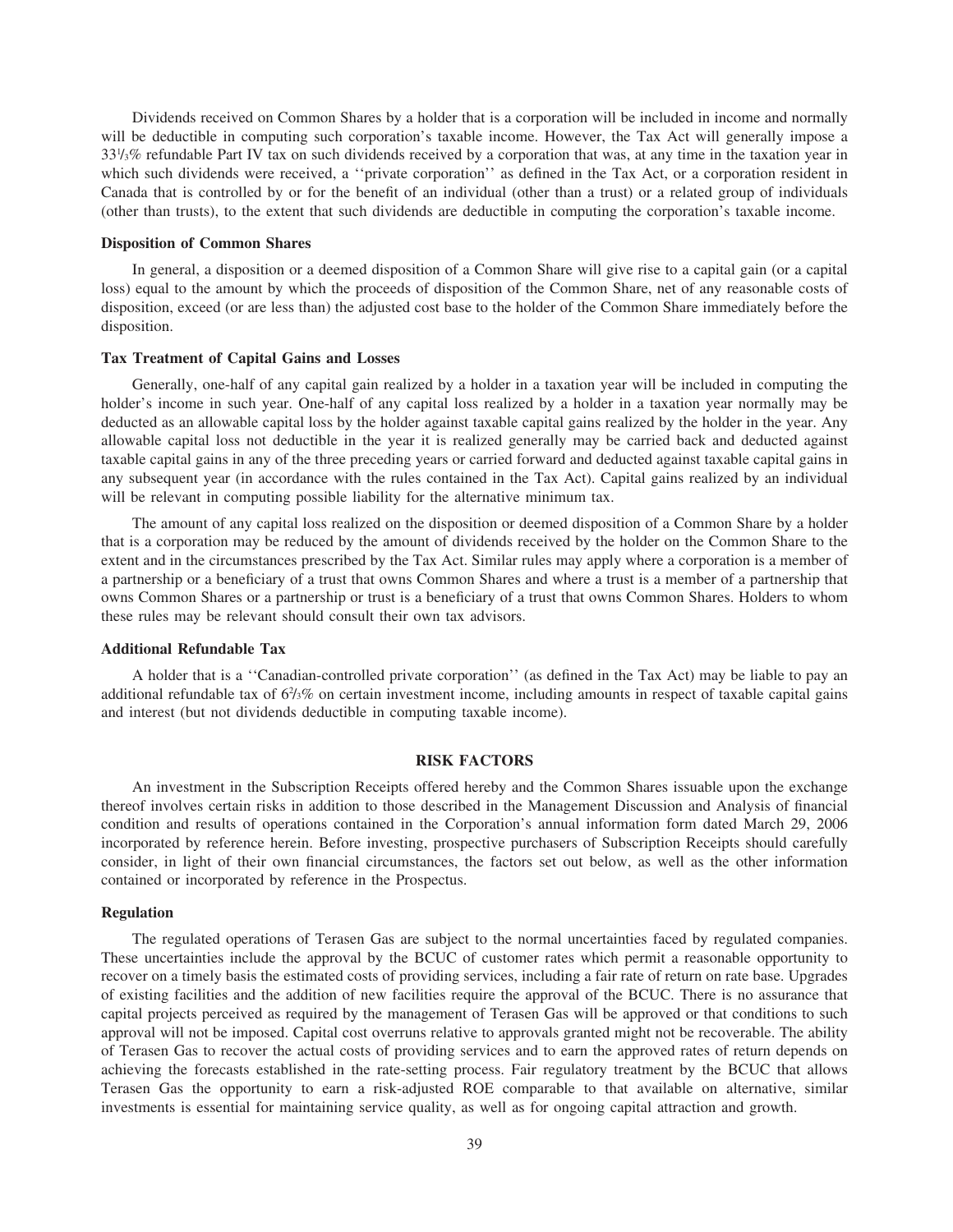Dividends received on Common Shares by a holder that is a corporation will be included in income and normally will be deductible in computing such corporation's taxable income. However, the Tax Act will generally impose a 33⅓% refundable Part IV tax on such dividends received by a corporation that was, at any time in the taxation year in which such dividends were received, a ''private corporation'' as defined in the Tax Act, or a corporation resident in Canada that is controlled by or for the benefit of an individual (other than a trust) or a related group of individuals (other than trusts), to the extent that such dividends are deductible in computing the corporation's taxable income.

**Disposition of Common Shares**

In general, a disposition or a deemed disposition of a Common Share will give rise to a capital gain (or a capital loss) equal to the amount by which the proceeds of disposition of the Common Share, net of any reasonable costs of disposition, exceed (or are less than) the adjusted cost base to the holder of the Common Share immediately before the disposition.

**Tax Treatment of Capital Gains and Losses**

Generally, one-half of any capital gain realized by a holder in a taxation year will be included in computing the holder's income in such year. One-half of any capital loss realized by a holder in a taxation year normally may be deducted as an allowable capital loss by the holder against taxable capital gains realized by the holder in the year. Any allowable capital loss not deductible in the year it is realized generally may be carried back and deducted against taxable capital gains in any of the three preceding years or carried forward and deducted against taxable capital gains in any subsequent year (in accordance with the rules contained in the Tax Act). Capital gains realized by an individual will be relevant in computing possible liability for the alternative minimum tax.

The amount of any capital loss realized on the disposition or deemed disposition of a Common Share by a holder that is a corporation may be reduced by the amount of dividends received by the holder on the Common Share to the extent and in the circumstances prescribed by the Tax Act. Similar rules may apply where a corporation is a member of a partnership or a beneficiary of a trust that owns Common Shares and where a trust is a member of a partnership that owns Common Shares or a partnership or trust is a beneficiary of a trust that owns Common Shares. Holders to whom these rules may be relevant should consult their own tax advisors.

**Additional Refundable Tax**

A holder that is a ''Canadian-controlled private corporation'' (as defined in the Tax Act) may be liable to pay an additional refundable tax of 6⅔% on certain investment income, including amounts in respect of taxable capital gains and interest (but not dividends deductible in computing taxable income).

## RISK FACTORS

An investment in the Subscription Receipts offered hereby and the Common Shares issuable upon the exchange thereof involves certain risks in addition to those described in the Management Discussion and Analysis of financial condition and results of operations contained in the Corporation's annual information form dated March 29, 2006 incorporated by reference herein. Before investing, prospective purchasers of Subscription Receipts should carefully consider, in light of their own financial circumstances, the factors set out below, as well as the other information contained or incorporated by reference in the Prospectus.

**Regulation**

The regulated operations of Terasen Gas are subject to the normal uncertainties faced by regulated companies. These uncertainties include the approval by the BCUC of customer rates which permit a reasonable opportunity to recover on a timely basis the estimated costs of providing services, including a fair rate of return on rate base. Upgrades of existing facilities and the addition of new facilities require the approval of the BCUC. There is no assurance that capital projects perceived as required by the management of Terasen Gas will be approved or that conditions to such approval will not be imposed. Capital cost overruns relative to approvals granted might not be recoverable. The ability of Terasen Gas to recover the actual costs of providing services and to earn the approved rates of return depends on achieving the forecasts established in the rate-setting process. Fair regulatory treatment by the BCUC that allows Terasen Gas the opportunity to earn a risk-adjusted ROE comparable to that available on alternative, similar investments is essential for maintaining service quality, as well as for ongoing capital attraction and growth.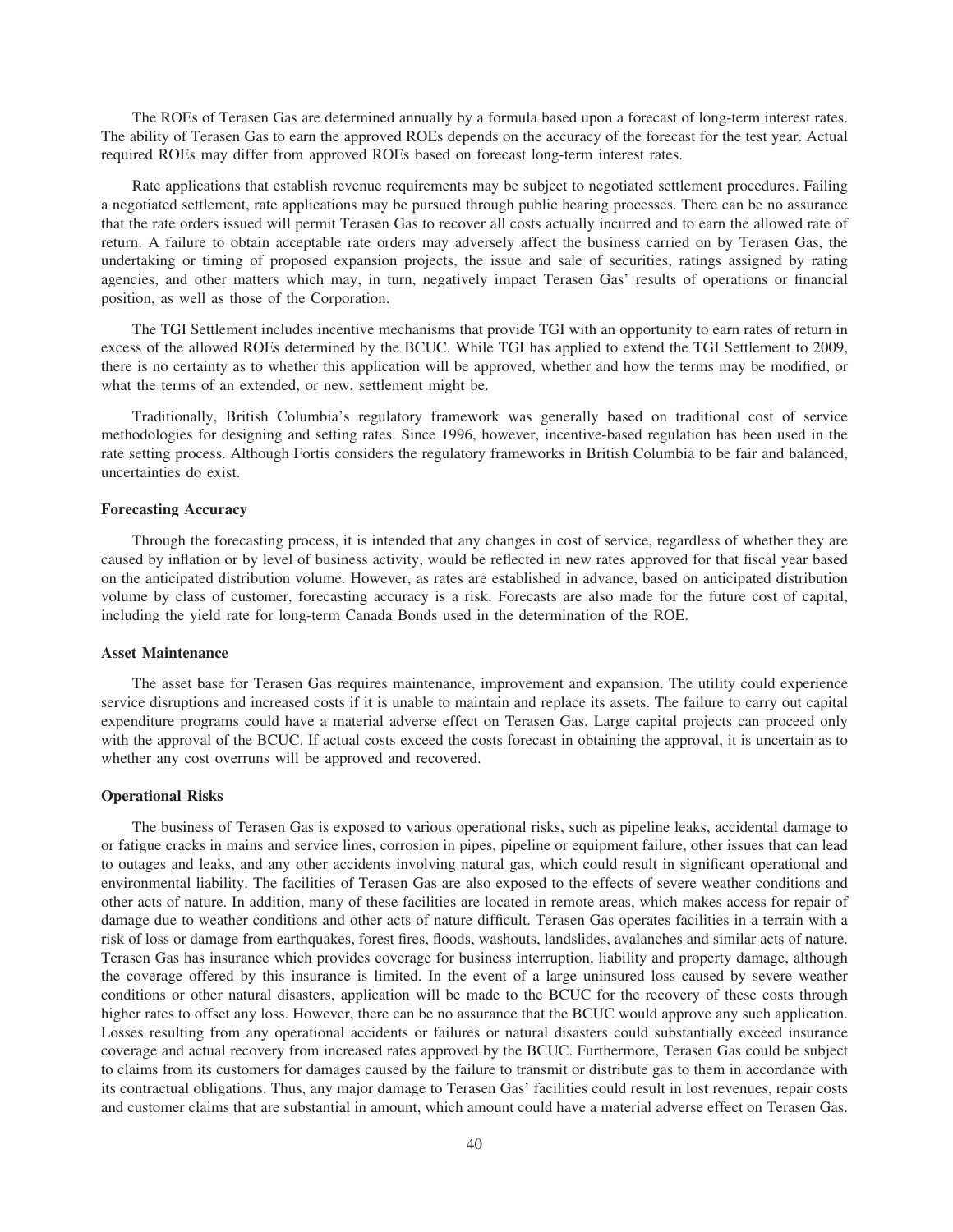The ROEs of Terasen Gas are determined annually by a formula based upon a forecast of long-term interest rates. The ability of Terasen Gas to earn the approved ROEs depends on the accuracy of the forecast for the test year. Actual required ROEs may differ from approved ROEs based on forecast long-term interest rates.

Rate applications that establish revenue requirements may be subject to negotiated settlement procedures. Failing a negotiated settlement, rate applications may be pursued through public hearing processes. There can be no assurance that the rate orders issued will permit Terasen Gas to recover all costs actually incurred and to earn the allowed rate of return. A failure to obtain acceptable rate orders may adversely affect the business carried on by Terasen Gas, the undertaking or timing of proposed expansion projects, the issue and sale of securities, ratings assigned by rating agencies, and other matters which may, in turn, negatively impact Terasen Gas' results of operations or financial position, as well as those of the Corporation.

The TGI Settlement includes incentive mechanisms that provide TGI with an opportunity to earn rates of return in excess of the allowed ROEs determined by the BCUC. While TGI has applied to extend the TGI Settlement to 2009, there is no certainty as to whether this application will be approved, whether and how the terms may be modified, or what the terms of an extended, or new, settlement might be.

Traditionally, British Columbia's regulatory framework was generally based on traditional cost of service methodologies for designing and setting rates. Since 1996, however, incentive-based regulation has been used in the rate setting process. Although Fortis considers the regulatory frameworks in British Columbia to be fair and balanced, uncertainties do exist.

**Forecasting Accuracy**

Through the forecasting process, it is intended that any changes in cost of service, regardless of whether they are caused by inflation or by level of business activity, would be reflected in new rates approved for that fiscal year based on the anticipated distribution volume. However, as rates are established in advance, based on anticipated distribution volume by class of customer, forecasting accuracy is a risk. Forecasts are also made for the future cost of capital, including the yield rate for long-term Canada Bonds used in the determination of the ROE.

**Asset Maintenance**

The asset base for Terasen Gas requires maintenance, improvement and expansion. The utility could experience service disruptions and increased costs if it is unable to maintain and replace its assets. The failure to carry out capital expenditure programs could have a material adverse effect on Terasen Gas. Large capital projects can proceed only with the approval of the BCUC. If actual costs exceed the costs forecast in obtaining the approval, it is uncertain as to whether any cost overruns will be approved and recovered.

**Operational Risks**

The business of Terasen Gas is exposed to various operational risks, such as pipeline leaks, accidental damage to or fatigue cracks in mains and service lines, corrosion in pipes, pipeline or equipment failure, other issues that can lead to outages and leaks, and any other accidents involving natural gas, which could result in significant operational and environmental liability. The facilities of Terasen Gas are also exposed to the effects of severe weather conditions and other acts of nature. In addition, many of these facilities are located in remote areas, which makes access for repair of damage due to weather conditions and other acts of nature difficult. Terasen Gas operates facilities in a terrain with a risk of loss or damage from earthquakes, forest fires, floods, washouts, landslides, avalanches and similar acts of nature. Terasen Gas has insurance which provides coverage for business interruption, liability and property damage, although the coverage offered by this insurance is limited. In the event of a large uninsured loss caused by severe weather conditions or other natural disasters, application will be made to the BCUC for the recovery of these costs through higher rates to offset any loss. However, there can be no assurance that the BCUC would approve any such application. Losses resulting from any operational accidents or failures or natural disasters could substantially exceed insurance coverage and actual recovery from increased rates approved by the BCUC. Furthermore, Terasen Gas could be subject to claims from its customers for damages caused by the failure to transmit or distribute gas to them in accordance with its contractual obligations. Thus, any major damage to Terasen Gas' facilities could result in lost revenues, repair costs and customer claims that are substantial in amount, which amount could have a material adverse effect on Terasen Gas.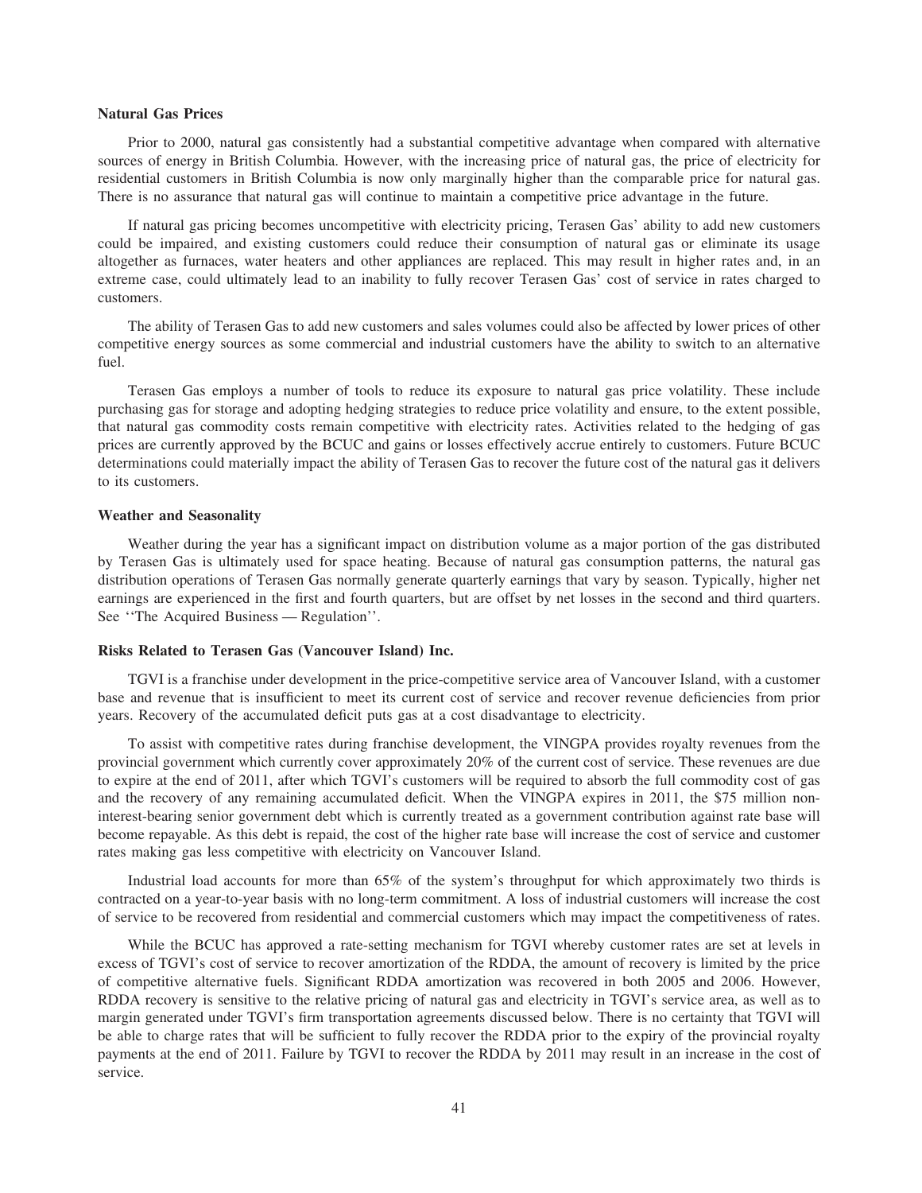**Natural Gas Prices**

Prior to 2000, natural gas consistently had a substantial competitive advantage when compared with alternative sources of energy in British Columbia. However, with the increasing price of natural gas, the price of electricity for residential customers in British Columbia is now only marginally higher than the comparable price for natural gas. There is no assurance that natural gas will continue to maintain a competitive price advantage in the future.

If natural gas pricing becomes uncompetitive with electricity pricing, Terasen Gas' ability to add new customers could be impaired, and existing customers could reduce their consumption of natural gas or eliminate its usage altogether as furnaces, water heaters and other appliances are replaced. This may result in higher rates and, in an extreme case, could ultimately lead to an inability to fully recover Terasen Gas' cost of service in rates charged to customers.

The ability of Terasen Gas to add new customers and sales volumes could also be affected by lower prices of other competitive energy sources as some commercial and industrial customers have the ability to switch to an alternative fuel.

Terasen Gas employs a number of tools to reduce its exposure to natural gas price volatility. These include purchasing gas for storage and adopting hedging strategies to reduce price volatility and ensure, to the extent possible, that natural gas commodity costs remain competitive with electricity rates. Activities related to the hedging of gas prices are currently approved by the BCUC and gains or losses effectively accrue entirely to customers. Future BCUC determinations could materially impact the ability of Terasen Gas to recover the future cost of the natural gas it delivers to its customers.

**Weather and Seasonality**

Weather during the year has a significant impact on distribution volume as a major portion of the gas distributed by Terasen Gas is ultimately used for space heating. Because of natural gas consumption patterns, the natural gas distribution operations of Terasen Gas normally generate quarterly earnings that vary by season. Typically, higher net earnings are experienced in the first and fourth quarters, but are offset by net losses in the second and third quarters. See ''The Acquired Business — Regulation''.

**Risks Related to Terasen Gas (Vancouver Island) Inc.**

TGVI is a franchise under development in the price-competitive service area of Vancouver Island, with a customer base and revenue that is insufficient to meet its current cost of service and recover revenue deficiencies from prior years. Recovery of the accumulated deficit puts gas at a cost disadvantage to electricity.

To assist with competitive rates during franchise development, the VINGPA provides royalty revenues from the provincial government which currently cover approximately 20% of the current cost of service. These revenues are due to expire at the end of 2011, after which TGVI's customers will be required to absorb the full commodity cost of gas and the recovery of any remaining accumulated deficit. When the VINGPA expires in 2011, the $75 million non-interest-bearing senior government debt which is currently treated as a government contribution against rate base will become repayable. As this debt is repaid, the cost of the higher rate base will increase the cost of service and customer rates making gas less competitive with electricity on Vancouver Island.

Industrial load accounts for more than 65% of the system's throughput for which approximately two thirds is contracted on a year-to-year basis with no long-term commitment. A loss of industrial customers will increase the cost of service to be recovered from residential and commercial customers which may impact the competitiveness of rates.

While the BCUC has approved a rate-setting mechanism for TGVI whereby customer rates are set at levels in excess of TGVI's cost of service to recover amortization of the RDDA, the amount of recovery is limited by the price of competitive alternative fuels. Significant RDDA amortization was recovered in both 2005 and 2006. However, RDDA recovery is sensitive to the relative pricing of natural gas and electricity in TGVI's service area, as well as to margin generated under TGVI's firm transportation agreements discussed below. There is no certainty that TGVI will be able to charge rates that will be sufficient to fully recover the RDDA prior to the expiry of the provincial royalty payments at the end of 2011. Failure by TGVI to recover the RDDA by 2011 may result in an increase in the cost of service.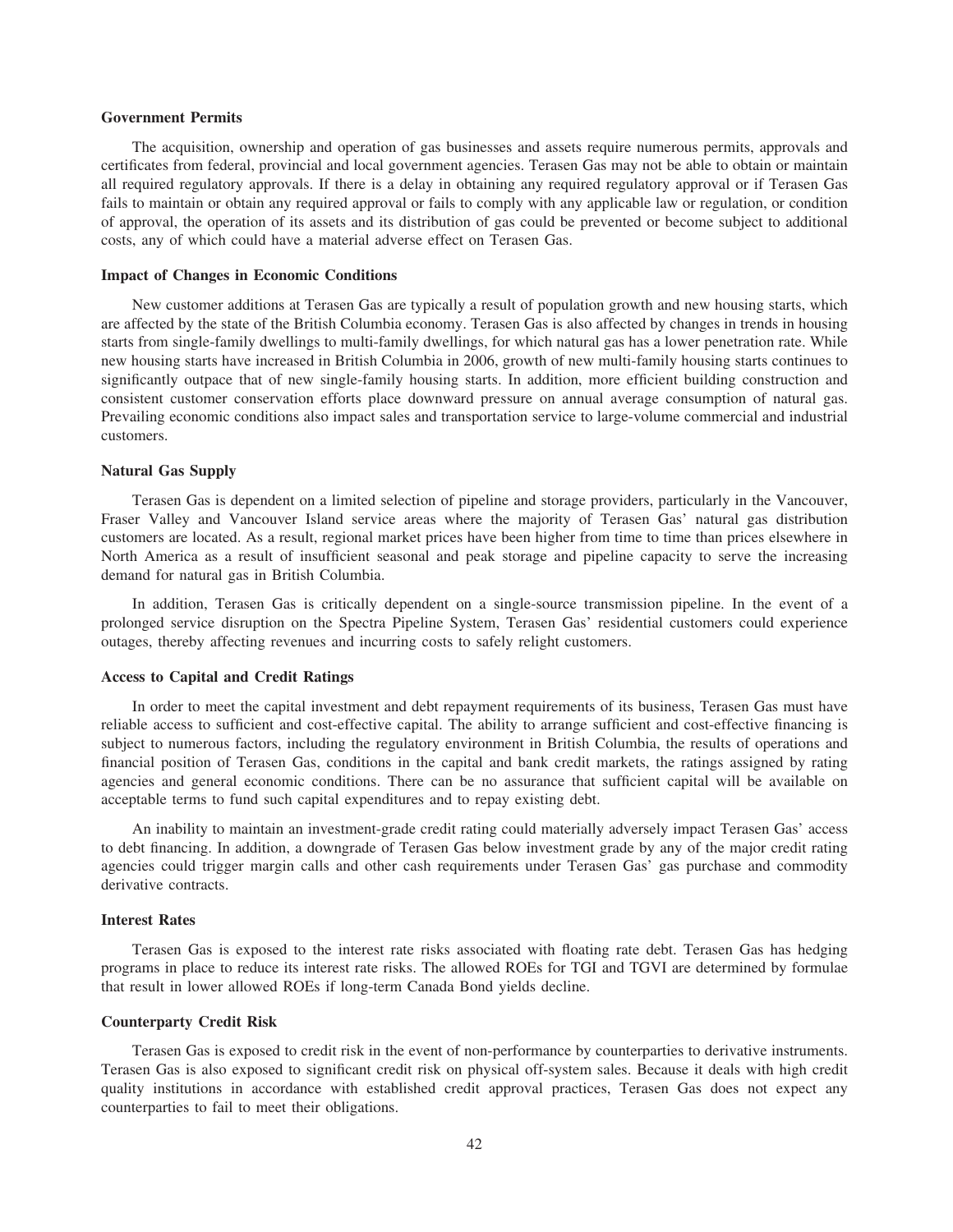**Government Permits**

The acquisition, ownership and operation of gas businesses and assets require numerous permits, approvals and certificates from federal, provincial and local government agencies. Terasen Gas may not be able to obtain or maintain all required regulatory approvals. If there is a delay in obtaining any required regulatory approval or if Terasen Gas fails to maintain or obtain any required approval or fails to comply with any applicable law or regulation, or condition of approval, the operation of its assets and its distribution of gas could be prevented or become subject to additional costs, any of which could have a material adverse effect on Terasen Gas.

**Impact of Changes in Economic Conditions**

New customer additions at Terasen Gas are typically a result of population growth and new housing starts, which are affected by the state of the British Columbia economy. Terasen Gas is also affected by changes in trends in housing starts from single-family dwellings to multi-family dwellings, for which natural gas has a lower penetration rate. While new housing starts have increased in British Columbia in 2006, growth of new multi-family housing starts continues to significantly outpace that of new single-family housing starts. In addition, more efficient building construction and consistent customer conservation efforts place downward pressure on annual average consumption of natural gas. Prevailing economic conditions also impact sales and transportation service to large-volume commercial and industrial customers.

**Natural Gas Supply**

Terasen Gas is dependent on a limited selection of pipeline and storage providers, particularly in the Vancouver, Fraser Valley and Vancouver Island service areas where the majority of Terasen Gas' natural gas distribution customers are located. As a result, regional market prices have been higher from time to time than prices elsewhere in North America as a result of insufficient seasonal and peak storage and pipeline capacity to serve the increasing demand for natural gas in British Columbia.

In addition, Terasen Gas is critically dependent on a single-source transmission pipeline. In the event of a prolonged service disruption on the Spectra Pipeline System, Terasen Gas' residential customers could experience outages, thereby affecting revenues and incurring costs to safely relight customers.

**Access to Capital and Credit Ratings**

In order to meet the capital investment and debt repayment requirements of its business, Terasen Gas must have reliable access to sufficient and cost-effective capital. The ability to arrange sufficient and cost-effective financing is subject to numerous factors, including the regulatory environment in British Columbia, the results of operations and financial position of Terasen Gas, conditions in the capital and bank credit markets, the ratings assigned by rating agencies and general economic conditions. There can be no assurance that sufficient capital will be available on acceptable terms to fund such capital expenditures and to repay existing debt.

An inability to maintain an investment-grade credit rating could materially adversely impact Terasen Gas' access to debt financing. In addition, a downgrade of Terasen Gas below investment grade by any of the major credit rating agencies could trigger margin calls and other cash requirements under Terasen Gas' gas purchase and commodity derivative contracts.

**Interest Rates**

Terasen Gas is exposed to the interest rate risks associated with floating rate debt. Terasen Gas has hedging programs in place to reduce its interest rate risks. The allowed ROEs for TGI and TGVI are determined by formulae that result in lower allowed ROEs if long-term Canada Bond yields decline.

**Counterparty Credit Risk**

Terasen Gas is exposed to credit risk in the event of non-performance by counterparties to derivative instruments. Terasen Gas is also exposed to significant credit risk on physical off-system sales. Because it deals with high credit quality institutions in accordance with established credit approval practices, Terasen Gas does not expect any counterparties to fail to meet their obligations.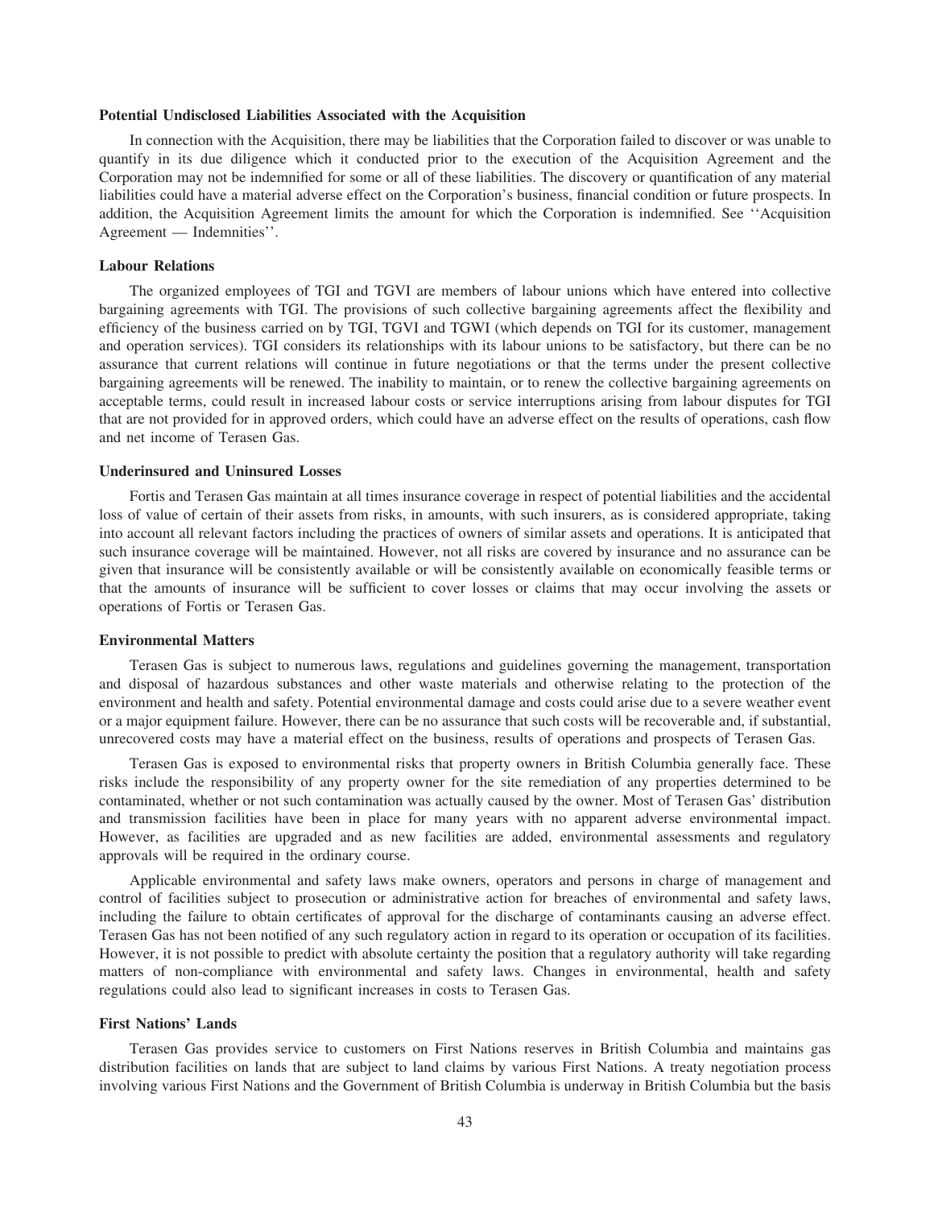**Potential Undisclosed Liabilities Associated with the Acquisition**

In connection with the Acquisition, there may be liabilities that the Corporation failed to discover or was unable to quantify in its due diligence which it conducted prior to the execution of the Acquisition Agreement and the Corporation may not be indemnified for some or all of these liabilities. The discovery or quantification of any material liabilities could have a material adverse effect on the Corporation's business, financial condition or future prospects. In addition, the Acquisition Agreement limits the amount for which the Corporation is indemnified. See ''Acquisition Agreement — Indemnities''.

**Labour Relations**

The organized employees of TGI and TGVI are members of labour unions which have entered into collective bargaining agreements with TGI. The provisions of such collective bargaining agreements affect the flexibility and efficiency of the business carried on by TGI, TGVI and TGWI (which depends on TGI for its customer, management and operation services). TGI considers its relationships with its labour unions to be satisfactory, but there can be no assurance that current relations will continue in future negotiations or that the terms under the present collective bargaining agreements will be renewed. The inability to maintain, or to renew the collective bargaining agreements on acceptable terms, could result in increased labour costs or service interruptions arising from labour disputes for TGI that are not provided for in approved orders, which could have an adverse effect on the results of operations, cash flow and net income of Terasen Gas.

**Underinsured and Uninsured Losses**

Fortis and Terasen Gas maintain at all times insurance coverage in respect of potential liabilities and the accidental loss of value of certain of their assets from risks, in amounts, with such insurers, as is considered appropriate, taking into account all relevant factors including the practices of owners of similar assets and operations. It is anticipated that such insurance coverage will be maintained. However, not all risks are covered by insurance and no assurance can be given that insurance will be consistently available or will be consistently available on economically feasible terms or that the amounts of insurance will be sufficient to cover losses or claims that may occur involving the assets or operations of Fortis or Terasen Gas.

**Environmental Matters**

Terasen Gas is subject to numerous laws, regulations and guidelines governing the management, transportation and disposal of hazardous substances and other waste materials and otherwise relating to the protection of the environment and health and safety. Potential environmental damage and costs could arise due to a severe weather event or a major equipment failure. However, there can be no assurance that such costs will be recoverable and, if substantial, unrecovered costs may have a material effect on the business, results of operations and prospects of Terasen Gas.

Terasen Gas is exposed to environmental risks that property owners in British Columbia generally face. These risks include the responsibility of any property owner for the site remediation of any properties determined to be contaminated, whether or not such contamination was actually caused by the owner. Most of Terasen Gas' distribution and transmission facilities have been in place for many years with no apparent adverse environmental impact. However, as facilities are upgraded and as new facilities are added, environmental assessments and regulatory approvals will be required in the ordinary course.

Applicable environmental and safety laws make owners, operators and persons in charge of management and control of facilities subject to prosecution or administrative action for breaches of environmental and safety laws, including the failure to obtain certificates of approval for the discharge of contaminants causing an adverse effect. Terasen Gas has not been notified of any such regulatory action in regard to its operation or occupation of its facilities. However, it is not possible to predict with absolute certainty the position that a regulatory authority will take regarding matters of non-compliance with environmental and safety laws. Changes in environmental, health and safety regulations could also lead to significant increases in costs to Terasen Gas.

**First Nations' Lands**

Terasen Gas provides service to customers on First Nations reserves in British Columbia and maintains gas distribution facilities on lands that are subject to land claims by various First Nations. A treaty negotiation process involving various First Nations and the Government of British Columbia is underway in British Columbia but the basis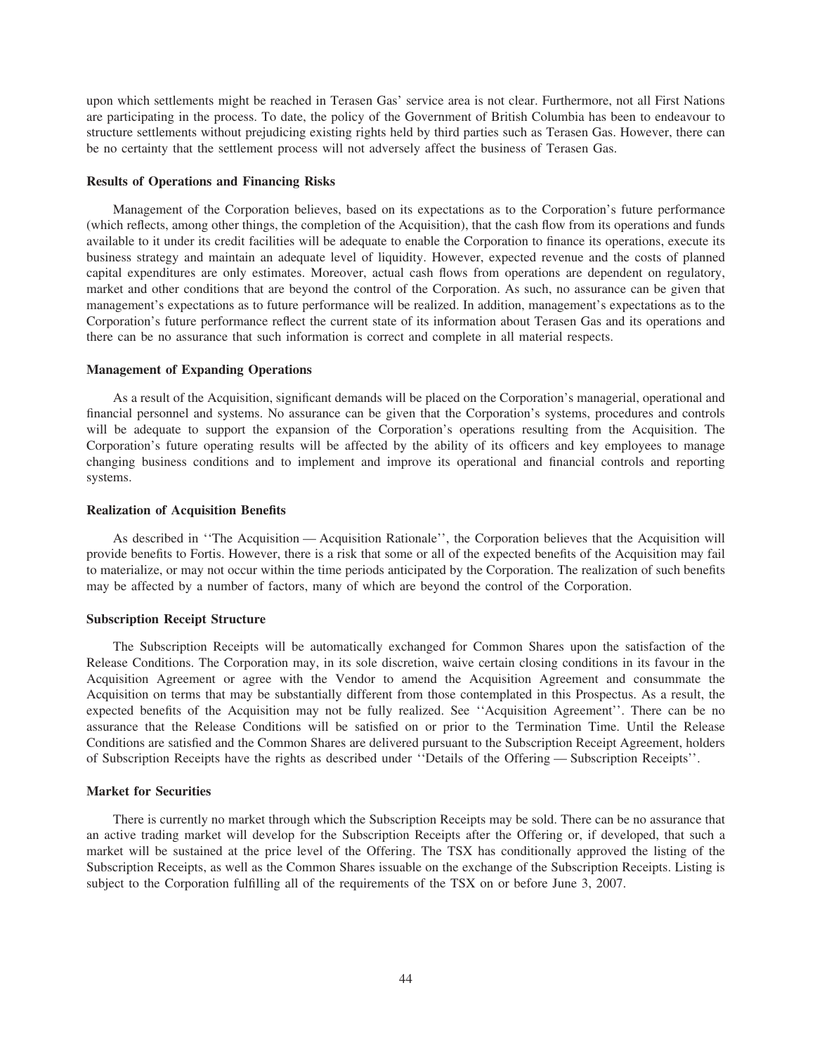upon which settlements might be reached in Terasen Gas' service area is not clear. Furthermore, not all First Nations are participating in the process. To date, the policy of the Government of British Columbia has been to endeavour to structure settlements without prejudicing existing rights held by third parties such as Terasen Gas. However, there can be no certainty that the settlement process will not adversely affect the business of Terasen Gas.

**Results of Operations and Financing Risks**

Management of the Corporation believes, based on its expectations as to the Corporation's future performance (which reflects, among other things, the completion of the Acquisition), that the cash flow from its operations and funds available to it under its credit facilities will be adequate to enable the Corporation to finance its operations, execute its business strategy and maintain an adequate level of liquidity. However, expected revenue and the costs of planned capital expenditures are only estimates. Moreover, actual cash flows from operations are dependent on regulatory, market and other conditions that are beyond the control of the Corporation. As such, no assurance can be given that management's expectations as to future performance will be realized. In addition, management's expectations as to the Corporation's future performance reflect the current state of its information about Terasen Gas and its operations and there can be no assurance that such information is correct and complete in all material respects.

**Management of Expanding Operations**

As a result of the Acquisition, significant demands will be placed on the Corporation's managerial, operational and financial personnel and systems. No assurance can be given that the Corporation's systems, procedures and controls will be adequate to support the expansion of the Corporation's operations resulting from the Acquisition. The Corporation's future operating results will be affected by the ability of its officers and key employees to manage changing business conditions and to implement and improve its operational and financial controls and reporting systems.

**Realization of Acquisition Benefits**

As described in ''The Acquisition — Acquisition Rationale'', the Corporation believes that the Acquisition will provide benefits to Fortis. However, there is a risk that some or all of the expected benefits of the Acquisition may fail to materialize, or may not occur within the time periods anticipated by the Corporation. The realization of such benefits may be affected by a number of factors, many of which are beyond the control of the Corporation.

**Subscription Receipt Structure**

The Subscription Receipts will be automatically exchanged for Common Shares upon the satisfaction of the Release Conditions. The Corporation may, in its sole discretion, waive certain closing conditions in its favour in the Acquisition Agreement or agree with the Vendor to amend the Acquisition Agreement and consummate the Acquisition on terms that may be substantially different from those contemplated in this Prospectus. As a result, the expected benefits of the Acquisition may not be fully realized. See ''Acquisition Agreement''. There can be no assurance that the Release Conditions will be satisfied on or prior to the Termination Time. Until the Release Conditions are satisfied and the Common Shares are delivered pursuant to the Subscription Receipt Agreement, holders of Subscription Receipts have the rights as described under ''Details of the Offering — Subscription Receipts''.

**Market for Securities**

There is currently no market through which the Subscription Receipts may be sold. There can be no assurance that an active trading market will develop for the Subscription Receipts after the Offering or, if developed, that such a market will be sustained at the price level of the Offering. The TSX has conditionally approved the listing of the Subscription Receipts, as well as the Common Shares issuable on the exchange of the Subscription Receipts. Listing is subject to the Corporation fulfilling all of the requirements of the TSX on or before June 3, 2007.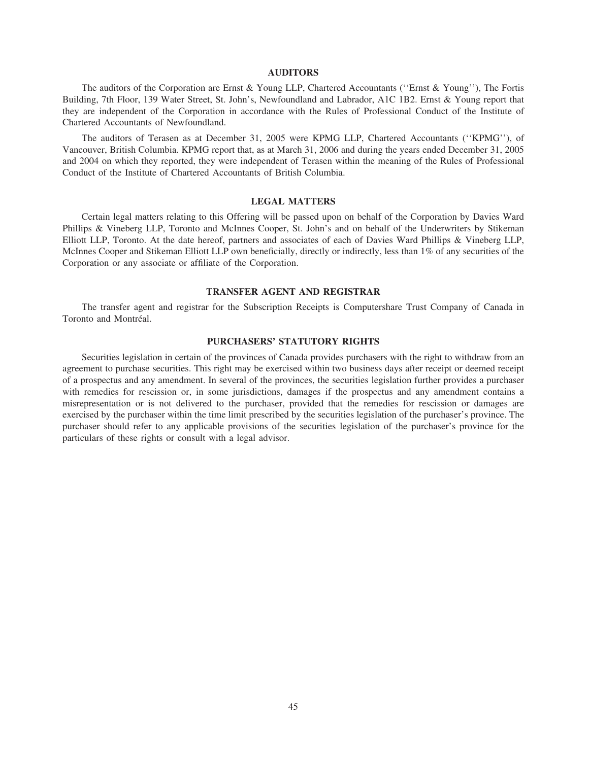## AUDITORS

The auditors of the Corporation are Ernst & Young LLP, Chartered Accountants (''Ernst & Young''), The Fortis Building, 7th Floor, 139 Water Street, St. John's, Newfoundland and Labrador, A1C 1B2. Ernst & Young report that they are independent of the Corporation in accordance with the Rules of Professional Conduct of the Institute of Chartered Accountants of Newfoundland.

The auditors of Terasen as at December 31, 2005 were KPMG LLP, Chartered Accountants (''KPMG''), of Vancouver, British Columbia. KPMG report that, as at March 31, 2006 and during the years ended December 31, 2005 and 2004 on which they reported, they were independent of Terasen within the meaning of the Rules of Professional Conduct of the Institute of Chartered Accountants of British Columbia.

## LEGAL MATTERS

Certain legal matters relating to this Offering will be passed upon on behalf of the Corporation by Davies Ward Phillips & Vineberg LLP, Toronto and McInnes Cooper, St. John's and on behalf of the Underwriters by Stikeman Elliott LLP, Toronto. At the date hereof, partners and associates of each of Davies Ward Phillips & Vineberg LLP, McInnes Cooper and Stikeman Elliott LLP own beneficially, directly or indirectly, less than 1% of any securities of the Corporation or any associate or affiliate of the Corporation.

## TRANSFER AGENT AND REGISTRAR

The transfer agent and registrar for the Subscription Receipts is Computershare Trust Company of Canada in Toronto and Montréal.

## PURCHASERS' STATUTORY RIGHTS

Securities legislation in certain of the provinces of Canada provides purchasers with the right to withdraw from an agreement to purchase securities. This right may be exercised within two business days after receipt or deemed receipt of a prospectus and any amendment. In several of the provinces, the securities legislation further provides a purchaser with remedies for rescission or, in some jurisdictions, damages if the prospectus and any amendment contains a misrepresentation or is not delivered to the purchaser, provided that the remedies for rescission or damages are exercised by the purchaser within the time limit prescribed by the securities legislation of the purchaser's province. The purchaser should refer to any applicable provisions of the securities legislation of the purchaser's province for the particulars of these rights or consult with a legal advisor.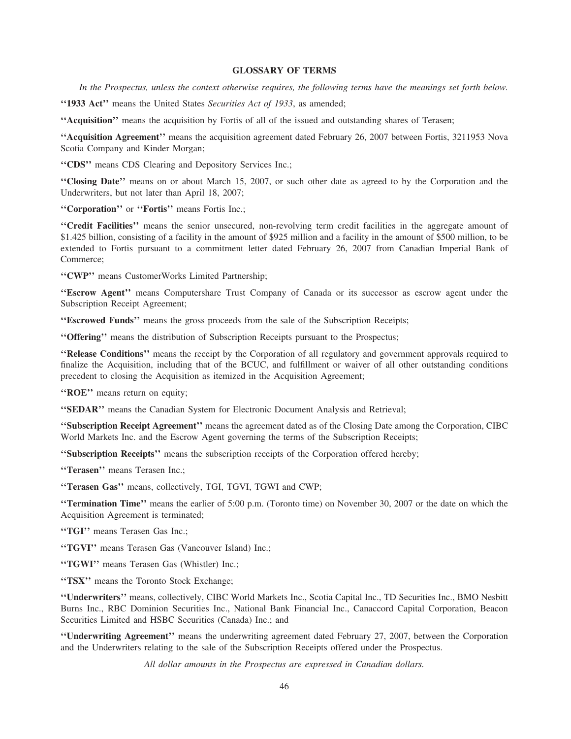## GLOSSARY OF TERMS

*In the Prospectus, unless the context otherwise requires, the following terms have the meanings set forth below.*

**''1933 Act''** means the United States *Securities Act of 1933*, as amended;

**''Acquisition''** means the acquisition by Fortis of all of the issued and outstanding shares of Terasen;

**''Acquisition Agreement''** means the acquisition agreement dated February 26, 2007 between Fortis, 3211953 Nova Scotia Company and Kinder Morgan;

**''CDS''** means CDS Clearing and Depository Services Inc.;

**''Closing Date''** means on or about March 15, 2007, or such other date as agreed to by the Corporation and the Underwriters, but not later than April 18, 2007;

**''Corporation''** or **''Fortis''** means Fortis Inc.;

**''Credit Facilities''** means the senior unsecured, non-revolving term credit facilities in the aggregate amount of $1.425 billion, consisting of a facility in the amount of $925 million and a facility in the amount of $500 million, to be extended to Fortis pursuant to a commitment letter dated February 26, 2007 from Canadian Imperial Bank of Commerce;

**''CWP''** means CustomerWorks Limited Partnership;

**''Escrow Agent''** means Computershare Trust Company of Canada or its successor as escrow agent under the Subscription Receipt Agreement;

**''Escrowed Funds''** means the gross proceeds from the sale of the Subscription Receipts;

**''Offering''** means the distribution of Subscription Receipts pursuant to the Prospectus;

**''Release Conditions''** means the receipt by the Corporation of all regulatory and government approvals required to finalize the Acquisition, including that of the BCUC, and fulfillment or waiver of all other outstanding conditions precedent to closing the Acquisition as itemized in the Acquisition Agreement;

**''ROE''** means return on equity;

**''SEDAR''** means the Canadian System for Electronic Document Analysis and Retrieval;

**''Subscription Receipt Agreement''** means the agreement dated as of the Closing Date among the Corporation, CIBC World Markets Inc. and the Escrow Agent governing the terms of the Subscription Receipts;

**''Subscription Receipts''** means the subscription receipts of the Corporation offered hereby;

**''Terasen''** means Terasen Inc.;

**''Terasen Gas''** means, collectively, TGI, TGVI, TGWI and CWP;

**''Termination Time''** means the earlier of 5:00 p.m. (Toronto time) on November 30, 2007 or the date on which the Acquisition Agreement is terminated;

**''TGI''** means Terasen Gas Inc.;

**''TGVI''** means Terasen Gas (Vancouver Island) Inc.;

**''TGWI''** means Terasen Gas (Whistler) Inc.;

**''TSX''** means the Toronto Stock Exchange;

**''Underwriters''** means, collectively, CIBC World Markets Inc., Scotia Capital Inc., TD Securities Inc., BMO Nesbitt Burns Inc., RBC Dominion Securities Inc., National Bank Financial Inc., Canaccord Capital Corporation, Beacon Securities Limited and HSBC Securities (Canada) Inc.; and

**''Underwriting Agreement''** means the underwriting agreement dated February 27, 2007, between the Corporation and the Underwriters relating to the sale of the Subscription Receipts offered under the Prospectus.

*All dollar amounts in the Prospectus are expressed in Canadian dollars.*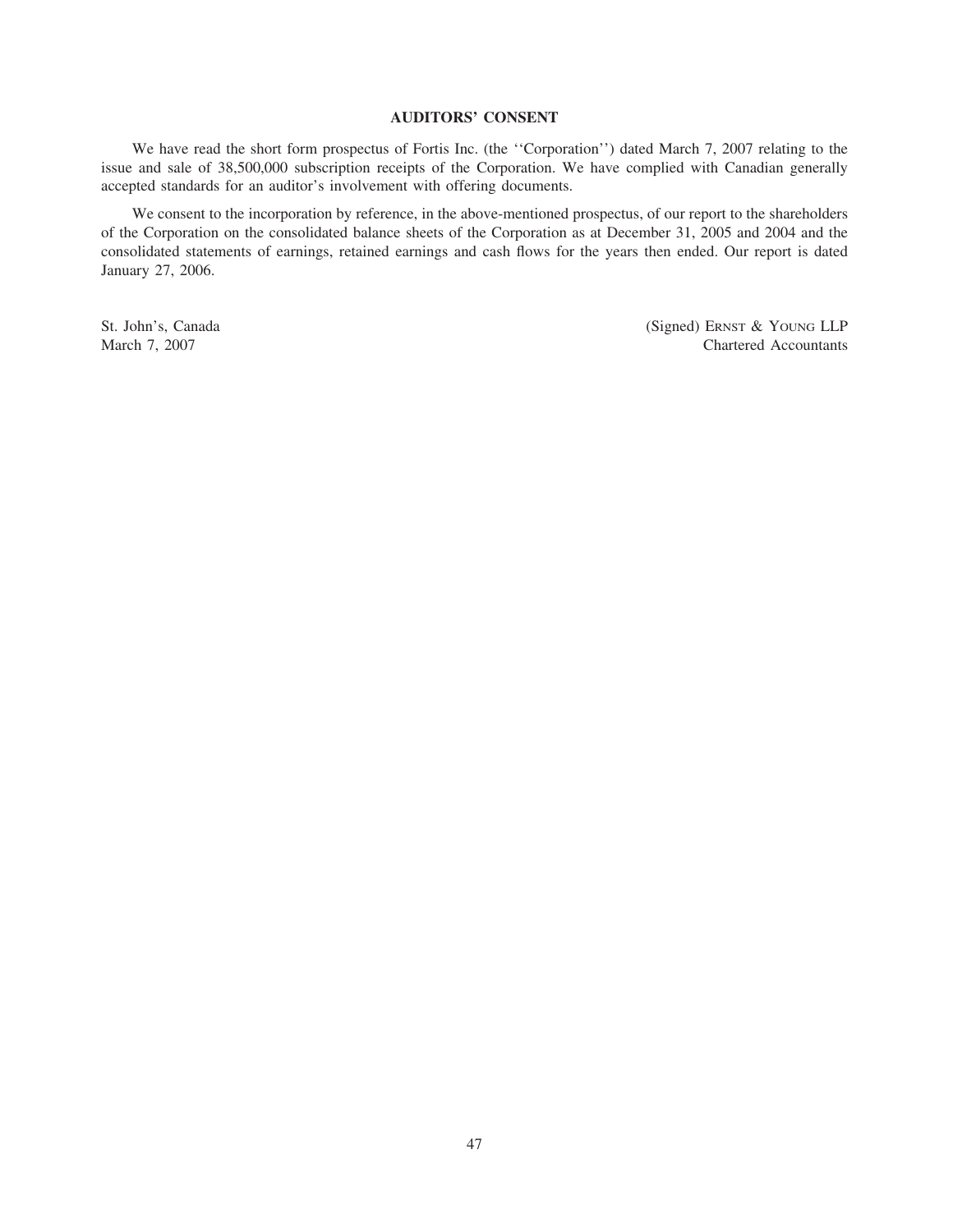# AUDITORS' CONSENT

We have read the short form prospectus of Fortis Inc. (the ''Corporation'') dated March 7, 2007 relating to the issue and sale of 38,500,000 subscription receipts of the Corporation. We have complied with Canadian generally accepted standards for an auditor's involvement with offering documents.

We consent to the incorporation by reference, in the above-mentioned prospectus, of our report to the shareholders of the Corporation on the consolidated balance sheets of the Corporation as at December 31, 2005 and 2004 and the consolidated statements of earnings, retained earnings and cash flows for the years then ended. Our report is dated January 27, 2006.

St. John's, Canada
March 7, 2007

(Signed) Ernst & Young LLP
Chartered Accountants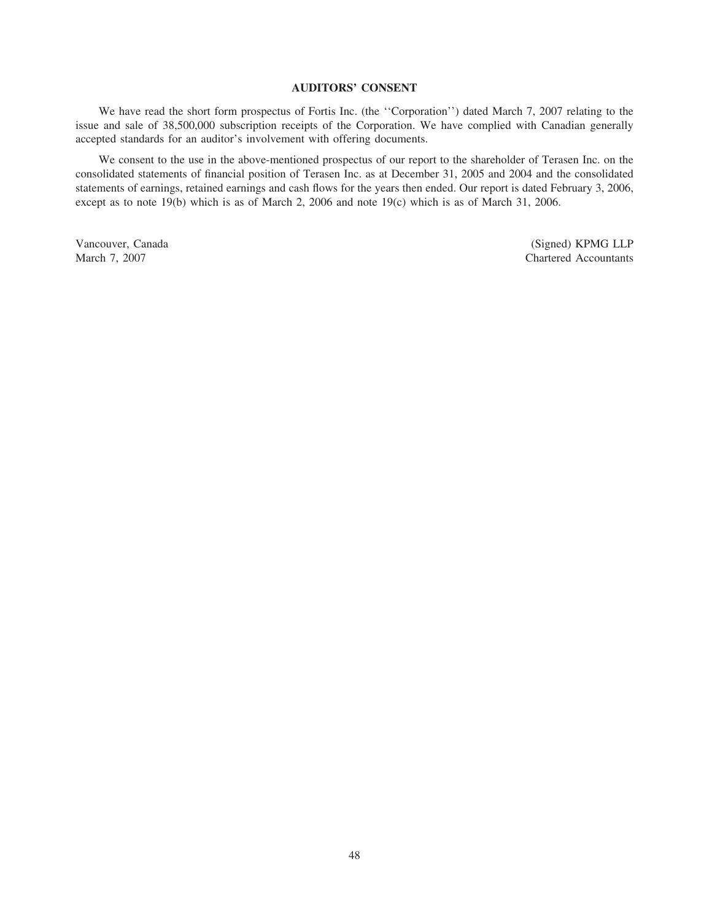# AUDITORS' CONSENT

We have read the short form prospectus of Fortis Inc. (the ''Corporation'') dated March 7, 2007 relating to the issue and sale of 38,500,000 subscription receipts of the Corporation. We have complied with Canadian generally accepted standards for an auditor's involvement with offering documents.

We consent to the use in the above-mentioned prospectus of our report to the shareholder of Terasen Inc. on the consolidated statements of financial position of Terasen Inc. as at December 31, 2005 and 2004 and the consolidated statements of earnings, retained earnings and cash flows for the years then ended. Our report is dated February 3, 2006, except as to note 19(b) which is as of March 2, 2006 and note 19(c) which is as of March 31, 2006.

Vancouver, Canada
March 7, 2007

(Signed) KPMG LLP
Chartered Accountants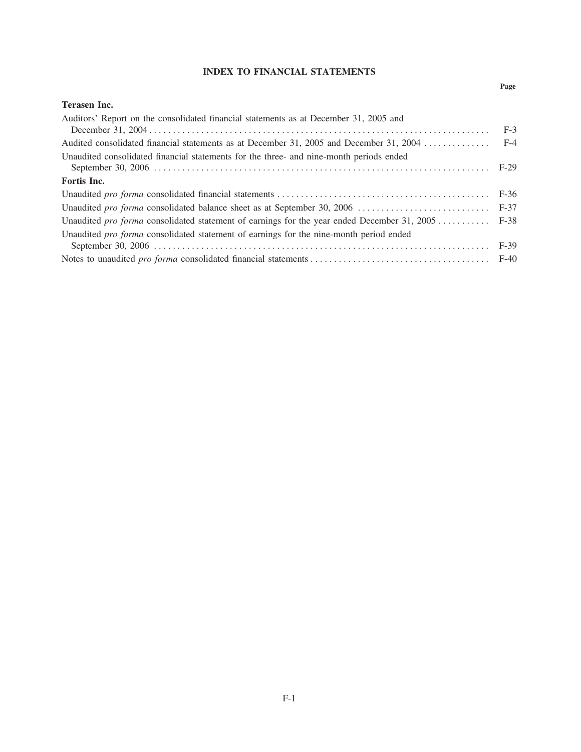# INDEX TO FINANCIAL STATEMENTS

| | Page |
|---|---|
| **Terasen Inc.** | |
| Auditors' Report on the consolidated financial statements as at December 31, 2005 and December 31, 2004 | F-3 |
| Audited consolidated financial statements as at December 31, 2005 and December 31, 2004 | F-4 |
| Unaudited consolidated financial statements for the three- and nine-month periods ended September 30, 2006 | F-29 |
| **Fortis Inc.** | |
| Unaudited *pro forma* consolidated financial statements | F-36 |
| Unaudited *pro forma* consolidated balance sheet as at September 30, 2006 | F-37 |
| Unaudited *pro forma* consolidated statement of earnings for the year ended December 31, 2005 | F-38 |
| Unaudited *pro forma* consolidated statement of earnings for the nine-month period ended September 30, 2006 | F-39 |
| Notes to unaudited *pro forma* consolidated financial statements | F-40 |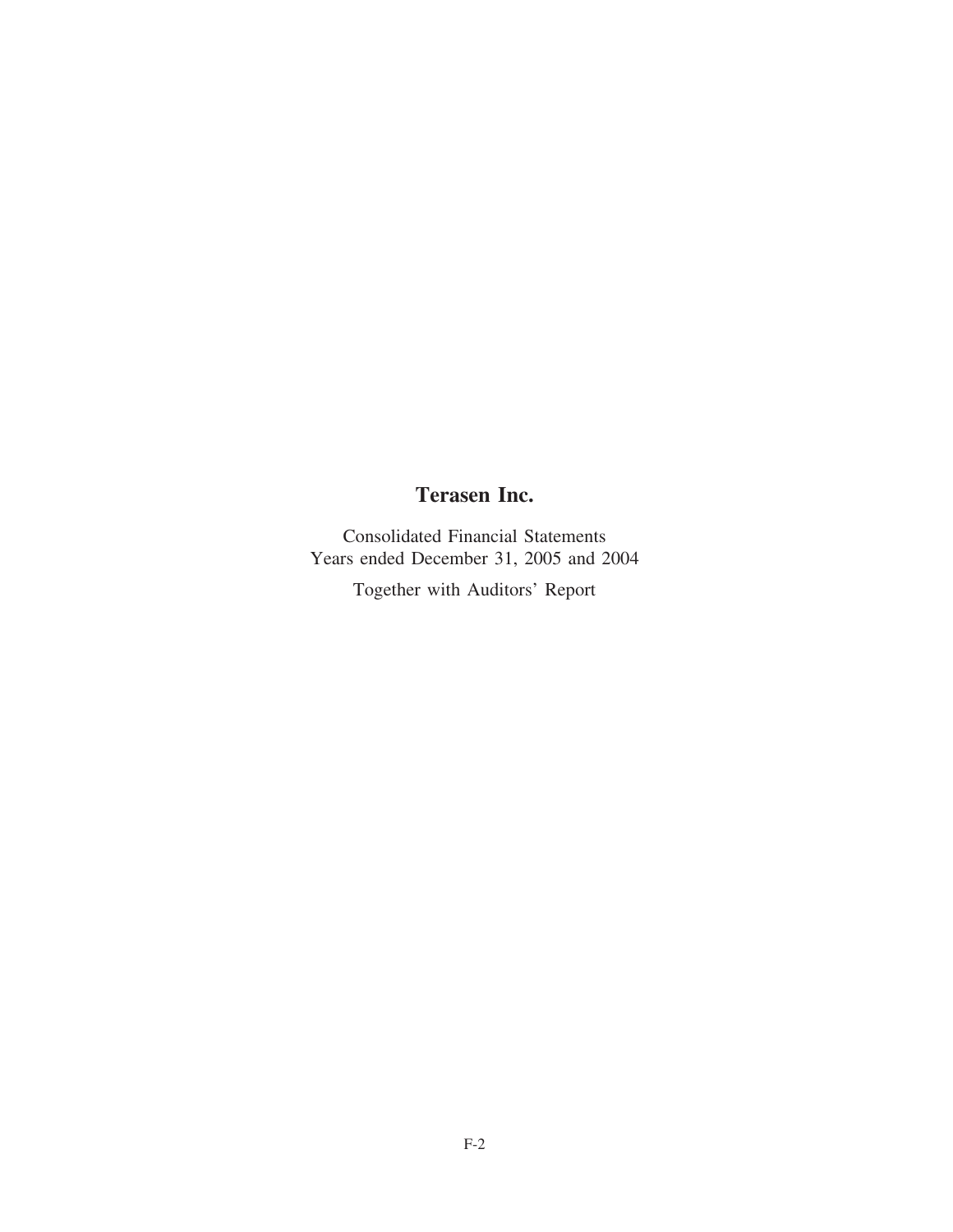# Terasen Inc.

Consolidated Financial Statements
Years ended December 31, 2005 and 2004

Together with Auditors' Report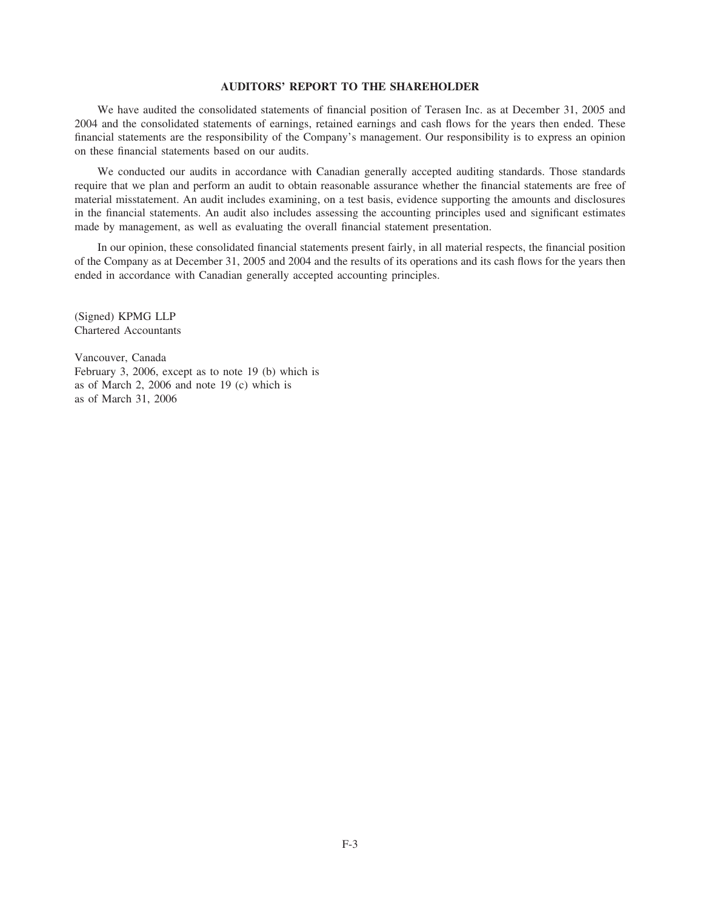## AUDITORS' REPORT TO THE SHAREHOLDER

We have audited the consolidated statements of financial position of Terasen Inc. as at December 31, 2005 and 2004 and the consolidated statements of earnings, retained earnings and cash flows for the years then ended. These financial statements are the responsibility of the Company's management. Our responsibility is to express an opinion on these financial statements based on our audits.

We conducted our audits in accordance with Canadian generally accepted auditing standards. Those standards require that we plan and perform an audit to obtain reasonable assurance whether the financial statements are free of material misstatement. An audit includes examining, on a test basis, evidence supporting the amounts and disclosures in the financial statements. An audit also includes assessing the accounting principles used and significant estimates made by management, as well as evaluating the overall financial statement presentation.

In our opinion, these consolidated financial statements present fairly, in all material respects, the financial position of the Company as at December 31, 2005 and 2004 and the results of its operations and its cash flows for the years then ended in accordance with Canadian generally accepted accounting principles.

(Signed) KPMG LLP
Chartered Accountants

Vancouver, Canada
February 3, 2006, except as to note 19 (b) which is
as of March 2, 2006 and note 19 (c) which is
as of March 31, 2006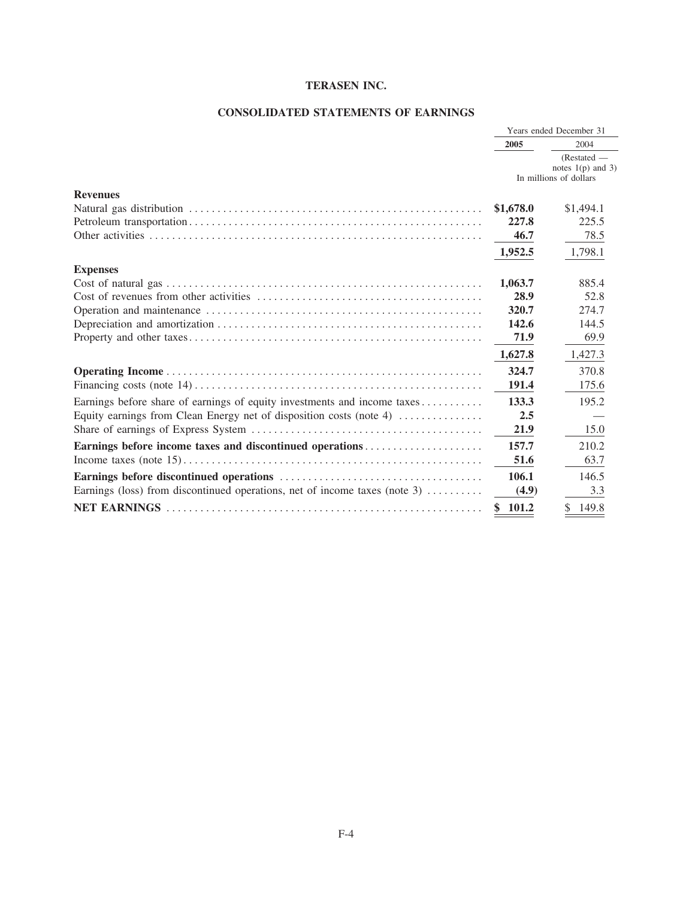# TERASEN INC.

## CONSOLIDATED STATEMENTS OF EARNINGS

| | Years ended December 31 | |
|---|---|---|
| | **2005** | 2004 (Restated — notes 1(p) and 3) |
| | In millions of dollars | |
| **Revenues** | | |
| Natural gas distribution | **$1,678.0** | $1,494.1 |
| Petroleum transportation | **227.8** | 225.5 |
| Other activities | **46.7** | 78.5 |
| | **1,952.5** | 1,798.1 |
| **Expenses** | | |
| Cost of natural gas | **1,063.7** | 885.4 |
| Cost of revenues from other activities | **28.9** | 52.8 |
| Operation and maintenance | **320.7** | 274.7 |
| Depreciation and amortization | **142.6** | 144.5 |
| Property and other taxes | **71.9** | 69.9 |
| | **1,627.8** | 1,427.3 |
| **Operating Income** | **324.7** | 370.8 |
| Financing costs (note 14) | **191.4** | 175.6 |
| Earnings before share of earnings of equity investments and income taxes | **133.3** | 195.2 |
| Equity earnings from Clean Energy net of disposition costs (note 4) | **2.5** | — |
| Share of earnings of Express System | **21.9** | 15.0 |
| **Earnings before income taxes and discontinued operations** | **157.7** | 210.2 |
| Income taxes (note 15) | **51.6** | 63.7 |
| **Earnings before discontinued operations** | **106.1** | 146.5 |
| Earnings (loss) from discontinued operations, net of income taxes (note 3) | **(4.9)** | 3.3 |
| **NET EARNINGS** | **$ 101.2** | $ 149.8 |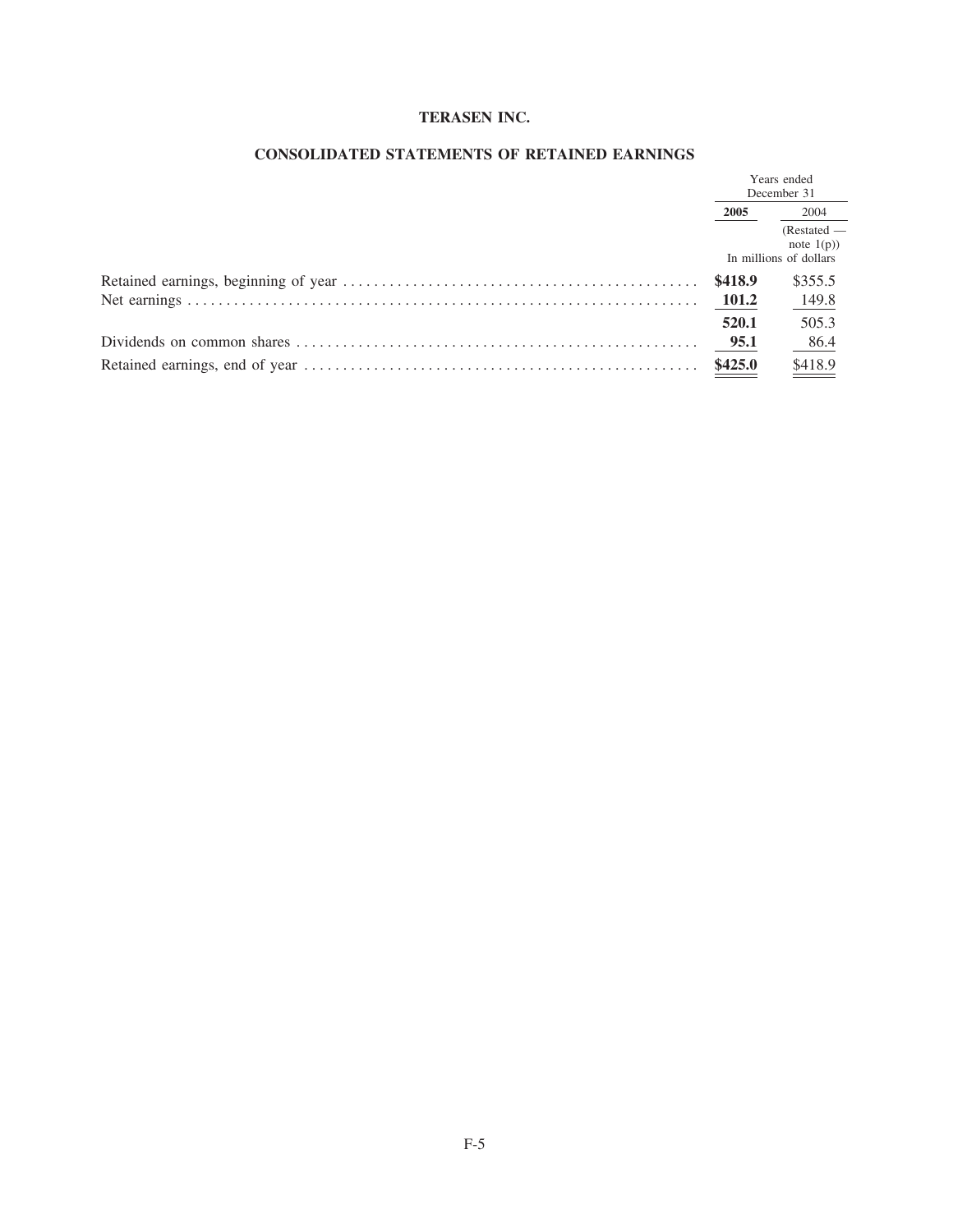# TERASEN INC.

## CONSOLIDATED STATEMENTS OF RETAINED EARNINGS

| | Years ended December 31 | |
|---|---|---|
| | **2005** | 2004 |
| | | (Restated — note 1(p)) |
| | In millions of dollars | |
| Retained earnings, beginning of year | **$418.9** | $355.5 |
| Net earnings | **101.2** | 149.8 |
| | **520.1** | 505.3 |
| Dividends on common shares | **95.1** | 86.4 |
| Retained earnings, end of year | **$425.0** | $418.9 |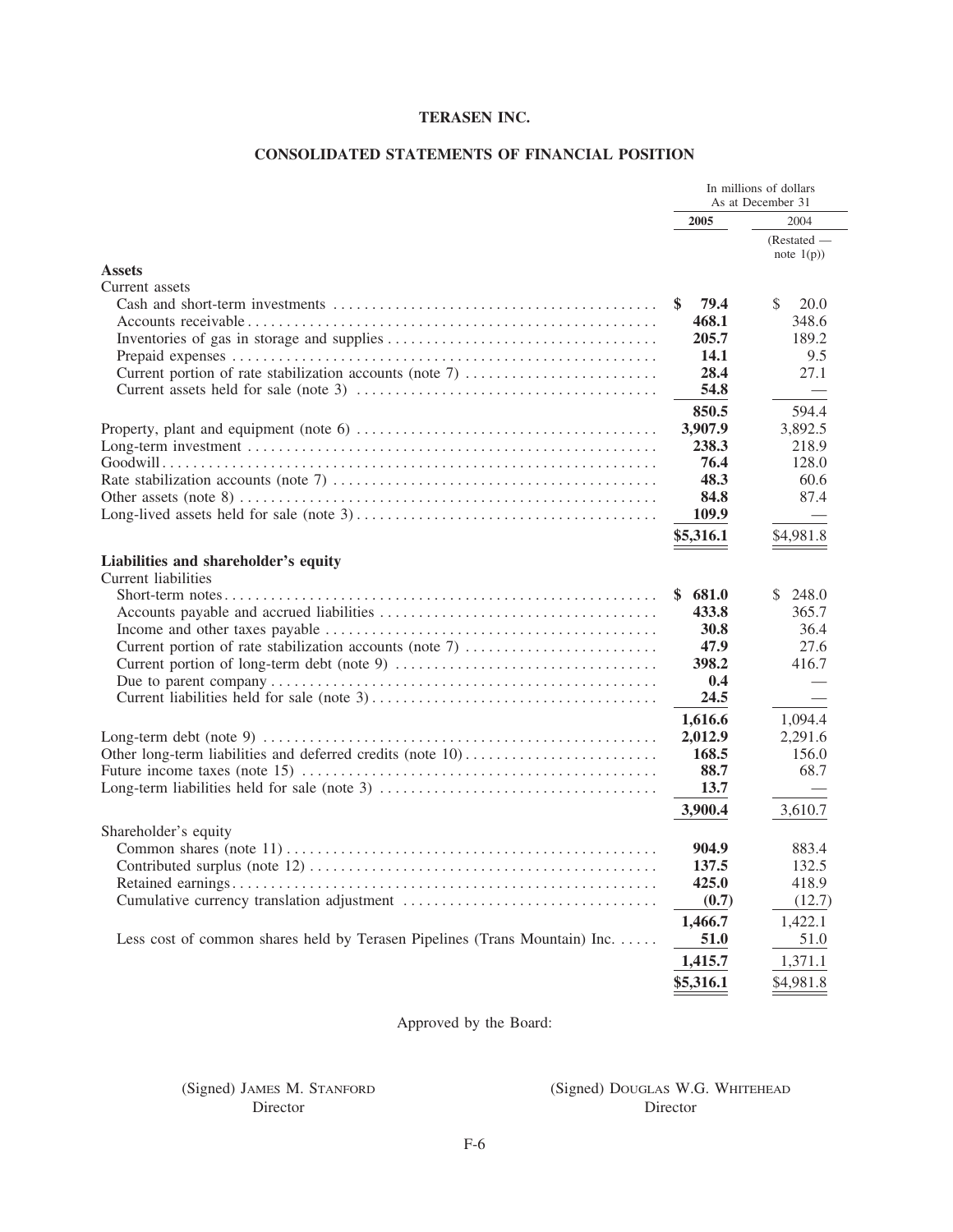# TERASEN INC.

## CONSOLIDATED STATEMENTS OF FINANCIAL POSITION

| | In millions of dollars As at December 31 | |
|---|---|---|
| | **2005** | 2004 |
| | | (Restated — note 1(p)) |
| **Assets** | | |
| Current assets | | |
| Cash and short-term investments | **$ 79.4** | $ 20.0 |
| Accounts receivable | **468.1** | 348.6 |
| Inventories of gas in storage and supplies | **205.7** | 189.2 |
| Prepaid expenses | **14.1** | 9.5 |
| Current portion of rate stabilization accounts (note 7) | **28.4** | 27.1 |
| Current assets held for sale (note 3) | **54.8** | — |
| | **850.5** | 594.4 |
| Property, plant and equipment (note 6) | **3,907.9** | 3,892.5 |
| Long-term investment | **238.3** | 218.9 |
| Goodwill | **76.4** | 128.0 |
| Rate stabilization accounts (note 7) | **48.3** | 60.6 |
| Other assets (note 8) | **84.8** | 87.4 |
| Long-lived assets held for sale (note 3) | **109.9** | — |
| | **$5,316.1** | $4,981.8 |
| **Liabilities and shareholder's equity** | | |
| Current liabilities | | |
| Short-term notes | **$ 681.0** | $ 248.0 |
| Accounts payable and accrued liabilities | **433.8** | 365.7 |
| Income and other taxes payable | **30.8** | 36.4 |
| Current portion of rate stabilization accounts (note 7) | **47.9** | 27.6 |
| Current portion of long-term debt (note 9) | **398.2** | 416.7 |
| Due to parent company | **0.4** | — |
| Current liabilities held for sale (note 3) | **24.5** | — |
| | **1,616.6** | 1,094.4 |
| Long-term debt (note 9) | **2,012.9** | 2,291.6 |
| Other long-term liabilities and deferred credits (note 10) | **168.5** | 156.0 |
| Future income taxes (note 15) | **88.7** | 68.7 |
| Long-term liabilities held for sale (note 3) | **13.7** | — |
| | **3,900.4** | 3,610.7 |
| Shareholder's equity | | |
| Common shares (note 11) | **904.9** | 883.4 |
| Contributed surplus (note 12) | **137.5** | 132.5 |
| Retained earnings | **425.0** | 418.9 |
| Cumulative currency translation adjustment | **(0.7)** | (12.7) |
| | **1,466.7** | 1,422.1 |
| Less cost of common shares held by Terasen Pipelines (Trans Mountain) Inc. | **51.0** | 51.0 |
| | **1,415.7** | 1,371.1 |
| | **$5,316.1** | $4,981.8 |

Approved by the Board:

(Signed) James M. Stanford
Director

(Signed) Douglas W.G. Whitehead
Director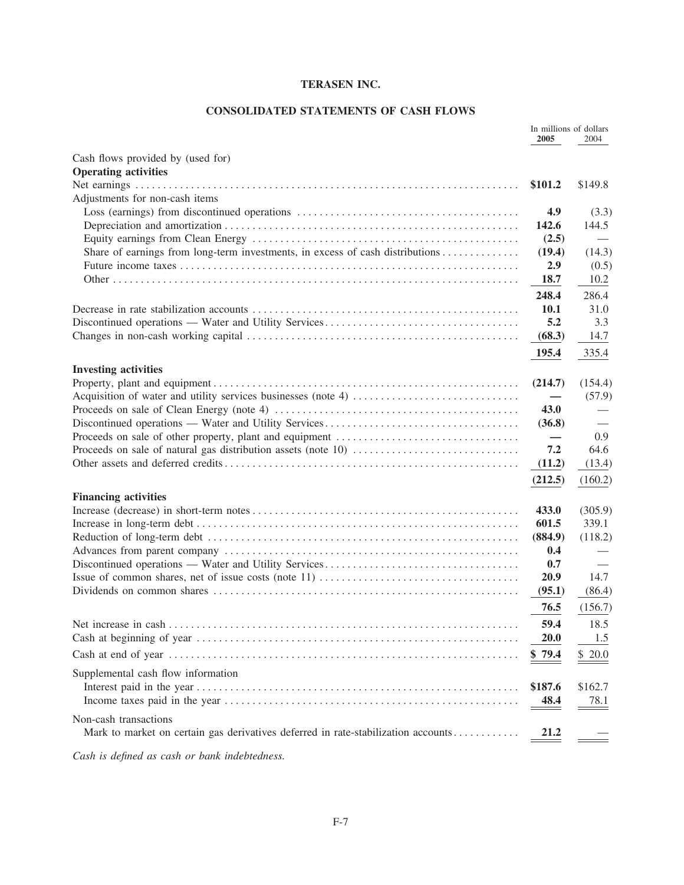**TERASEN INC.**

**CONSOLIDATED STATEMENTS OF CASH FLOWS**

| | In millions of dollars | |
|---|---|---|
| | **2005** | 2004 |
| Cash flows provided by (used for) | | |
| **Operating activities** | | |
| Net earnings | **$101.2** | $149.8 |
| Adjustments for non-cash items | | |
| Loss (earnings) from discontinued operations | **4.9** | (3.3) |
| Depreciation and amortization | **142.6** | 144.5 |
| Equity earnings from Clean Energy | **(2.5)** | — |
| Share of earnings from long-term investments, in excess of cash distributions | **(19.4)** | (14.3) |
| Future income taxes | **2.9** | (0.5) |
| Other | **18.7** | 10.2 |
| | **248.4** | 286.4 |
| Decrease in rate stabilization accounts | **10.1** | 31.0 |
| Discontinued operations — Water and Utility Services | **5.2** | 3.3 |
| Changes in non-cash working capital | **(68.3)** | 14.7 |
| | **195.4** | 335.4 |
| **Investing activities** | | |
| Property, plant and equipment | **(214.7)** | (154.4) |
| Acquisition of water and utility services businesses (note 4) | **—** | (57.9) |
| Proceeds on sale of Clean Energy (note 4) | **43.0** | — |
| Discontinued operations — Water and Utility Services | **(36.8)** | — |
| Proceeds on sale of other property, plant and equipment | **—** | 0.9 |
| Proceeds on sale of natural gas distribution assets (note 10) | **7.2** | 64.6 |
| Other assets and deferred credits | **(11.2)** | (13.4) |
| | **(212.5)** | (160.2) |
| **Financing activities** | | |
| Increase (decrease) in short-term notes | **433.0** | (305.9) |
| Increase in long-term debt | **601.5** | 339.1 |
| Reduction of long-term debt | **(884.9)** | (118.2) |
| Advances from parent company | **0.4** | — |
| Discontinued operations — Water and Utility Services | **0.7** | — |
| Issue of common shares, net of issue costs (note 11) | **20.9** | 14.7 |
| Dividends on common shares | **(95.1)** | (86.4) |
| | **76.5** | (156.7) |
| Net increase in cash | **59.4** | 18.5 |
| Cash at beginning of year | **20.0** | 1.5 |
| Cash at end of year | **$ 79.4** | $ 20.0 |
| Supplemental cash flow information | | |
| Interest paid in the year | **$187.6** | $162.7 |
| Income taxes paid in the year | **48.4** | 78.1 |
| Non-cash transactions | | |
| Mark to market on certain gas derivatives deferred in rate-stabilization accounts | **21.2** | — |

*Cash is defined as cash or bank indebtedness.*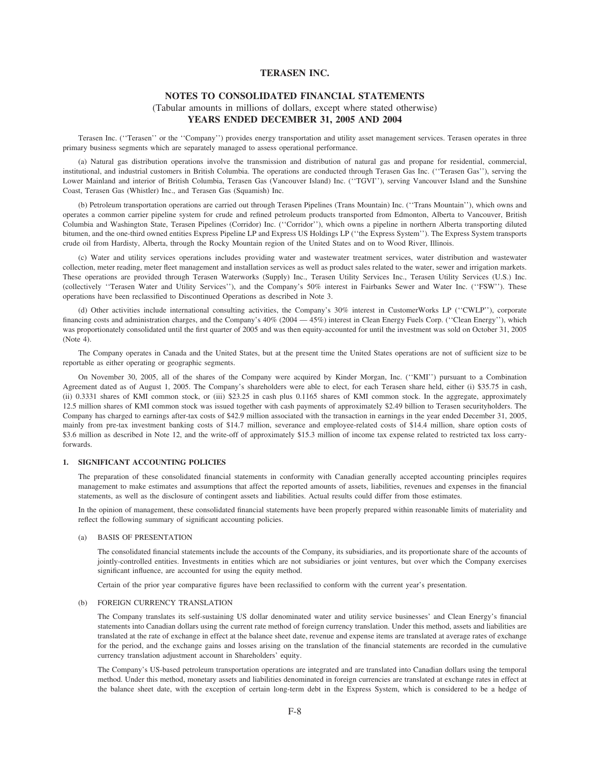# TERASEN INC.

## NOTES TO CONSOLIDATED FINANCIAL STATEMENTS

(Tabular amounts in millions of dollars, except where stated otherwise)

**YEARS ENDED DECEMBER 31, 2005 AND 2004**

Terasen Inc. (''Terasen'' or the ''Company'') provides energy transportation and utility asset management services. Terasen operates in three primary business segments which are separately managed to assess operational performance.

(a) Natural gas distribution operations involve the transmission and distribution of natural gas and propane for residential, commercial, institutional, and industrial customers in British Columbia. The operations are conducted through Terasen Gas Inc. (''Terasen Gas''), serving the Lower Mainland and interior of British Columbia, Terasen Gas (Vancouver Island) Inc. (''TGVI''), serving Vancouver Island and the Sunshine Coast, Terasen Gas (Whistler) Inc., and Terasen Gas (Squamish) Inc.

(b) Petroleum transportation operations are carried out through Terasen Pipelines (Trans Mountain) Inc. (''Trans Mountain''), which owns and operates a common carrier pipeline system for crude and refined petroleum products transported from Edmonton, Alberta to Vancouver, British Columbia and Washington State, Terasen Pipelines (Corridor) Inc. (''Corridor''), which owns a pipeline in northern Alberta transporting diluted bitumen, and the one-third owned entities Express Pipeline LP and Express US Holdings LP (''the Express System''). The Express System transports crude oil from Hardisty, Alberta, through the Rocky Mountain region of the United States and on to Wood River, Illinois.

(c) Water and utility services operations includes providing water and wastewater treatment services, water distribution and wastewater collection, meter reading, meter fleet management and installation services as well as product sales related to the water, sewer and irrigation markets. These operations are provided through Terasen Waterworks (Supply) Inc., Terasen Utility Services Inc., Terasen Utility Services (U.S.) Inc. (collectively ''Terasen Water and Utility Services''), and the Company's 50% interest in Fairbanks Sewer and Water Inc. (''FSW''). These operations have been reclassified to Discontinued Operations as described in Note 3.

(d) Other activities include international consulting activities, the Company's 30% interest in CustomerWorks LP (''CWLP''), corporate financing costs and administration charges, and the Company's 40% (2004 — 45%) interest in Clean Energy Fuels Corp. (''Clean Energy''), which was proportionately consolidated until the first quarter of 2005 and was then equity-accounted for until the investment was sold on October 31, 2005 (Note 4).

The Company operates in Canada and the United States, but at the present time the United States operations are not of sufficient size to be reportable as either operating or geographic segments.

On November 30, 2005, all of the shares of the Company were acquired by Kinder Morgan, Inc. (''KMI'') pursuant to a Combination Agreement dated as of August 1, 2005. The Company's shareholders were able to elect, for each Terasen share held, either (i) $35.75 in cash, (ii) 0.3331 shares of KMI common stock, or (iii) $23.25 in cash plus 0.1165 shares of KMI common stock. In the aggregate, approximately 12.5 million shares of KMI common stock was issued together with cash payments of approximately $2.49 billion to Terasen securityholders. The Company has charged to earnings after-tax costs of $42.9 million associated with the transaction in earnings in the year ended December 31, 2005, mainly from pre-tax investment banking costs of $14.7 million, severance and employee-related costs of $14.4 million, share option costs of $3.6 million as described in Note 12, and the write-off of approximately $15.3 million of income tax expense related to restricted tax loss carry-forwards.

### 1. SIGNIFICANT ACCOUNTING POLICIES

The preparation of these consolidated financial statements in conformity with Canadian generally accepted accounting principles requires management to make estimates and assumptions that affect the reported amounts of assets, liabilities, revenues and expenses in the financial statements, as well as the disclosure of contingent assets and liabilities. Actual results could differ from those estimates.

In the opinion of management, these consolidated financial statements have been properly prepared within reasonable limits of materiality and reflect the following summary of significant accounting policies.

#### (a) BASIS OF PRESENTATION

The consolidated financial statements include the accounts of the Company, its subsidiaries, and its proportionate share of the accounts of jointly-controlled entities. Investments in entities which are not subsidiaries or joint ventures, but over which the Company exercises significant influence, are accounted for using the equity method.

Certain of the prior year comparative figures have been reclassified to conform with the current year's presentation.

#### (b) FOREIGN CURRENCY TRANSLATION

The Company translates its self-sustaining US dollar denominated water and utility service businesses' and Clean Energy's financial statements into Canadian dollars using the current rate method of foreign currency translation. Under this method, assets and liabilities are translated at the rate of exchange in effect at the balance sheet date, revenue and expense items are translated at average rates of exchange for the period, and the exchange gains and losses arising on the translation of the financial statements are recorded in the cumulative currency translation adjustment account in Shareholders' equity.

The Company's US-based petroleum transportation operations are integrated and are translated into Canadian dollars using the temporal method. Under this method, monetary assets and liabilities denominated in foreign currencies are translated at exchange rates in effect at the balance sheet date, with the exception of certain long-term debt in the Express System, which is considered to be a hedge of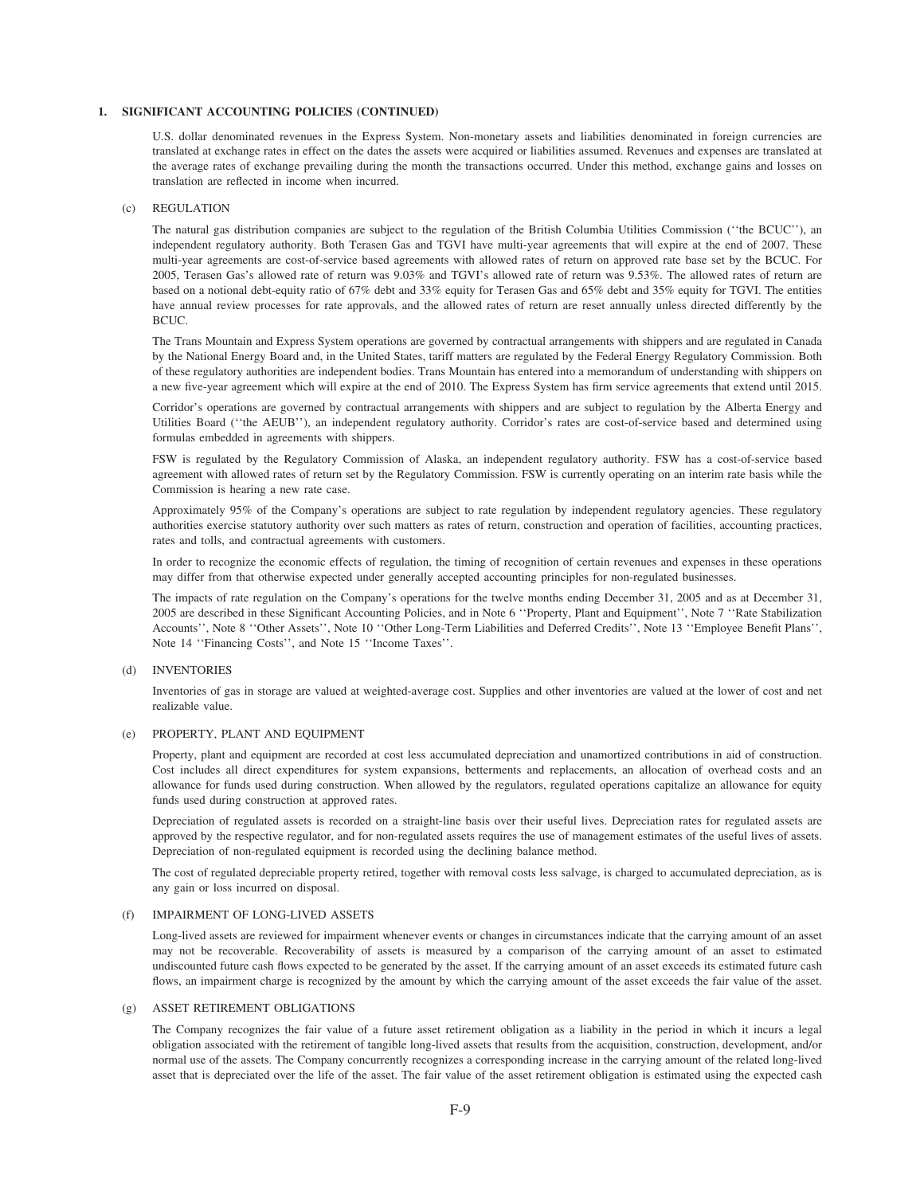## 1. SIGNIFICANT ACCOUNTING POLICIES (CONTINUED)

U.S. dollar denominated revenues in the Express System. Non-monetary assets and liabilities denominated in foreign currencies are translated at exchange rates in effect on the dates the assets were acquired or liabilities assumed. Revenues and expenses are translated at the average rates of exchange prevailing during the month the transactions occurred. Under this method, exchange gains and losses on translation are reflected in income when incurred.

### (c) REGULATION

The natural gas distribution companies are subject to the regulation of the British Columbia Utilities Commission (''the BCUC''), an independent regulatory authority. Both Terasen Gas and TGVI have multi-year agreements that will expire at the end of 2007. These multi-year agreements are cost-of-service based agreements with allowed rates of return on approved rate base set by the BCUC. For 2005, Terasen Gas's allowed rate of return was 9.03% and TGVI's allowed rate of return was 9.53%. The allowed rates of return are based on a notional debt-equity ratio of 67% debt and 33% equity for Terasen Gas and 65% debt and 35% equity for TGVI. The entities have annual review processes for rate approvals, and the allowed rates of return are reset annually unless directed differently by the BCUC.

The Trans Mountain and Express System operations are governed by contractual arrangements with shippers and are regulated in Canada by the National Energy Board and, in the United States, tariff matters are regulated by the Federal Energy Regulatory Commission. Both of these regulatory authorities are independent bodies. Trans Mountain has entered into a memorandum of understanding with shippers on a new five-year agreement which will expire at the end of 2010. The Express System has firm service agreements that extend until 2015.

Corridor's operations are governed by contractual arrangements with shippers and are subject to regulation by the Alberta Energy and Utilities Board (''the AEUB''), an independent regulatory authority. Corridor's rates are cost-of-service based and determined using formulas embedded in agreements with shippers.

FSW is regulated by the Regulatory Commission of Alaska, an independent regulatory authority. FSW has a cost-of-service based agreement with allowed rates of return set by the Regulatory Commission. FSW is currently operating on an interim rate basis while the Commission is hearing a new rate case.

Approximately 95% of the Company's operations are subject to rate regulation by independent regulatory agencies. These regulatory authorities exercise statutory authority over such matters as rates of return, construction and operation of facilities, accounting practices, rates and tolls, and contractual agreements with customers.

In order to recognize the economic effects of regulation, the timing of recognition of certain revenues and expenses in these operations may differ from that otherwise expected under generally accepted accounting principles for non-regulated businesses.

The impacts of rate regulation on the Company's operations for the twelve months ending December 31, 2005 and as at December 31, 2005 are described in these Significant Accounting Policies, and in Note 6 ''Property, Plant and Equipment'', Note 7 ''Rate Stabilization Accounts'', Note 8 ''Other Assets'', Note 10 ''Other Long-Term Liabilities and Deferred Credits'', Note 13 ''Employee Benefit Plans'', Note 14 ''Financing Costs'', and Note 15 ''Income Taxes''.

### (d) INVENTORIES

Inventories of gas in storage are valued at weighted-average cost. Supplies and other inventories are valued at the lower of cost and net realizable value.

### (e) PROPERTY, PLANT AND EQUIPMENT

Property, plant and equipment are recorded at cost less accumulated depreciation and unamortized contributions in aid of construction. Cost includes all direct expenditures for system expansions, betterments and replacements, an allocation of overhead costs and an allowance for funds used during construction. When allowed by the regulators, regulated operations capitalize an allowance for equity funds used during construction at approved rates.

Depreciation of regulated assets is recorded on a straight-line basis over their useful lives. Depreciation rates for regulated assets are approved by the respective regulator, and for non-regulated assets requires the use of management estimates of the useful lives of assets. Depreciation of non-regulated equipment is recorded using the declining balance method.

The cost of regulated depreciable property retired, together with removal costs less salvage, is charged to accumulated depreciation, as is any gain or loss incurred on disposal.

### (f) IMPAIRMENT OF LONG-LIVED ASSETS

Long-lived assets are reviewed for impairment whenever events or changes in circumstances indicate that the carrying amount of an asset may not be recoverable. Recoverability of assets is measured by a comparison of the carrying amount of an asset to estimated undiscounted future cash flows expected to be generated by the asset. If the carrying amount of an asset exceeds its estimated future cash flows, an impairment charge is recognized by the amount by which the carrying amount of the asset exceeds the fair value of the asset.

### (g) ASSET RETIREMENT OBLIGATIONS

The Company recognizes the fair value of a future asset retirement obligation as a liability in the period in which it incurs a legal obligation associated with the retirement of tangible long-lived assets that results from the acquisition, construction, development, and/or normal use of the assets. The Company concurrently recognizes a corresponding increase in the carrying amount of the related long-lived asset that is depreciated over the life of the asset. The fair value of the asset retirement obligation is estimated using the expected cash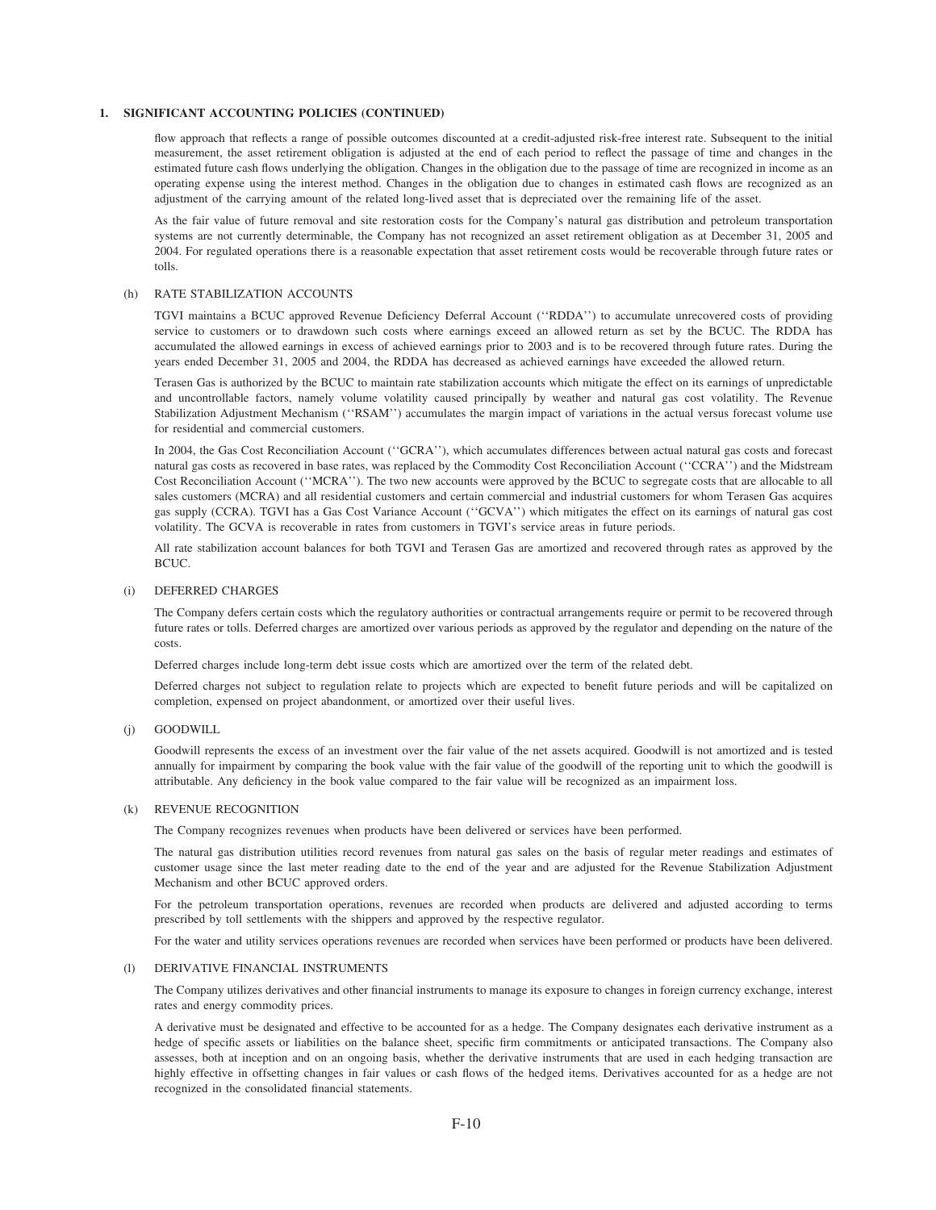## 1. SIGNIFICANT ACCOUNTING POLICIES (CONTINUED)

flow approach that reflects a range of possible outcomes discounted at a credit-adjusted risk-free interest rate. Subsequent to the initial measurement, the asset retirement obligation is adjusted at the end of each period to reflect the passage of time and changes in the estimated future cash flows underlying the obligation. Changes in the obligation due to the passage of time are recognized in income as an operating expense using the interest method. Changes in the obligation due to changes in estimated cash flows are recognized as an adjustment of the carrying amount of the related long-lived asset that is depreciated over the remaining life of the asset.

As the fair value of future removal and site restoration costs for the Company's natural gas distribution and petroleum transportation systems are not currently determinable, the Company has not recognized an asset retirement obligation as at December 31, 2005 and 2004. For regulated operations there is a reasonable expectation that asset retirement costs would be recoverable through future rates or tolls.

### (h) RATE STABILIZATION ACCOUNTS

TGVI maintains a BCUC approved Revenue Deficiency Deferral Account (''RDDA'') to accumulate unrecovered costs of providing service to customers or to drawdown such costs where earnings exceed an allowed return as set by the BCUC. The RDDA has accumulated the allowed earnings in excess of achieved earnings prior to 2003 and is to be recovered through future rates. During the years ended December 31, 2005 and 2004, the RDDA has decreased as achieved earnings have exceeded the allowed return.

Terasen Gas is authorized by the BCUC to maintain rate stabilization accounts which mitigate the effect on its earnings of unpredictable and uncontrollable factors, namely volume volatility caused principally by weather and natural gas cost volatility. The Revenue Stabilization Adjustment Mechanism (''RSAM'') accumulates the margin impact of variations in the actual versus forecast volume use for residential and commercial customers.

In 2004, the Gas Cost Reconciliation Account (''GCRA''), which accumulates differences between actual natural gas costs and forecast natural gas costs as recovered in base rates, was replaced by the Commodity Cost Reconciliation Account (''CCRA'') and the Midstream Cost Reconciliation Account (''MCRA''). The two new accounts were approved by the BCUC to segregate costs that are allocable to all sales customers (MCRA) and all residential customers and certain commercial and industrial customers for whom Terasen Gas acquires gas supply (CCRA). TGVI has a Gas Cost Variance Account (''GCVA'') which mitigates the effect on its earnings of natural gas cost volatility. The GCVA is recoverable in rates from customers in TGVI's service areas in future periods.

All rate stabilization account balances for both TGVI and Terasen Gas are amortized and recovered through rates as approved by the BCUC.

### (i) DEFERRED CHARGES

The Company defers certain costs which the regulatory authorities or contractual arrangements require or permit to be recovered through future rates or tolls. Deferred charges are amortized over various periods as approved by the regulator and depending on the nature of the costs.

Deferred charges include long-term debt issue costs which are amortized over the term of the related debt.

Deferred charges not subject to regulation relate to projects which are expected to benefit future periods and will be capitalized on completion, expensed on project abandonment, or amortized over their useful lives.

### (j) GOODWILL

Goodwill represents the excess of an investment over the fair value of the net assets acquired. Goodwill is not amortized and is tested annually for impairment by comparing the book value with the fair value of the goodwill of the reporting unit to which the goodwill is attributable. Any deficiency in the book value compared to the fair value will be recognized as an impairment loss.

### (k) REVENUE RECOGNITION

The Company recognizes revenues when products have been delivered or services have been performed.

The natural gas distribution utilities record revenues from natural gas sales on the basis of regular meter readings and estimates of customer usage since the last meter reading date to the end of the year and are adjusted for the Revenue Stabilization Adjustment Mechanism and other BCUC approved orders.

For the petroleum transportation operations, revenues are recorded when products are delivered and adjusted according to terms prescribed by toll settlements with the shippers and approved by the respective regulator.

For the water and utility services operations revenues are recorded when services have been performed or products have been delivered.

### (l) DERIVATIVE FINANCIAL INSTRUMENTS

The Company utilizes derivatives and other financial instruments to manage its exposure to changes in foreign currency exchange, interest rates and energy commodity prices.

A derivative must be designated and effective to be accounted for as a hedge. The Company designates each derivative instrument as a hedge of specific assets or liabilities on the balance sheet, specific firm commitments or anticipated transactions. The Company also assesses, both at inception and on an ongoing basis, whether the derivative instruments that are used in each hedging transaction are highly effective in offsetting changes in fair values or cash flows of the hedged items. Derivatives accounted for as a hedge are not recognized in the consolidated financial statements.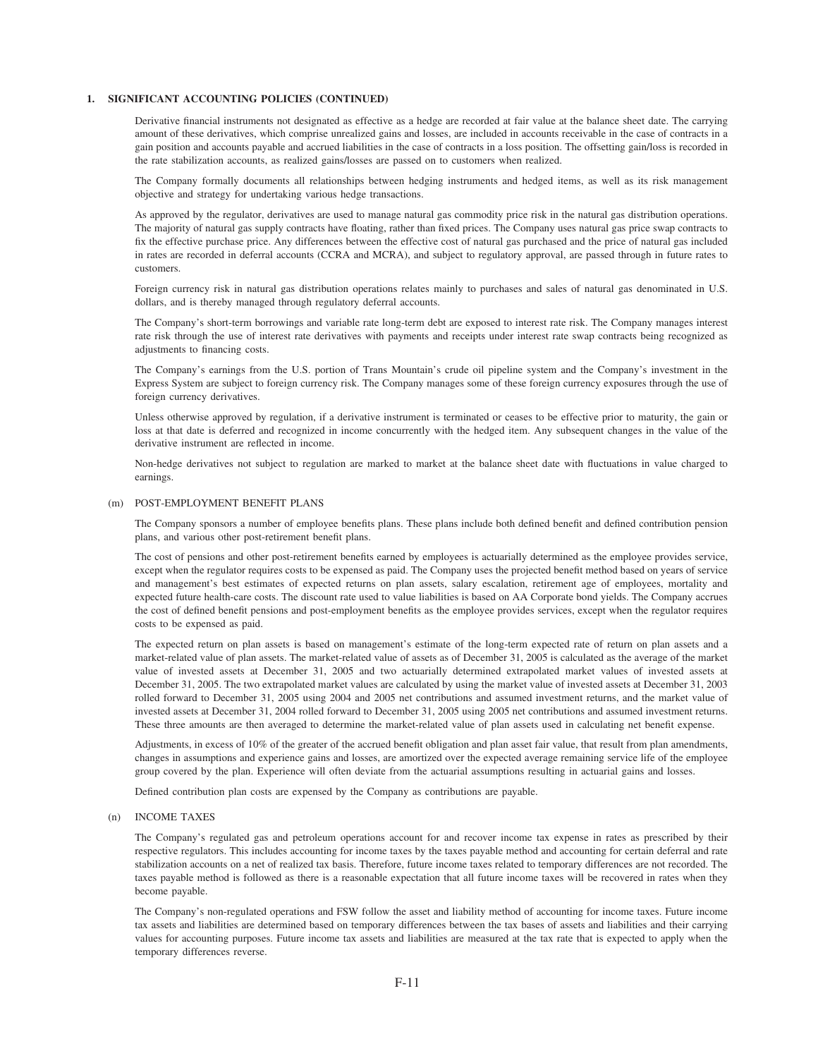## 1. SIGNIFICANT ACCOUNTING POLICIES (CONTINUED)

Derivative financial instruments not designated as effective as a hedge are recorded at fair value at the balance sheet date. The carrying amount of these derivatives, which comprise unrealized gains and losses, are included in accounts receivable in the case of contracts in a gain position and accounts payable and accrued liabilities in the case of contracts in a loss position. The offsetting gain/loss is recorded in the rate stabilization accounts, as realized gains/losses are passed on to customers when realized.

The Company formally documents all relationships between hedging instruments and hedged items, as well as its risk management objective and strategy for undertaking various hedge transactions.

As approved by the regulator, derivatives are used to manage natural gas commodity price risk in the natural gas distribution operations. The majority of natural gas supply contracts have floating, rather than fixed prices. The Company uses natural gas price swap contracts to fix the effective purchase price. Any differences between the effective cost of natural gas purchased and the price of natural gas included in rates are recorded in deferral accounts (CCRA and MCRA), and subject to regulatory approval, are passed through in future rates to customers.

Foreign currency risk in natural gas distribution operations relates mainly to purchases and sales of natural gas denominated in U.S. dollars, and is thereby managed through regulatory deferral accounts.

The Company's short-term borrowings and variable rate long-term debt are exposed to interest rate risk. The Company manages interest rate risk through the use of interest rate derivatives with payments and receipts under interest rate swap contracts being recognized as adjustments to financing costs.

The Company's earnings from the U.S. portion of Trans Mountain's crude oil pipeline system and the Company's investment in the Express System are subject to foreign currency risk. The Company manages some of these foreign currency exposures through the use of foreign currency derivatives.

Unless otherwise approved by regulation, if a derivative instrument is terminated or ceases to be effective prior to maturity, the gain or loss at that date is deferred and recognized in income concurrently with the hedged item. Any subsequent changes in the value of the derivative instrument are reflected in income.

Non-hedge derivatives not subject to regulation are marked to market at the balance sheet date with fluctuations in value charged to earnings.

### (m) POST-EMPLOYMENT BENEFIT PLANS

The Company sponsors a number of employee benefits plans. These plans include both defined benefit and defined contribution pension plans, and various other post-retirement benefit plans.

The cost of pensions and other post-retirement benefits earned by employees is actuarially determined as the employee provides service, except when the regulator requires costs to be expensed as paid. The Company uses the projected benefit method based on years of service and management's best estimates of expected returns on plan assets, salary escalation, retirement age of employees, mortality and expected future health-care costs. The discount rate used to value liabilities is based on AA Corporate bond yields. The Company accrues the cost of defined benefit pensions and post-employment benefits as the employee provides services, except when the regulator requires costs to be expensed as paid.

The expected return on plan assets is based on management's estimate of the long-term expected rate of return on plan assets and a market-related value of plan assets. The market-related value of assets as of December 31, 2005 is calculated as the average of the market value of invested assets at December 31, 2005 and two actuarially determined extrapolated market values of invested assets at December 31, 2005. The two extrapolated market values are calculated by using the market value of invested assets at December 31, 2003 rolled forward to December 31, 2005 using 2004 and 2005 net contributions and assumed investment returns, and the market value of invested assets at December 31, 2004 rolled forward to December 31, 2005 using 2005 net contributions and assumed investment returns. These three amounts are then averaged to determine the market-related value of plan assets used in calculating net benefit expense.

Adjustments, in excess of 10% of the greater of the accrued benefit obligation and plan asset fair value, that result from plan amendments, changes in assumptions and experience gains and losses, are amortized over the expected average remaining service life of the employee group covered by the plan. Experience will often deviate from the actuarial assumptions resulting in actuarial gains and losses.

Defined contribution plan costs are expensed by the Company as contributions are payable.

### (n) INCOME TAXES

The Company's regulated gas and petroleum operations account for and recover income tax expense in rates as prescribed by their respective regulators. This includes accounting for income taxes by the taxes payable method and accounting for certain deferral and rate stabilization accounts on a net of realized tax basis. Therefore, future income taxes related to temporary differences are not recorded. The taxes payable method is followed as there is a reasonable expectation that all future income taxes will be recovered in rates when they become payable.

The Company's non-regulated operations and FSW follow the asset and liability method of accounting for income taxes. Future income tax assets and liabilities are determined based on temporary differences between the tax bases of assets and liabilities and their carrying values for accounting purposes. Future income tax assets and liabilities are measured at the tax rate that is expected to apply when the temporary differences reverse.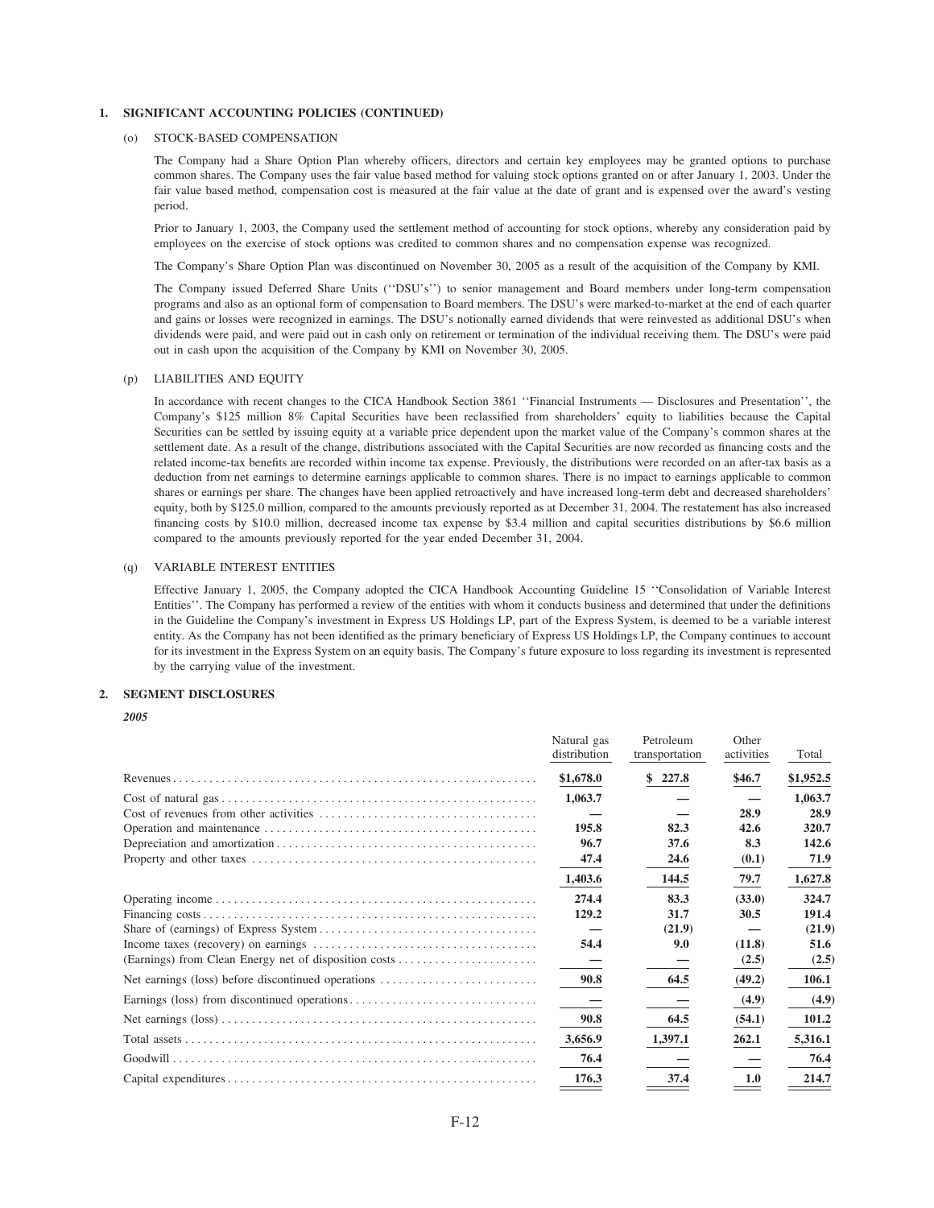## 1. SIGNIFICANT ACCOUNTING POLICIES (CONTINUED)

### (o) STOCK-BASED COMPENSATION

The Company had a Share Option Plan whereby officers, directors and certain key employees may be granted options to purchase common shares. The Company uses the fair value based method for valuing stock options granted on or after January 1, 2003. Under the fair value based method, compensation cost is measured at the fair value at the date of grant and is expensed over the award's vesting period.

Prior to January 1, 2003, the Company used the settlement method of accounting for stock options, whereby any consideration paid by employees on the exercise of stock options was credited to common shares and no compensation expense was recognized.

The Company's Share Option Plan was discontinued on November 30, 2005 as a result of the acquisition of the Company by KMI.

The Company issued Deferred Share Units (''DSU's'') to senior management and Board members under long-term compensation programs and also as an optional form of compensation to Board members. The DSU's were marked-to-market at the end of each quarter and gains or losses were recognized in earnings. The DSU's notionally earned dividends that were reinvested as additional DSU's when dividends were paid, and were paid out in cash only on retirement or termination of the individual receiving them. The DSU's were paid out in cash upon the acquisition of the Company by KMI on November 30, 2005.

### (p) LIABILITIES AND EQUITY

In accordance with recent changes to the CICA Handbook Section 3861 ''Financial Instruments — Disclosures and Presentation'', the Company's $125 million 8% Capital Securities have been reclassified from shareholders' equity to liabilities because the Capital Securities can be settled by issuing equity at a variable price dependent upon the market value of the Company's common shares at the settlement date. As a result of the change, distributions associated with the Capital Securities are now recorded as financing costs and the related income-tax benefits are recorded within income tax expense. Previously, the distributions were recorded on an after-tax basis as a deduction from net earnings to determine earnings applicable to common shares. There is no impact to earnings applicable to common shares or earnings per share. The changes have been applied retroactively and have increased long-term debt and decreased shareholders' equity, both by $125.0 million, compared to the amounts previously reported as at December 31, 2004. The restatement has also increased financing costs by $10.0 million, decreased income tax expense by $3.4 million and capital securities distributions by $6.6 million compared to the amounts previously reported for the year ended December 31, 2004.

### (q) VARIABLE INTEREST ENTITIES

Effective January 1, 2005, the Company adopted the CICA Handbook Accounting Guideline 15 ''Consolidation of Variable Interest Entities''. The Company has performed a review of the entities with whom it conducts business and determined that under the definitions in the Guideline the Company's investment in Express US Holdings LP, part of the Express System, is deemed to be a variable interest entity. As the Company has not been identified as the primary beneficiary of Express US Holdings LP, the Company continues to account for its investment in the Express System on an equity basis. The Company's future exposure to loss regarding its investment is represented by the carrying value of the investment.

## 2. SEGMENT DISCLOSURES

***2005***

| | Natural gas distribution | Petroleum transportation | Other activities | Total |
|---|---|---|---|---|
| Revenues | $1,678.0 | $ 227.8 | $46.7 | $1,952.5 |
| Cost of natural gas | 1,063.7 | — | — | 1,063.7 |
| Cost of revenues from other activities | — | — | 28.9 | 28.9 |
| Operation and maintenance | 195.8 | 82.3 | 42.6 | 320.7 |
| Depreciation and amortization | 96.7 | 37.6 | 8.3 | 142.6 |
| Property and other taxes | 47.4 | 24.6 | (0.1) | 71.9 |
| | 1,403.6 | 144.5 | 79.7 | 1,627.8 |
| Operating income | 274.4 | 83.3 | (33.0) | 324.7 |
| Financing costs | 129.2 | 31.7 | 30.5 | 191.4 |
| Share of (earnings) of Express System | — | (21.9) | — | (21.9) |
| Income taxes (recovery) on earnings | 54.4 | 9.0 | (11.8) | 51.6 |
| (Earnings) from Clean Energy net of disposition costs | — | — | (2.5) | (2.5) |
| Net earnings (loss) before discontinued operations | 90.8 | 64.5 | (49.2) | 106.1 |
| Earnings (loss) from discontinued operations | — | — | (4.9) | (4.9) |
| Net earnings (loss) | 90.8 | 64.5 | (54.1) | 101.2 |
| Total assets | 3,656.9 | 1,397.1 | 262.1 | 5,316.1 |
| Goodwill | 76.4 | — | — | 76.4 |
| Capital expenditures | 176.3 | 37.4 | 1.0 | 214.7 |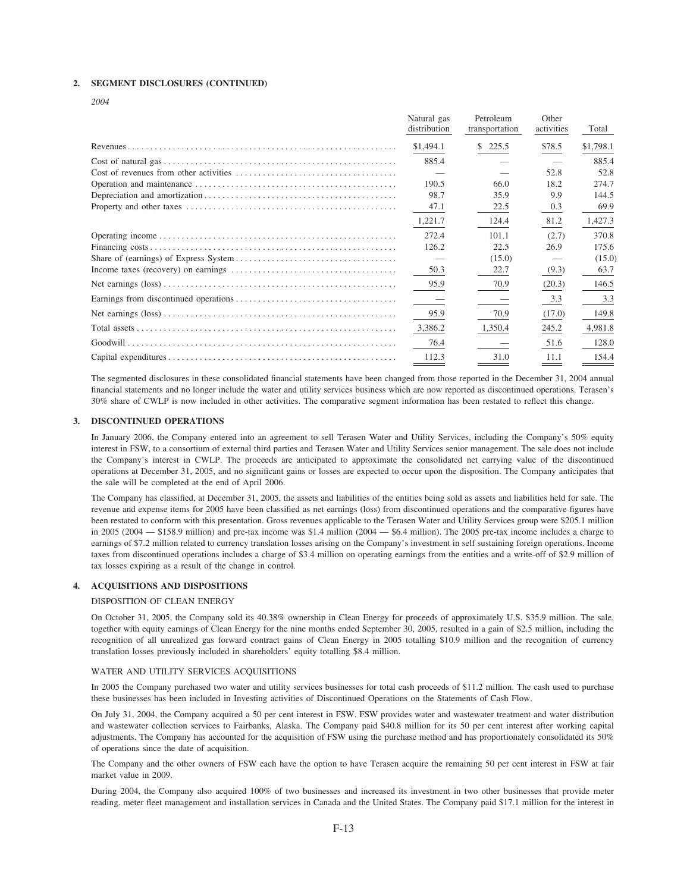## 2. SEGMENT DISCLOSURES (CONTINUED)

*2004*

| | Natural gas distribution | Petroleum transportation | Other activities | Total |
|---|---|---|---|---|
| Revenues | $1,494.1 | $ 225.5 | $78.5 | $1,798.1 |
| Cost of natural gas | 885.4 | — | — | 885.4 |
| Cost of revenues from other activities | — | — | 52.8 | 52.8 |
| Operation and maintenance | 190.5 | 66.0 | 18.2 | 274.7 |
| Depreciation and amortization | 98.7 | 35.9 | 9.9 | 144.5 |
| Property and other taxes | 47.1 | 22.5 | 0.3 | 69.9 |
| | 1,221.7 | 124.4 | 81.2 | 1,427.3 |
| Operating income | 272.4 | 101.1 | (2.7) | 370.8 |
| Financing costs | 126.2 | 22.5 | 26.9 | 175.6 |
| Share of (earnings) of Express System | — | (15.0) | — | (15.0) |
| Income taxes (recovery) on earnings | 50.3 | 22.7 | (9.3) | 63.7 |
| Net earnings (loss) | 95.9 | 70.9 | (20.3) | 146.5 |
| Earnings from discontinued operations | — | — | 3.3 | 3.3 |
| Net earnings (loss) | 95.9 | 70.9 | (17.0) | 149.8 |
| Total assets | 3,386.2 | 1,350.4 | 245.2 | 4,981.8 |
| Goodwill | 76.4 | — | 51.6 | 128.0 |
| Capital expenditures | 112.3 | 31.0 | 11.1 | 154.4 |

The segmented disclosures in these consolidated financial statements have been changed from those reported in the December 31, 2004 annual financial statements and no longer include the water and utility services business which are now reported as discontinued operations. Terasen's 30% share of CWLP is now included in other activities. The comparative segment information has been restated to reflect this change.

## 3. DISCONTINUED OPERATIONS

In January 2006, the Company entered into an agreement to sell Terasen Water and Utility Services, including the Company's 50% equity interest in FSW, to a consortium of external third parties and Terasen Water and Utility Services senior management. The sale does not include the Company's interest in CWLP. The proceeds are anticipated to approximate the consolidated net carrying value of the discontinued operations at December 31, 2005, and no significant gains or losses are expected to occur upon the disposition. The Company anticipates that the sale will be completed at the end of April 2006.

The Company has classified, at December 31, 2005, the assets and liabilities of the entities being sold as assets and liabilities held for sale. The revenue and expense items for 2005 have been classified as net earnings (loss) from discontinued operations and the comparative figures have been restated to conform with this presentation. Gross revenues applicable to the Terasen Water and Utility Services group were $205.1 million in 2005 (2004 — $158.9 million) and pre-tax income was $1.4 million (2004 — $6.4 million). The 2005 pre-tax income includes a charge to earnings of $7.2 million related to currency translation losses arising on the Company's investment in self sustaining foreign operations. Income taxes from discontinued operations includes a charge of $3.4 million on operating earnings from the entities and a write-off of $2.9 million of tax losses expiring as a result of the change in control.

## 4. ACQUISITIONS AND DISPOSITIONS

### DISPOSITION OF CLEAN ENERGY

On October 31, 2005, the Company sold its 40.38% ownership in Clean Energy for proceeds of approximately U.S. $35.9 million. The sale, together with equity earnings of Clean Energy for the nine months ended September 30, 2005, resulted in a gain of $2.5 million, including the recognition of all unrealized gas forward contract gains of Clean Energy in 2005 totalling $10.9 million and the recognition of currency translation losses previously included in shareholders' equity totalling $8.4 million.

### WATER AND UTILITY SERVICES ACQUISITIONS

In 2005 the Company purchased two water and utility services businesses for total cash proceeds of $11.2 million. The cash used to purchase these businesses has been included in Investing activities of Discontinued Operations on the Statements of Cash Flow.

On July 31, 2004, the Company acquired a 50 per cent interest in FSW. FSW provides water and wastewater treatment and water distribution and wastewater collection services to Fairbanks, Alaska. The Company paid $40.8 million for its 50 per cent interest after working capital adjustments. The Company has accounted for the acquisition of FSW using the purchase method and has proportionately consolidated its 50% of operations since the date of acquisition.

The Company and the other owners of FSW each have the option to have Terasen acquire the remaining 50 per cent interest in FSW at fair market value in 2009.

During 2004, the Company also acquired 100% of two businesses and increased its investment in two other businesses that provide meter reading, meter fleet management and installation services in Canada and the United States. The Company paid $17.1 million for the interest in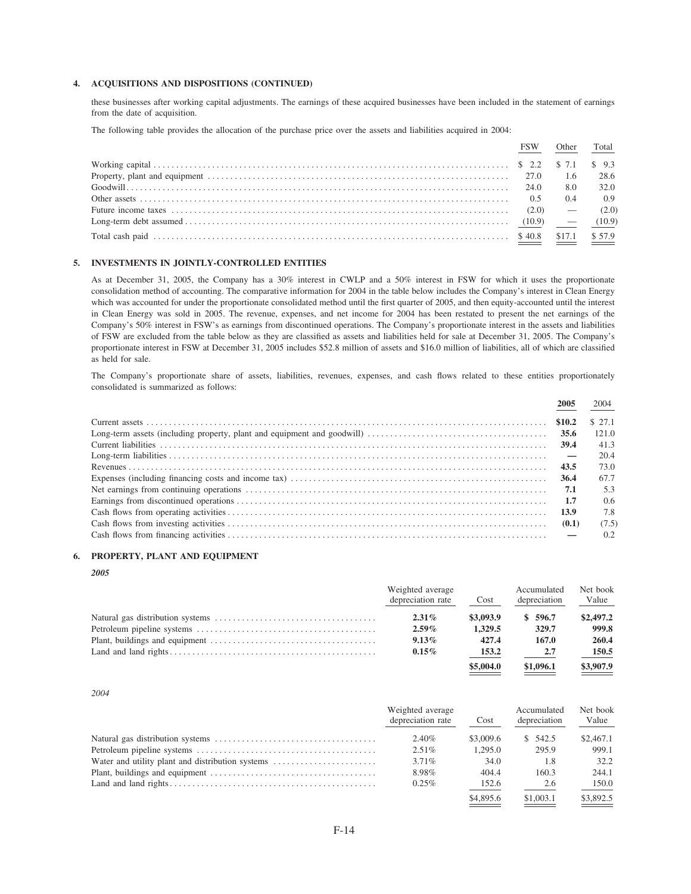## 4. ACQUISITIONS AND DISPOSITIONS (CONTINUED)

these businesses after working capital adjustments. The earnings of these acquired businesses have been included in the statement of earnings from the date of acquisition.

The following table provides the allocation of the purchase price over the assets and liabilities acquired in 2004:

| | FSW | Other | Total |
|---|---|---|---|
| Working capital | $ 2.2 | $ 7.1 | $ 9.3 |
| Property, plant and equipment | 27.0 | 1.6 | 28.6 |
| Goodwill | 24.0 | 8.0 | 32.0 |
| Other assets | 0.5 | 0.4 | 0.9 |
| Future income taxes | (2.0) | — | (2.0) |
| Long-term debt assumed | (10.9) | — | (10.9) |
| Total cash paid | $ 40.8 | $17.1 | $ 57.9 |

## 5. INVESTMENTS IN JOINTLY-CONTROLLED ENTITIES

As at December 31, 2005, the Company has a 30% interest in CWLP and a 50% interest in FSW for which it uses the proportionate consolidation method of accounting. The comparative information for 2004 in the table below includes the Company's interest in Clean Energy which was accounted for under the proportionate consolidated method until the first quarter of 2005, and then equity-accounted until the interest in Clean Energy was sold in 2005. The revenue, expenses, and net income for 2004 has been restated to present the net earnings of the Company's 50% interest in FSW's as earnings from discontinued operations. The Company's proportionate interest in the assets and liabilities of FSW are excluded from the table below as they are classified as assets and liabilities held for sale at December 31, 2005. The Company's proportionate interest in FSW at December 31, 2005 includes $52.8 million of assets and $16.0 million of liabilities, all of which are classified as held for sale.

The Company's proportionate share of assets, liabilities, revenues, expenses, and cash flows related to these entities proportionately consolidated is summarized as follows:

| | **2005** | 2004 |
|---|---|---|
| Current assets | **$10.2** | $ 27.1 |
| Long-term assets (including property, plant and equipment and goodwill) | **35.6** | 121.0 |
| Current liabilities | **39.4** | 41.3 |
| Long-term liabilities | **—** | 20.4 |
| Revenues | **43.5** | 73.0 |
| Expenses (including financing costs and income tax) | **36.4** | 67.7 |
| Net earnings from continuing operations | **7.1** | 5.3 |
| Earnings from discontinued operations | **1.7** | 0.6 |
| Cash flows from operating activities | **13.9** | 7.8 |
| Cash flows from investing activities | **(0.1)** | (7.5) |
| Cash flows from financing activities | **—** | 0.2 |

## 6. PROPERTY, PLANT AND EQUIPMENT

***2005***

| | Weighted average depreciation rate | Cost | Accumulated depreciation | Net book Value |
|---|---|---|---|---|
| Natural gas distribution systems | **2.31%** | **$3,093.9** | **$ 596.7** | **$2,497.2** |
| Petroleum pipeline systems | **2.59%** | **1,329.5** | **329.7** | **999.8** |
| Plant, buildings and equipment | **9.13%** | **427.4** | **167.0** | **260.4** |
| Land and land rights | **0.15%** | **153.2** | **2.7** | **150.5** |
| | | **$5,004.0** | **$1,096.1** | **$3,907.9** |

*2004*

| | Weighted average depreciation rate | Cost | Accumulated depreciation | Net book Value |
|---|---|---|---|---|
| Natural gas distribution systems | 2.40% | $3,009.6 | $ 542.5 | $2,467.1 |
| Petroleum pipeline systems | 2.51% | 1,295.0 | 295.9 | 999.1 |
| Water and utility plant and distribution systems | 3.71% | 34.0 | 1.8 | 32.2 |
| Plant, buildings and equipment | 8.98% | 404.4 | 160.3 | 244.1 |
| Land and land rights | 0.25% | 152.6 | 2.6 | 150.0 |
| | | $4,895.6 | $1,003.1 | $3,892.5 |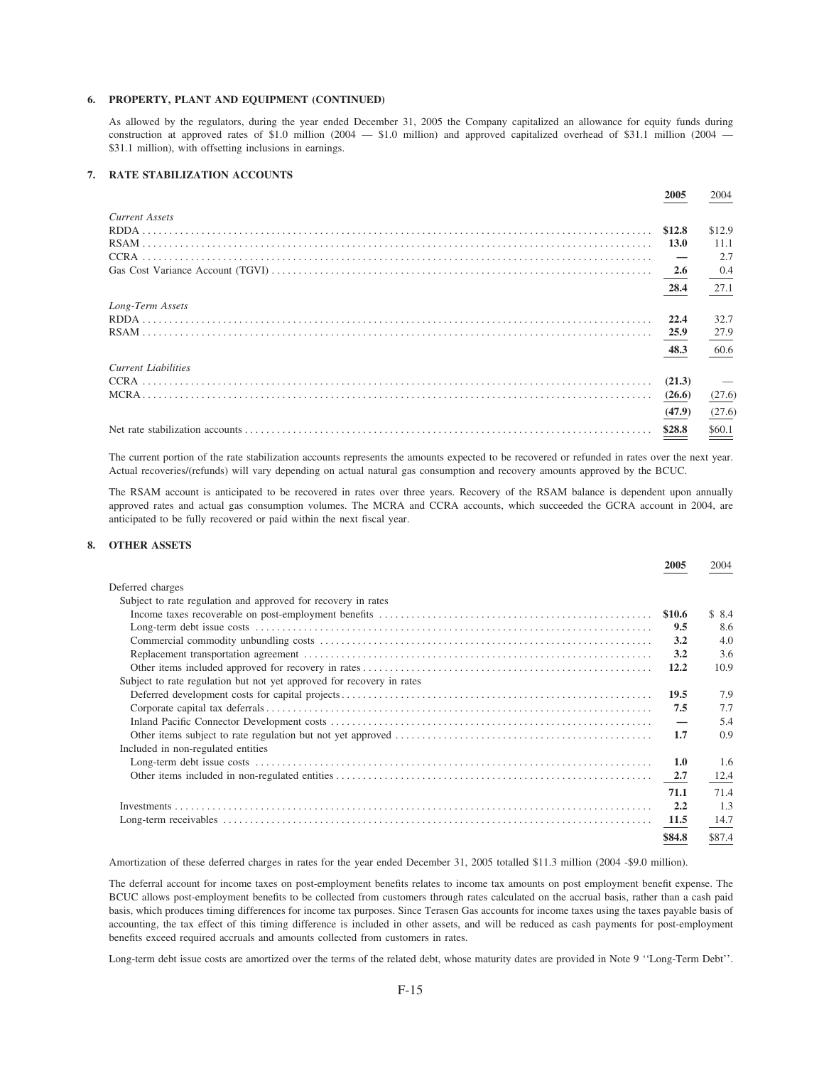### 6. PROPERTY, PLANT AND EQUIPMENT (CONTINUED)

As allowed by the regulators, during the year ended December 31, 2005 the Company capitalized an allowance for equity funds during construction at approved rates of \$1.0 million (2004 — \$1.0 million) and approved capitalized overhead of \$31.1 million (2004 — \$31.1 million), with offsetting inclusions in earnings.

### 7. RATE STABILIZATION ACCOUNTS

| | 2005 | 2004 |
|---|---|---|
| *Current Assets* | | |
| RDDA | **\$12.8** | \$12.9 |
| RSAM | **13.0** | 11.1 |
| CCRA | **—** | 2.7 |
| Gas Cost Variance Account (TGVI) | **2.6** | 0.4 |
| | **28.4** | 27.1 |
| *Long-Term Assets* | | |
| RDDA | **22.4** | 32.7 |
| RSAM | **25.9** | 27.9 |
| | **48.3** | 60.6 |
| *Current Liabilities* | | |
| CCRA | **(21.3)** | — |
| MCRA | **(26.6)** | (27.6) |
| | **(47.9)** | (27.6) |
| Net rate stabilization accounts | **\$28.8** | \$60.1 |

The current portion of the rate stabilization accounts represents the amounts expected to be recovered or refunded in rates over the next year. Actual recoveries/(refunds) will vary depending on actual natural gas consumption and recovery amounts approved by the BCUC.

The RSAM account is anticipated to be recovered in rates over three years. Recovery of the RSAM balance is dependent upon annually approved rates and actual gas consumption volumes. The MCRA and CCRA accounts, which succeeded the GCRA account in 2004, are anticipated to be fully recovered or paid within the next fiscal year.

### 8. OTHER ASSETS

| | 2005 | 2004 |
|---|---|---|
| Deferred charges | | |
| Subject to rate regulation and approved for recovery in rates | | |
| Income taxes recoverable on post-employment benefits | **\$10.6** | \$ 8.4 |
| Long-term debt issue costs | **9.5** | 8.6 |
| Commercial commodity unbundling costs | **3.2** | 4.0 |
| Replacement transportation agreement | **3.2** | 3.6 |
| Other items included approved for recovery in rates | **12.2** | 10.9 |
| Subject to rate regulation but not yet approved for recovery in rates | | |
| Deferred development costs for capital projects | **19.5** | 7.9 |
| Corporate capital tax deferrals | **7.5** | 7.7 |
| Inland Pacific Connector Development costs | **—** | 5.4 |
| Other items subject to rate regulation but not yet approved | **1.7** | 0.9 |
| Included in non-regulated entities | | |
| Long-term debt issue costs | **1.0** | 1.6 |
| Other items included in non-regulated entities | **2.7** | 12.4 |
| | **71.1** | 71.4 |
| Investments | **2.2** | 1.3 |
| Long-term receivables | **11.5** | 14.7 |
| | **\$84.8** | \$87.4 |

Amortization of these deferred charges in rates for the year ended December 31, 2005 totalled \$11.3 million (2004 -\$9.0 million).

The deferral account for income taxes on post-employment benefits relates to income tax amounts on post employment benefit expense. The BCUC allows post-employment benefits to be collected from customers through rates calculated on the accrual basis, rather than a cash paid basis, which produces timing differences for income tax purposes. Since Terasen Gas accounts for income taxes using the taxes payable basis of accounting, the tax effect of this timing difference is included in other assets, and will be reduced as cash payments for post-employment benefits exceed required accruals and amounts collected from customers in rates.

Long-term debt issue costs are amortized over the terms of the related debt, whose maturity dates are provided in Note 9 ''Long-Term Debt''.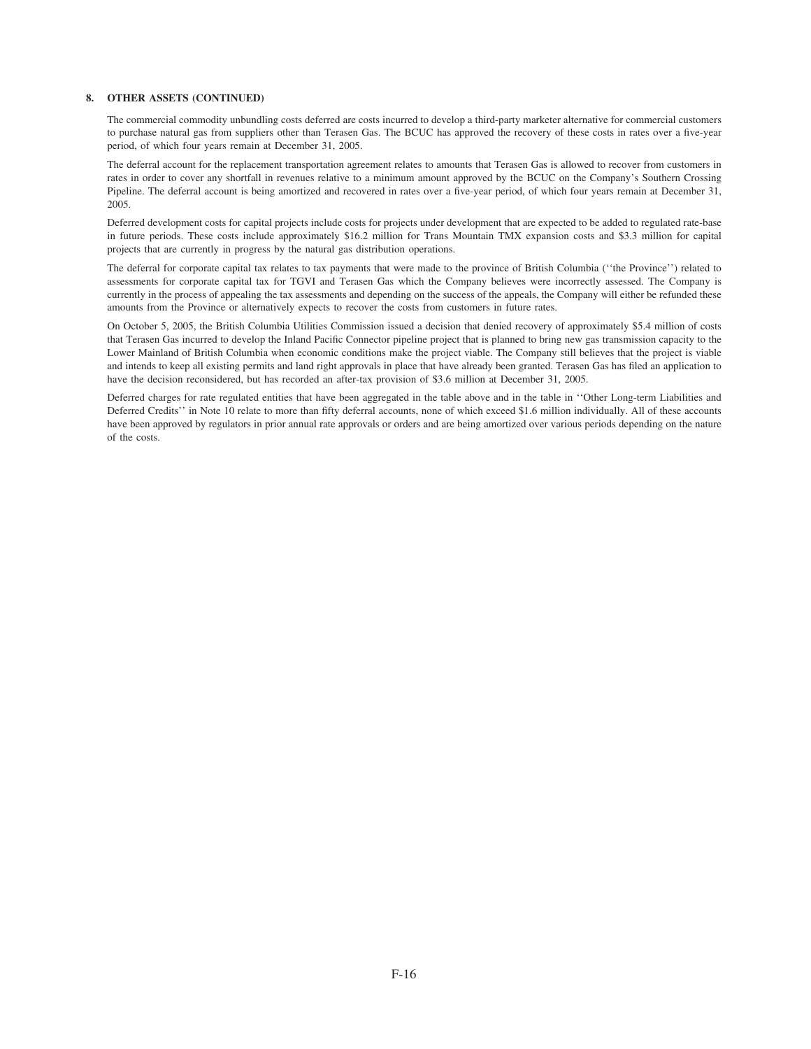**8. OTHER ASSETS (CONTINUED)**

The commercial commodity unbundling costs deferred are costs incurred to develop a third-party marketer alternative for commercial customers to purchase natural gas from suppliers other than Terasen Gas. The BCUC has approved the recovery of these costs in rates over a five-year period, of which four years remain at December 31, 2005.

The deferral account for the replacement transportation agreement relates to amounts that Terasen Gas is allowed to recover from customers in rates in order to cover any shortfall in revenues relative to a minimum amount approved by the BCUC on the Company's Southern Crossing Pipeline. The deferral account is being amortized and recovered in rates over a five-year period, of which four years remain at December 31, 2005.

Deferred development costs for capital projects include costs for projects under development that are expected to be added to regulated rate-base in future periods. These costs include approximately $16.2 million for Trans Mountain TMX expansion costs and $3.3 million for capital projects that are currently in progress by the natural gas distribution operations.

The deferral for corporate capital tax relates to tax payments that were made to the province of British Columbia (''the Province'') related to assessments for corporate capital tax for TGVI and Terasen Gas which the Company believes were incorrectly assessed. The Company is currently in the process of appealing the tax assessments and depending on the success of the appeals, the Company will either be refunded these amounts from the Province or alternatively expects to recover the costs from customers in future rates.

On October 5, 2005, the British Columbia Utilities Commission issued a decision that denied recovery of approximately $5.4 million of costs that Terasen Gas incurred to develop the Inland Pacific Connector pipeline project that is planned to bring new gas transmission capacity to the Lower Mainland of British Columbia when economic conditions make the project viable. The Company still believes that the project is viable and intends to keep all existing permits and land right approvals in place that have already been granted. Terasen Gas has filed an application to have the decision reconsidered, but has recorded an after-tax provision of $3.6 million at December 31, 2005.

Deferred charges for rate regulated entities that have been aggregated in the table above and in the table in ''Other Long-term Liabilities and Deferred Credits'' in Note 10 relate to more than fifty deferral accounts, none of which exceed $1.6 million individually. All of these accounts have been approved by regulators in prior annual rate approvals or orders and are being amortized over various periods depending on the nature of the costs.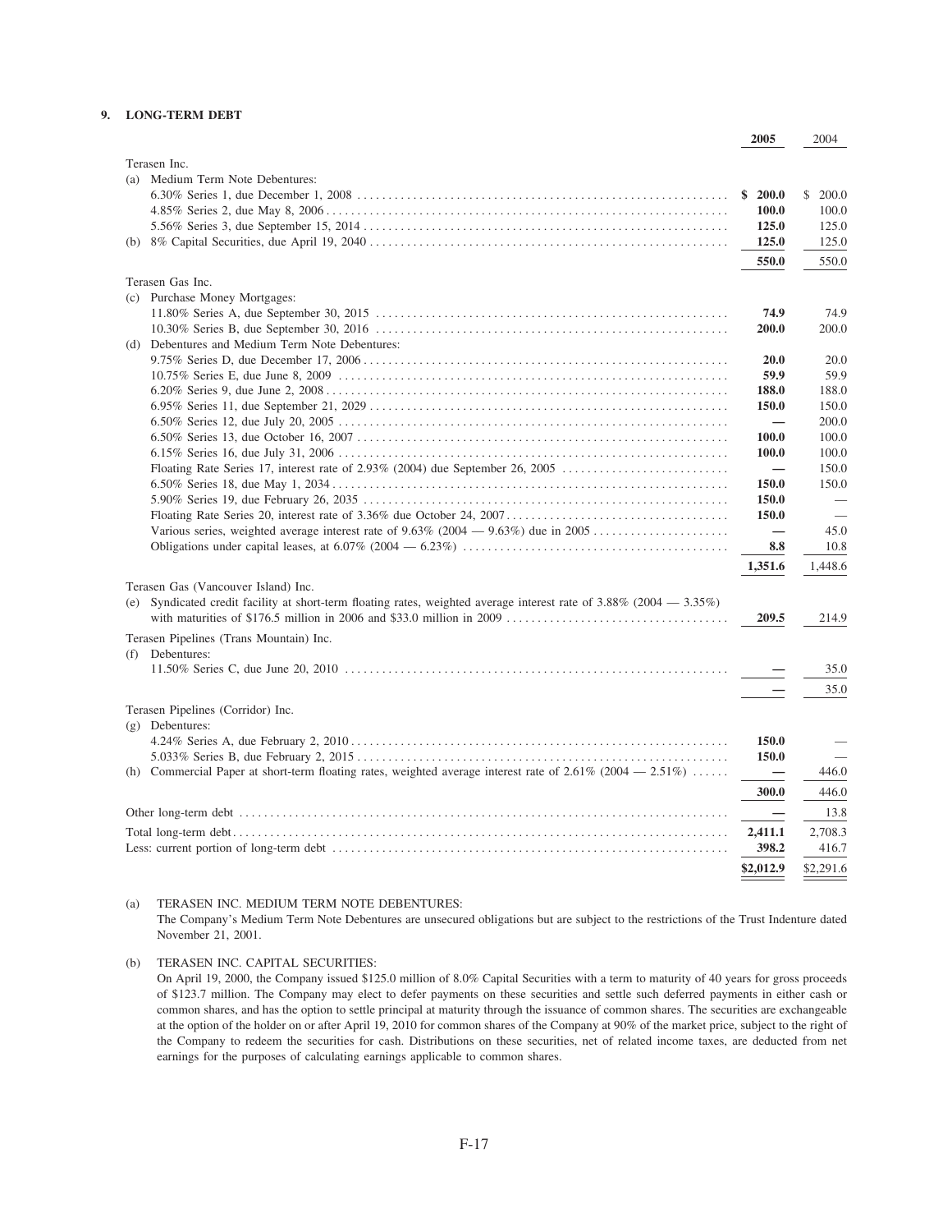## 9. LONG-TERM DEBT

| | 2005 | 2004 |
|---|---|---|
| Terasen Inc. | | |
| (a) Medium Term Note Debentures: | | |
| 6.30% Series 1, due December 1, 2008 | **$ 200.0** | $ 200.0 |
| 4.85% Series 2, due May 8, 2006 | **100.0** | 100.0 |
| 5.56% Series 3, due September 15, 2014 | **125.0** | 125.0 |
| (b) 8% Capital Securities, due April 19, 2040 | **125.0** | 125.0 |
| | **550.0** | 550.0 |
| Terasen Gas Inc. | | |
| (c) Purchase Money Mortgages: | | |
| 11.80% Series A, due September 30, 2015 | **74.9** | 74.9 |
| 10.30% Series B, due September 30, 2016 | **200.0** | 200.0 |
| (d) Debentures and Medium Term Note Debentures: | | |
| 9.75% Series D, due December 17, 2006 | **20.0** | 20.0 |
| 10.75% Series E, due June 8, 2009 | **59.9** | 59.9 |
| 6.20% Series 9, due June 2, 2008 | **188.0** | 188.0 |
| 6.95% Series 11, due September 21, 2029 | **150.0** | 150.0 |
| 6.50% Series 12, due July 20, 2005 | **—** | 200.0 |
| 6.50% Series 13, due October 16, 2007 | **100.0** | 100.0 |
| 6.15% Series 16, due July 31, 2006 | **100.0** | 100.0 |
| Floating Rate Series 17, interest rate of 2.93% (2004) due September 26, 2005 | **—** | 150.0 |
| 6.50% Series 18, due May 1, 2034 | **150.0** | 150.0 |
| 5.90% Series 19, due February 26, 2035 | **150.0** | — |
| Floating Rate Series 20, interest rate of 3.36% due October 24, 2007 | **150.0** | — |
| Various series, weighted average interest rate of 9.63% (2004 — 9.63%) due in 2005 | **—** | 45.0 |
| Obligations under capital leases, at 6.07% (2004 — 6.23%) | **8.8** | 10.8 |
| | **1,351.6** | 1,448.6 |
| Terasen Gas (Vancouver Island) Inc. | | |
| (e) Syndicated credit facility at short-term floating rates, weighted average interest rate of 3.88% (2004 — 3.35%) with maturities of \$176.5 million in 2006 and \$33.0 million in 2009 | **209.5** | 214.9 |
| Terasen Pipelines (Trans Mountain) Inc. | | |
| (f) Debentures: | | |
| 11.50% Series C, due June 20, 2010 | **—** | 35.0 |
| | **—** | 35.0 |
| Terasen Pipelines (Corridor) Inc. | | |
| (g) Debentures: | | |
| 4.24% Series A, due February 2, 2010 | **150.0** | — |
| 5.033% Series B, due February 2, 2015 | **150.0** | — |
| (h) Commercial Paper at short-term floating rates, weighted average interest rate of 2.61% (2004 — 2.51%) | **—** | 446.0 |
| | **300.0** | 446.0 |
| Other long-term debt | **—** | 13.8 |
| Total long-term debt | **2,411.1** | 2,708.3 |
| Less: current portion of long-term debt | **398.2** | 416.7 |
| | **$2,012.9** | $2,291.6 |

(a) TERASEN INC. MEDIUM TERM NOTE DEBENTURES:

The Company's Medium Term Note Debentures are unsecured obligations but are subject to the restrictions of the Trust Indenture dated November 21, 2001.

(b) TERASEN INC. CAPITAL SECURITIES:

On April 19, 2000, the Company issued $125.0 million of 8.0% Capital Securities with a term to maturity of 40 years for gross proceeds of $123.7 million. The Company may elect to defer payments on these securities and settle such deferred payments in either cash or common shares, and has the option to settle principal at maturity through the issuance of common shares. The securities are exchangeable at the option of the holder on or after April 19, 2010 for common shares of the Company at 90% of the market price, subject to the right of the Company to redeem the securities for cash. Distributions on these securities, net of related income taxes, are deducted from net earnings for the purposes of calculating earnings applicable to common shares.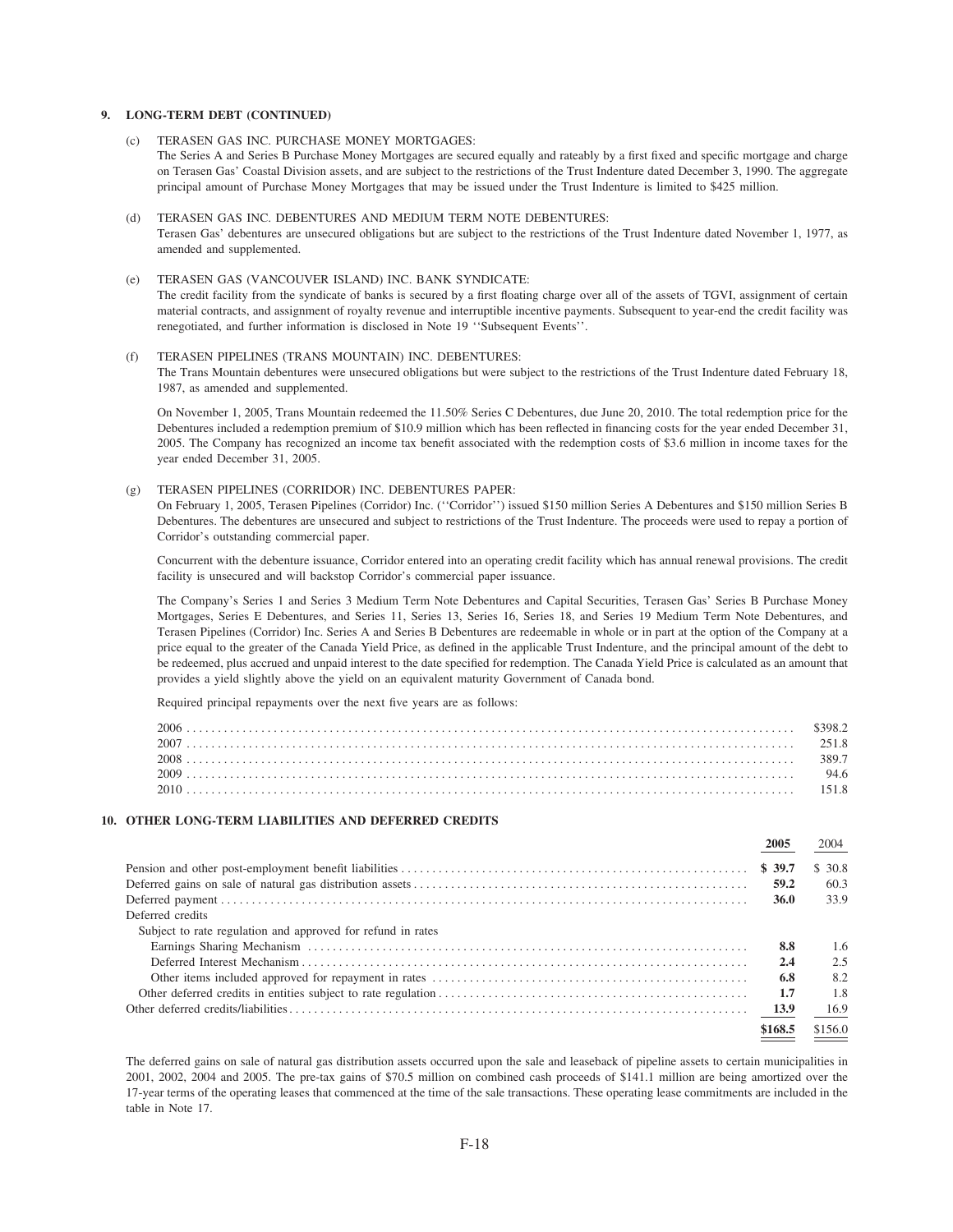## 9. LONG-TERM DEBT (CONTINUED)

(c) TERASEN GAS INC. PURCHASE MONEY MORTGAGES:

The Series A and Series B Purchase Money Mortgages are secured equally and rateably by a first fixed and specific mortgage and charge on Terasen Gas' Coastal Division assets, and are subject to the restrictions of the Trust Indenture dated December 3, 1990. The aggregate principal amount of Purchase Money Mortgages that may be issued under the Trust Indenture is limited to $425 million.

(d) TERASEN GAS INC. DEBENTURES AND MEDIUM TERM NOTE DEBENTURES:

Terasen Gas' debentures are unsecured obligations but are subject to the restrictions of the Trust Indenture dated November 1, 1977, as amended and supplemented.

(e) TERASEN GAS (VANCOUVER ISLAND) INC. BANK SYNDICATE:

The credit facility from the syndicate of banks is secured by a first floating charge over all of the assets of TGVI, assignment of certain material contracts, and assignment of royalty revenue and interruptible incentive payments. Subsequent to year-end the credit facility was renegotiated, and further information is disclosed in Note 19 ''Subsequent Events''.

(f) TERASEN PIPELINES (TRANS MOUNTAIN) INC. DEBENTURES:

The Trans Mountain debentures were unsecured obligations but were subject to the restrictions of the Trust Indenture dated February 18, 1987, as amended and supplemented.

On November 1, 2005, Trans Mountain redeemed the 11.50% Series C Debentures, due June 20, 2010. The total redemption price for the Debentures included a redemption premium of $10.9 million which has been reflected in financing costs for the year ended December 31, 2005. The Company has recognized an income tax benefit associated with the redemption costs of $3.6 million in income taxes for the year ended December 31, 2005.

(g) TERASEN PIPELINES (CORRIDOR) INC. DEBENTURES PAPER:

On February 1, 2005, Terasen Pipelines (Corridor) Inc. (''Corridor'') issued $150 million Series A Debentures and $150 million Series B Debentures. The debentures are unsecured and subject to restrictions of the Trust Indenture. The proceeds were used to repay a portion of Corridor's outstanding commercial paper.

Concurrent with the debenture issuance, Corridor entered into an operating credit facility which has annual renewal provisions. The credit facility is unsecured and will backstop Corridor's commercial paper issuance.

The Company's Series 1 and Series 3 Medium Term Note Debentures and Capital Securities, Terasen Gas' Series B Purchase Money Mortgages, Series E Debentures, and Series 11, Series 13, Series 16, Series 18, and Series 19 Medium Term Note Debentures, and Terasen Pipelines (Corridor) Inc. Series A and Series B Debentures are redeemable in whole or in part at the option of the Company at a price equal to the greater of the Canada Yield Price, as defined in the applicable Trust Indenture, and the principal amount of the debt to be redeemed, plus accrued and unpaid interest to the date specified for redemption. The Canada Yield Price is calculated as an amount that provides a yield slightly above the yield on an equivalent maturity Government of Canada bond.

Required principal repayments over the next five years are as follows:

| | |
|---|---|
| 2006 | $398.2 |
| 2007 | 251.8 |
| 2008 | 389.7 |
| 2009 | 94.6 |
| 2010 | 151.8 |

## 10. OTHER LONG-TERM LIABILITIES AND DEFERRED CREDITS

| | **2005** | 2004 |
|---|---|---|
| Pension and other post-employment benefit liabilities | **$ 39.7** | $ 30.8 |
| Deferred gains on sale of natural gas distribution assets | **59.2** | 60.3 |
| Deferred payment | **36.0** | 33.9 |
| Deferred credits | | |
| Subject to rate regulation and approved for refund in rates | | |
| Earnings Sharing Mechanism | **8.8** | 1.6 |
| Deferred Interest Mechanism | **2.4** | 2.5 |
| Other items included approved for repayment in rates | **6.8** | 8.2 |
| Other deferred credits in entities subject to rate regulation | **1.7** | 1.8 |
| Other deferred credits/liabilities | **13.9** | 16.9 |
| | **$168.5** | $156.0 |

The deferred gains on sale of natural gas distribution assets occurred upon the sale and leaseback of pipeline assets to certain municipalities in 2001, 2002, 2004 and 2005. The pre-tax gains of $70.5 million on combined cash proceeds of $141.1 million are being amortized over the 17-year terms of the operating leases that commenced at the time of the sale transactions. These operating lease commitments are included in the table in Note 17.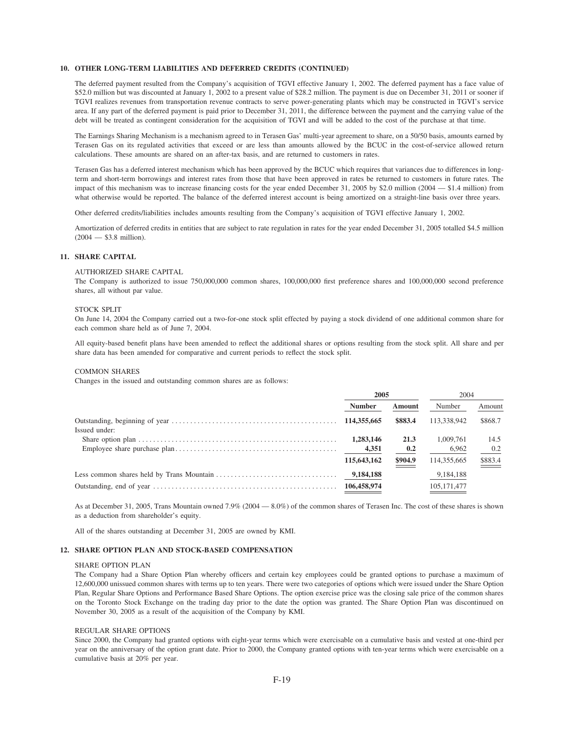### 10. OTHER LONG-TERM LIABILITIES AND DEFERRED CREDITS (CONTINUED)

The deferred payment resulted from the Company's acquisition of TGVI effective January 1, 2002. The deferred payment has a face value of \$52.0 million but was discounted at January 1, 2002 to a present value of \$28.2 million. The payment is due on December 31, 2011 or sooner if TGVI realizes revenues from transportation revenue contracts to serve power-generating plants which may be constructed in TGVI's service area. If any part of the deferred payment is paid prior to December 31, 2011, the difference between the payment and the carrying value of the debt will be treated as contingent consideration for the acquisition of TGVI and will be added to the cost of the purchase at that time.

The Earnings Sharing Mechanism is a mechanism agreed to in Terasen Gas' multi-year agreement to share, on a 50/50 basis, amounts earned by Terasen Gas on its regulated activities that exceed or are less than amounts allowed by the BCUC in the cost-of-service allowed return calculations. These amounts are shared on an after-tax basis, and are returned to customers in rates.

Terasen Gas has a deferred interest mechanism which has been approved by the BCUC which requires that variances due to differences in long-term and short-term borrowings and interest rates from those that have been approved in rates be returned to customers in future rates. The impact of this mechanism was to increase financing costs for the year ended December 31, 2005 by \$2.0 million (2004 — \$1.4 million) from what otherwise would be reported. The balance of the deferred interest account is being amortized on a straight-line basis over three years.

Other deferred credits/liabilities includes amounts resulting from the Company's acquisition of TGVI effective January 1, 2002.

Amortization of deferred credits in entities that are subject to rate regulation in rates for the year ended December 31, 2005 totalled \$4.5 million (2004 — \$3.8 million).

### 11. SHARE CAPITAL

AUTHORIZED SHARE CAPITAL

The Company is authorized to issue 750,000,000 common shares, 100,000,000 first preference shares and 100,000,000 second preference shares, all without par value.

STOCK SPLIT

On June 14, 2004 the Company carried out a two-for-one stock split effected by paying a stock dividend of one additional common share for each common share held as of June 7, 2004.

All equity-based benefit plans have been amended to reflect the additional shares or options resulting from the stock split. All share and per share data has been amended for comparative and current periods to reflect the stock split.

COMMON SHARES

Changes in the issued and outstanding common shares are as follows:

| | **2005** | | 2004 | |
|---|---|---|---|---|
| | **Number** | **Amount** | Number | Amount |
| Outstanding, beginning of year | **114,355,665** | **\$883.4** | 113,338,942 | \$868.7 |
| Issued under: | | | | |
| Share option plan | **1,283,146** | **21.3** | 1,009,761 | 14.5 |
| Employee share purchase plan | **4,351** | **0.2** | 6,962 | 0.2 |
| | **115,643,162** | **\$904.9** | 114,355,665 | \$883.4 |
| Less common shares held by Trans Mountain | **9,184,188** | | 9,184,188 | |
| Outstanding, end of year | **106,458,974** | | 105,171,477 | |

As at December 31, 2005, Trans Mountain owned 7.9% (2004 — 8.0%) of the common shares of Terasen Inc. The cost of these shares is shown as a deduction from shareholder's equity.

All of the shares outstanding at December 31, 2005 are owned by KMI.

### 12. SHARE OPTION PLAN AND STOCK-BASED COMPENSATION

SHARE OPTION PLAN

The Company had a Share Option Plan whereby officers and certain key employees could be granted options to purchase a maximum of 12,600,000 unissued common shares with terms up to ten years. There were two categories of options which were issued under the Share Option Plan, Regular Share Options and Performance Based Share Options. The option exercise price was the closing sale price of the common shares on the Toronto Stock Exchange on the trading day prior to the date the option was granted. The Share Option Plan was discontinued on November 30, 2005 as a result of the acquisition of the Company by KMI.

REGULAR SHARE OPTIONS

Since 2000, the Company had granted options with eight-year terms which were exercisable on a cumulative basis and vested at one-third per year on the anniversary of the option grant date. Prior to 2000, the Company granted options with ten-year terms which were exercisable on a cumulative basis at 20% per year.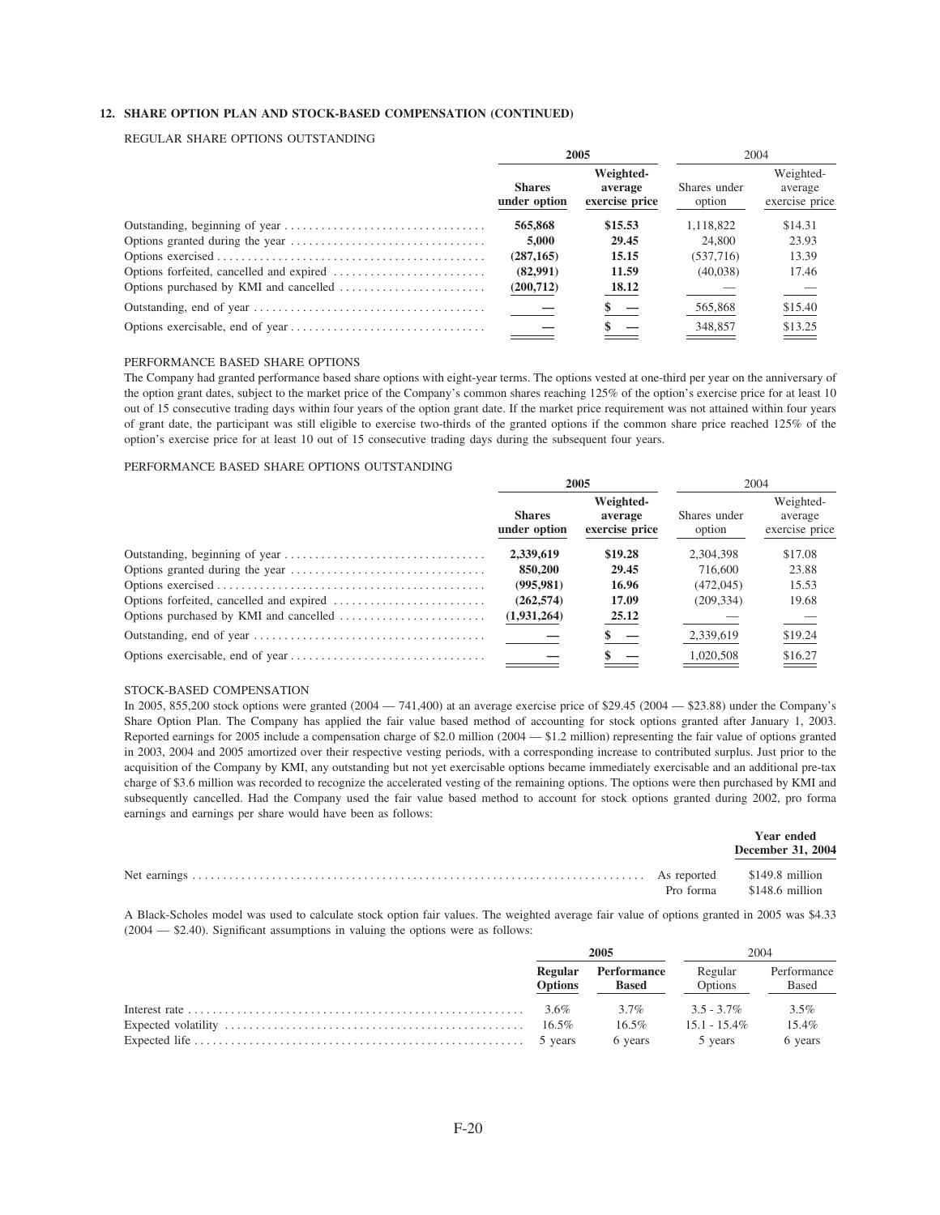### 12. SHARE OPTION PLAN AND STOCK-BASED COMPENSATION (CONTINUED)

REGULAR SHARE OPTIONS OUTSTANDING

| | 2005 | | 2004 | |
|---|---|---|---|---|
| | **Shares under option** | **Weighted-average exercise price** | Shares under option | Weighted-average exercise price |
| Outstanding, beginning of year | **565,868** | **$15.53** | 1,118,822 | $14.31 |
| Options granted during the year | **5,000** | **29.45** | 24,800 | 23.93 |
| Options exercised | **(287,165)** | **15.15** | (537,716) | 13.39 |
| Options forfeited, cancelled and expired | **(82,991)** | **11.59** | (40,038) | 17.46 |
| Options purchased by KMI and cancelled | **(200,712)** | **18.12** | — | — |
| Outstanding, end of year | **—** | **$ —** | 565,868 | $15.40 |
| Options exercisable, end of year | **—** | **$ —** | 348,857 | $13.25 |

PERFORMANCE BASED SHARE OPTIONS

The Company had granted performance based share options with eight-year terms. The options vested at one-third per year on the anniversary of the option grant dates, subject to the market price of the Company's common shares reaching 125% of the option's exercise price for at least 10 out of 15 consecutive trading days within four years of the option grant date. If the market price requirement was not attained within four years of grant date, the participant was still eligible to exercise two-thirds of the granted options if the common share price reached 125% of the option's exercise price for at least 10 out of 15 consecutive trading days during the subsequent four years.

PERFORMANCE BASED SHARE OPTIONS OUTSTANDING

| | 2005 | | 2004 | |
|---|---|---|---|---|
| | **Shares under option** | **Weighted-average exercise price** | Shares under option | Weighted-average exercise price |
| Outstanding, beginning of year | **2,339,619** | **$19.28** | 2,304,398 | $17.08 |
| Options granted during the year | **850,200** | **29.45** | 716,600 | 23.88 |
| Options exercised | **(995,981)** | **16.96** | (472,045) | 15.53 |
| Options forfeited, cancelled and expired | **(262,574)** | **17.09** | (209,334) | 19.68 |
| Options purchased by KMI and cancelled | **(1,931,264)** | **25.12** | — | — |
| Outstanding, end of year | **—** | **$ —** | 2,339,619 | $19.24 |
| Options exercisable, end of year | **—** | **$ —** | 1,020,508 | $16.27 |

STOCK-BASED COMPENSATION

In 2005, 855,200 stock options were granted (2004 — 741,400) at an average exercise price of $29.45 (2004 — $23.88) under the Company's Share Option Plan. The Company has applied the fair value based method of accounting for stock options granted after January 1, 2003. Reported earnings for 2005 include a compensation charge of $2.0 million (2004 — $1.2 million) representing the fair value of options granted in 2003, 2004 and 2005 amortized over their respective vesting periods, with a corresponding increase to contributed surplus. Just prior to the acquisition of the Company by KMI, any outstanding but not yet exercisable options became immediately exercisable and an additional pre-tax charge of $3.6 million was recorded to recognize the accelerated vesting of the remaining options. The options were then purchased by KMI and subsequently cancelled. Had the Company used the fair value based method to account for stock options granted during 2002, pro forma earnings and earnings per share would have been as follows:

| | | **Year ended December 31, 2004** |
|---|---|---|
| Net earnings | As reported | $149.8 million |
| | Pro forma | $148.6 million |

A Black-Scholes model was used to calculate stock option fair values. The weighted average fair value of options granted in 2005 was $4.33 (2004 — $2.40). Significant assumptions in valuing the options were as follows:

| | 2005 | | 2004 | |
|---|---|---|---|---|
| | **Regular Options** | **Performance Based** | Regular Options | Performance Based |
| Interest rate | 3.6% | 3.7% | 3.5 - 3.7% | 3.5% |
| Expected volatility | 16.5% | 16.5% | 15.1 - 15.4% | 15.4% |
| Expected life | 5 years | 6 years | 5 years | 6 years |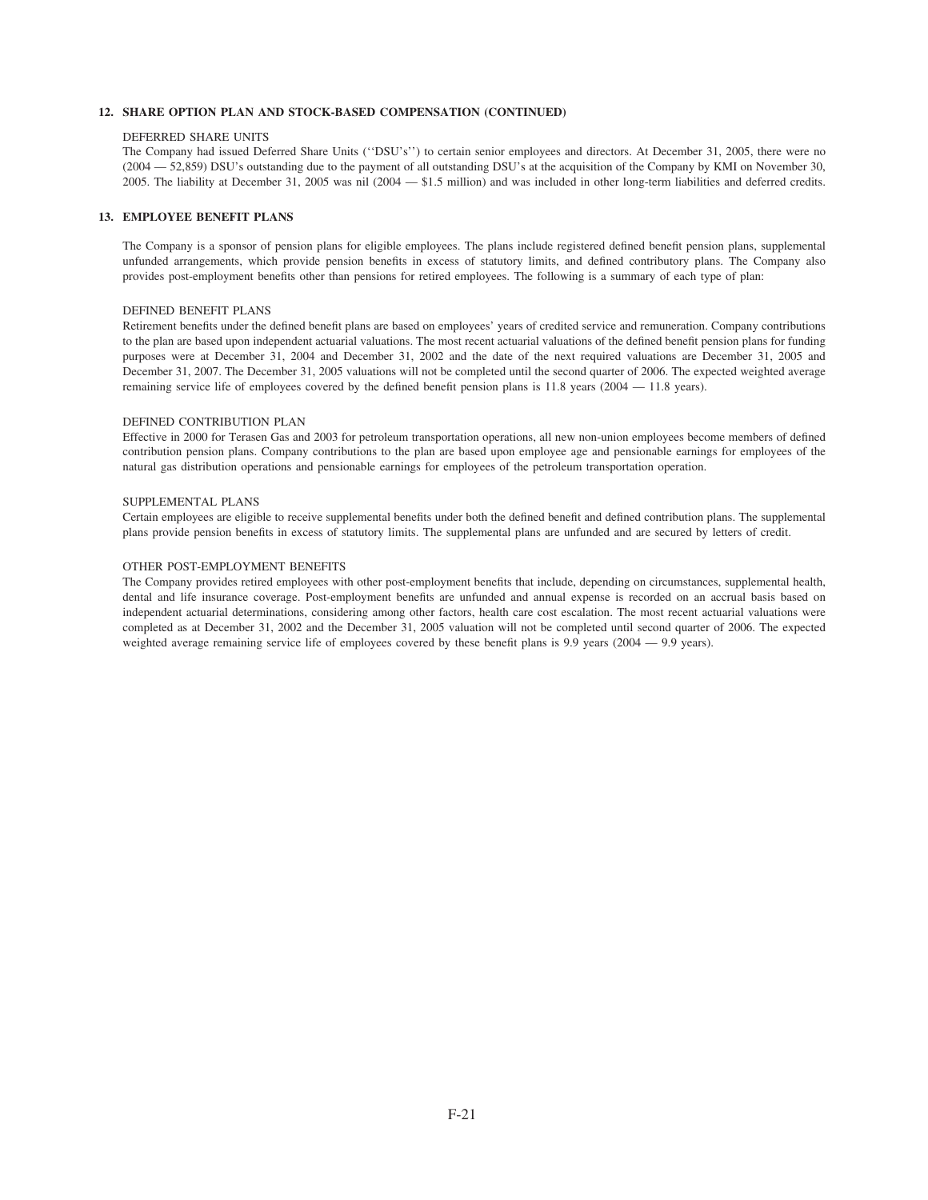## 12. SHARE OPTION PLAN AND STOCK-BASED COMPENSATION (CONTINUED)

### DEFERRED SHARE UNITS

The Company had issued Deferred Share Units (''DSU's'') to certain senior employees and directors. At December 31, 2005, there were no (2004 — 52,859) DSU's outstanding due to the payment of all outstanding DSU's at the acquisition of the Company by KMI on November 30, 2005. The liability at December 31, 2005 was nil (2004 — $1.5 million) and was included in other long-term liabilities and deferred credits.

## 13. EMPLOYEE BENEFIT PLANS

The Company is a sponsor of pension plans for eligible employees. The plans include registered defined benefit pension plans, supplemental unfunded arrangements, which provide pension benefits in excess of statutory limits, and defined contributory plans. The Company also provides post-employment benefits other than pensions for retired employees. The following is a summary of each type of plan:

### DEFINED BENEFIT PLANS

Retirement benefits under the defined benefit plans are based on employees' years of credited service and remuneration. Company contributions to the plan are based upon independent actuarial valuations. The most recent actuarial valuations of the defined benefit pension plans for funding purposes were at December 31, 2004 and December 31, 2002 and the date of the next required valuations are December 31, 2005 and December 31, 2007. The December 31, 2005 valuations will not be completed until the second quarter of 2006. The expected weighted average remaining service life of employees covered by the defined benefit pension plans is 11.8 years (2004 — 11.8 years).

### DEFINED CONTRIBUTION PLAN

Effective in 2000 for Terasen Gas and 2003 for petroleum transportation operations, all new non-union employees become members of defined contribution pension plans. Company contributions to the plan are based upon employee age and pensionable earnings for employees of the natural gas distribution operations and pensionable earnings for employees of the petroleum transportation operation.

### SUPPLEMENTAL PLANS

Certain employees are eligible to receive supplemental benefits under both the defined benefit and defined contribution plans. The supplemental plans provide pension benefits in excess of statutory limits. The supplemental plans are unfunded and are secured by letters of credit.

### OTHER POST-EMPLOYMENT BENEFITS

The Company provides retired employees with other post-employment benefits that include, depending on circumstances, supplemental health, dental and life insurance coverage. Post-employment benefits are unfunded and annual expense is recorded on an accrual basis based on independent actuarial determinations, considering among other factors, health care cost escalation. The most recent actuarial valuations were completed as at December 31, 2002 and the December 31, 2005 valuation will not be completed until second quarter of 2006. The expected weighted average remaining service life of employees covered by these benefit plans is 9.9 years (2004 — 9.9 years).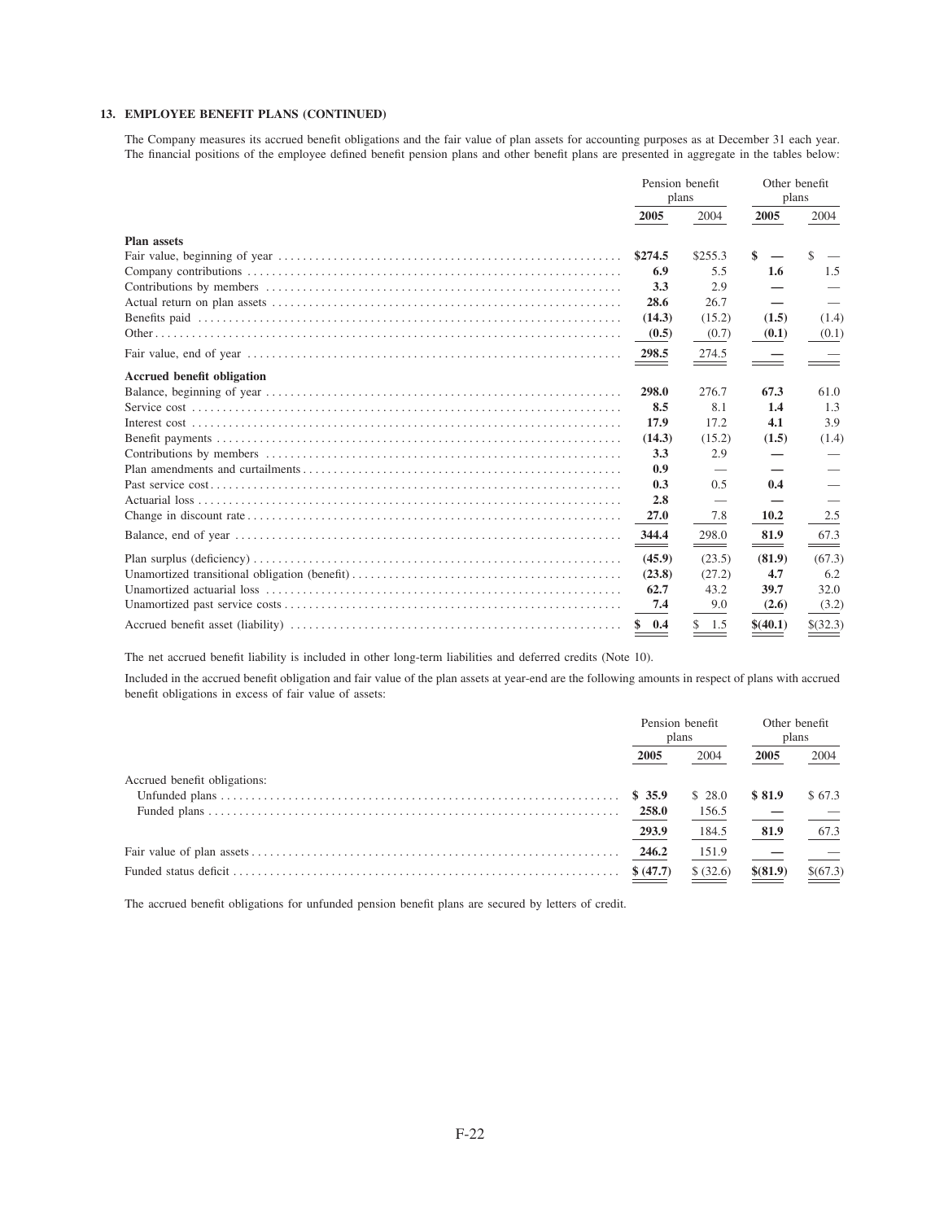### 13. EMPLOYEE BENEFIT PLANS (CONTINUED)

The Company measures its accrued benefit obligations and the fair value of plan assets for accounting purposes as at December 31 each year. The financial positions of the employee defined benefit pension plans and other benefit plans are presented in aggregate in the tables below:

| | Pension benefit plans | | Other benefit plans | |
|---|---|---|---|---|
| | **2005** | 2004 | **2005** | 2004 |
| **Plan assets** | | | | |
| Fair value, beginning of year | **$274.5** | $255.3 | **$ —** | $ — |
| Company contributions | **6.9** | 5.5 | **1.6** | 1.5 |
| Contributions by members | **3.3** | 2.9 | **—** | — |
| Actual return on plan assets | **28.6** | 26.7 | **—** | — |
| Benefits paid | **(14.3)** | (15.2) | **(1.5)** | (1.4) |
| Other | **(0.5)** | (0.7) | **(0.1)** | (0.1) |
| Fair value, end of year | **298.5** | 274.5 | **—** | — |
| **Accrued benefit obligation** | | | | |
| Balance, beginning of year | **298.0** | 276.7 | **67.3** | 61.0 |
| Service cost | **8.5** | 8.1 | **1.4** | 1.3 |
| Interest cost | **17.9** | 17.2 | **4.1** | 3.9 |
| Benefit payments | **(14.3)** | (15.2) | **(1.5)** | (1.4) |
| Contributions by members | **3.3** | 2.9 | **—** | — |
| Plan amendments and curtailments | **0.9** | — | **—** | — |
| Past service cost | **0.3** | 0.5 | **0.4** | — |
| Actuarial loss | **2.8** | — | **—** | — |
| Change in discount rate | **27.0** | 7.8 | **10.2** | 2.5 |
| Balance, end of year | **344.4** | 298.0 | **81.9** | 67.3 |
| Plan surplus (deficiency) | **(45.9)** | (23.5) | **(81.9)** | (67.3) |
| Unamortized transitional obligation (benefit) | **(23.8)** | (27.2) | **4.7** | 6.2 |
| Unamortized actuarial loss | **62.7** | 43.2 | **39.7** | 32.0 |
| Unamortized past service costs | **7.4** | 9.0 | **(2.6)** | (3.2) |
| Accrued benefit asset (liability) | **$ 0.4** | $ 1.5 | **$(40.1)** | $(32.3) |

The net accrued benefit liability is included in other long-term liabilities and deferred credits (Note 10).

Included in the accrued benefit obligation and fair value of the plan assets at year-end are the following amounts in respect of plans with accrued benefit obligations in excess of fair value of assets:

| | Pension benefit plans | | Other benefit plans | |
|---|---|---|---|---|
| | **2005** | 2004 | **2005** | 2004 |
| Accrued benefit obligations: | | | | |
| Unfunded plans | **$ 35.9** | $ 28.0 | **$ 81.9** | $ 67.3 |
| Funded plans | **258.0** | 156.5 | **—** | — |
| | **293.9** | 184.5 | **81.9** | 67.3 |
| Fair value of plan assets | **246.2** | 151.9 | **—** | — |
| Funded status deficit | **$ (47.7)** | $ (32.6) | **$(81.9)** | $(67.3) |

The accrued benefit obligations for unfunded pension benefit plans are secured by letters of credit.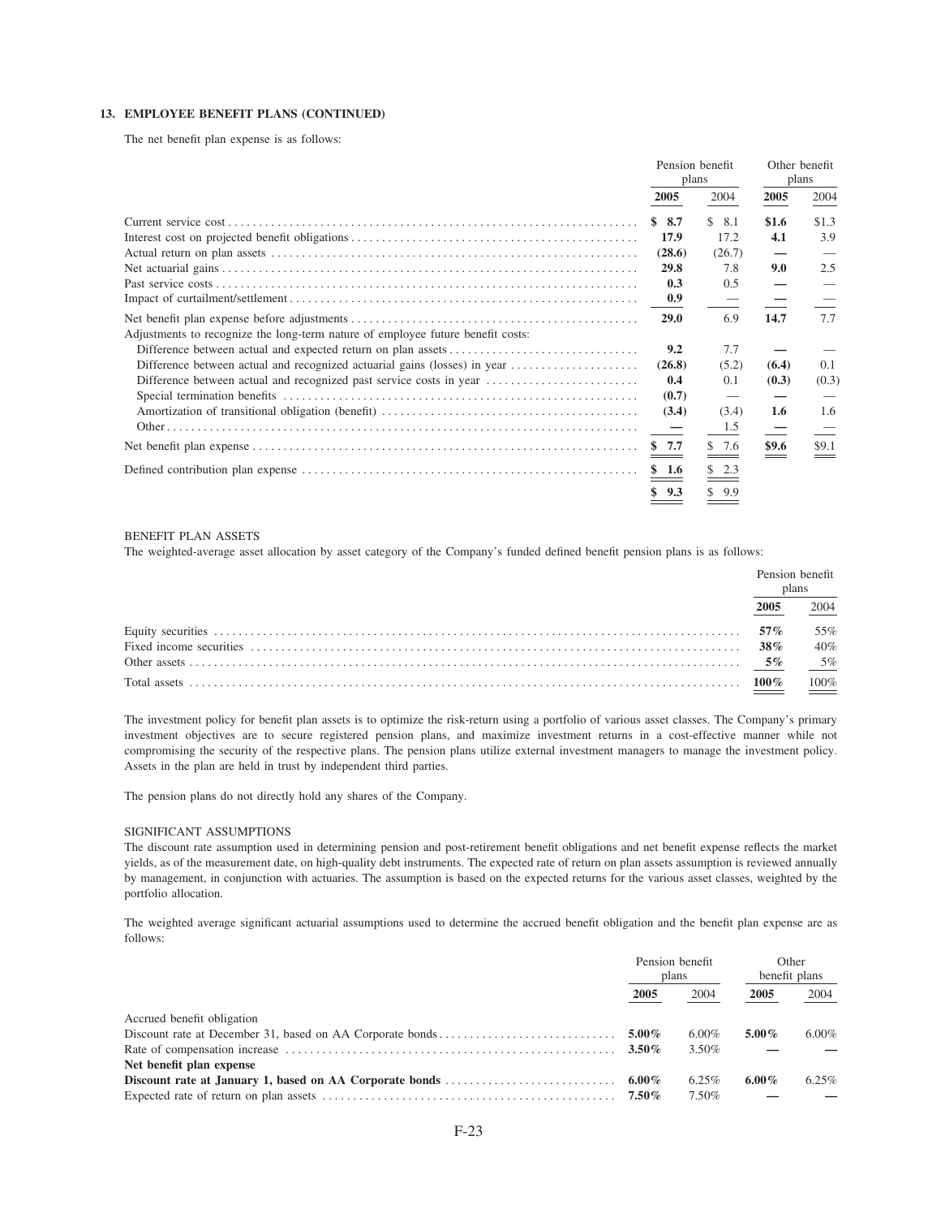### 13. EMPLOYEE BENEFIT PLANS (CONTINUED)

The net benefit plan expense is as follows:

| | Pension benefit plans | | Other benefit plans | |
|---|---|---|---|---|
| | **2005** | 2004 | **2005** | 2004 |
| Current service cost | **$ 8.7** | $ 8.1 | **$1.6** | $1.3 |
| Interest cost on projected benefit obligations | **17.9** | 17.2 | **4.1** | 3.9 |
| Actual return on plan assets | **(28.6)** | (26.7) | **—** | — |
| Net actuarial gains | **29.8** | 7.8 | **9.0** | 2.5 |
| Past service costs | **0.3** | 0.5 | **—** | — |
| Impact of curtailment/settlement | **0.9** | — | **—** | — |
| Net benefit plan expense before adjustments | **29.0** | 6.9 | **14.7** | 7.7 |
| Adjustments to recognize the long-term nature of employee future benefit costs: | | | | |
| Difference between actual and expected return on plan assets | **9.2** | 7.7 | **—** | — |
| Difference between actual and recognized actuarial gains (losses) in year | **(26.8)** | (5.2) | **(6.4)** | 0.1 |
| Difference between actual and recognized past service costs in year | **0.4** | 0.1 | **(0.3)** | (0.3) |
| Special termination benefits | **(0.7)** | — | **—** | — |
| Amortization of transitional obligation (benefit) | **(3.4)** | (3.4) | **1.6** | 1.6 |
| Other | **—** | 1.5 | **—** | — |
| Net benefit plan expense | **$ 7.7** | $ 7.6 | **$9.6** | $9.1 |
| Defined contribution plan expense | **$ 1.6** | $ 2.3 | | |
| | **$ 9.3** | $ 9.9 | | |

BENEFIT PLAN ASSETS

The weighted-average asset allocation by asset category of the Company's funded defined benefit pension plans is as follows:

| | Pension benefit plans | |
|---|---|---|
| | **2005** | 2004 |
| Equity securities | **57%** | 55% |
| Fixed income securities | **38%** | 40% |
| Other assets | **5%** | 5% |
| Total assets | **100%** | 100% |

The investment policy for benefit plan assets is to optimize the risk-return using a portfolio of various asset classes. The Company's primary investment objectives are to secure registered pension plans, and maximize investment returns in a cost-effective manner while not compromising the security of the respective plans. The pension plans utilize external investment managers to manage the investment policy. Assets in the plan are held in trust by independent third parties.

The pension plans do not directly hold any shares of the Company.

SIGNIFICANT ASSUMPTIONS

The discount rate assumption used in determining pension and post-retirement benefit obligations and net benefit expense reflects the market yields, as of the measurement date, on high-quality debt instruments. The expected rate of return on plan assets assumption is reviewed annually by management, in conjunction with actuaries. The assumption is based on the expected returns for the various asset classes, weighted by the portfolio allocation.

The weighted average significant actuarial assumptions used to determine the accrued benefit obligation and the benefit plan expense are as follows:

| | Pension benefit plans | | Other benefit plans | |
|---|---|---|---|---|
| | **2005** | 2004 | **2005** | 2004 |
| Accrued benefit obligation | | | | |
| Discount rate at December 31, based on AA Corporate bonds | **5.00%** | 6.00% | **5.00%** | 6.00% |
| Rate of compensation increase | **3.50%** | 3.50% | **—** | — |
| **Net benefit plan expense** | | | | |
| **Discount rate at January 1, based on AA Corporate bonds** | **6.00%** | 6.25% | **6.00%** | 6.25% |
| Expected rate of return on plan assets | **7.50%** | 7.50% | **—** | — |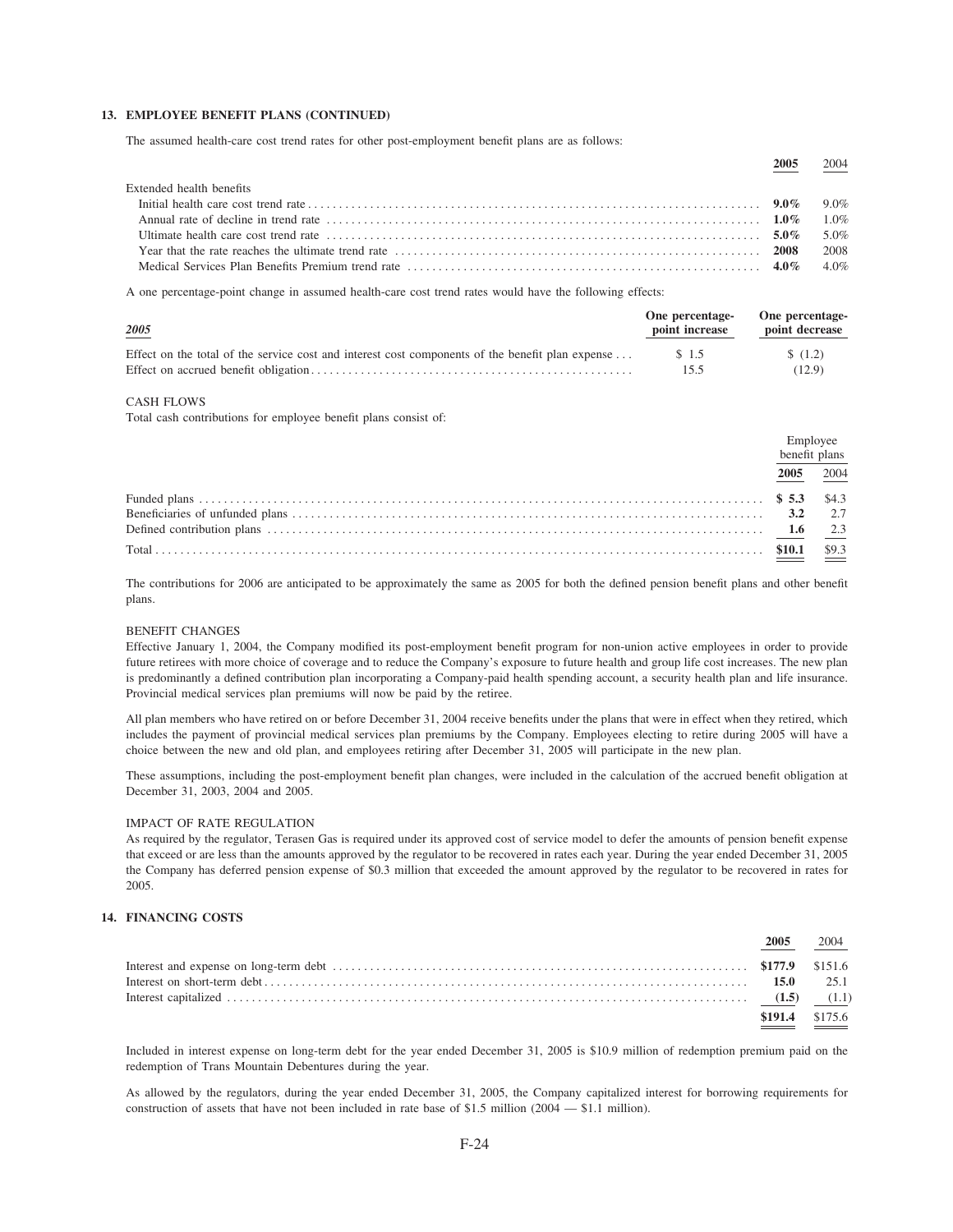## 13. EMPLOYEE BENEFIT PLANS (CONTINUED)

The assumed health-care cost trend rates for other post-employment benefit plans are as follows:

| | 2005 | 2004 |
|---|---|---|
| Extended health benefits | | |
| Initial health care cost trend rate | **9.0%** | 9.0% |
| Annual rate of decline in trend rate | **1.0%** | 1.0% |
| Ultimate health care cost trend rate | **5.0%** | 5.0% |
| Year that the rate reaches the ultimate trend rate | **2008** | 2008 |
| Medical Services Plan Benefits Premium trend rate | **4.0%** | 4.0% |

A one percentage-point change in assumed health-care cost trend rates would have the following effects:

| *2005* | One percentage-point increase | One percentage-point decrease |
|---|---|---|
| Effect on the total of the service cost and interest cost components of the benefit plan expense | $ 1.5 | $ (1.2) |
| Effect on accrued benefit obligation | 15.5 | (12.9) |

CASH FLOWS

Total cash contributions for employee benefit plans consist of:

| | Employee benefit plans | |
|---|---|---|
| | 2005 | 2004 |
| Funded plans | **$ 5.3** | $4.3 |
| Beneficiaries of unfunded plans | **3.2** | 2.7 |
| Defined contribution plans | **1.6** | 2.3 |
| Total | **$10.1** | $9.3 |

The contributions for 2006 are anticipated to be approximately the same as 2005 for both the defined pension benefit plans and other benefit plans.

BENEFIT CHANGES

Effective January 1, 2004, the Company modified its post-employment benefit program for non-union active employees in order to provide future retirees with more choice of coverage and to reduce the Company's exposure to future health and group life cost increases. The new plan is predominantly a defined contribution plan incorporating a Company-paid health spending account, a security health plan and life insurance. Provincial medical services plan premiums will now be paid by the retiree.

All plan members who have retired on or before December 31, 2004 receive benefits under the plans that were in effect when they retired, which includes the payment of provincial medical services plan premiums by the Company. Employees electing to retire during 2005 will have a choice between the new and old plan, and employees retiring after December 31, 2005 will participate in the new plan.

These assumptions, including the post-employment benefit plan changes, were included in the calculation of the accrued benefit obligation at December 31, 2003, 2004 and 2005.

IMPACT OF RATE REGULATION

As required by the regulator, Terasen Gas is required under its approved cost of service model to defer the amounts of pension benefit expense that exceed or are less than the amounts approved by the regulator to be recovered in rates each year. During the year ended December 31, 2005 the Company has deferred pension expense of $0.3 million that exceeded the amount approved by the regulator to be recovered in rates for 2005.

## 14. FINANCING COSTS

| | 2005 | 2004 |
|---|---|---|
| Interest and expense on long-term debt | **$177.9** | $151.6 |
| Interest on short-term debt | **15.0** | 25.1 |
| Interest capitalized | **(1.5)** | (1.1) |
| | **$191.4** | $175.6 |

Included in interest expense on long-term debt for the year ended December 31, 2005 is $10.9 million of redemption premium paid on the redemption of Trans Mountain Debentures during the year.

As allowed by the regulators, during the year ended December 31, 2005, the Company capitalized interest for borrowing requirements for construction of assets that have not been included in rate base of $1.5 million (2004 — $1.1 million).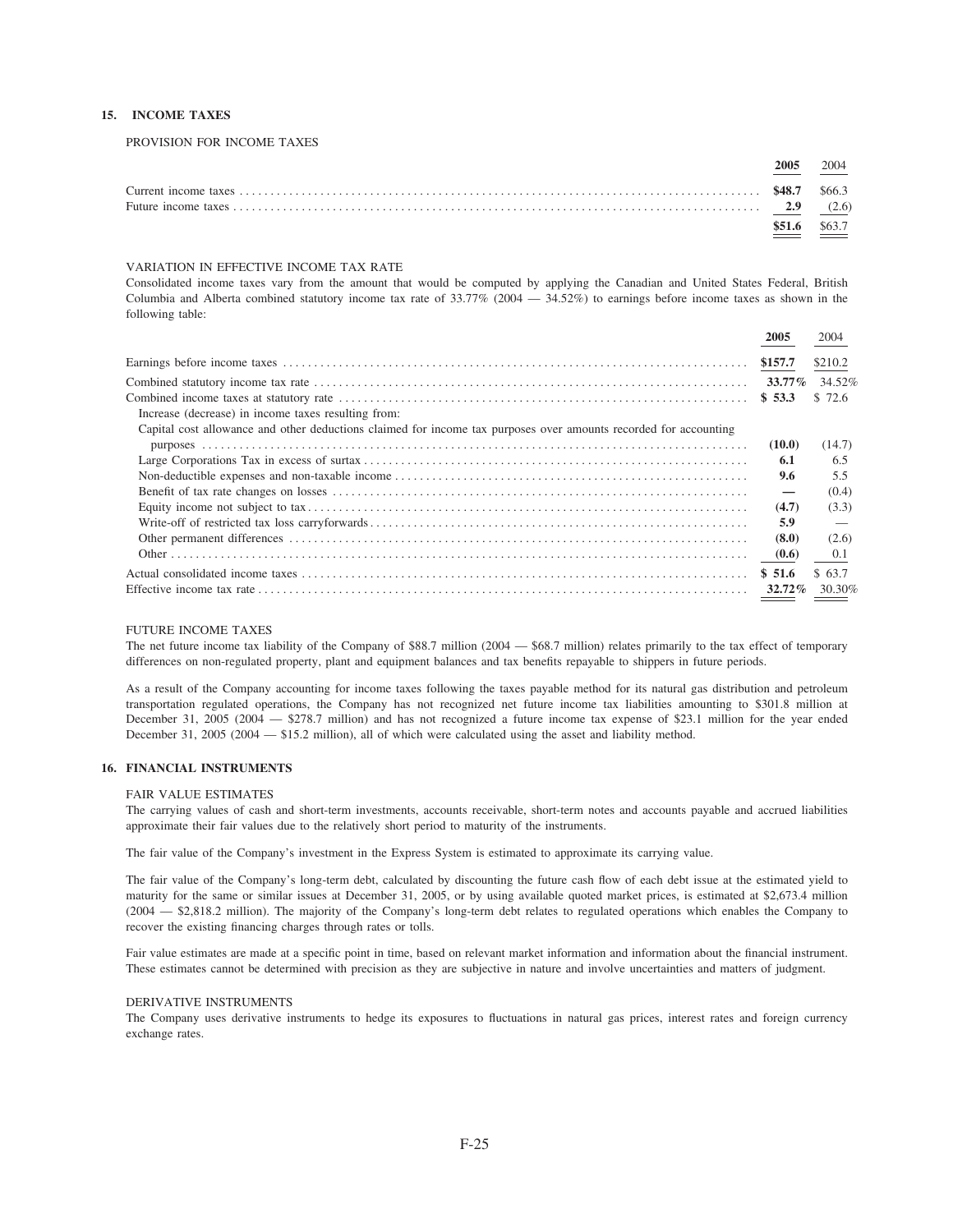## 15. INCOME TAXES

PROVISION FOR INCOME TAXES

| | 2005 | 2004 |
|---|---|---|
| Current income taxes | **$48.7** | $66.3 |
| Future income taxes | **2.9** | (2.6) |
| | **$51.6** | $63.7 |

VARIATION IN EFFECTIVE INCOME TAX RATE

Consolidated income taxes vary from the amount that would be computed by applying the Canadian and United States Federal, British Columbia and Alberta combined statutory income tax rate of 33.77% (2004 — 34.52%) to earnings before income taxes as shown in the following table:

| | 2005 | 2004 |
|---|---|---|
| Earnings before income taxes | **$157.7** | $210.2 |
| Combined statutory income tax rate | **33.77%** | 34.52% |
| Combined income taxes at statutory rate | **$ 53.3** | $ 72.6 |
| Increase (decrease) in income taxes resulting from: | | |
| Capital cost allowance and other deductions claimed for income tax purposes over amounts recorded for accounting purposes | **(10.0)** | (14.7) |
| Large Corporations Tax in excess of surtax | **6.1** | 6.5 |
| Non-deductible expenses and non-taxable income | **9.6** | 5.5 |
| Benefit of tax rate changes on losses | **—** | (0.4) |
| Equity income not subject to tax | **(4.7)** | (3.3) |
| Write-off of restricted tax loss carryforwards | **5.9** | — |
| Other permanent differences | **(8.0)** | (2.6) |
| Other | **(0.6)** | 0.1 |
| Actual consolidated income taxes | **$ 51.6** | $ 63.7 |
| Effective income tax rate | **32.72%** | 30.30% |

FUTURE INCOME TAXES

The net future income tax liability of the Company of $88.7 million (2004 — $68.7 million) relates primarily to the tax effect of temporary differences on non-regulated property, plant and equipment balances and tax benefits repayable to shippers in future periods.

As a result of the Company accounting for income taxes following the taxes payable method for its natural gas distribution and petroleum transportation regulated operations, the Company has not recognized net future income tax liabilities amounting to $301.8 million at December 31, 2005 (2004 — $278.7 million) and has not recognized a future income tax expense of $23.1 million for the year ended December 31, 2005 (2004 — $15.2 million), all of which were calculated using the asset and liability method.

## 16. FINANCIAL INSTRUMENTS

FAIR VALUE ESTIMATES

The carrying values of cash and short-term investments, accounts receivable, short-term notes and accounts payable and accrued liabilities approximate their fair values due to the relatively short period to maturity of the instruments.

The fair value of the Company's investment in the Express System is estimated to approximate its carrying value.

The fair value of the Company's long-term debt, calculated by discounting the future cash flow of each debt issue at the estimated yield to maturity for the same or similar issues at December 31, 2005, or by using available quoted market prices, is estimated at $2,673.4 million (2004 — $2,818.2 million). The majority of the Company's long-term debt relates to regulated operations which enables the Company to recover the existing financing charges through rates or tolls.

Fair value estimates are made at a specific point in time, based on relevant market information and information about the financial instrument. These estimates cannot be determined with precision as they are subjective in nature and involve uncertainties and matters of judgment.

DERIVATIVE INSTRUMENTS

The Company uses derivative instruments to hedge its exposures to fluctuations in natural gas prices, interest rates and foreign currency exchange rates.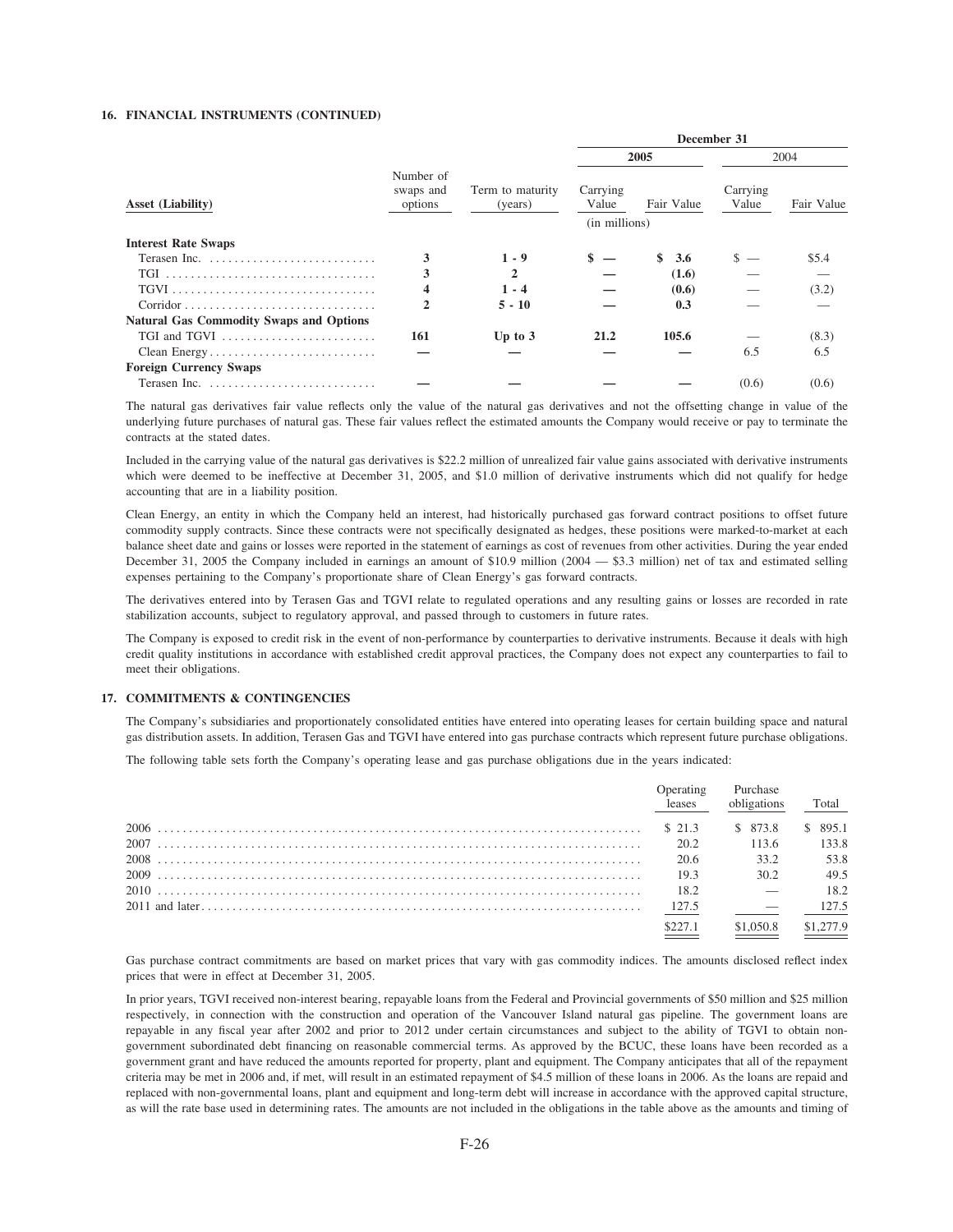## 16. FINANCIAL INSTRUMENTS (CONTINUED)

| Asset (Liability) | Number of swaps and options | Term to maturity (years) | December 31 2005 Carrying Value | 2005 Fair Value | 2004 Carrying Value | 2004 Fair Value |
|---|---|---|---|---|---|---|
| | | | (in millions) | | | |
| **Interest Rate Swaps** | | | | | | |
| Terasen Inc. | **3** | **1 - 9** | **$ —** | **$ 3.6** | $ — | $5.4 |
| TGI | **3** | **2** | **—** | **(1.6)** | — | — |
| TGVI | **4** | **1 - 4** | **—** | **(0.6)** | — | (3.2) |
| Corridor | **2** | **5 - 10** | **—** | **0.3** | — | — |
| **Natural Gas Commodity Swaps and Options** | | | | | | |
| TGI and TGVI | **161** | **Up to 3** | **21.2** | **105.6** | — | (8.3) |
| Clean Energy | **—** | **—** | **—** | **—** | 6.5 | 6.5 |
| **Foreign Currency Swaps** | | | | | | |
| Terasen Inc. | **—** | **—** | **—** | **—** | (0.6) | (0.6) |

The natural gas derivatives fair value reflects only the value of the natural gas derivatives and not the offsetting change in value of the underlying future purchases of natural gas. These fair values reflect the estimated amounts the Company would receive or pay to terminate the contracts at the stated dates.

Included in the carrying value of the natural gas derivatives is $22.2 million of unrealized fair value gains associated with derivative instruments which were deemed to be ineffective at December 31, 2005, and $1.0 million of derivative instruments which did not qualify for hedge accounting that are in a liability position.

Clean Energy, an entity in which the Company held an interest, had historically purchased gas forward contract positions to offset future commodity supply contracts. Since these contracts were not specifically designated as hedges, these positions were marked-to-market at each balance sheet date and gains or losses were reported in the statement of earnings as cost of revenues from other activities. During the year ended December 31, 2005 the Company included in earnings an amount of $10.9 million (2004 — $3.3 million) net of tax and estimated selling expenses pertaining to the Company's proportionate share of Clean Energy's gas forward contracts.

The derivatives entered into by Terasen Gas and TGVI relate to regulated operations and any resulting gains or losses are recorded in rate stabilization accounts, subject to regulatory approval, and passed through to customers in future rates.

The Company is exposed to credit risk in the event of non-performance by counterparties to derivative instruments. Because it deals with high credit quality institutions in accordance with established credit approval practices, the Company does not expect any counterparties to fail to meet their obligations.

## 17. COMMITMENTS & CONTINGENCIES

The Company's subsidiaries and proportionately consolidated entities have entered into operating leases for certain building space and natural gas distribution assets. In addition, Terasen Gas and TGVI have entered into gas purchase contracts which represent future purchase obligations.

The following table sets forth the Company's operating lease and gas purchase obligations due in the years indicated:

| | Operating leases | Purchase obligations | Total |
|---|---|---|---|
| 2006 | $ 21.3 | $ 873.8 | $ 895.1 |
| 2007 | 20.2 | 113.6 | 133.8 |
| 2008 | 20.6 | 33.2 | 53.8 |
| 2009 | 19.3 | 30.2 | 49.5 |
| 2010 | 18.2 | — | 18.2 |
| 2011 and later | 127.5 | — | 127.5 |
| | $227.1 | $1,050.8 | $1,277.9 |

Gas purchase contract commitments are based on market prices that vary with gas commodity indices. The amounts disclosed reflect index prices that were in effect at December 31, 2005.

In prior years, TGVI received non-interest bearing, repayable loans from the Federal and Provincial governments of $50 million and $25 million respectively, in connection with the construction and operation of the Vancouver Island natural gas pipeline. The government loans are repayable in any fiscal year after 2002 and prior to 2012 under certain circumstances and subject to the ability of TGVI to obtain non-government subordinated debt financing on reasonable commercial terms. As approved by the BCUC, these loans have been recorded as a government grant and have reduced the amounts reported for property, plant and equipment. The Company anticipates that all of the repayment criteria may be met in 2006 and, if met, will result in an estimated repayment of $4.5 million of these loans in 2006. As the loans are repaid and replaced with non-governmental loans, plant and equipment and long-term debt will increase in accordance with the approved capital structure, as will the rate base used in determining rates. The amounts are not included in the obligations in the table above as the amounts and timing of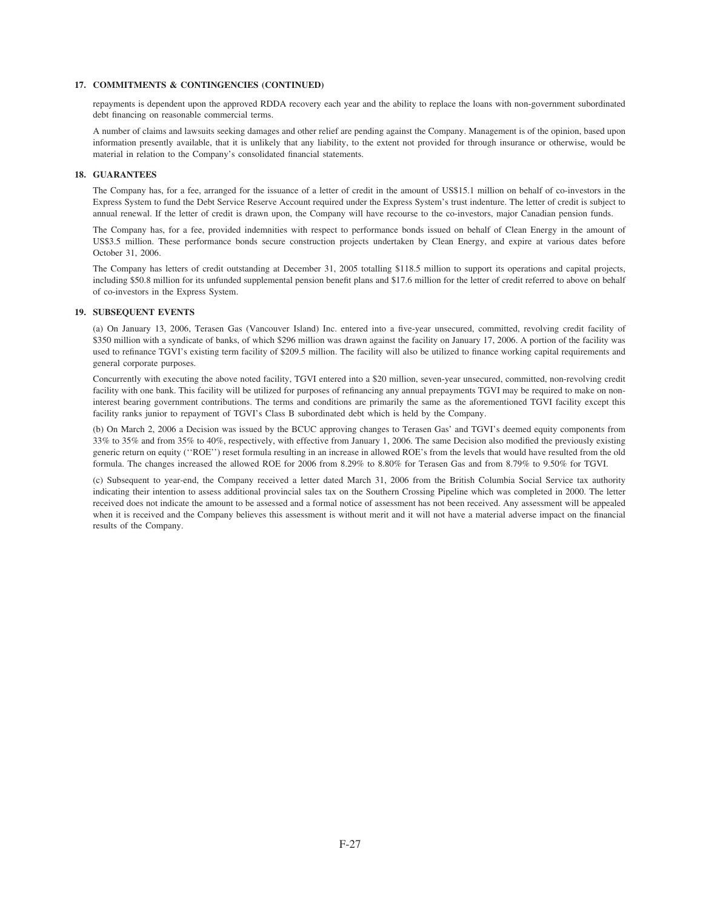## 17. COMMITMENTS & CONTINGENCIES (CONTINUED)

repayments is dependent upon the approved RDDA recovery each year and the ability to replace the loans with non-government subordinated debt financing on reasonable commercial terms.

A number of claims and lawsuits seeking damages and other relief are pending against the Company. Management is of the opinion, based upon information presently available, that it is unlikely that any liability, to the extent not provided for through insurance or otherwise, would be material in relation to the Company's consolidated financial statements.

## 18. GUARANTEES

The Company has, for a fee, arranged for the issuance of a letter of credit in the amount of US$15.1 million on behalf of co-investors in the Express System to fund the Debt Service Reserve Account required under the Express System's trust indenture. The letter of credit is subject to annual renewal. If the letter of credit is drawn upon, the Company will have recourse to the co-investors, major Canadian pension funds.

The Company has, for a fee, provided indemnities with respect to performance bonds issued on behalf of Clean Energy in the amount of US$3.5 million. These performance bonds secure construction projects undertaken by Clean Energy, and expire at various dates before October 31, 2006.

The Company has letters of credit outstanding at December 31, 2005 totalling $118.5 million to support its operations and capital projects, including $50.8 million for its unfunded supplemental pension benefit plans and $17.6 million for the letter of credit referred to above on behalf of co-investors in the Express System.

## 19. SUBSEQUENT EVENTS

(a) On January 13, 2006, Terasen Gas (Vancouver Island) Inc. entered into a five-year unsecured, committed, revolving credit facility of $350 million with a syndicate of banks, of which $296 million was drawn against the facility on January 17, 2006. A portion of the facility was used to refinance TGVI's existing term facility of $209.5 million. The facility will also be utilized to finance working capital requirements and general corporate purposes.

Concurrently with executing the above noted facility, TGVI entered into a $20 million, seven-year unsecured, committed, non-revolving credit facility with one bank. This facility will be utilized for purposes of refinancing any annual prepayments TGVI may be required to make on non-interest bearing government contributions. The terms and conditions are primarily the same as the aforementioned TGVI facility except this facility ranks junior to repayment of TGVI's Class B subordinated debt which is held by the Company.

(b) On March 2, 2006 a Decision was issued by the BCUC approving changes to Terasen Gas' and TGVI's deemed equity components from 33% to 35% and from 35% to 40%, respectively, with effective from January 1, 2006. The same Decision also modified the previously existing generic return on equity (''ROE'') reset formula resulting in an increase in allowed ROE's from the levels that would have resulted from the old formula. The changes increased the allowed ROE for 2006 from 8.29% to 8.80% for Terasen Gas and from 8.79% to 9.50% for TGVI.

(c) Subsequent to year-end, the Company received a letter dated March 31, 2006 from the British Columbia Social Service tax authority indicating their intention to assess additional provincial sales tax on the Southern Crossing Pipeline which was completed in 2000. The letter received does not indicate the amount to be assessed and a formal notice of assessment has not been received. Any assessment will be appealed when it is received and the Company believes this assessment is without merit and it will not have a material adverse impact on the financial results of the Company.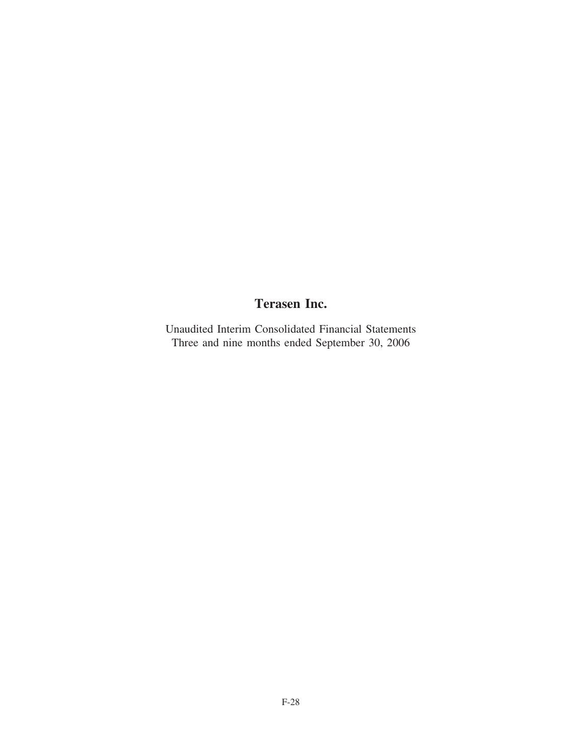# Terasen Inc.

Unaudited Interim Consolidated Financial Statements
Three and nine months ended September 30, 2006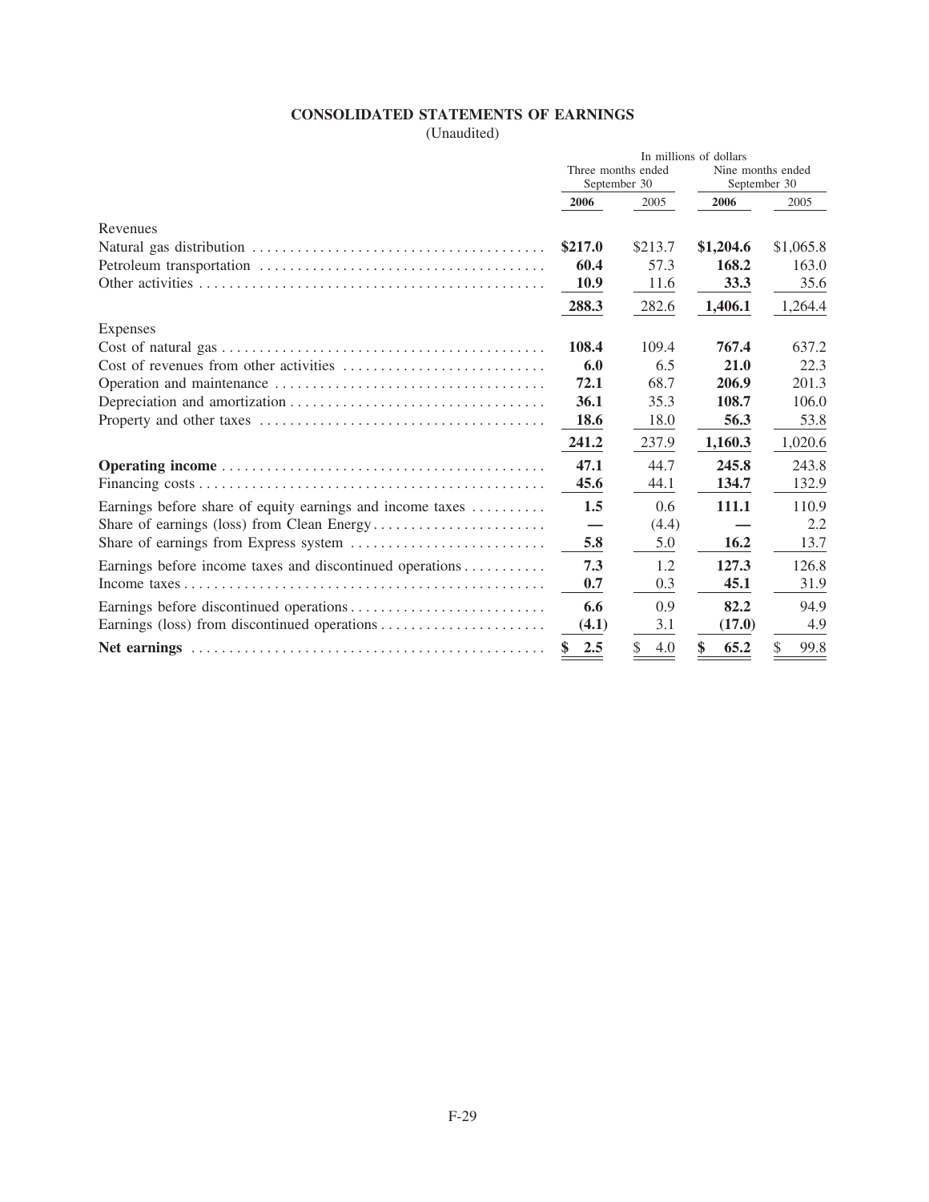## CONSOLIDATED STATEMENTS OF EARNINGS

(Unaudited)

| | In millions of dollars | | | |
|---|---|---|---|---|
| | Three months ended September 30 | | Nine months ended September 30 | |
| | **2006** | 2005 | **2006** | 2005 |
| Revenues | | | | |
| Natural gas distribution | **$217.0** | $213.7 | **$1,204.6** | $1,065.8 |
| Petroleum transportation | **60.4** | 57.3 | **168.2** | 163.0 |
| Other activities | **10.9** | 11.6 | **33.3** | 35.6 |
| | **288.3** | 282.6 | **1,406.1** | 1,264.4 |
| Expenses | | | | |
| Cost of natural gas | **108.4** | 109.4 | **767.4** | 637.2 |
| Cost of revenues from other activities | **6.0** | 6.5 | **21.0** | 22.3 |
| Operation and maintenance | **72.1** | 68.7 | **206.9** | 201.3 |
| Depreciation and amortization | **36.1** | 35.3 | **108.7** | 106.0 |
| Property and other taxes | **18.6** | 18.0 | **56.3** | 53.8 |
| | **241.2** | 237.9 | **1,160.3** | 1,020.6 |
| **Operating income** | **47.1** | 44.7 | **245.8** | 243.8 |
| Financing costs | **45.6** | 44.1 | **134.7** | 132.9 |
| Earnings before share of equity earnings and income taxes | **1.5** | 0.6 | **111.1** | 110.9 |
| Share of earnings (loss) from Clean Energy | **—** | (4.4) | **—** | 2.2 |
| Share of earnings from Express system | **5.8** | 5.0 | **16.2** | 13.7 |
| Earnings before income taxes and discontinued operations | **7.3** | 1.2 | **127.3** | 126.8 |
| Income taxes | **0.7** | 0.3 | **45.1** | 31.9 |
| Earnings before discontinued operations | **6.6** | 0.9 | **82.2** | 94.9 |
| Earnings (loss) from discontinued operations | **(4.1)** | 3.1 | **(17.0)** | 4.9 |
| **Net earnings** | **$ 2.5** | $ 4.0 | **$ 65.2** | $ 99.8 |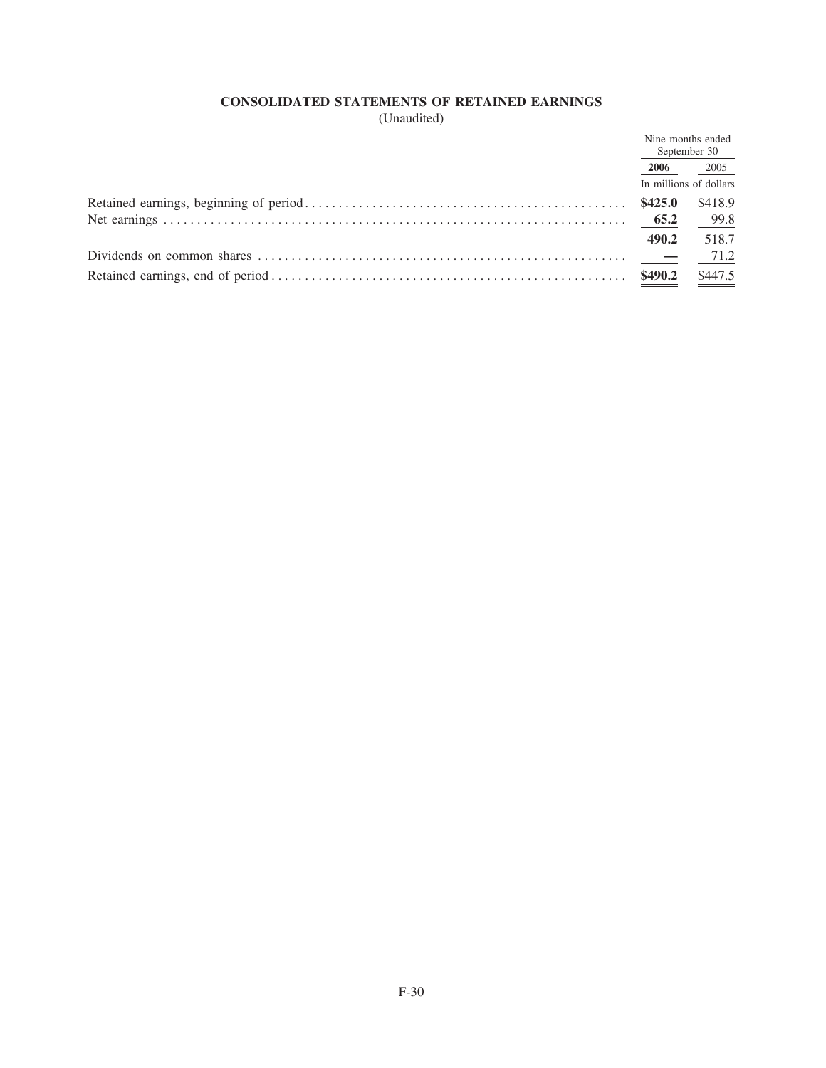## CONSOLIDATED STATEMENTS OF RETAINED EARNINGS

(Unaudited)

| | Nine months ended September 30 | |
|---|---|---|
| | **2006** | 2005 |
| | In millions of dollars | |
| Retained earnings, beginning of period | **$425.0** | $418.9 |
| Net earnings | **65.2** | 99.8 |
| | **490.2** | 518.7 |
| Dividends on common shares | **—** | 71.2 |
| Retained earnings, end of period | **$490.2** | $447.5 |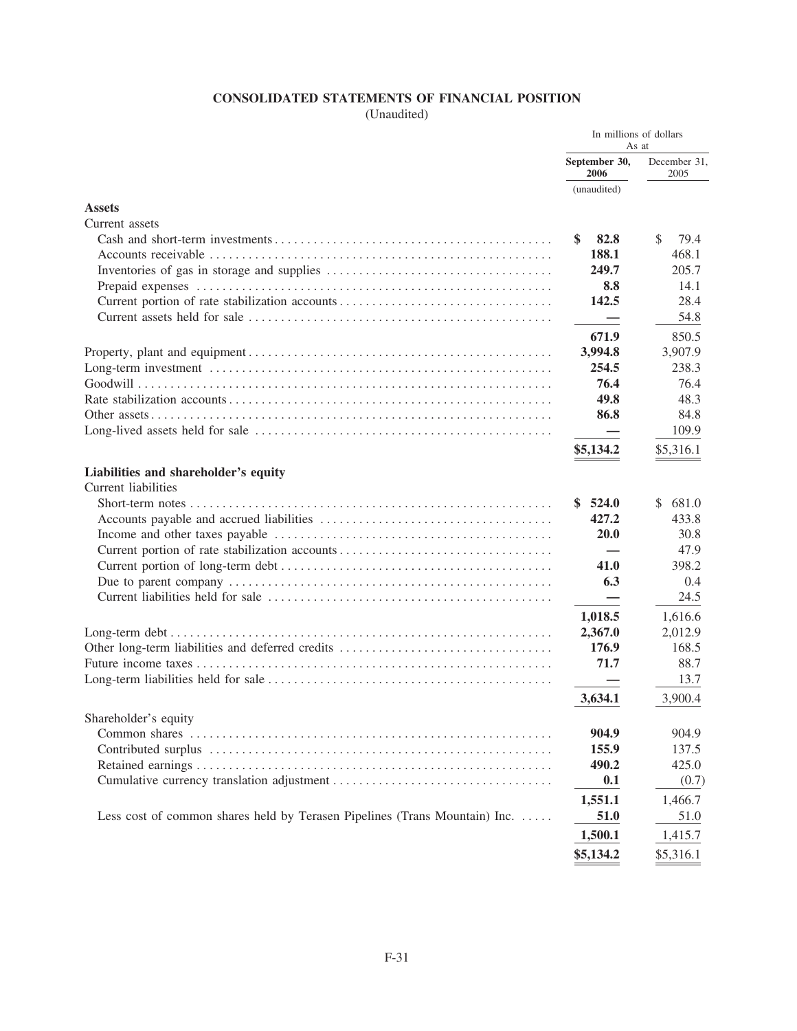# CONSOLIDATED STATEMENTS OF FINANCIAL POSITION

(Unaudited)

| | In millions of dollars As at | |
|---|---|---|
| | **September 30, 2006** | December 31, 2005 |
| | (unaudited) | |
| **Assets** | | |
| Current assets | | |
| Cash and short-term investments | **$ 82.8** | $ 79.4 |
| Accounts receivable | **188.1** | 468.1 |
| Inventories of gas in storage and supplies | **249.7** | 205.7 |
| Prepaid expenses | **8.8** | 14.1 |
| Current portion of rate stabilization accounts | **142.5** | 28.4 |
| Current assets held for sale | **—** | 54.8 |
| | **671.9** | 850.5 |
| Property, plant and equipment | **3,994.8** | 3,907.9 |
| Long-term investment | **254.5** | 238.3 |
| Goodwill | **76.4** | 76.4 |
| Rate stabilization accounts | **49.8** | 48.3 |
| Other assets | **86.8** | 84.8 |
| Long-lived assets held for sale | **—** | 109.9 |
| | **$5,134.2** | $5,316.1 |
| **Liabilities and shareholder's equity** | | |
| Current liabilities | | |
| Short-term notes | **$ 524.0** | $ 681.0 |
| Accounts payable and accrued liabilities | **427.2** | 433.8 |
| Income and other taxes payable | **20.0** | 30.8 |
| Current portion of rate stabilization accounts | **—** | 47.9 |
| Current portion of long-term debt | **41.0** | 398.2 |
| Due to parent company | **6.3** | 0.4 |
| Current liabilities held for sale | **—** | 24.5 |
| | **1,018.5** | 1,616.6 |
| Long-term debt | **2,367.0** | 2,012.9 |
| Other long-term liabilities and deferred credits | **176.9** | 168.5 |
| Future income taxes | **71.7** | 88.7 |
| Long-term liabilities held for sale | **—** | 13.7 |
| | **3,634.1** | 3,900.4 |
| Shareholder's equity | | |
| Common shares | **904.9** | 904.9 |
| Contributed surplus | **155.9** | 137.5 |
| Retained earnings | **490.2** | 425.0 |
| Cumulative currency translation adjustment | **0.1** | (0.7) |
| | **1,551.1** | 1,466.7 |
| Less cost of common shares held by Terasen Pipelines (Trans Mountain) Inc. | **51.0** | 51.0 |
| | **1,500.1** | 1,415.7 |
| | **$5,134.2** | $5,316.1 |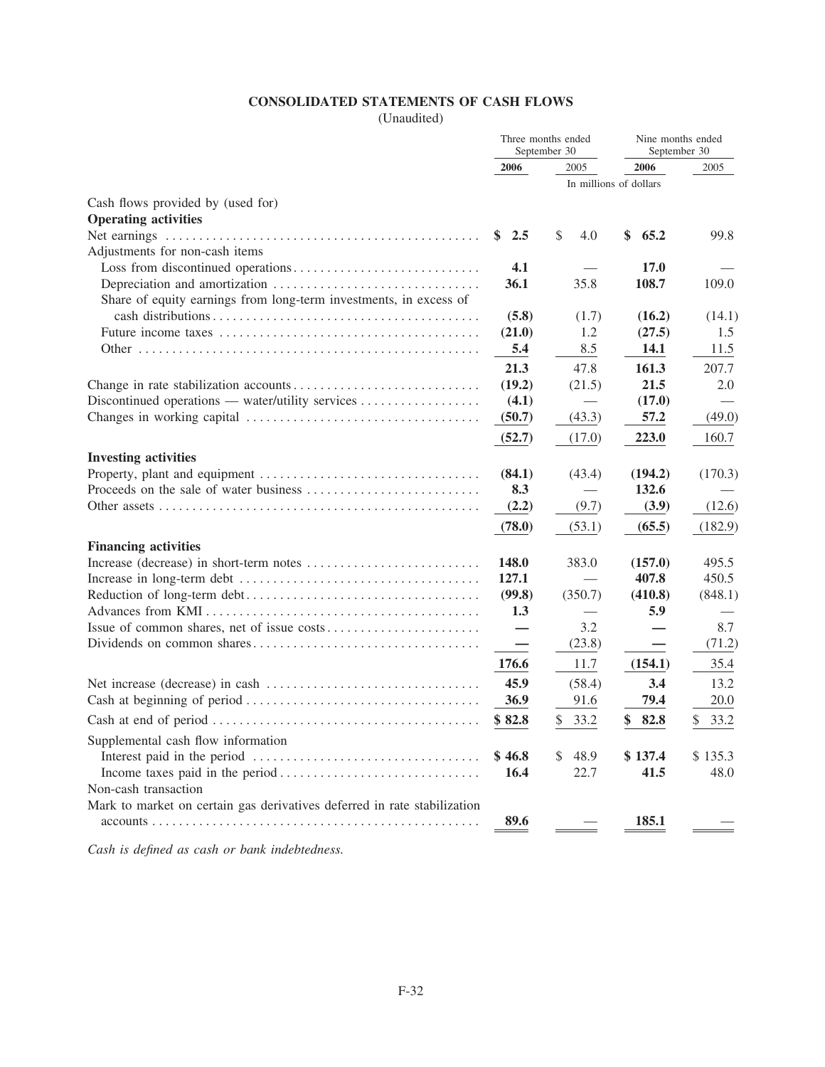## CONSOLIDATED STATEMENTS OF CASH FLOWS

(Unaudited)

| | Three months ended September 30 | | Nine months ended September 30 | |
|---|---|---|---|---|
| | **2006** | 2005 | **2006** | 2005 |
| | In millions of dollars | | | |
| Cash flows provided by (used for) | | | | |
| **Operating activities** | | | | |
| Net earnings | **$ 2.5** | $ 4.0 | **$ 65.2** | 99.8 |
| Adjustments for non-cash items | | | | |
| Loss from discontinued operations | **4.1** | — | **17.0** | — |
| Depreciation and amortization | **36.1** | 35.8 | **108.7** | 109.0 |
| Share of equity earnings from long-term investments, in excess of cash distributions | **(5.8)** | (1.7) | **(16.2)** | (14.1) |
| Future income taxes | **(21.0)** | 1.2 | **(27.5)** | 1.5 |
| Other | **5.4** | 8.5 | **14.1** | 11.5 |
| | **21.3** | 47.8 | **161.3** | 207.7 |
| Change in rate stabilization accounts | **(19.2)** | (21.5) | **21.5** | 2.0 |
| Discontinued operations — water/utility services | **(4.1)** | — | **(17.0)** | — |
| Changes in working capital | **(50.7)** | (43.3) | **57.2** | (49.0) |
| | **(52.7)** | (17.0) | **223.0** | 160.7 |
| **Investing activities** | | | | |
| Property, plant and equipment | **(84.1)** | (43.4) | **(194.2)** | (170.3) |
| Proceeds on the sale of water business | **8.3** | — | **132.6** | — |
| Other assets | **(2.2)** | (9.7) | **(3.9)** | (12.6) |
| | **(78.0)** | (53.1) | **(65.5)** | (182.9) |
| **Financing activities** | | | | |
| Increase (decrease) in short-term notes | **148.0** | 383.0 | **(157.0)** | 495.5 |
| Increase in long-term debt | **127.1** | — | **407.8** | 450.5 |
| Reduction of long-term debt | **(99.8)** | (350.7) | **(410.8)** | (848.1) |
| Advances from KMI | **1.3** | — | **5.9** | — |
| Issue of common shares, net of issue costs | **—** | 3.2 | **—** | 8.7 |
| Dividends on common shares | **—** | (23.8) | **—** | (71.2) |
| | **176.6** | 11.7 | **(154.1)** | 35.4 |
| Net increase (decrease) in cash | **45.9** | (58.4) | **3.4** | 13.2 |
| Cash at beginning of period | **36.9** | 91.6 | **79.4** | 20.0 |
| Cash at end of period | **$ 82.8** | $ 33.2 | **$ 82.8** | $ 33.2 |
| Supplemental cash flow information | | | | |
| Interest paid in the period | **$ 46.8** | $ 48.9 | **$ 137.4** | $ 135.3 |
| Income taxes paid in the period | **16.4** | 22.7 | **41.5** | 48.0 |
| Non-cash transaction | | | | |
| Mark to market on certain gas derivatives deferred in rate stabilization accounts | **89.6** | — | **185.1** | — |

*Cash is defined as cash or bank indebtedness.*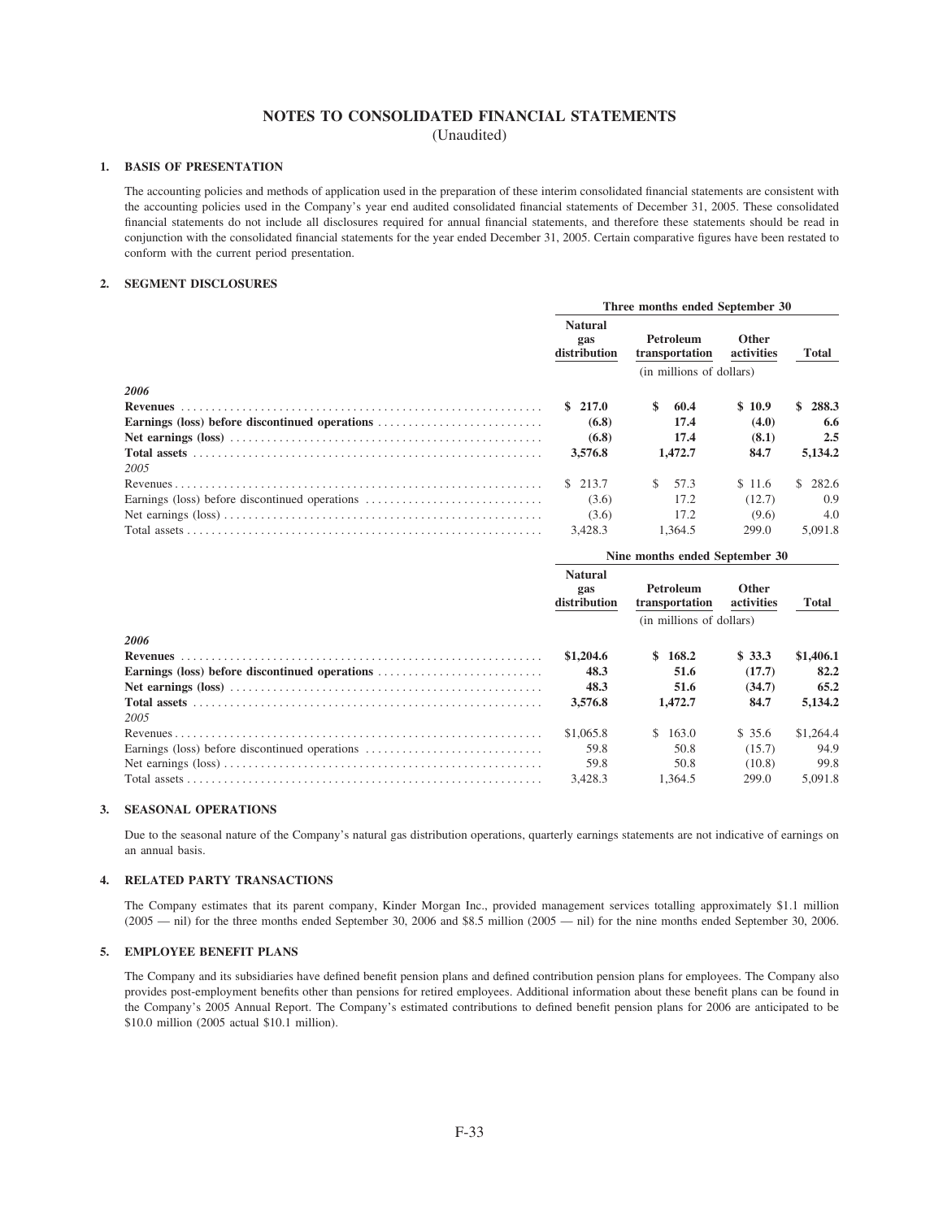# NOTES TO CONSOLIDATED FINANCIAL STATEMENTS

(Unaudited)

## 1. BASIS OF PRESENTATION

The accounting policies and methods of application used in the preparation of these interim consolidated financial statements are consistent with the accounting policies used in the Company's year end audited consolidated financial statements of December 31, 2005. These consolidated financial statements do not include all disclosures required for annual financial statements, and therefore these statements should be read in conjunction with the consolidated financial statements for the year ended December 31, 2005. Certain comparative figures have been restated to conform with the current period presentation.

## 2. SEGMENT DISCLOSURES

| | Three months ended September 30 | | | |
|---|---|---|---|---|
| | Natural gas distribution | Petroleum transportation | Other activities | Total |
| | | (in millions of dollars) | | |
| *2006* | | | | |
| **Revenues** | **$ 217.0** | **$ 60.4** | **$ 10.9** | **$ 288.3** |
| **Earnings (loss) before discontinued operations** | **(6.8)** | **17.4** | **(4.0)** | **6.6** |
| **Net earnings (loss)** | **(6.8)** | **17.4** | **(8.1)** | **2.5** |
| **Total assets** | **3,576.8** | **1,472.7** | **84.7** | **5,134.2** |
| *2005* | | | | |
| Revenues | $ 213.7 | $ 57.3 | $ 11.6 | $ 282.6 |
| Earnings (loss) before discontinued operations | (3.6) | 17.2 | (12.7) | 0.9 |
| Net earnings (loss) | (3.6) | 17.2 | (9.6) | 4.0 |
| Total assets | 3,428.3 | 1,364.5 | 299.0 | 5,091.8 |

| | Nine months ended September 30 | | | |
|---|---|---|---|---|
| | Natural gas distribution | Petroleum transportation | Other activities | Total |
| | | (in millions of dollars) | | |
| *2006* | | | | |
| **Revenues** | **$1,204.6** | **$ 168.2** | **$ 33.3** | **$1,406.1** |
| **Earnings (loss) before discontinued operations** | **48.3** | **51.6** | **(17.7)** | **82.2** |
| **Net earnings (loss)** | **48.3** | **51.6** | **(34.7)** | **65.2** |
| **Total assets** | **3,576.8** | **1,472.7** | **84.7** | **5,134.2** |
| *2005* | | | | |
| Revenues | $1,065.8 | $ 163.0 | $ 35.6 | $1,264.4 |
| Earnings (loss) before discontinued operations | 59.8 | 50.8 | (15.7) | 94.9 |
| Net earnings (loss) | 59.8 | 50.8 | (10.8) | 99.8 |
| Total assets | 3,428.3 | 1,364.5 | 299.0 | 5,091.8 |

## 3. SEASONAL OPERATIONS

Due to the seasonal nature of the Company's natural gas distribution operations, quarterly earnings statements are not indicative of earnings on an annual basis.

## 4. RELATED PARTY TRANSACTIONS

The Company estimates that its parent company, Kinder Morgan Inc., provided management services totalling approximately $1.1 million (2005 — nil) for the three months ended September 30, 2006 and $8.5 million (2005 — nil) for the nine months ended September 30, 2006.

## 5. EMPLOYEE BENEFIT PLANS

The Company and its subsidiaries have defined benefit pension plans and defined contribution pension plans for employees. The Company also provides post-employment benefits other than pensions for retired employees. Additional information about these benefit plans can be found in the Company's 2005 Annual Report. The Company's estimated contributions to defined benefit pension plans for 2006 are anticipated to be $10.0 million (2005 actual $10.1 million).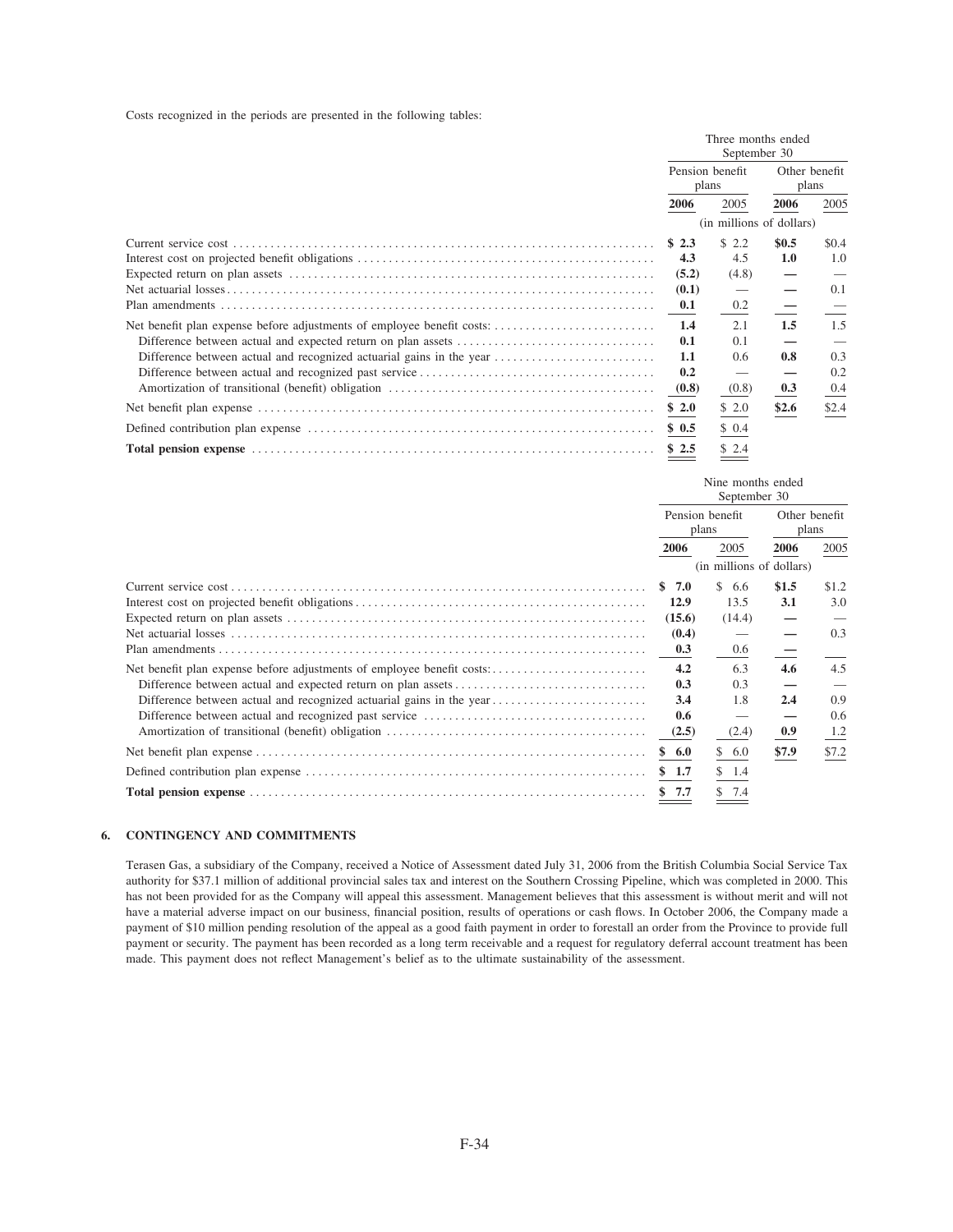Costs recognized in the periods are presented in the following tables:

| | Three months ended September 30 | | | |
|---|---|---|---|---|
| | Pension benefit plans | | Other benefit plans | |
| | **2006** | 2005 | **2006** | 2005 |
| | (in millions of dollars) | | | |
| Current service cost | **$ 2.3** | $ 2.2 | **$0.5** | $0.4 |
| Interest cost on projected benefit obligations | **4.3** | 4.5 | **1.0** | 1.0 |
| Expected return on plan assets | **(5.2)** | (4.8) | **—** | — |
| Net actuarial losses | **(0.1)** | — | **—** | 0.1 |
| Plan amendments | **0.1** | 0.2 | **—** | — |
| Net benefit plan expense before adjustments of employee benefit costs: | **1.4** | 2.1 | **1.5** | 1.5 |
| Difference between actual and expected return on plan assets | **0.1** | 0.1 | **—** | — |
| Difference between actual and recognized actuarial gains in the year | **1.1** | 0.6 | **0.8** | 0.3 |
| Difference between actual and recognized past service | **0.2** | — | **—** | 0.2 |
| Amortization of transitional (benefit) obligation | **(0.8)** | (0.8) | **0.3** | 0.4 |
| Net benefit plan expense | **$ 2.0** | $ 2.0 | **$2.6** | $2.4 |
| Defined contribution plan expense | **$ 0.5** | $ 0.4 | | |
| **Total pension expense** | **$ 2.5** | $ 2.4 | | |

| | Nine months ended September 30 | | | |
|---|---|---|---|---|
| | Pension benefit plans | | Other benefit plans | |
| | **2006** | 2005 | **2006** | 2005 |
| | (in millions of dollars) | | | |
| Current service cost | **$ 7.0** | $ 6.6 | **$1.5** | $1.2 |
| Interest cost on projected benefit obligations | **12.9** | 13.5 | **3.1** | 3.0 |
| Expected return on plan assets | **(15.6)** | (14.4) | **—** | — |
| Net actuarial losses | **(0.4)** | — | **—** | 0.3 |
| Plan amendments | **0.3** | 0.6 | **—** | |
| Net benefit plan expense before adjustments of employee benefit costs: | **4.2** | 6.3 | **4.6** | 4.5 |
| Difference between actual and expected return on plan assets | **0.3** | 0.3 | **—** | — |
| Difference between actual and recognized actuarial gains in the year | **3.4** | 1.8 | **2.4** | 0.9 |
| Difference between actual and recognized past service | **0.6** | — | **—** | 0.6 |
| Amortization of transitional (benefit) obligation | **(2.5)** | (2.4) | **0.9** | 1.2 |
| Net benefit plan expense | **$ 6.0** | $ 6.0 | **$7.9** | $7.2 |
| Defined contribution plan expense | **$ 1.7** | $ 1.4 | | |
| **Total pension expense** | **$ 7.7** | $ 7.4 | | |

## 6. CONTINGENCY AND COMMITMENTS

Terasen Gas, a subsidiary of the Company, received a Notice of Assessment dated July 31, 2006 from the British Columbia Social Service Tax authority for $37.1 million of additional provincial sales tax and interest on the Southern Crossing Pipeline, which was completed in 2000. This has not been provided for as the Company will appeal this assessment. Management believes that this assessment is without merit and will not have a material adverse impact on our business, financial position, results of operations or cash flows. In October 2006, the Company made a payment of $10 million pending resolution of the appeal as a good faith payment in order to forestall an order from the Province to provide full payment or security. The payment has been recorded as a long term receivable and a request for regulatory deferral account treatment has been made. This payment does not reflect Management's belief as to the ultimate sustainability of the assessment.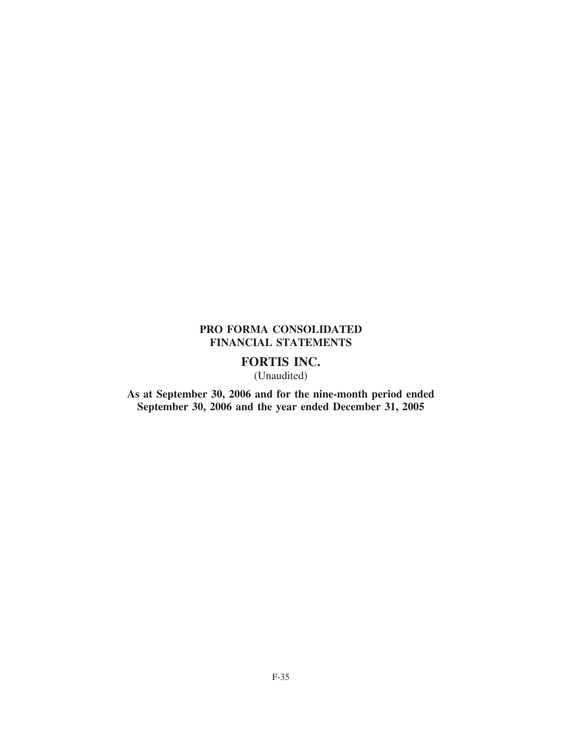**PRO FORMA CONSOLIDATED FINANCIAL STATEMENTS**

# FORTIS INC.

(Unaudited)

**As at September 30, 2006 and for the nine-month period ended September 30, 2006 and the year ended December 31, 2005**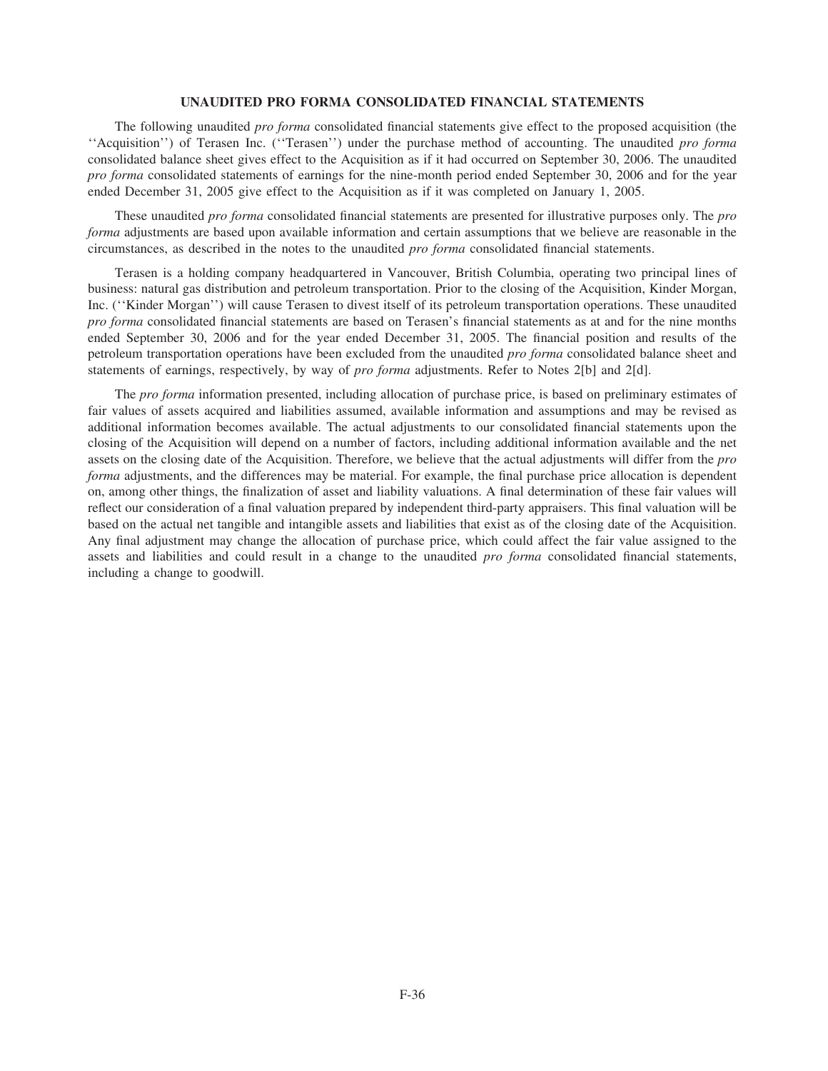# UNAUDITED PRO FORMA CONSOLIDATED FINANCIAL STATEMENTS

The following unaudited *pro forma* consolidated financial statements give effect to the proposed acquisition (the ''Acquisition'') of Terasen Inc. (''Terasen'') under the purchase method of accounting. The unaudited *pro forma* consolidated balance sheet gives effect to the Acquisition as if it had occurred on September 30, 2006. The unaudited *pro forma* consolidated statements of earnings for the nine-month period ended September 30, 2006 and for the year ended December 31, 2005 give effect to the Acquisition as if it was completed on January 1, 2005.

These unaudited *pro forma* consolidated financial statements are presented for illustrative purposes only. The *pro forma* adjustments are based upon available information and certain assumptions that we believe are reasonable in the circumstances, as described in the notes to the unaudited *pro forma* consolidated financial statements.

Terasen is a holding company headquartered in Vancouver, British Columbia, operating two principal lines of business: natural gas distribution and petroleum transportation. Prior to the closing of the Acquisition, Kinder Morgan, Inc. (''Kinder Morgan'') will cause Terasen to divest itself of its petroleum transportation operations. These unaudited *pro forma* consolidated financial statements are based on Terasen's financial statements as at and for the nine months ended September 30, 2006 and for the year ended December 31, 2005. The financial position and results of the petroleum transportation operations have been excluded from the unaudited *pro forma* consolidated balance sheet and statements of earnings, respectively, by way of *pro forma* adjustments. Refer to Notes 2[b] and 2[d].

The *pro forma* information presented, including allocation of purchase price, is based on preliminary estimates of fair values of assets acquired and liabilities assumed, available information and assumptions and may be revised as additional information becomes available. The actual adjustments to our consolidated financial statements upon the closing of the Acquisition will depend on a number of factors, including additional information available and the net assets on the closing date of the Acquisition. Therefore, we believe that the actual adjustments will differ from the *pro forma* adjustments, and the differences may be material. For example, the final purchase price allocation is dependent on, among other things, the finalization of asset and liability valuations. A final determination of these fair values will reflect our consideration of a final valuation prepared by independent third-party appraisers. This final valuation will be based on the actual net tangible and intangible assets and liabilities that exist as of the closing date of the Acquisition. Any final adjustment may change the allocation of purchase price, which could affect the fair value assigned to the assets and liabilities and could result in a change to the unaudited *pro forma* consolidated financial statements, including a change to goodwill.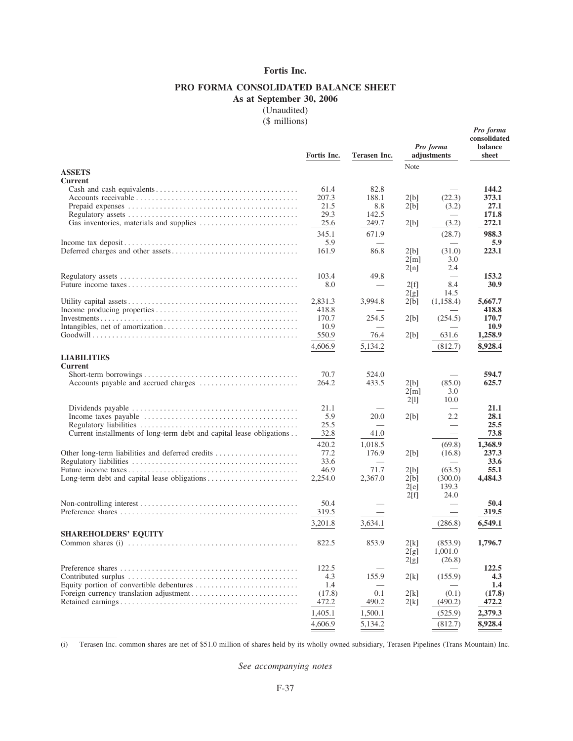# Fortis Inc.

## PRO FORMA CONSOLIDATED BALANCE SHEET

**As at September 30, 2006**

(Unaudited)

($ millions)

| | Fortis Inc. | Terasen Inc. | Pro forma adjustments | | Pro forma consolidated balance sheet |
|---|---|---|---|---|---|
| | | | Note | | |
| **ASSETS** | | | | | |
| **Current** | | | | | |
| Cash and cash equivalents | 61.4 | 82.8 | | — | **144.2** |
| Accounts receivable | 207.3 | 188.1 | 2[b] | (22.3) | **373.1** |
| Prepaid expenses | 21.5 | 8.8 | 2[b] | (3.2) | **27.1** |
| Regulatory assets | 29.3 | 142.5 | | — | **171.8** |
| Gas inventories, materials and supplies | 25.6 | 249.7 | 2[b] | (3.2) | **272.1** |
| | 345.1 | 671.9 | | (28.7) | **988.3** |
| Income tax deposit | 5.9 | — | | — | **5.9** |
| Deferred charges and other assets | 161.9 | 86.8 | 2[b] | (31.0) | **223.1** |
| | | | 2[m] | 3.0 | |
| | | | 2[n] | 2.4 | |
| Regulatory assets | 103.4 | 49.8 | | — | **153.2** |
| Future income taxes | 8.0 | — | 2[f] | 8.4 | **30.9** |
| | | | 2[g] | 14.5 | |
| Utility capital assets | 2,831.3 | 3,994.8 | 2[b] | (1,158.4) | **5,667.7** |
| Income producing properties | 418.8 | — | | — | **418.8** |
| Investments | 170.7 | 254.5 | 2[b] | (254.5) | **170.7** |
| Intangibles, net of amortization | 10.9 | — | | — | **10.9** |
| Goodwill | 550.9 | 76.4 | 2[b] | 631.6 | **1,258.9** |
| | 4,606.9 | 5,134.2 | | (812.7) | **8,928.4** |
| **LIABILITIES** | | | | | |
| **Current** | | | | | |
| Short-term borrowings | 70.7 | 524.0 | | — | **594.7** |
| Accounts payable and accrued charges | 264.2 | 433.5 | 2[b] | (85.0) | **625.7** |
| | | | 2[m] | 3.0 | |
| | | | 2[l] | 10.0 | |
| Dividends payable | 21.1 | — | | — | **21.1** |
| Income taxes payable | 5.9 | 20.0 | 2[b] | 2.2 | **28.1** |
| Regulatory liabilities | 25.5 | — | | — | **25.5** |
| Current installments of long-term debt and capital lease obligations | 32.8 | 41.0 | | — | **73.8** |
| | 420.2 | 1,018.5 | | (69.8) | **1,368.9** |
| Other long-term liabilities and deferred credits | 77.2 | 176.9 | 2[b] | (16.8) | **237.3** |
| Regulatory liabilities | 33.6 | — | | — | **33.6** |
| Future income taxes | 46.9 | 71.7 | 2[b] | (63.5) | **55.1** |
| Long-term debt and capital lease obligations | 2,254.0 | 2,367.0 | 2[b] | (300.0) | **4,484.3** |
| | | | 2[e] | 139.3 | |
| | | | 2[f] | 24.0 | |
| Non-controlling interest | 50.4 | — | | — | **50.4** |
| Preference shares | 319.5 | — | | — | **319.5** |
| | 3,201.8 | 3,634.1 | | (286.8) | **6,549.1** |
| **SHAREHOLDERS' EQUITY** | | | | | |
| Common shares (i) | 822.5 | 853.9 | 2[k] | (853.9) | **1,796.7** |
| | | | 2[g] | 1,001.0 | |
| | | | 2[g] | (26.8) | |
| Preference shares | 122.5 | — | | — | **122.5** |
| Contributed surplus | 4.3 | 155.9 | 2[k] | (155.9) | **4.3** |
| Equity portion of convertible debentures | 1.4 | — | | — | **1.4** |
| Foreign currency translation adjustment | (17.8) | 0.1 | 2[k] | (0.1) | **(17.8)** |
| Retained earnings | 472.2 | 490.2 | 2[k] | (490.2) | **472.2** |
| | 1,405.1 | 1,500.1 | | (525.9) | **2,379.3** |
| | 4,606.9 | 5,134.2 | | (812.7) | **8,928.4** |

(i) Terasen Inc. common shares are net of $51.0 million of shares held by its wholly owned subsidiary, Terasen Pipelines (Trans Mountain) Inc.

*See accompanying notes*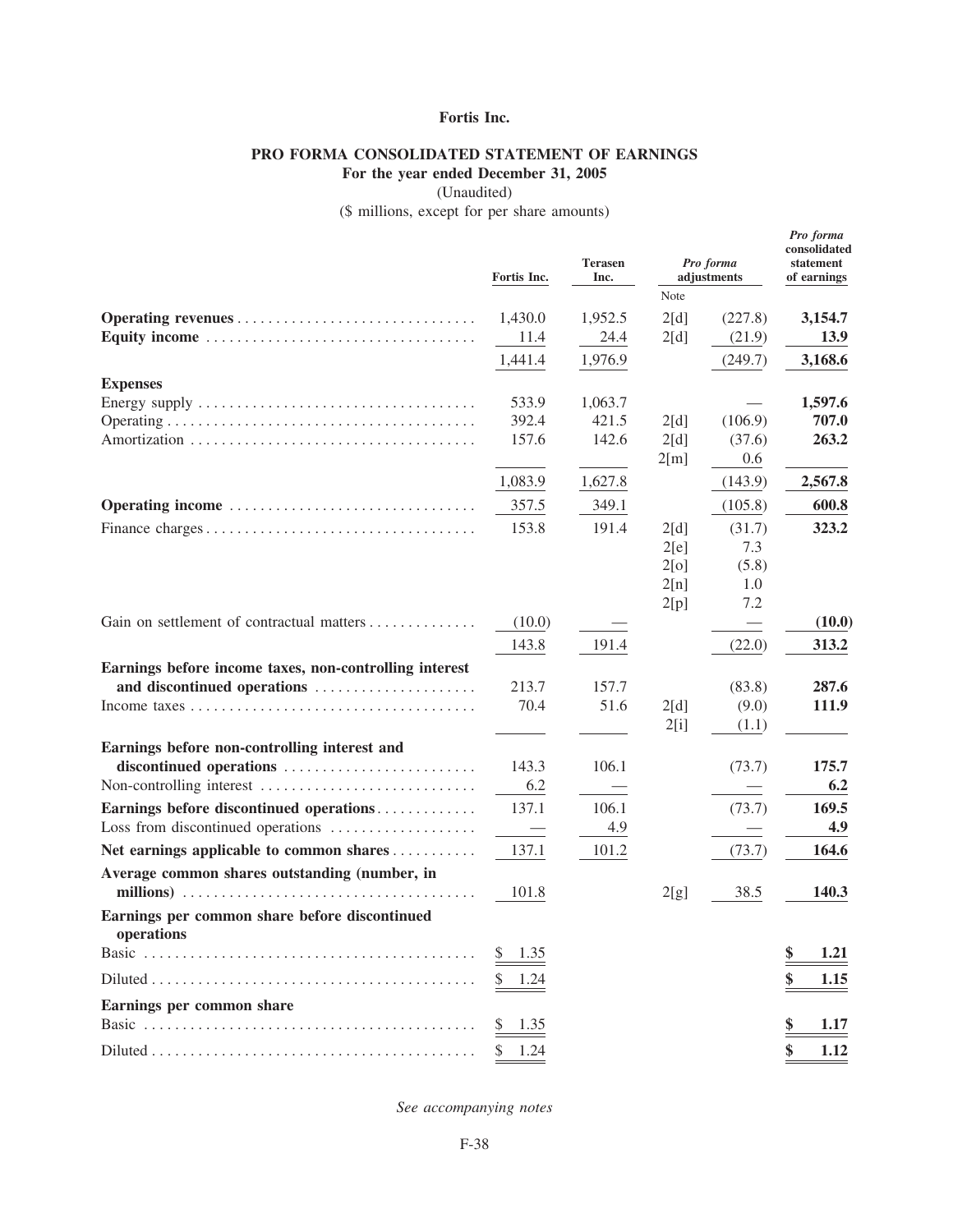**Fortis Inc.**

**PRO FORMA CONSOLIDATED STATEMENT OF EARNINGS**
**For the year ended December 31, 2005**
(Unaudited)
(\$ millions, except for per share amounts)

| | Fortis Inc. | Terasen Inc. | *Pro forma* adjustments | | *Pro forma* consolidated statement of earnings |
|---|---|---|---|---|---|
| | | | Note | | |
| **Operating revenues** | 1,430.0 | 1,952.5 | 2[d] | (227.8) | **3,154.7** |
| **Equity income** | 11.4 | 24.4 | 2[d] | (21.9) | **13.9** |
| | 1,441.4 | 1,976.9 | | (249.7) | **3,168.6** |
| **Expenses** | | | | | |
| Energy supply | 533.9 | 1,063.7 | | — | **1,597.6** |
| Operating | 392.4 | 421.5 | 2[d] | (106.9) | **707.0** |
| Amortization | 157.6 | 142.6 | 2[d] | (37.6) | **263.2** |
| | | | 2[m] | 0.6 | |
| | 1,083.9 | 1,627.8 | | (143.9) | **2,567.8** |
| **Operating income** | 357.5 | 349.1 | | (105.8) | **600.8** |
| Finance charges | 153.8 | 191.4 | 2[d] | (31.7) | **323.2** |
| | | | 2[e] | 7.3 | |
| | | | 2[o] | (5.8) | |
| | | | 2[n] | 1.0 | |
| | | | 2[p] | 7.2 | |
| Gain on settlement of contractual matters | (10.0) | — | | — | **(10.0)** |
| | 143.8 | 191.4 | | (22.0) | **313.2** |
| **Earnings before income taxes, non-controlling interest and discontinued operations** | 213.7 | 157.7 | | (83.8) | **287.6** |
| Income taxes | 70.4 | 51.6 | 2[d] | (9.0) | **111.9** |
| | | | 2[i] | (1.1) | |
| **Earnings before non-controlling interest and discontinued operations** | 143.3 | 106.1 | | (73.7) | **175.7** |
| Non-controlling interest | 6.2 | — | | — | **6.2** |
| **Earnings before discontinued operations** | 137.1 | 106.1 | | (73.7) | **169.5** |
| Loss from discontinued operations | — | 4.9 | | — | **4.9** |
| **Net earnings applicable to common shares** | 137.1 | 101.2 | | (73.7) | **164.6** |
| **Average common shares outstanding (number, in millions)** | 101.8 | | 2[g] | 38.5 | **140.3** |
| **Earnings per common share before discontinued operations** | | | | | |
| Basic | \$ 1.35 | | | | **\$ 1.21** |
| Diluted | \$ 1.24 | | | | **\$ 1.15** |
| **Earnings per common share** | | | | | |
| Basic | \$ 1.35 | | | | **\$ 1.17** |
| Diluted | \$ 1.24 | | | | **\$ 1.12** |

*See accompanying notes*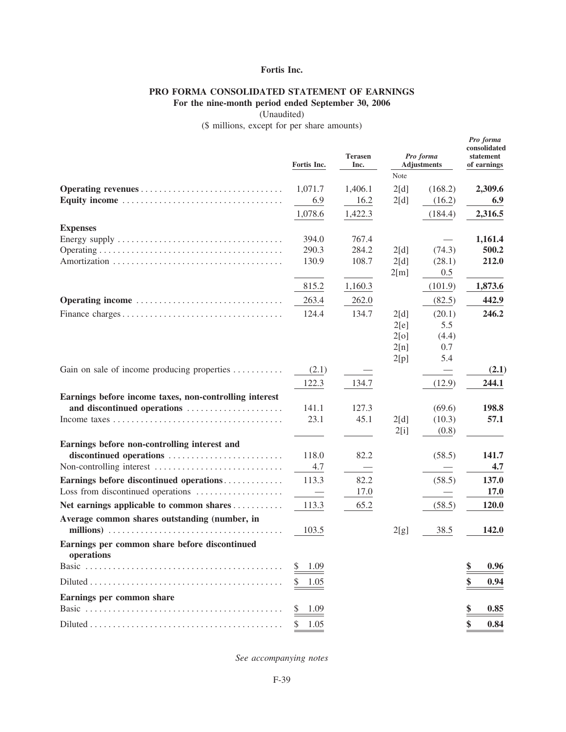**Fortis Inc.**

## PRO FORMA CONSOLIDATED STATEMENT OF EARNINGS

**For the nine-month period ended September 30, 2006**

(Unaudited)

($ millions, except for per share amounts)

| | Fortis Inc. | Terasen Inc. | Pro forma Adjustments | | Pro forma consolidated statement of earnings |
|---|---|---|---|---|---|
| | | | Note | | |
| **Operating revenues** | 1,071.7 | 1,406.1 | 2[d] | (168.2) | **2,309.6** |
| **Equity income** | 6.9 | 16.2 | 2[d] | (16.2) | **6.9** |
| | 1,078.6 | 1,422.3 | | (184.4) | **2,316.5** |
| **Expenses** | | | | | |
| Energy supply | 394.0 | 767.4 | | — | **1,161.4** |
| Operating | 290.3 | 284.2 | 2[d] | (74.3) | **500.2** |
| Amortization | 130.9 | 108.7 | 2[d] | (28.1) | **212.0** |
| | | | 2[m] | 0.5 | |
| | 815.2 | 1,160.3 | | (101.9) | **1,873.6** |
| **Operating income** | 263.4 | 262.0 | | (82.5) | **442.9** |
| Finance charges | 124.4 | 134.7 | 2[d] | (20.1) | **246.2** |
| | | | 2[e] | 5.5 | |
| | | | 2[o] | (4.4) | |
| | | | 2[n] | 0.7 | |
| | | | 2[p] | 5.4 | |
| Gain on sale of income producing properties | (2.1) | — | | — | **(2.1)** |
| | 122.3 | 134.7 | | (12.9) | **244.1** |
| **Earnings before income taxes, non-controlling interest and discontinued operations** | 141.1 | 127.3 | | (69.6) | **198.8** |
| Income taxes | 23.1 | 45.1 | 2[d] | (10.3) | **57.1** |
| | | | 2[i] | (0.8) | |
| **Earnings before non-controlling interest and discontinued operations** | 118.0 | 82.2 | | (58.5) | **141.7** |
| Non-controlling interest | 4.7 | — | | — | **4.7** |
| **Earnings before discontinued operations** | 113.3 | 82.2 | | (58.5) | **137.0** |
| Loss from discontinued operations | — | 17.0 | | — | **17.0** |
| **Net earnings applicable to common shares** | 113.3 | 65.2 | | (58.5) | **120.0** |
| **Average common shares outstanding (number, in millions)** | 103.5 | | 2[g] | 38.5 | **142.0** |
| **Earnings per common share before discontinued operations** | | | | | |
| Basic | $ 1.09 | | | | **$ 0.96** |
| Diluted | $ 1.05 | | | | **$ 0.94** |
| **Earnings per common share** | | | | | |
| Basic | $ 1.09 | | | | **$ 0.85** |
| Diluted | $ 1.05 | | | | **$ 0.84** |

*See accompanying notes*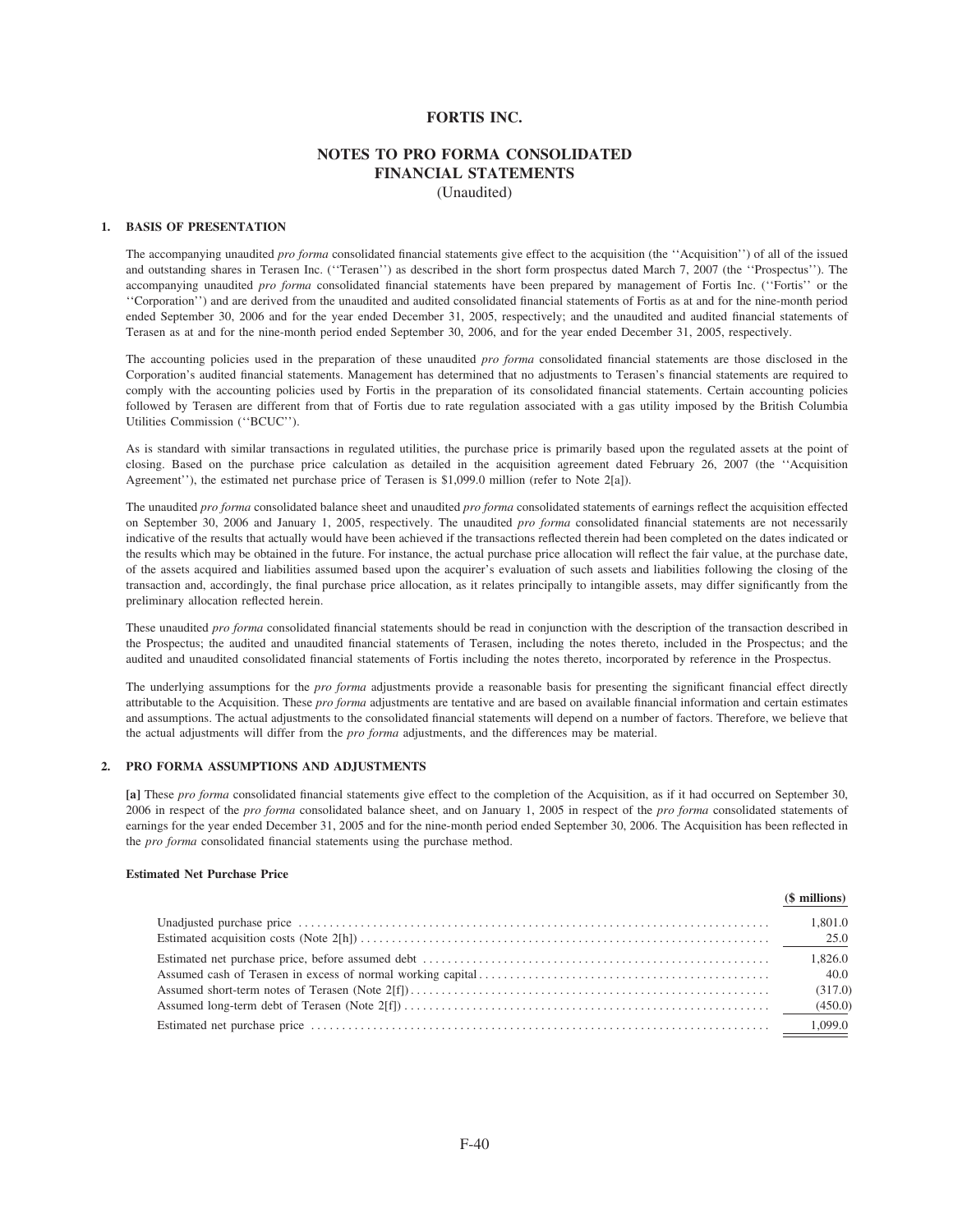# FORTIS INC.

## NOTES TO PRO FORMA CONSOLIDATED FINANCIAL STATEMENTS

(Unaudited)

### 1. BASIS OF PRESENTATION

The accompanying unaudited *pro forma* consolidated financial statements give effect to the acquisition (the ''Acquisition'') of all of the issued and outstanding shares in Terasen Inc. (''Terasen'') as described in the short form prospectus dated March 7, 2007 (the ''Prospectus''). The accompanying unaudited *pro forma* consolidated financial statements have been prepared by management of Fortis Inc. (''Fortis'' or the ''Corporation'') and are derived from the unaudited and audited consolidated financial statements of Fortis as at and for the nine-month period ended September 30, 2006 and for the year ended December 31, 2005, respectively; and the unaudited and audited financial statements of Terasen as at and for the nine-month period ended September 30, 2006, and for the year ended December 31, 2005, respectively.

The accounting policies used in the preparation of these unaudited *pro forma* consolidated financial statements are those disclosed in the Corporation's audited financial statements. Management has determined that no adjustments to Terasen's financial statements are required to comply with the accounting policies used by Fortis in the preparation of its consolidated financial statements. Certain accounting policies followed by Terasen are different from that of Fortis due to rate regulation associated with a gas utility imposed by the British Columbia Utilities Commission (''BCUC'').

As is standard with similar transactions in regulated utilities, the purchase price is primarily based upon the regulated assets at the point of closing. Based on the purchase price calculation as detailed in the acquisition agreement dated February 26, 2007 (the ''Acquisition Agreement''), the estimated net purchase price of Terasen is $1,099.0 million (refer to Note 2[a]).

The unaudited *pro forma* consolidated balance sheet and unaudited *pro forma* consolidated statements of earnings reflect the acquisition effected on September 30, 2006 and January 1, 2005, respectively. The unaudited *pro forma* consolidated financial statements are not necessarily indicative of the results that actually would have been achieved if the transactions reflected therein had been completed on the dates indicated or the results which may be obtained in the future. For instance, the actual purchase price allocation will reflect the fair value, at the purchase date, of the assets acquired and liabilities assumed based upon the acquirer's evaluation of such assets and liabilities following the closing of the transaction and, accordingly, the final purchase price allocation, as it relates principally to intangible assets, may differ significantly from the preliminary allocation reflected herein.

These unaudited *pro forma* consolidated financial statements should be read in conjunction with the description of the transaction described in the Prospectus; the audited and unaudited financial statements of Terasen, including the notes thereto, included in the Prospectus; and the audited and unaudited consolidated financial statements of Fortis including the notes thereto, incorporated by reference in the Prospectus.

The underlying assumptions for the *pro forma* adjustments provide a reasonable basis for presenting the significant financial effect directly attributable to the Acquisition. These *pro forma* adjustments are tentative and are based on available financial information and certain estimates and assumptions. The actual adjustments to the consolidated financial statements will depend on a number of factors. Therefore, we believe that the actual adjustments will differ from the *pro forma* adjustments, and the differences may be material.

### 2. PRO FORMA ASSUMPTIONS AND ADJUSTMENTS

**[a]** These *pro forma* consolidated financial statements give effect to the completion of the Acquisition, as if it had occurred on September 30, 2006 in respect of the *pro forma* consolidated balance sheet, and on January 1, 2005 in respect of the *pro forma* consolidated statements of earnings for the year ended December 31, 2005 and for the nine-month period ended September 30, 2006. The Acquisition has been reflected in the *pro forma* consolidated financial statements using the purchase method.

**Estimated Net Purchase Price**

| | ($ millions) |
|---|---|
| Unadjusted purchase price | 1,801.0 |
| Estimated acquisition costs (Note 2[h]) | 25.0 |
| Estimated net purchase price, before assumed debt | 1,826.0 |
| Assumed cash of Terasen in excess of normal working capital | 40.0 |
| Assumed short-term notes of Terasen (Note 2[f]) | (317.0) |
| Assumed long-term debt of Terasen (Note 2[f]) | (450.0) |
| Estimated net purchase price | 1,099.0 |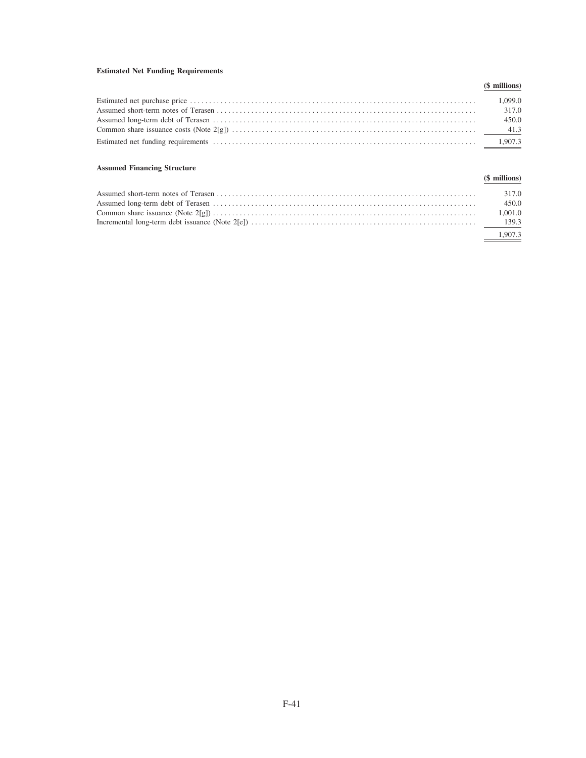**Estimated Net Funding Requirements**

| | ($ millions) |
|---|---|
| Estimated net purchase price | 1,099.0 |
| Assumed short-term notes of Terasen | 317.0 |
| Assumed long-term debt of Terasen | 450.0 |
| Common share issuance costs (Note 2[g]) | 41.3 |
| Estimated net funding requirements | 1,907.3 |

**Assumed Financing Structure**

| | ($ millions) |
|---|---|
| Assumed short-term notes of Terasen | 317.0 |
| Assumed long-term debt of Terasen | 450.0 |
| Common share issuance (Note 2[g]) | 1,001.0 |
| Incremental long-term debt issuance (Note 2[e]) | 139.3 |
| | 1,907.3 |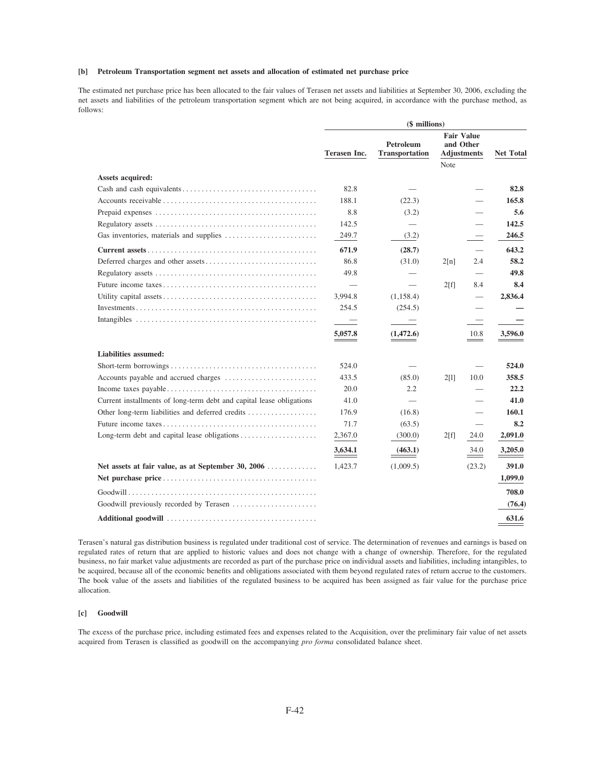**[b] Petroleum Transportation segment net assets and allocation of estimated net purchase price**

The estimated net purchase price has been allocated to the fair values of Terasen net assets and liabilities at September 30, 2006, excluding the net assets and liabilities of the petroleum transportation segment which are not being acquired, in accordance with the purchase method, as follows:

| | ($ millions) | | | | |
|---|---|---|---|---|---|
| | **Terasen Inc.** | **Petroleum Transportation** | **Fair Value and Other Adjustments** | | **Net Total** |
| | | | Note | | |
| **Assets acquired:** | | | | | |
| Cash and cash equivalents | 82.8 | — | | — | **82.8** |
| Accounts receivable | 188.1 | (22.3) | | — | **165.8** |
| Prepaid expenses | 8.8 | (3.2) | | — | **5.6** |
| Regulatory assets | 142.5 | — | | — | **142.5** |
| Gas inventories, materials and supplies | 249.7 | (3.2) | | — | **246.5** |
| **Current assets** | **671.9** | **(28.7)** | | — | **643.2** |
| Deferred charges and other assets | 86.8 | (31.0) | 2[n] | 2.4 | **58.2** |
| Regulatory assets | 49.8 | — | | — | **49.8** |
| Future income taxes | — | — | 2[f] | 8.4 | **8.4** |
| Utility capital assets | 3,994.8 | (1,158.4) | | — | **2,836.4** |
| Investments | 254.5 | (254.5) | | — | **—** |
| Intangibles | — | — | | — | **—** |
| | **5,057.8** | **(1,472.6)** | | 10.8 | **3,596.0** |
| **Liabilities assumed:** | | | | | |
| Short-term borrowings | 524.0 | — | | — | **524.0** |
| Accounts payable and accrued charges | 433.5 | (85.0) | 2[l] | 10.0 | **358.5** |
| Income taxes payable | 20.0 | 2.2 | | — | **22.2** |
| Current installments of long-term debt and capital lease obligations | 41.0 | — | | — | **41.0** |
| Other long-term liabilities and deferred credits | 176.9 | (16.8) | | — | **160.1** |
| Future income taxes | 71.7 | (63.5) | | — | **8.2** |
| Long-term debt and capital lease obligations | 2,367.0 | (300.0) | 2[f] | 24.0 | **2,091.0** |
| | **3,634.1** | **(463.1)** | | 34.0 | **3,205.0** |
| **Net assets at fair value, as at September 30, 2006** | 1,423.7 | (1,009.5) | | (23.2) | **391.0** |
| **Net purchase price** | | | | | **1,099.0** |
| Goodwill | | | | | **708.0** |
| Goodwill previously recorded by Terasen | | | | | **(76.4)** |
| **Additional goodwill** | | | | | **631.6** |

Terasen's natural gas distribution business is regulated under traditional cost of service. The determination of revenues and earnings is based on regulated rates of return that are applied to historic values and does not change with a change of ownership. Therefore, for the regulated business, no fair market value adjustments are recorded as part of the purchase price on individual assets and liabilities, including intangibles, to be acquired, because all of the economic benefits and obligations associated with them beyond regulated rates of return accrue to the customers. The book value of the assets and liabilities of the regulated business to be acquired has been assigned as fair value for the purchase price allocation.

**[c] Goodwill**

The excess of the purchase price, including estimated fees and expenses related to the Acquisition, over the preliminary fair value of net assets acquired from Terasen is classified as goodwill on the accompanying *pro forma* consolidated balance sheet.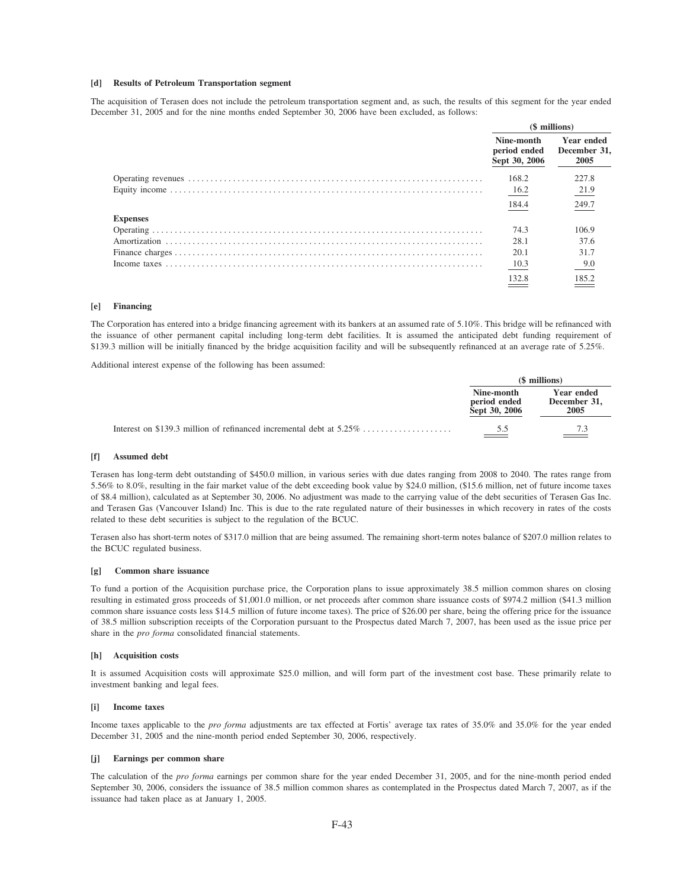#### [d] Results of Petroleum Transportation segment

The acquisition of Terasen does not include the petroleum transportation segment and, as such, the results of this segment for the year ended December 31, 2005 and for the nine months ended September 30, 2006 have been excluded, as follows:

| | ($ millions) | |
|---|---|---|
| | Nine-month period ended Sept 30, 2006 | Year ended December 31, 2005 |
| Operating revenues | 168.2 | 227.8 |
| Equity income | 16.2 | 21.9 |
| | 184.4 | 249.7 |
| **Expenses** | | |
| Operating | 74.3 | 106.9 |
| Amortization | 28.1 | 37.6 |
| Finance charges | 20.1 | 31.7 |
| Income taxes | 10.3 | 9.0 |
| | 132.8 | 185.2 |

#### [e] Financing

The Corporation has entered into a bridge financing agreement with its bankers at an assumed rate of 5.10%. This bridge will be refinanced with the issuance of other permanent capital including long-term debt facilities. It is assumed the anticipated debt funding requirement of $139.3 million will be initially financed by the bridge acquisition facility and will be subsequently refinanced at an average rate of 5.25%.

Additional interest expense of the following has been assumed:

| | ($ millions) | |
|---|---|---|
| | Nine-month period ended Sept 30, 2006 | Year ended December 31, 2005 |
| Interest on $139.3 million of refinanced incremental debt at 5.25% | 5.5 | 7.3 |

#### [f] Assumed debt

Terasen has long-term debt outstanding of $450.0 million, in various series with due dates ranging from 2008 to 2040. The rates range from 5.56% to 8.0%, resulting in the fair market value of the debt exceeding book value by $24.0 million, ($15.6 million, net of future income taxes of $8.4 million), calculated as at September 30, 2006. No adjustment was made to the carrying value of the debt securities of Terasen Gas Inc. and Terasen Gas (Vancouver Island) Inc. This is due to the rate regulated nature of their businesses in which recovery in rates of the costs related to these debt securities is subject to the regulation of the BCUC.

Terasen also has short-term notes of $317.0 million that are being assumed. The remaining short-term notes balance of $207.0 million relates to the BCUC regulated business.

#### [g] Common share issuance

To fund a portion of the Acquisition purchase price, the Corporation plans to issue approximately 38.5 million common shares on closing resulting in estimated gross proceeds of $1,001.0 million, or net proceeds after common share issuance costs of $974.2 million ($41.3 million common share issuance costs less $14.5 million of future income taxes). The price of $26.00 per share, being the offering price for the issuance of 38.5 million subscription receipts of the Corporation pursuant to the Prospectus dated March 7, 2007, has been used as the issue price per share in the *pro forma* consolidated financial statements.

#### [h] Acquisition costs

It is assumed Acquisition costs will approximate $25.0 million, and will form part of the investment cost base. These primarily relate to investment banking and legal fees.

#### [i] Income taxes

Income taxes applicable to the *pro forma* adjustments are tax effected at Fortis' average tax rates of 35.0% and 35.0% for the year ended December 31, 2005 and the nine-month period ended September 30, 2006, respectively.

#### [j] Earnings per common share

The calculation of the *pro forma* earnings per common share for the year ended December 31, 2005, and for the nine-month period ended September 30, 2006, considers the issuance of 38.5 million common shares as contemplated in the Prospectus dated March 7, 2007, as if the issuance had taken place as at January 1, 2005.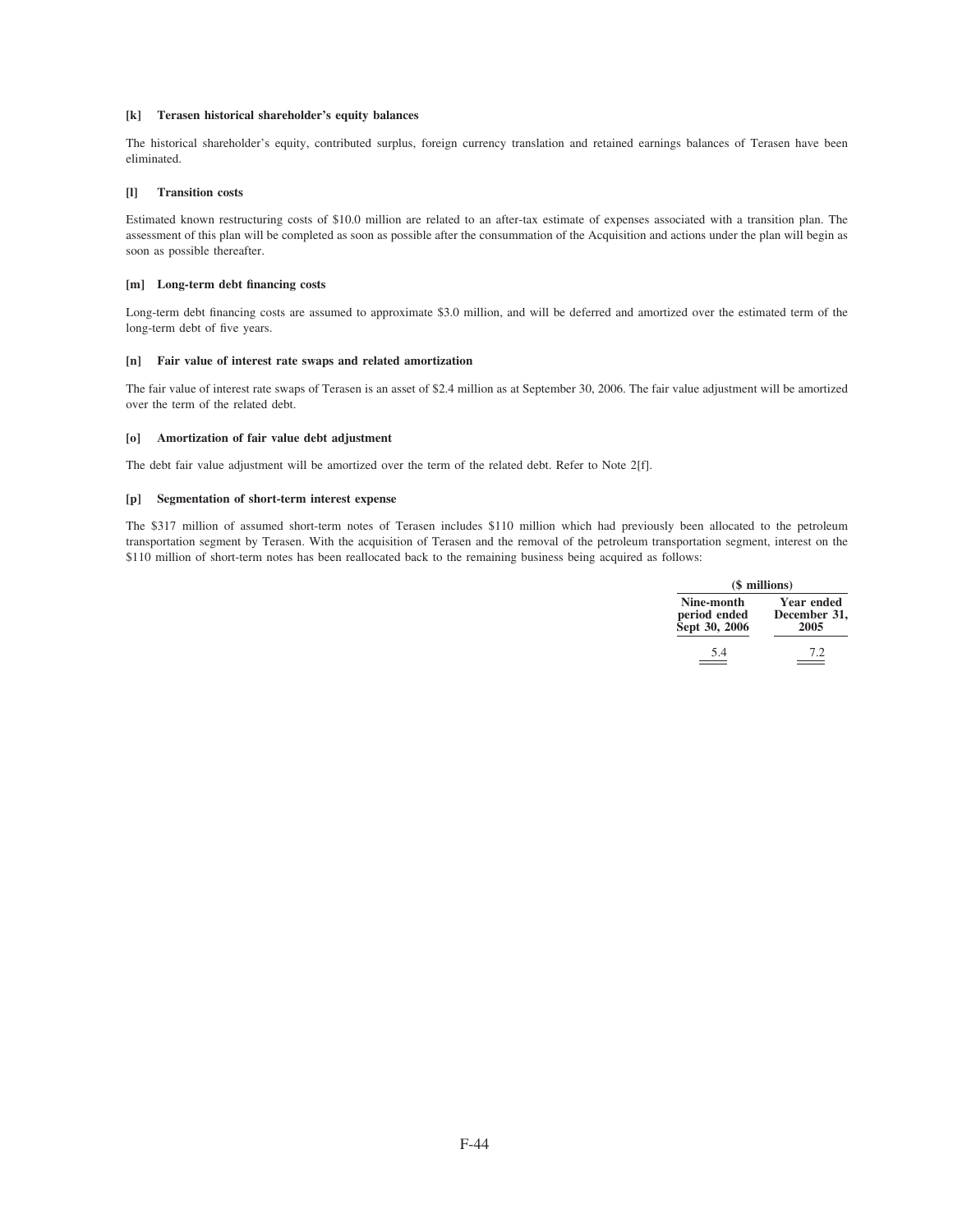**[k] Terasen historical shareholder's equity balances**

The historical shareholder's equity, contributed surplus, foreign currency translation and retained earnings balances of Terasen have been eliminated.

**[l] Transition costs**

Estimated known restructuring costs of $10.0 million are related to an after-tax estimate of expenses associated with a transition plan. The assessment of this plan will be completed as soon as possible after the consummation of the Acquisition and actions under the plan will begin as soon as possible thereafter.

**[m] Long-term debt financing costs**

Long-term debt financing costs are assumed to approximate $3.0 million, and will be deferred and amortized over the estimated term of the long-term debt of five years.

**[n] Fair value of interest rate swaps and related amortization**

The fair value of interest rate swaps of Terasen is an asset of $2.4 million as at September 30, 2006. The fair value adjustment will be amortized over the term of the related debt.

**[o] Amortization of fair value debt adjustment**

The debt fair value adjustment will be amortized over the term of the related debt. Refer to Note 2[f].

**[p] Segmentation of short-term interest expense**

The $317 million of assumed short-term notes of Terasen includes $110 million which had previously been allocated to the petroleum transportation segment by Terasen. With the acquisition of Terasen and the removal of the petroleum transportation segment, interest on the $110 million of short-term notes has been reallocated back to the remaining business being acquired as follows:

| ($ millions) | |
|---|---|
| Nine-month period ended Sept 30, 2006 | Year ended December 31, 2005 |
| 5.4 | 7.2 |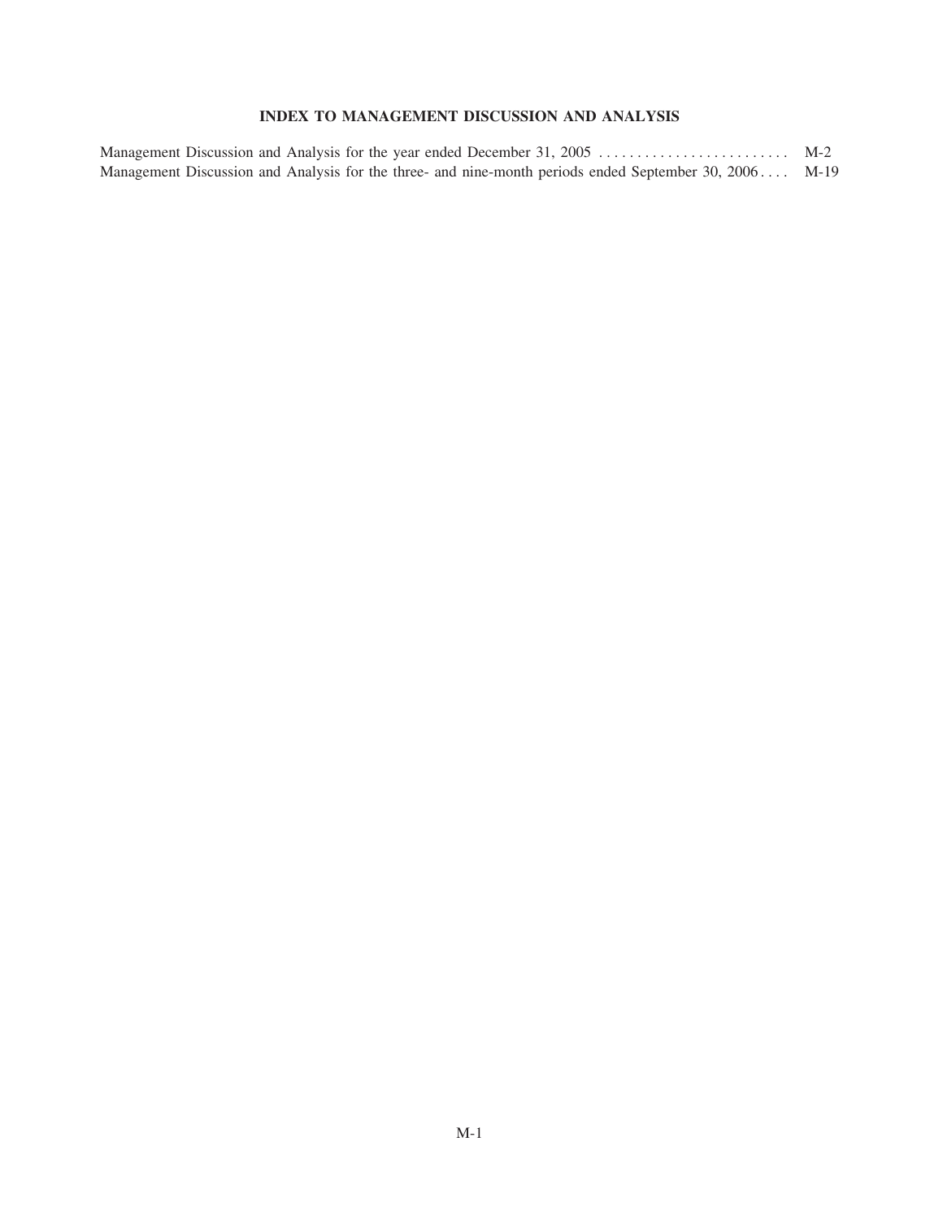# INDEX TO MANAGEMENT DISCUSSION AND ANALYSIS

| | |
|---|---|
| Management Discussion and Analysis for the year ended December 31, 2005 | M-2 |
| Management Discussion and Analysis for the three- and nine-month periods ended September 30, 2006 | M-19 |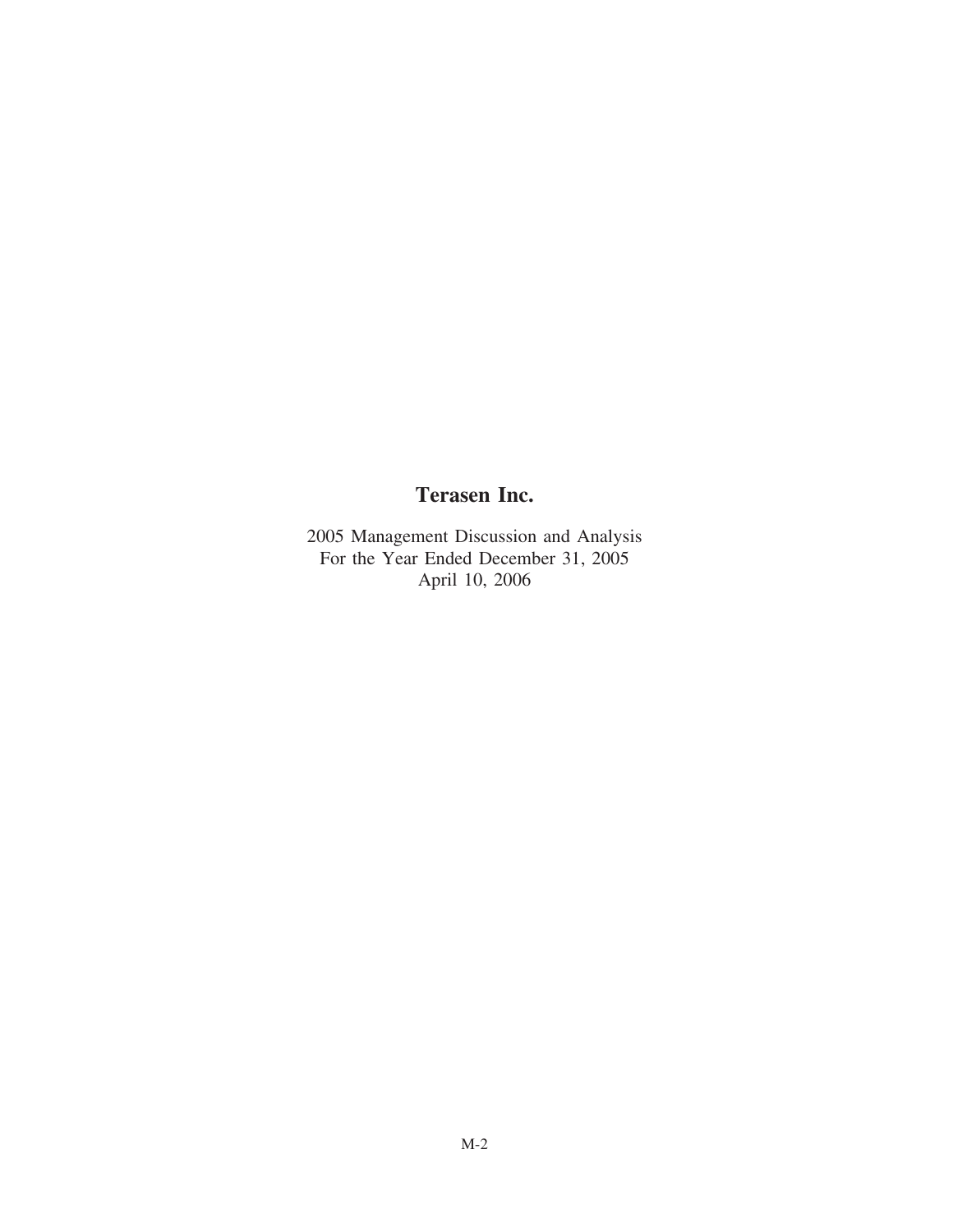# Terasen Inc.

2005 Management Discussion and Analysis
For the Year Ended December 31, 2005
April 10, 2006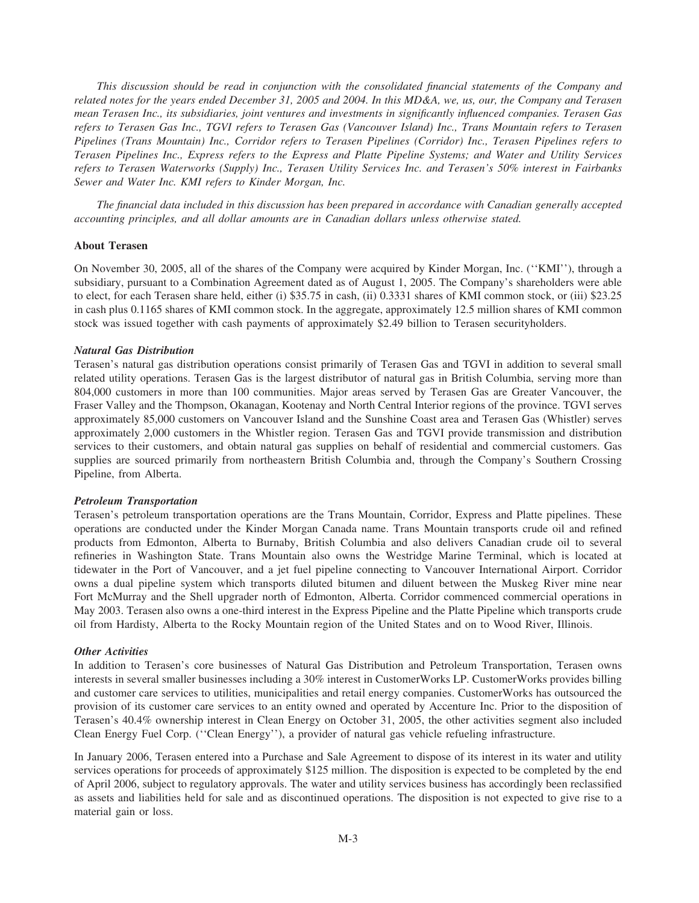*This discussion should be read in conjunction with the consolidated financial statements of the Company and related notes for the years ended December 31, 2005 and 2004. In this MD&A, we, us, our, the Company and Terasen mean Terasen Inc., its subsidiaries, joint ventures and investments in significantly influenced companies. Terasen Gas refers to Terasen Gas Inc., TGVI refers to Terasen Gas (Vancouver Island) Inc., Trans Mountain refers to Terasen Pipelines (Trans Mountain) Inc., Corridor refers to Terasen Pipelines (Corridor) Inc., Terasen Pipelines refers to Terasen Pipelines Inc., Express refers to the Express and Platte Pipeline Systems; and Water and Utility Services refers to Terasen Waterworks (Supply) Inc., Terasen Utility Services Inc. and Terasen's 50% interest in Fairbanks Sewer and Water Inc. KMI refers to Kinder Morgan, Inc.*

*The financial data included in this discussion has been prepared in accordance with Canadian generally accepted accounting principles, and all dollar amounts are in Canadian dollars unless otherwise stated.*

**About Terasen**

On November 30, 2005, all of the shares of the Company were acquired by Kinder Morgan, Inc. (''KMI''), through a subsidiary, pursuant to a Combination Agreement dated as of August 1, 2005. The Company's shareholders were able to elect, for each Terasen share held, either (i) $35.75 in cash, (ii) 0.3331 shares of KMI common stock, or (iii) $23.25 in cash plus 0.1165 shares of KMI common stock. In the aggregate, approximately 12.5 million shares of KMI common stock was issued together with cash payments of approximately $2.49 billion to Terasen securityholders.

***Natural Gas Distribution***

Terasen's natural gas distribution operations consist primarily of Terasen Gas and TGVI in addition to several small related utility operations. Terasen Gas is the largest distributor of natural gas in British Columbia, serving more than 804,000 customers in more than 100 communities. Major areas served by Terasen Gas are Greater Vancouver, the Fraser Valley and the Thompson, Okanagan, Kootenay and North Central Interior regions of the province. TGVI serves approximately 85,000 customers on Vancouver Island and the Sunshine Coast area and Terasen Gas (Whistler) serves approximately 2,000 customers in the Whistler region. Terasen Gas and TGVI provide transmission and distribution services to their customers, and obtain natural gas supplies on behalf of residential and commercial customers. Gas supplies are sourced primarily from northeastern British Columbia and, through the Company's Southern Crossing Pipeline, from Alberta.

***Petroleum Transportation***

Terasen's petroleum transportation operations are the Trans Mountain, Corridor, Express and Platte pipelines. These operations are conducted under the Kinder Morgan Canada name. Trans Mountain transports crude oil and refined products from Edmonton, Alberta to Burnaby, British Columbia and also delivers Canadian crude oil to several refineries in Washington State. Trans Mountain also owns the Westridge Marine Terminal, which is located at tidewater in the Port of Vancouver, and a jet fuel pipeline connecting to Vancouver International Airport. Corridor owns a dual pipeline system which transports diluted bitumen and diluent between the Muskeg River mine near Fort McMurray and the Shell upgrader north of Edmonton, Alberta. Corridor commenced commercial operations in May 2003. Terasen also owns a one-third interest in the Express Pipeline and the Platte Pipeline which transports crude oil from Hardisty, Alberta to the Rocky Mountain region of the United States and on to Wood River, Illinois.

***Other Activities***

In addition to Terasen's core businesses of Natural Gas Distribution and Petroleum Transportation, Terasen owns interests in several smaller businesses including a 30% interest in CustomerWorks LP. CustomerWorks provides billing and customer care services to utilities, municipalities and retail energy companies. CustomerWorks has outsourced the provision of its customer care services to an entity owned and operated by Accenture Inc. Prior to the disposition of Terasen's 40.4% ownership interest in Clean Energy on October 31, 2005, the other activities segment also included Clean Energy Fuel Corp. (''Clean Energy''), a provider of natural gas vehicle refueling infrastructure.

In January 2006, Terasen entered into a Purchase and Sale Agreement to dispose of its interest in its water and utility services operations for proceeds of approximately $125 million. The disposition is expected to be completed by the end of April 2006, subject to regulatory approvals. The water and utility services business has accordingly been reclassified as assets and liabilities held for sale and as discontinued operations. The disposition is not expected to give rise to a material gain or loss.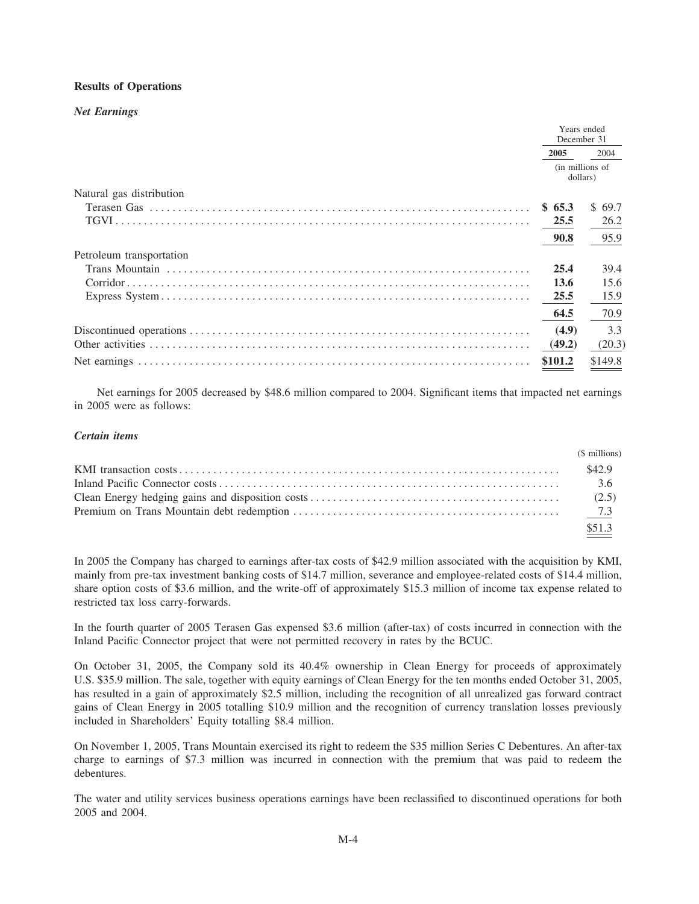## Results of Operations

### *Net Earnings*

| | Years ended December 31 | |
|---|---|---|
| | **2005** | 2004 |
| | (in millions of dollars) | |
| Natural gas distribution | | |
| Terasen Gas | **$ 65.3** | $ 69.7 |
| TGVI | **25.5** | 26.2 |
| | **90.8** | 95.9 |
| Petroleum transportation | | |
| Trans Mountain | **25.4** | 39.4 |
| Corridor | **13.6** | 15.6 |
| Express System | **25.5** | 15.9 |
| | **64.5** | 70.9 |
| Discontinued operations | **(4.9)** | 3.3 |
| Other activities | **(49.2)** | (20.3) |
| Net earnings | **$101.2** | $149.8 |

Net earnings for 2005 decreased by $48.6 million compared to 2004. Significant items that impacted net earnings in 2005 were as follows:

### *Certain items*

| | ($ millions) |
|---|---|
| KMI transaction costs | $42.9 |
| Inland Pacific Connector costs | 3.6 |
| Clean Energy hedging gains and disposition costs | (2.5) |
| Premium on Trans Mountain debt redemption | 7.3 |
| | $51.3 |

In 2005 the Company has charged to earnings after-tax costs of $42.9 million associated with the acquisition by KMI, mainly from pre-tax investment banking costs of $14.7 million, severance and employee-related costs of $14.4 million, share option costs of $3.6 million, and the write-off of approximately $15.3 million of income tax expense related to restricted tax loss carry-forwards.

In the fourth quarter of 2005 Terasen Gas expensed $3.6 million (after-tax) of costs incurred in connection with the Inland Pacific Connector project that were not permitted recovery in rates by the BCUC.

On October 31, 2005, the Company sold its 40.4% ownership in Clean Energy for proceeds of approximately U.S. $35.9 million. The sale, together with equity earnings of Clean Energy for the ten months ended October 31, 2005, has resulted in a gain of approximately $2.5 million, including the recognition of all unrealized gas forward contract gains of Clean Energy in 2005 totalling $10.9 million and the recognition of currency translation losses previously included in Shareholders' Equity totalling $8.4 million.

On November 1, 2005, Trans Mountain exercised its right to redeem the $35 million Series C Debentures. An after-tax charge to earnings of $7.3 million was incurred in connection with the premium that was paid to redeem the debentures.

The water and utility services business operations earnings have been reclassified to discontinued operations for both 2005 and 2004.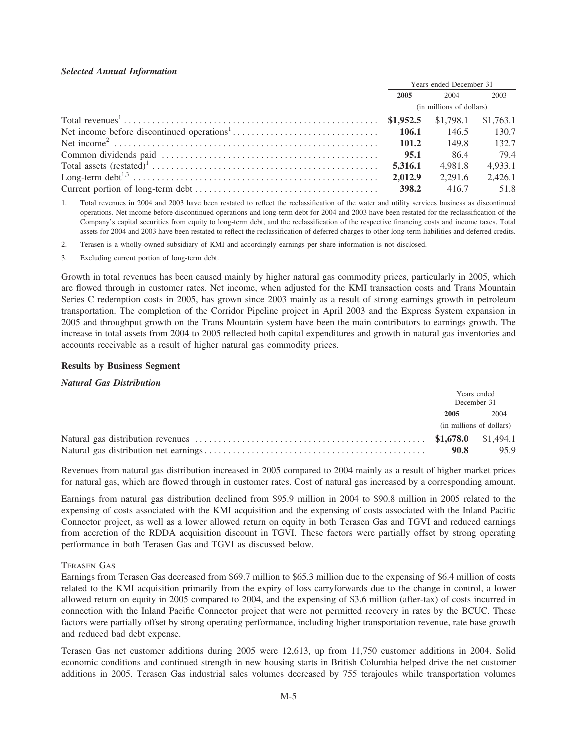***Selected Annual Information***

| | Years ended December 31 | | |
|---|---|---|---|
| | **2005** | 2004 | 2003 |
| | (in millions of dollars) | | |
| Total revenues[1] | **$1,952.5** | $1,798.1 | $1,763.1 |
| Net income before discontinued operations[1] | **106.1** | 146.5 | 130.7 |
| Net income[2] | **101.2** | 149.8 | 132.7 |
| Common dividends paid | **95.1** | 86.4 | 79.4 |
| Total assets (restated)[1] | **5,316.1** | 4,981.8 | 4,933.1 |
| Long-term debt[1,3] | **2,012.9** | 2,291.6 | 2,426.1 |
| Current portion of long-term debt | **398.2** | 416.7 | 51.8 |

1. Total revenues in 2004 and 2003 have been restated to reflect the reclassification of the water and utility services business as discontinued operations. Net income before discontinued operations and long-term debt for 2004 and 2003 have been restated for the reclassification of the Company's capital securities from equity to long-term debt, and the reclassification of the respective financing costs and income taxes. Total assets for 2004 and 2003 have been restated to reflect the reclassification of deferred charges to other long-term liabilities and deferred credits.

2. Terasen is a wholly-owned subsidiary of KMI and accordingly earnings per share information is not disclosed.

3. Excluding current portion of long-term debt.

Growth in total revenues has been caused mainly by higher natural gas commodity prices, particularly in 2005, which are flowed through in customer rates. Net income, when adjusted for the KMI transaction costs and Trans Mountain Series C redemption costs in 2005, has grown since 2003 mainly as a result of strong earnings growth in petroleum transportation. The completion of the Corridor Pipeline project in April 2003 and the Express System expansion in 2005 and throughput growth on the Trans Mountain system have been the main contributors to earnings growth. The increase in total assets from 2004 to 2005 reflected both capital expenditures and growth in natural gas inventories and accounts receivable as a result of higher natural gas commodity prices.

## Results by Business Segment

***Natural Gas Distribution***

| | Years ended December 31 | |
|---|---|---|
| | **2005** | 2004 |
| | (in millions of dollars) | |
| Natural gas distribution revenues | **$1,678.0** | $1,494.1 |
| Natural gas distribution net earnings | **90.8** | 95.9 |

Revenues from natural gas distribution increased in 2005 compared to 2004 mainly as a result of higher market prices for natural gas, which are flowed through in customer rates. Cost of natural gas increased by a corresponding amount.

Earnings from natural gas distribution declined from $95.9 million in 2004 to $90.8 million in 2005 related to the expensing of costs associated with the KMI acquisition and the expensing of costs associated with the Inland Pacific Connector project, as well as a lower allowed return on equity in both Terasen Gas and TGVI and reduced earnings from accretion of the RDDA acquisition discount in TGVI. These factors were partially offset by strong operating performance in both Terasen Gas and TGVI as discussed below.

TERASEN GAS

Earnings from Terasen Gas decreased from $69.7 million to $65.3 million due to the expensing of $6.4 million of costs related to the KMI acquisition primarily from the expiry of loss carryforwards due to the change in control, a lower allowed return on equity in 2005 compared to 2004, and the expensing of $3.6 million (after-tax) of costs incurred in connection with the Inland Pacific Connector project that were not permitted recovery in rates by the BCUC. These factors were partially offset by strong operating performance, including higher transportation revenue, rate base growth and reduced bad debt expense.

Terasen Gas net customer additions during 2005 were 12,613, up from 11,750 customer additions in 2004. Solid economic conditions and continued strength in new housing starts in British Columbia helped drive the net customer additions in 2005. Terasen Gas industrial sales volumes decreased by 755 terajoules while transportation volumes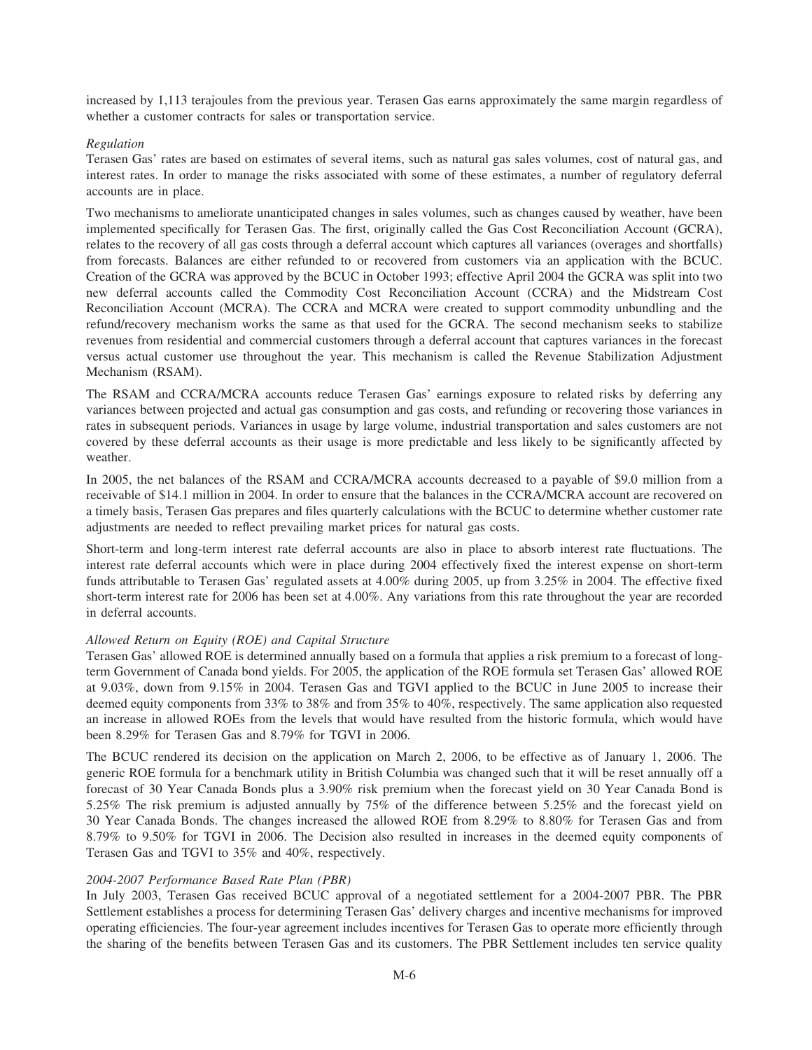increased by 1,113 terajoules from the previous year. Terasen Gas earns approximately the same margin regardless of whether a customer contracts for sales or transportation service.

*Regulation*

Terasen Gas' rates are based on estimates of several items, such as natural gas sales volumes, cost of natural gas, and interest rates. In order to manage the risks associated with some of these estimates, a number of regulatory deferral accounts are in place.

Two mechanisms to ameliorate unanticipated changes in sales volumes, such as changes caused by weather, have been implemented specifically for Terasen Gas. The first, originally called the Gas Cost Reconciliation Account (GCRA), relates to the recovery of all gas costs through a deferral account which captures all variances (overages and shortfalls) from forecasts. Balances are either refunded to or recovered from customers via an application with the BCUC. Creation of the GCRA was approved by the BCUC in October 1993; effective April 2004 the GCRA was split into two new deferral accounts called the Commodity Cost Reconciliation Account (CCRA) and the Midstream Cost Reconciliation Account (MCRA). The CCRA and MCRA were created to support commodity unbundling and the refund/recovery mechanism works the same as that used for the GCRA. The second mechanism seeks to stabilize revenues from residential and commercial customers through a deferral account that captures variances in the forecast versus actual customer use throughout the year. This mechanism is called the Revenue Stabilization Adjustment Mechanism (RSAM).

The RSAM and CCRA/MCRA accounts reduce Terasen Gas' earnings exposure to related risks by deferring any variances between projected and actual gas consumption and gas costs, and refunding or recovering those variances in rates in subsequent periods. Variances in usage by large volume, industrial transportation and sales customers are not covered by these deferral accounts as their usage is more predictable and less likely to be significantly affected by weather.

In 2005, the net balances of the RSAM and CCRA/MCRA accounts decreased to a payable of $9.0 million from a receivable of $14.1 million in 2004. In order to ensure that the balances in the CCRA/MCRA account are recovered on a timely basis, Terasen Gas prepares and files quarterly calculations with the BCUC to determine whether customer rate adjustments are needed to reflect prevailing market prices for natural gas costs.

Short-term and long-term interest rate deferral accounts are also in place to absorb interest rate fluctuations. The interest rate deferral accounts which were in place during 2004 effectively fixed the interest expense on short-term funds attributable to Terasen Gas' regulated assets at 4.00% during 2005, up from 3.25% in 2004. The effective fixed short-term interest rate for 2006 has been set at 4.00%. Any variations from this rate throughout the year are recorded in deferral accounts.

*Allowed Return on Equity (ROE) and Capital Structure*

Terasen Gas' allowed ROE is determined annually based on a formula that applies a risk premium to a forecast of long-term Government of Canada bond yields. For 2005, the application of the ROE formula set Terasen Gas' allowed ROE at 9.03%, down from 9.15% in 2004. Terasen Gas and TGVI applied to the BCUC in June 2005 to increase their deemed equity components from 33% to 38% and from 35% to 40%, respectively. The same application also requested an increase in allowed ROEs from the levels that would have resulted from the historic formula, which would have been 8.29% for Terasen Gas and 8.79% for TGVI in 2006.

The BCUC rendered its decision on the application on March 2, 2006, to be effective as of January 1, 2006. The generic ROE formula for a benchmark utility in British Columbia was changed such that it will be reset annually off a forecast of 30 Year Canada Bonds plus a 3.90% risk premium when the forecast yield on 30 Year Canada Bond is 5.25% The risk premium is adjusted annually by 75% of the difference between 5.25% and the forecast yield on 30 Year Canada Bonds. The changes increased the allowed ROE from 8.29% to 8.80% for Terasen Gas and from 8.79% to 9.50% for TGVI in 2006. The Decision also resulted in increases in the deemed equity components of Terasen Gas and TGVI to 35% and 40%, respectively.

*2004-2007 Performance Based Rate Plan (PBR)*

In July 2003, Terasen Gas received BCUC approval of a negotiated settlement for a 2004-2007 PBR. The PBR Settlement establishes a process for determining Terasen Gas' delivery charges and incentive mechanisms for improved operating efficiencies. The four-year agreement includes incentives for Terasen Gas to operate more efficiently through the sharing of the benefits between Terasen Gas and its customers. The PBR Settlement includes ten service quality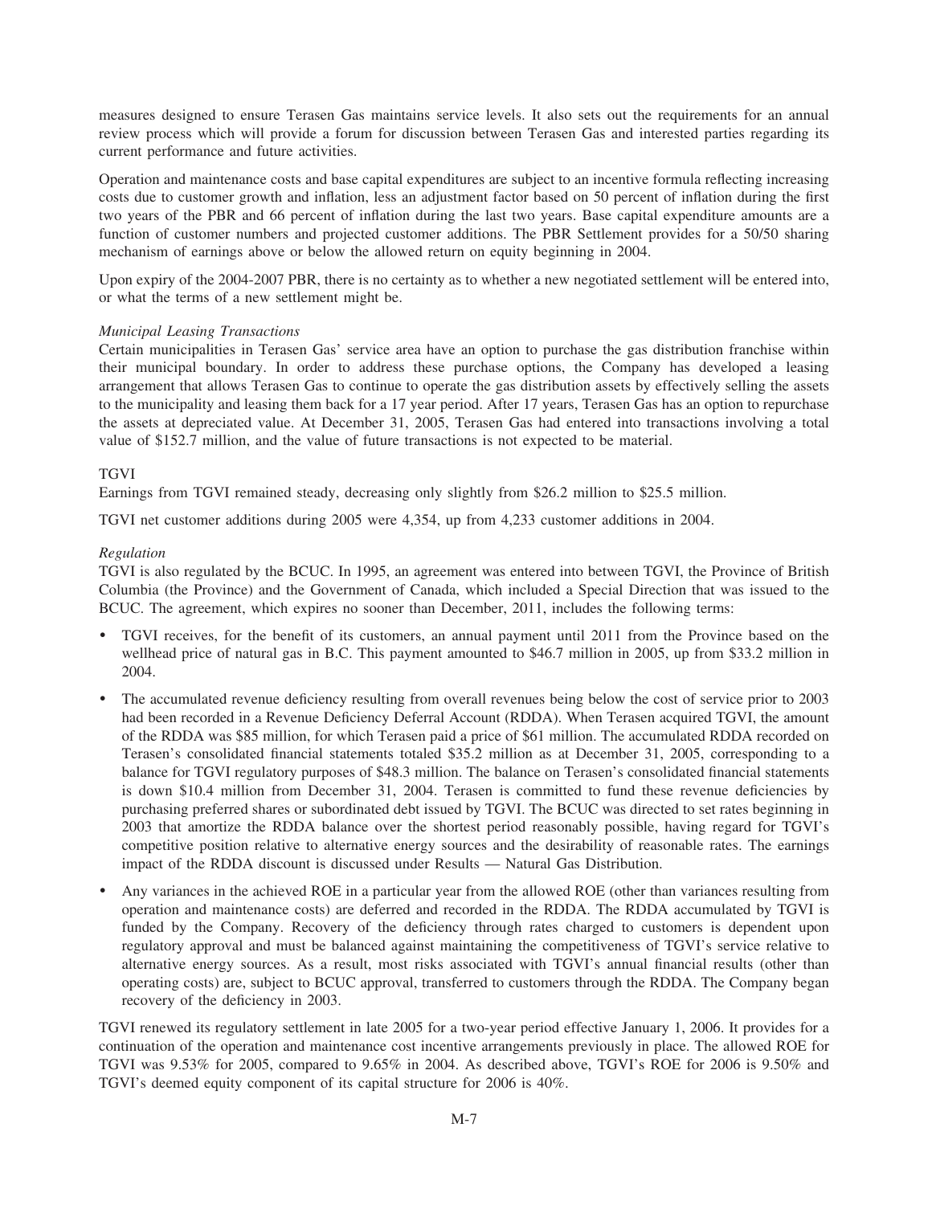measures designed to ensure Terasen Gas maintains service levels. It also sets out the requirements for an annual review process which will provide a forum for discussion between Terasen Gas and interested parties regarding its current performance and future activities.

Operation and maintenance costs and base capital expenditures are subject to an incentive formula reflecting increasing costs due to customer growth and inflation, less an adjustment factor based on 50 percent of inflation during the first two years of the PBR and 66 percent of inflation during the last two years. Base capital expenditure amounts are a function of customer numbers and projected customer additions. The PBR Settlement provides for a 50/50 sharing mechanism of earnings above or below the allowed return on equity beginning in 2004.

Upon expiry of the 2004-2007 PBR, there is no certainty as to whether a new negotiated settlement will be entered into, or what the terms of a new settlement might be.

*Municipal Leasing Transactions*

Certain municipalities in Terasen Gas' service area have an option to purchase the gas distribution franchise within their municipal boundary. In order to address these purchase options, the Company has developed a leasing arrangement that allows Terasen Gas to continue to operate the gas distribution assets by effectively selling the assets to the municipality and leasing them back for a 17 year period. After 17 years, Terasen Gas has an option to repurchase the assets at depreciated value. At December 31, 2005, Terasen Gas had entered into transactions involving a total value of $152.7 million, and the value of future transactions is not expected to be material.

TGVI

Earnings from TGVI remained steady, decreasing only slightly from $26.2 million to $25.5 million.

TGVI net customer additions during 2005 were 4,354, up from 4,233 customer additions in 2004.

*Regulation*

TGVI is also regulated by the BCUC. In 1995, an agreement was entered into between TGVI, the Province of British Columbia (the Province) and the Government of Canada, which included a Special Direction that was issued to the BCUC. The agreement, which expires no sooner than December, 2011, includes the following terms:

- TGVI receives, for the benefit of its customers, an annual payment until 2011 from the Province based on the wellhead price of natural gas in B.C. This payment amounted to $46.7 million in 2005, up from $33.2 million in 2004.
- The accumulated revenue deficiency resulting from overall revenues being below the cost of service prior to 2003 had been recorded in a Revenue Deficiency Deferral Account (RDDA). When Terasen acquired TGVI, the amount of the RDDA was $85 million, for which Terasen paid a price of $61 million. The accumulated RDDA recorded on Terasen's consolidated financial statements totaled $35.2 million as at December 31, 2005, corresponding to a balance for TGVI regulatory purposes of $48.3 million. The balance on Terasen's consolidated financial statements is down $10.4 million from December 31, 2004. Terasen is committed to fund these revenue deficiencies by purchasing preferred shares or subordinated debt issued by TGVI. The BCUC was directed to set rates beginning in 2003 that amortize the RDDA balance over the shortest period reasonably possible, having regard for TGVI's competitive position relative to alternative energy sources and the desirability of reasonable rates. The earnings impact of the RDDA discount is discussed under Results — Natural Gas Distribution.
- Any variances in the achieved ROE in a particular year from the allowed ROE (other than variances resulting from operation and maintenance costs) are deferred and recorded in the RDDA. The RDDA accumulated by TGVI is funded by the Company. Recovery of the deficiency through rates charged to customers is dependent upon regulatory approval and must be balanced against maintaining the competitiveness of TGVI's service relative to alternative energy sources. As a result, most risks associated with TGVI's annual financial results (other than operating costs) are, subject to BCUC approval, transferred to customers through the RDDA. The Company began recovery of the deficiency in 2003.

TGVI renewed its regulatory settlement in late 2005 for a two-year period effective January 1, 2006. It provides for a continuation of the operation and maintenance cost incentive arrangements previously in place. The allowed ROE for TGVI was 9.53% for 2005, compared to 9.65% in 2004. As described above, TGVI's ROE for 2006 is 9.50% and TGVI's deemed equity component of its capital structure for 2006 is 40%.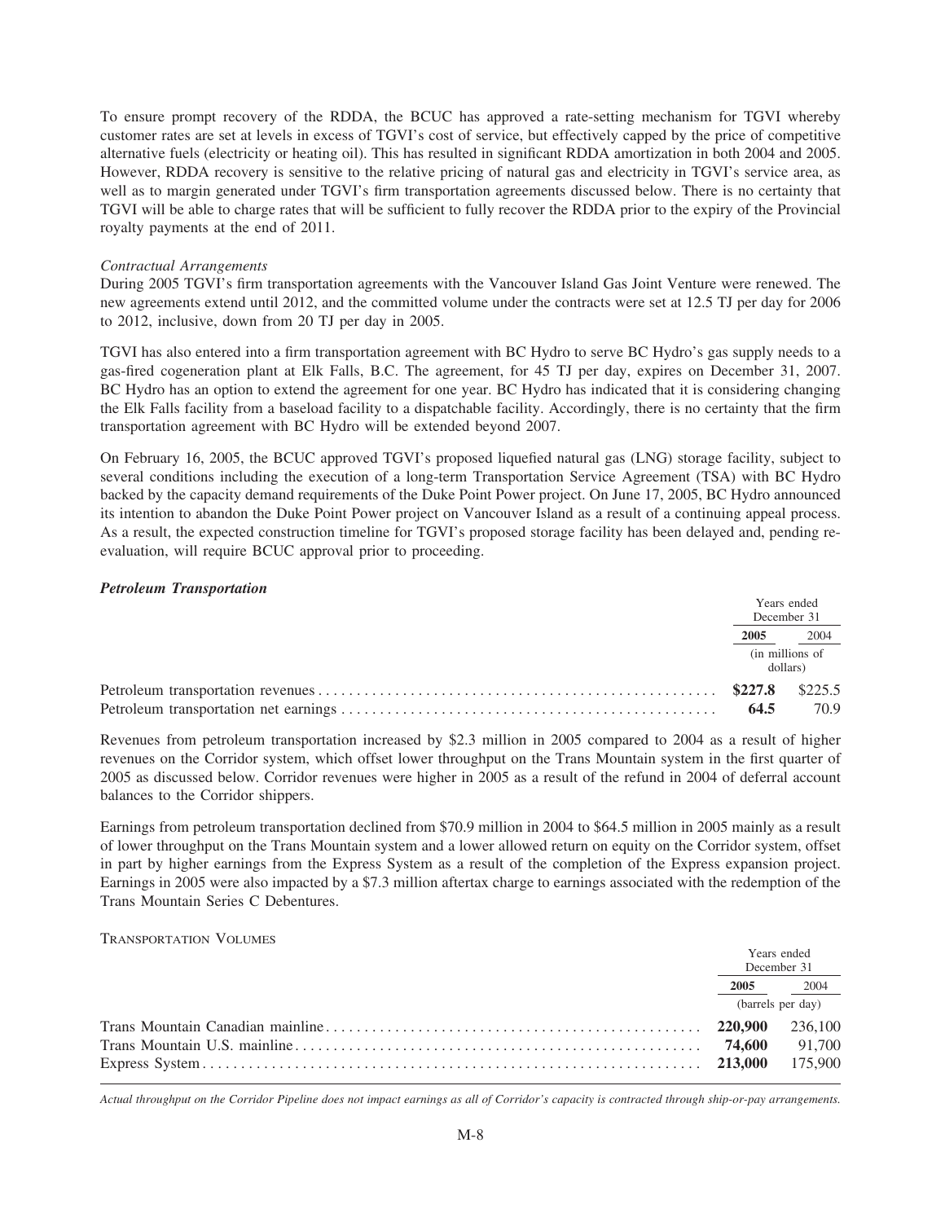To ensure prompt recovery of the RDDA, the BCUC has approved a rate-setting mechanism for TGVI whereby customer rates are set at levels in excess of TGVI's cost of service, but effectively capped by the price of competitive alternative fuels (electricity or heating oil). This has resulted in significant RDDA amortization in both 2004 and 2005. However, RDDA recovery is sensitive to the relative pricing of natural gas and electricity in TGVI's service area, as well as to margin generated under TGVI's firm transportation agreements discussed below. There is no certainty that TGVI will be able to charge rates that will be sufficient to fully recover the RDDA prior to the expiry of the Provincial royalty payments at the end of 2011.

*Contractual Arrangements*

During 2005 TGVI's firm transportation agreements with the Vancouver Island Gas Joint Venture were renewed. The new agreements extend until 2012, and the committed volume under the contracts were set at 12.5 TJ per day for 2006 to 2012, inclusive, down from 20 TJ per day in 2005.

TGVI has also entered into a firm transportation agreement with BC Hydro to serve BC Hydro's gas supply needs to a gas-fired cogeneration plant at Elk Falls, B.C. The agreement, for 45 TJ per day, expires on December 31, 2007. BC Hydro has an option to extend the agreement for one year. BC Hydro has indicated that it is considering changing the Elk Falls facility from a baseload facility to a dispatchable facility. Accordingly, there is no certainty that the firm transportation agreement with BC Hydro will be extended beyond 2007.

On February 16, 2005, the BCUC approved TGVI's proposed liquefied natural gas (LNG) storage facility, subject to several conditions including the execution of a long-term Transportation Service Agreement (TSA) with BC Hydro backed by the capacity demand requirements of the Duke Point Power project. On June 17, 2005, BC Hydro announced its intention to abandon the Duke Point Power project on Vancouver Island as a result of a continuing appeal process. As a result, the expected construction timeline for TGVI's proposed storage facility has been delayed and, pending re-evaluation, will require BCUC approval prior to proceeding.

### *Petroleum Transportation*

| | Years ended December 31 | |
|---|---|---|
| | **2005** | 2004 |
| | (in millions of dollars) | |
| Petroleum transportation revenues | **$227.8** | $225.5 |
| Petroleum transportation net earnings | **64.5** | 70.9 |

Revenues from petroleum transportation increased by $2.3 million in 2005 compared to 2004 as a result of higher revenues on the Corridor system, which offset lower throughput on the Trans Mountain system in the first quarter of 2005 as discussed below. Corridor revenues were higher in 2005 as a result of the refund in 2004 of deferral account balances to the Corridor shippers.

Earnings from petroleum transportation declined from $70.9 million in 2004 to $64.5 million in 2005 mainly as a result of lower throughput on the Trans Mountain system and a lower allowed return on equity on the Corridor system, offset in part by higher earnings from the Express System as a result of the completion of the Express expansion project. Earnings in 2005 were also impacted by a $7.3 million aftertax charge to earnings associated with the redemption of the Trans Mountain Series C Debentures.

TRANSPORTATION VOLUMES

| | Years ended December 31 | |
|---|---|---|
| | **2005** | 2004 |
| | (barrels per day) | |
| Trans Mountain Canadian mainline | **220,900** | 236,100 |
| Trans Mountain U.S. mainline | **74,600** | 91,700 |
| Express System | **213,000** | 175,900 |

*Actual throughput on the Corridor Pipeline does not impact earnings as all of Corridor's capacity is contracted through ship-or-pay arrangements.*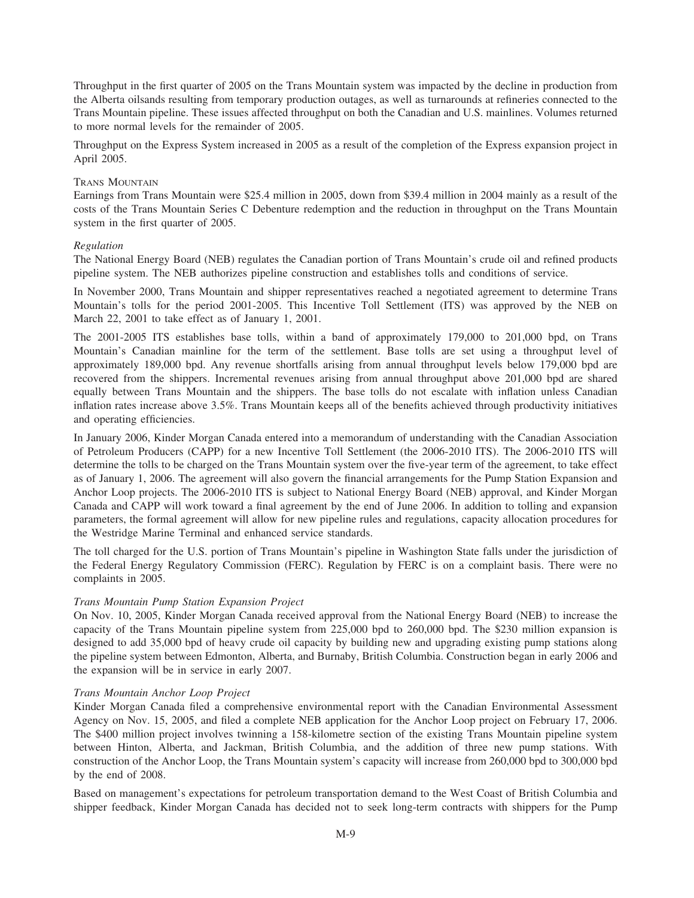Throughput in the first quarter of 2005 on the Trans Mountain system was impacted by the decline in production from the Alberta oilsands resulting from temporary production outages, as well as turnarounds at refineries connected to the Trans Mountain pipeline. These issues affected throughput on both the Canadian and U.S. mainlines. Volumes returned to more normal levels for the remainder of 2005.

Throughput on the Express System increased in 2005 as a result of the completion of the Express expansion project in April 2005.

### Trans Mountain

Earnings from Trans Mountain were $25.4 million in 2005, down from $39.4 million in 2004 mainly as a result of the costs of the Trans Mountain Series C Debenture redemption and the reduction in throughput on the Trans Mountain system in the first quarter of 2005.

#### *Regulation*

The National Energy Board (NEB) regulates the Canadian portion of Trans Mountain's crude oil and refined products pipeline system. The NEB authorizes pipeline construction and establishes tolls and conditions of service.

In November 2000, Trans Mountain and shipper representatives reached a negotiated agreement to determine Trans Mountain's tolls for the period 2001-2005. This Incentive Toll Settlement (ITS) was approved by the NEB on March 22, 2001 to take effect as of January 1, 2001.

The 2001-2005 ITS establishes base tolls, within a band of approximately 179,000 to 201,000 bpd, on Trans Mountain's Canadian mainline for the term of the settlement. Base tolls are set using a throughput level of approximately 189,000 bpd. Any revenue shortfalls arising from annual throughput levels below 179,000 bpd are recovered from the shippers. Incremental revenues arising from annual throughput above 201,000 bpd are shared equally between Trans Mountain and the shippers. The base tolls do not escalate with inflation unless Canadian inflation rates increase above 3.5%. Trans Mountain keeps all of the benefits achieved through productivity initiatives and operating efficiencies.

In January 2006, Kinder Morgan Canada entered into a memorandum of understanding with the Canadian Association of Petroleum Producers (CAPP) for a new Incentive Toll Settlement (the 2006-2010 ITS). The 2006-2010 ITS will determine the tolls to be charged on the Trans Mountain system over the five-year term of the agreement, to take effect as of January 1, 2006. The agreement will also govern the financial arrangements for the Pump Station Expansion and Anchor Loop projects. The 2006-2010 ITS is subject to National Energy Board (NEB) approval, and Kinder Morgan Canada and CAPP will work toward a final agreement by the end of June 2006. In addition to tolling and expansion parameters, the formal agreement will allow for new pipeline rules and regulations, capacity allocation procedures for the Westridge Marine Terminal and enhanced service standards.

The toll charged for the U.S. portion of Trans Mountain's pipeline in Washington State falls under the jurisdiction of the Federal Energy Regulatory Commission (FERC). Regulation by FERC is on a complaint basis. There were no complaints in 2005.

#### *Trans Mountain Pump Station Expansion Project*

On Nov. 10, 2005, Kinder Morgan Canada received approval from the National Energy Board (NEB) to increase the capacity of the Trans Mountain pipeline system from 225,000 bpd to 260,000 bpd. The $230 million expansion is designed to add 35,000 bpd of heavy crude oil capacity by building new and upgrading existing pump stations along the pipeline system between Edmonton, Alberta, and Burnaby, British Columbia. Construction began in early 2006 and the expansion will be in service in early 2007.

#### *Trans Mountain Anchor Loop Project*

Kinder Morgan Canada filed a comprehensive environmental report with the Canadian Environmental Assessment Agency on Nov. 15, 2005, and filed a complete NEB application for the Anchor Loop project on February 17, 2006. The $400 million project involves twinning a 158-kilometre section of the existing Trans Mountain pipeline system between Hinton, Alberta, and Jackman, British Columbia, and the addition of three new pump stations. With construction of the Anchor Loop, the Trans Mountain system's capacity will increase from 260,000 bpd to 300,000 bpd by the end of 2008.

Based on management's expectations for petroleum transportation demand to the West Coast of British Columbia and shipper feedback, Kinder Morgan Canada has decided not to seek long-term contracts with shippers for the Pump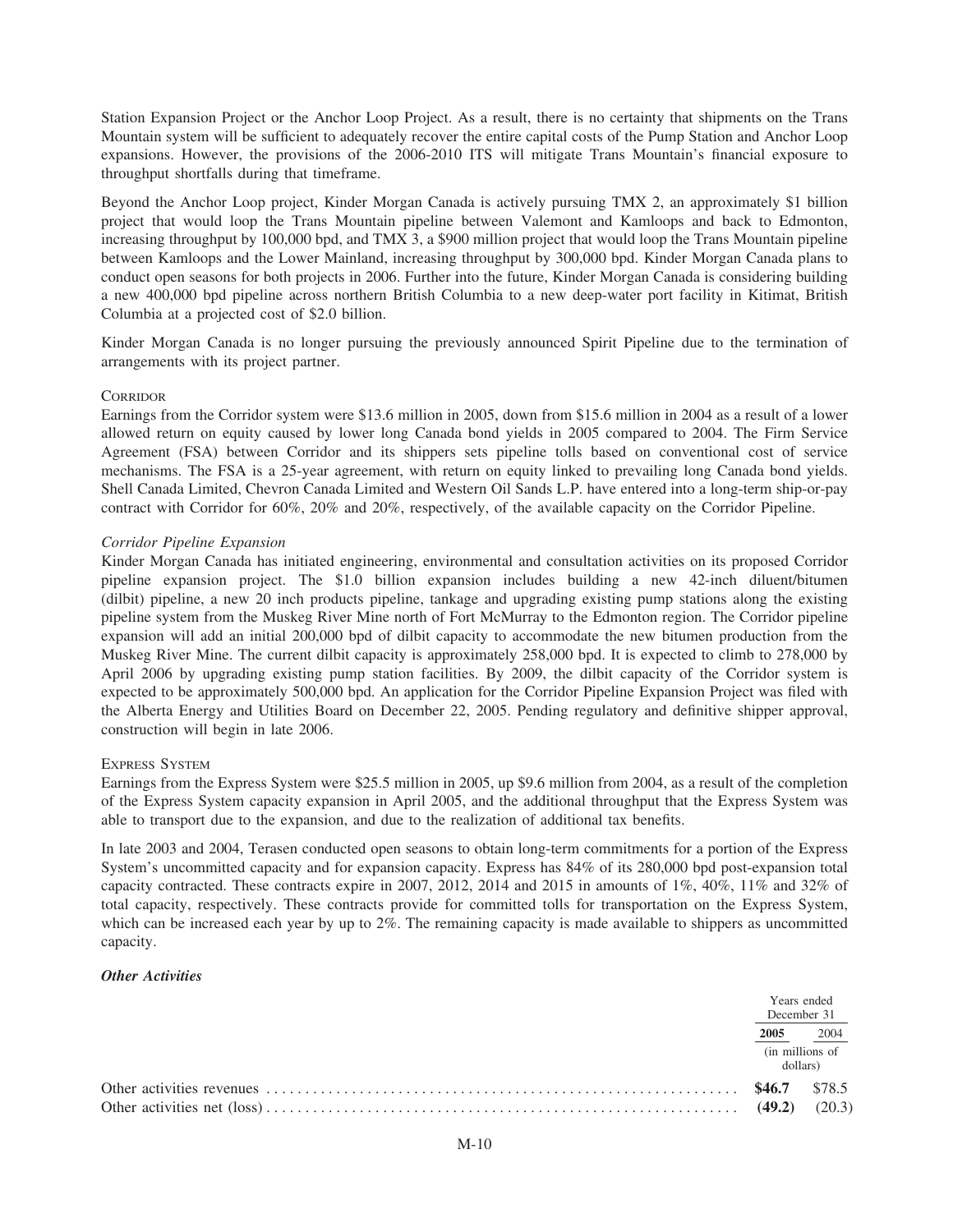Station Expansion Project or the Anchor Loop Project. As a result, there is no certainty that shipments on the Trans Mountain system will be sufficient to adequately recover the entire capital costs of the Pump Station and Anchor Loop expansions. However, the provisions of the 2006-2010 ITS will mitigate Trans Mountain's financial exposure to throughput shortfalls during that timeframe.

Beyond the Anchor Loop project, Kinder Morgan Canada is actively pursuing TMX 2, an approximately $1 billion project that would loop the Trans Mountain pipeline between Valemont and Kamloops and back to Edmonton, increasing throughput by 100,000 bpd, and TMX 3, a $900 million project that would loop the Trans Mountain pipeline between Kamloops and the Lower Mainland, increasing throughput by 300,000 bpd. Kinder Morgan Canada plans to conduct open seasons for both projects in 2006. Further into the future, Kinder Morgan Canada is considering building a new 400,000 bpd pipeline across northern British Columbia to a new deep-water port facility in Kitimat, British Columbia at a projected cost of $2.0 billion.

Kinder Morgan Canada is no longer pursuing the previously announced Spirit Pipeline due to the termination of arrangements with its project partner.

#### Corridor

Earnings from the Corridor system were $13.6 million in 2005, down from $15.6 million in 2004 as a result of a lower allowed return on equity caused by lower long Canada bond yields in 2005 compared to 2004. The Firm Service Agreement (FSA) between Corridor and its shippers sets pipeline tolls based on conventional cost of service mechanisms. The FSA is a 25-year agreement, with return on equity linked to prevailing long Canada bond yields. Shell Canada Limited, Chevron Canada Limited and Western Oil Sands L.P. have entered into a long-term ship-or-pay contract with Corridor for 60%, 20% and 20%, respectively, of the available capacity on the Corridor Pipeline.

*Corridor Pipeline Expansion*

Kinder Morgan Canada has initiated engineering, environmental and consultation activities on its proposed Corridor pipeline expansion project. The $1.0 billion expansion includes building a new 42-inch diluent/bitumen (dilbit) pipeline, a new 20 inch products pipeline, tankage and upgrading existing pump stations along the existing pipeline system from the Muskeg River Mine north of Fort McMurray to the Edmonton region. The Corridor pipeline expansion will add an initial 200,000 bpd of dilbit capacity to accommodate the new bitumen production from the Muskeg River Mine. The current dilbit capacity is approximately 258,000 bpd. It is expected to climb to 278,000 by April 2006 by upgrading existing pump station facilities. By 2009, the dilbit capacity of the Corridor system is expected to be approximately 500,000 bpd. An application for the Corridor Pipeline Expansion Project was filed with the Alberta Energy and Utilities Board on December 22, 2005. Pending regulatory and definitive shipper approval, construction will begin in late 2006.

#### Express System

Earnings from the Express System were $25.5 million in 2005, up $9.6 million from 2004, as a result of the completion of the Express System capacity expansion in April 2005, and the additional throughput that the Express System was able to transport due to the expansion, and due to the realization of additional tax benefits.

In late 2003 and 2004, Terasen conducted open seasons to obtain long-term commitments for a portion of the Express System's uncommitted capacity and for expansion capacity. Express has 84% of its 280,000 bpd post-expansion total capacity contracted. These contracts expire in 2007, 2012, 2014 and 2015 in amounts of 1%, 40%, 11% and 32% of total capacity, respectively. These contracts provide for committed tolls for transportation on the Express System, which can be increased each year by up to 2%. The remaining capacity is made available to shippers as uncommitted capacity.

***Other Activities***

| | Years ended December 31 | |
|---|---|---|
| | **2005** | 2004 |
| | (in millions of dollars) | |
| Other activities revenues | **$46.7** | $78.5 |
| Other activities net (loss) | **(49.2)** | (20.3) |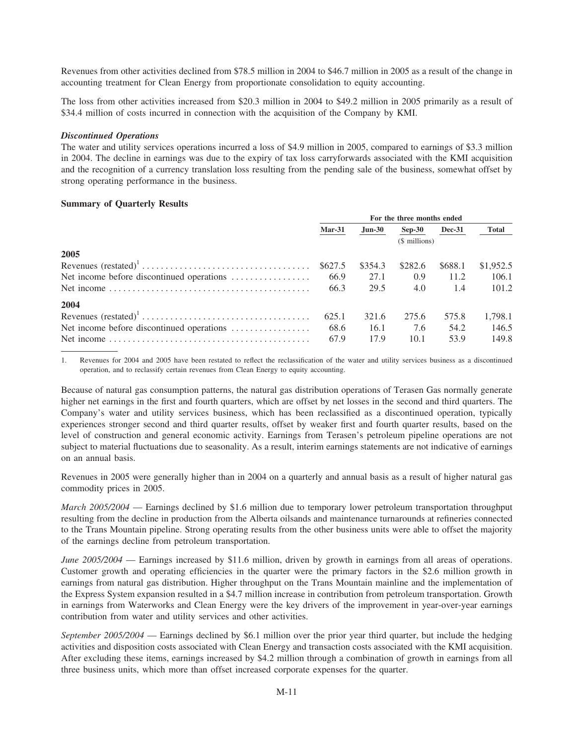Revenues from other activities declined from $78.5 million in 2004 to $46.7 million in 2005 as a result of the change in accounting treatment for Clean Energy from proportionate consolidation to equity accounting.

The loss from other activities increased from $20.3 million in 2004 to $49.2 million in 2005 primarily as a result of $34.4 million of costs incurred in connection with the acquisition of the Company by KMI.

***Discontinued Operations***

The water and utility services operations incurred a loss of $4.9 million in 2005, compared to earnings of $3.3 million in 2004. The decline in earnings was due to the expiry of tax loss carryforwards associated with the KMI acquisition and the recognition of a currency translation loss resulting from the pending sale of the business, somewhat offset by strong operating performance in the business.

**Summary of Quarterly Results**

| | For the three months ended | | | | |
|---|---|---|---|---|---|
| | Mar-31 | Jun-30 | Sep-30 | Dec-31 | Total |
| | | | ($ millions) | | |
| **2005** | | | | | |
| Revenues (restated)[1] | $627.5 | $354.3 | $282.6 | $688.1 | $1,952.5 |
| Net income before discontinued operations | 66.9 | 27.1 | 0.9 | 11.2 | 106.1 |
| Net income | 66.3 | 29.5 | 4.0 | 1.4 | 101.2 |
| **2004** | | | | | |
| Revenues (restated)[1] | 625.1 | 321.6 | 275.6 | 575.8 | 1,798.1 |
| Net income before discontinued operations | 68.6 | 16.1 | 7.6 | 54.2 | 146.5 |
| Net income | 67.9 | 17.9 | 10.1 | 53.9 | 149.8 |

1. Revenues for 2004 and 2005 have been restated to reflect the reclassification of the water and utility services business as a discontinued operation, and to reclassify certain revenues from Clean Energy to equity accounting.

Because of natural gas consumption patterns, the natural gas distribution operations of Terasen Gas normally generate higher net earnings in the first and fourth quarters, which are offset by net losses in the second and third quarters. The Company's water and utility services business, which has been reclassified as a discontinued operation, typically experiences stronger second and third quarter results, offset by weaker first and fourth quarter results, based on the level of construction and general economic activity. Earnings from Terasen's petroleum pipeline operations are not subject to material fluctuations due to seasonality. As a result, interim earnings statements are not indicative of earnings on an annual basis.

Revenues in 2005 were generally higher than in 2004 on a quarterly and annual basis as a result of higher natural gas commodity prices in 2005.

*March 2005/2004* — Earnings declined by $1.6 million due to temporary lower petroleum transportation throughput resulting from the decline in production from the Alberta oilsands and maintenance turnarounds at refineries connected to the Trans Mountain pipeline. Strong operating results from the other business units were able to offset the majority of the earnings decline from petroleum transportation.

*June 2005/2004* — Earnings increased by $11.6 million, driven by growth in earnings from all areas of operations. Customer growth and operating efficiencies in the quarter were the primary factors in the $2.6 million growth in earnings from natural gas distribution. Higher throughput on the Trans Mountain mainline and the implementation of the Express System expansion resulted in a $4.7 million increase in contribution from petroleum transportation. Growth in earnings from Waterworks and Clean Energy were the key drivers of the improvement in year-over-year earnings contribution from water and utility services and other activities.

*September 2005/2004* — Earnings declined by $6.1 million over the prior year third quarter, but include the hedging activities and disposition costs associated with Clean Energy and transaction costs associated with the KMI acquisition. After excluding these items, earnings increased by $4.2 million through a combination of growth in earnings from all three business units, which more than offset increased corporate expenses for the quarter.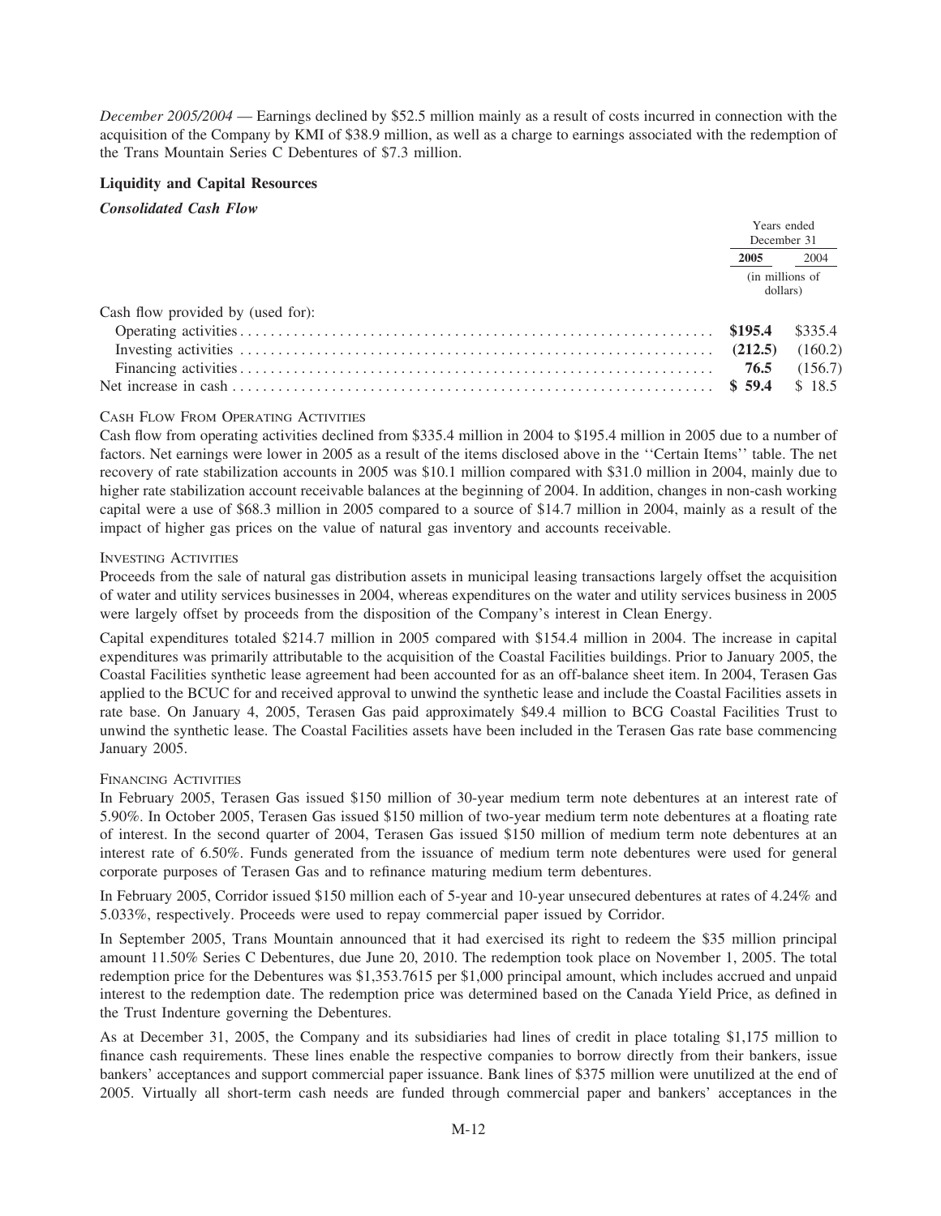*December 2005/2004* — Earnings declined by $52.5 million mainly as a result of costs incurred in connection with the acquisition of the Company by KMI of $38.9 million, as well as a charge to earnings associated with the redemption of the Trans Mountain Series C Debentures of $7.3 million.

## Liquidity and Capital Resources

### *Consolidated Cash Flow*

| | Years ended December 31 | |
|---|---|---|
| | **2005** | 2004 |
| | (in millions of dollars) | |
| Cash flow provided by (used for): | | |
| Operating activities | **$195.4** | $335.4 |
| Investing activities | **(212.5)** | (160.2) |
| Financing activities | **76.5** | (156.7) |
| Net increase in cash | **$ 59.4** | $ 18.5 |

CASH FLOW FROM OPERATING ACTIVITIES

Cash flow from operating activities declined from $335.4 million in 2004 to $195.4 million in 2005 due to a number of factors. Net earnings were lower in 2005 as a result of the items disclosed above in the ''Certain Items'' table. The net recovery of rate stabilization accounts in 2005 was $10.1 million compared with $31.0 million in 2004, mainly due to higher rate stabilization account receivable balances at the beginning of 2004. In addition, changes in non-cash working capital were a use of $68.3 million in 2005 compared to a source of $14.7 million in 2004, mainly as a result of the impact of higher gas prices on the value of natural gas inventory and accounts receivable.

INVESTING ACTIVITIES

Proceeds from the sale of natural gas distribution assets in municipal leasing transactions largely offset the acquisition of water and utility services businesses in 2004, whereas expenditures on the water and utility services business in 2005 were largely offset by proceeds from the disposition of the Company's interest in Clean Energy.

Capital expenditures totaled $214.7 million in 2005 compared with $154.4 million in 2004. The increase in capital expenditures was primarily attributable to the acquisition of the Coastal Facilities buildings. Prior to January 2005, the Coastal Facilities synthetic lease agreement had been accounted for as an off-balance sheet item. In 2004, Terasen Gas applied to the BCUC for and received approval to unwind the synthetic lease and include the Coastal Facilities assets in rate base. On January 4, 2005, Terasen Gas paid approximately $49.4 million to BCG Coastal Facilities Trust to unwind the synthetic lease. The Coastal Facilities assets have been included in the Terasen Gas rate base commencing January 2005.

FINANCING ACTIVITIES

In February 2005, Terasen Gas issued $150 million of 30-year medium term note debentures at an interest rate of 5.90%. In October 2005, Terasen Gas issued $150 million of two-year medium term note debentures at a floating rate of interest. In the second quarter of 2004, Terasen Gas issued $150 million of medium term note debentures at an interest rate of 6.50%. Funds generated from the issuance of medium term note debentures were used for general corporate purposes of Terasen Gas and to refinance maturing medium term debentures.

In February 2005, Corridor issued $150 million each of 5-year and 10-year unsecured debentures at rates of 4.24% and 5.033%, respectively. Proceeds were used to repay commercial paper issued by Corridor.

In September 2005, Trans Mountain announced that it had exercised its right to redeem the $35 million principal amount 11.50% Series C Debentures, due June 20, 2010. The redemption took place on November 1, 2005. The total redemption price for the Debentures was $1,353.7615 per $1,000 principal amount, which includes accrued and unpaid interest to the redemption date. The redemption price was determined based on the Canada Yield Price, as defined in the Trust Indenture governing the Debentures.

As at December 31, 2005, the Company and its subsidiaries had lines of credit in place totaling $1,175 million to finance cash requirements. These lines enable the respective companies to borrow directly from their bankers, issue bankers' acceptances and support commercial paper issuance. Bank lines of $375 million were unutilized at the end of 2005. Virtually all short-term cash needs are funded through commercial paper and bankers' acceptances in the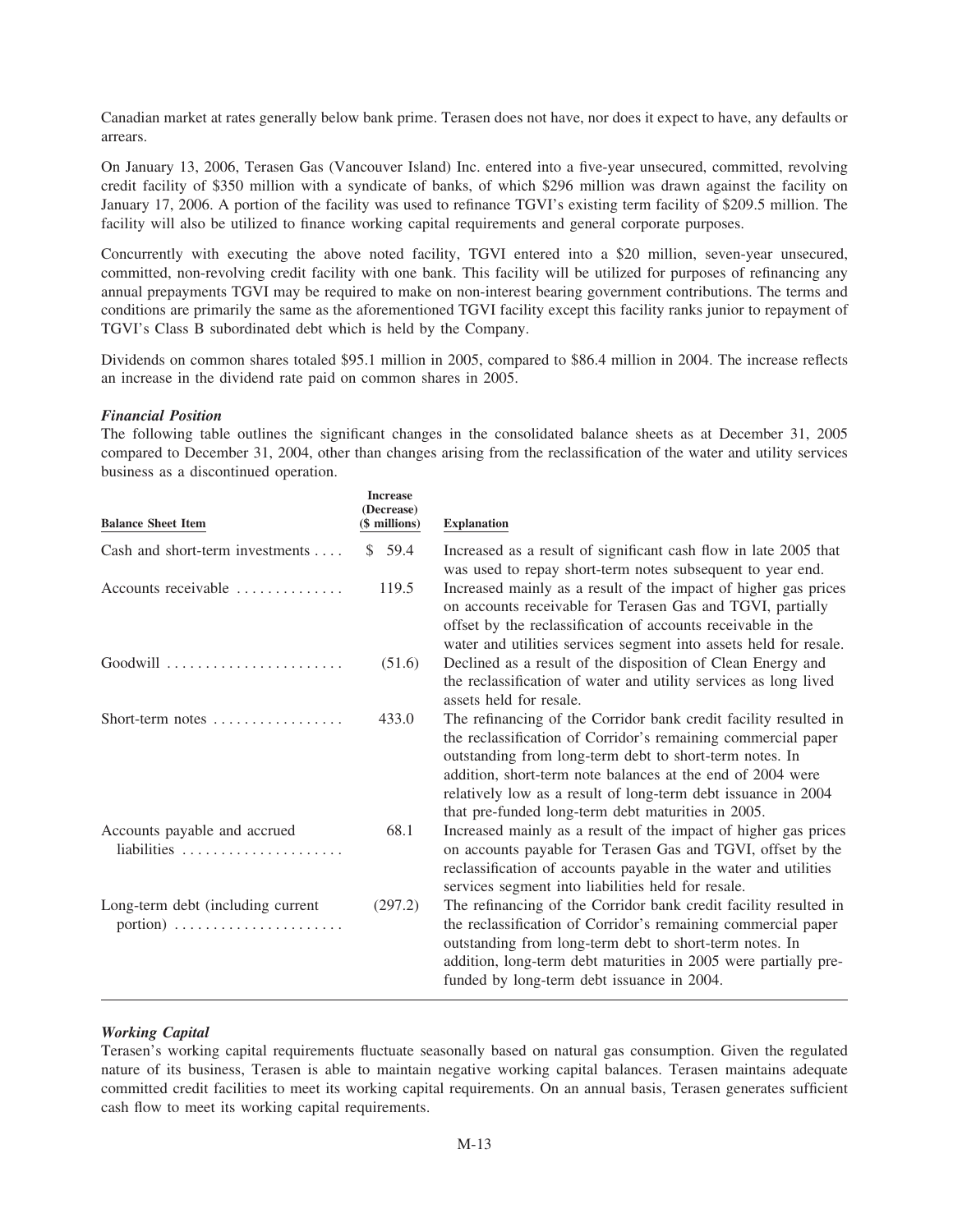Canadian market at rates generally below bank prime. Terasen does not have, nor does it expect to have, any defaults or arrears.

On January 13, 2006, Terasen Gas (Vancouver Island) Inc. entered into a five-year unsecured, committed, revolving credit facility of $350 million with a syndicate of banks, of which $296 million was drawn against the facility on January 17, 2006. A portion of the facility was used to refinance TGVI's existing term facility of $209.5 million. The facility will also be utilized to finance working capital requirements and general corporate purposes.

Concurrently with executing the above noted facility, TGVI entered into a $20 million, seven-year unsecured, committed, non-revolving credit facility with one bank. This facility will be utilized for purposes of refinancing any annual prepayments TGVI may be required to make on non-interest bearing government contributions. The terms and conditions are primarily the same as the aforementioned TGVI facility except this facility ranks junior to repayment of TGVI's Class B subordinated debt which is held by the Company.

Dividends on common shares totaled $95.1 million in 2005, compared to $86.4 million in 2004. The increase reflects an increase in the dividend rate paid on common shares in 2005.

***Financial Position***

The following table outlines the significant changes in the consolidated balance sheets as at December 31, 2005 compared to December 31, 2004, other than changes arising from the reclassification of the water and utility services business as a discontinued operation.

| Balance Sheet Item | Increase (Decrease) ($ millions) | Explanation |
|---|---|---|
| Cash and short-term investments | $ 59.4 | Increased as a result of significant cash flow in late 2005 that was used to repay short-term notes subsequent to year end. |
| Accounts receivable | 119.5 | Increased mainly as a result of the impact of higher gas prices on accounts receivable for Terasen Gas and TGVI, partially offset by the reclassification of accounts receivable in the water and utilities services segment into assets held for resale. |
| Goodwill | (51.6) | Declined as a result of the disposition of Clean Energy and the reclassification of water and utility services as long lived assets held for resale. |
| Short-term notes | 433.0 | The refinancing of the Corridor bank credit facility resulted in the reclassification of Corridor's remaining commercial paper outstanding from long-term debt to short-term notes. In addition, short-term note balances at the end of 2004 were relatively low as a result of long-term debt issuance in 2004 that pre-funded long-term debt maturities in 2005. |
| Accounts payable and accrued liabilities | 68.1 | Increased mainly as a result of the impact of higher gas prices on accounts payable for Terasen Gas and TGVI, offset by the reclassification of accounts payable in the water and utilities services segment into liabilities held for resale. |
| Long-term debt (including current portion) | (297.2) | The refinancing of the Corridor bank credit facility resulted in the reclassification of Corridor's remaining commercial paper outstanding from long-term debt to short-term notes. In addition, long-term debt maturities in 2005 were partially pre-funded by long-term debt issuance in 2004. |

***Working Capital***

Terasen's working capital requirements fluctuate seasonally based on natural gas consumption. Given the regulated nature of its business, Terasen is able to maintain negative working capital balances. Terasen maintains adequate committed credit facilities to meet its working capital requirements. On an annual basis, Terasen generates sufficient cash flow to meet its working capital requirements.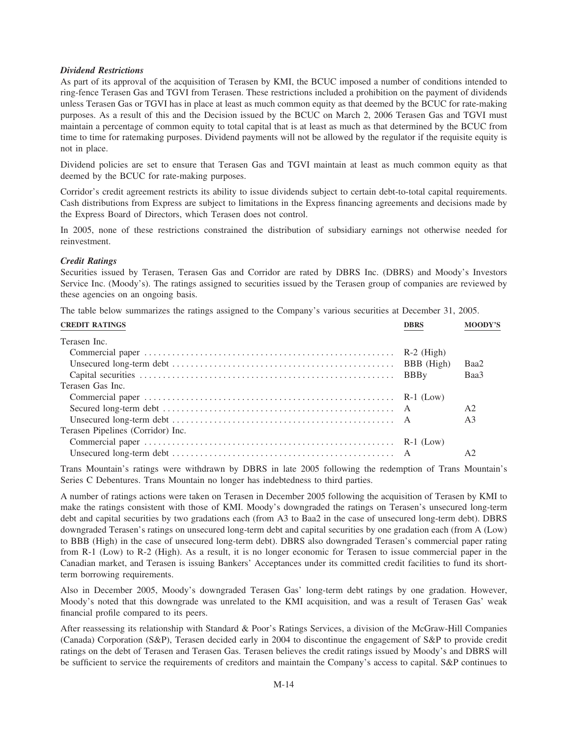### *Dividend Restrictions*

As part of its approval of the acquisition of Terasen by KMI, the BCUC imposed a number of conditions intended to ring-fence Terasen Gas and TGVI from Terasen. These restrictions included a prohibition on the payment of dividends unless Terasen Gas or TGVI has in place at least as much common equity as that deemed by the BCUC for rate-making purposes. As a result of this and the Decision issued by the BCUC on March 2, 2006 Terasen Gas and TGVI must maintain a percentage of common equity to total capital that is at least as much as that determined by the BCUC from time to time for ratemaking purposes. Dividend payments will not be allowed by the regulator if the requisite equity is not in place.

Dividend policies are set to ensure that Terasen Gas and TGVI maintain at least as much common equity as that deemed by the BCUC for rate-making purposes.

Corridor's credit agreement restricts its ability to issue dividends subject to certain debt-to-total capital requirements. Cash distributions from Express are subject to limitations in the Express financing agreements and decisions made by the Express Board of Directors, which Terasen does not control.

In 2005, none of these restrictions constrained the distribution of subsidiary earnings not otherwise needed for reinvestment.

### *Credit Ratings*

Securities issued by Terasen, Terasen Gas and Corridor are rated by DBRS Inc. (DBRS) and Moody's Investors Service Inc. (Moody's). The ratings assigned to securities issued by the Terasen group of companies are reviewed by these agencies on an ongoing basis.

The table below summarizes the ratings assigned to the Company's various securities at December 31, 2005.

| CREDIT RATINGS | DBRS | MOODY'S |
|---|---|---|
| Terasen Inc. | | |
| Commercial paper | R-2 (High) | |
| Unsecured long-term debt | BBB (High) | Baa2 |
| Capital securities | BBBy | Baa3 |
| Terasen Gas Inc. | | |
| Commercial paper | R-1 (Low) | |
| Secured long-term debt | A | A2 |
| Unsecured long-term debt | A | A3 |
| Terasen Pipelines (Corridor) Inc. | | |
| Commercial paper | R-1 (Low) | |
| Unsecured long-term debt | A | A2 |

Trans Mountain's ratings were withdrawn by DBRS in late 2005 following the redemption of Trans Mountain's Series C Debentures. Trans Mountain no longer has indebtedness to third parties.

A number of ratings actions were taken on Terasen in December 2005 following the acquisition of Terasen by KMI to make the ratings consistent with those of KMI. Moody's downgraded the ratings on Terasen's unsecured long-term debt and capital securities by two gradations each (from A3 to Baa2 in the case of unsecured long-term debt). DBRS downgraded Terasen's ratings on unsecured long-term debt and capital securities by one gradation each (from A (Low) to BBB (High) in the case of unsecured long-term debt). DBRS also downgraded Terasen's commercial paper rating from R-1 (Low) to R-2 (High). As a result, it is no longer economic for Terasen to issue commercial paper in the Canadian market, and Terasen is issuing Bankers' Acceptances under its committed credit facilities to fund its short-term borrowing requirements.

Also in December 2005, Moody's downgraded Terasen Gas' long-term debt ratings by one gradation. However, Moody's noted that this downgrade was unrelated to the KMI acquisition, and was a result of Terasen Gas' weak financial profile compared to its peers.

After reassessing its relationship with Standard & Poor's Ratings Services, a division of the McGraw-Hill Companies (Canada) Corporation (S&P), Terasen decided early in 2004 to discontinue the engagement of S&P to provide credit ratings on the debt of Terasen and Terasen Gas. Terasen believes the credit ratings issued by Moody's and DBRS will be sufficient to service the requirements of creditors and maintain the Company's access to capital. S&P continues to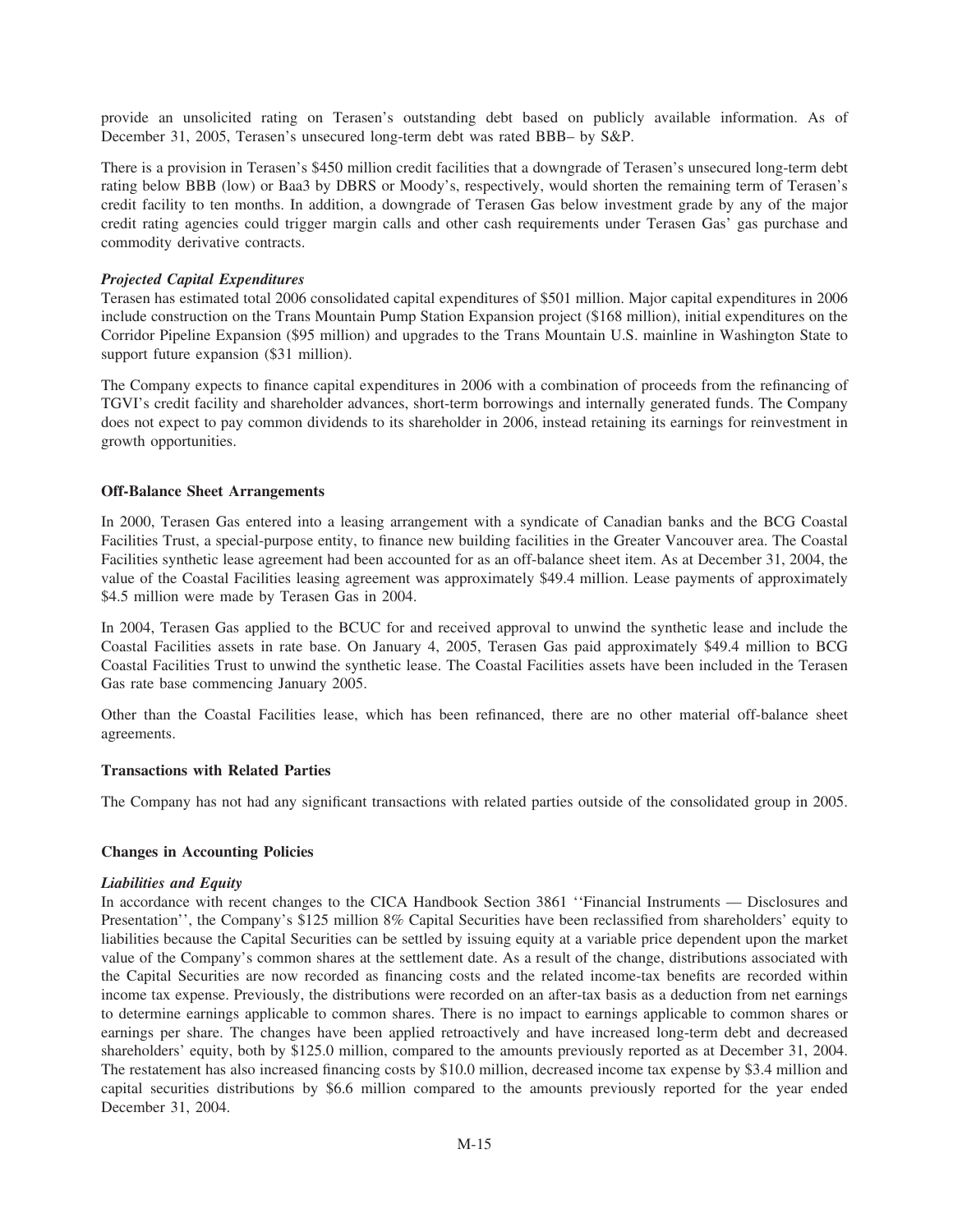provide an unsolicited rating on Terasen's outstanding debt based on publicly available information. As of December 31, 2005, Terasen's unsecured long-term debt was rated BBB– by S&P.

There is a provision in Terasen's $450 million credit facilities that a downgrade of Terasen's unsecured long-term debt rating below BBB (low) or Baa3 by DBRS or Moody's, respectively, would shorten the remaining term of Terasen's credit facility to ten months. In addition, a downgrade of Terasen Gas below investment grade by any of the major credit rating agencies could trigger margin calls and other cash requirements under Terasen Gas' gas purchase and commodity derivative contracts.

***Projected Capital Expenditures***

Terasen has estimated total 2006 consolidated capital expenditures of $501 million. Major capital expenditures in 2006 include construction on the Trans Mountain Pump Station Expansion project ($168 million), initial expenditures on the Corridor Pipeline Expansion ($95 million) and upgrades to the Trans Mountain U.S. mainline in Washington State to support future expansion ($31 million).

The Company expects to finance capital expenditures in 2006 with a combination of proceeds from the refinancing of TGVI's credit facility and shareholder advances, short-term borrowings and internally generated funds. The Company does not expect to pay common dividends to its shareholder in 2006, instead retaining its earnings for reinvestment in growth opportunities.

**Off-Balance Sheet Arrangements**

In 2000, Terasen Gas entered into a leasing arrangement with a syndicate of Canadian banks and the BCG Coastal Facilities Trust, a special-purpose entity, to finance new building facilities in the Greater Vancouver area. The Coastal Facilities synthetic lease agreement had been accounted for as an off-balance sheet item. As at December 31, 2004, the value of the Coastal Facilities leasing agreement was approximately $49.4 million. Lease payments of approximately $4.5 million were made by Terasen Gas in 2004.

In 2004, Terasen Gas applied to the BCUC for and received approval to unwind the synthetic lease and include the Coastal Facilities assets in rate base. On January 4, 2005, Terasen Gas paid approximately $49.4 million to BCG Coastal Facilities Trust to unwind the synthetic lease. The Coastal Facilities assets have been included in the Terasen Gas rate base commencing January 2005.

Other than the Coastal Facilities lease, which has been refinanced, there are no other material off-balance sheet agreements.

**Transactions with Related Parties**

The Company has not had any significant transactions with related parties outside of the consolidated group in 2005.

**Changes in Accounting Policies**

***Liabilities and Equity***

In accordance with recent changes to the CICA Handbook Section 3861 ''Financial Instruments — Disclosures and Presentation'', the Company's $125 million 8% Capital Securities have been reclassified from shareholders' equity to liabilities because the Capital Securities can be settled by issuing equity at a variable price dependent upon the market value of the Company's common shares at the settlement date. As a result of the change, distributions associated with the Capital Securities are now recorded as financing costs and the related income-tax benefits are recorded within income tax expense. Previously, the distributions were recorded on an after-tax basis as a deduction from net earnings to determine earnings applicable to common shares. There is no impact to earnings applicable to common shares or earnings per share. The changes have been applied retroactively and have increased long-term debt and decreased shareholders' equity, both by $125.0 million, compared to the amounts previously reported as at December 31, 2004. The restatement has also increased financing costs by $10.0 million, decreased income tax expense by $3.4 million and capital securities distributions by $6.6 million compared to the amounts previously reported for the year ended December 31, 2004.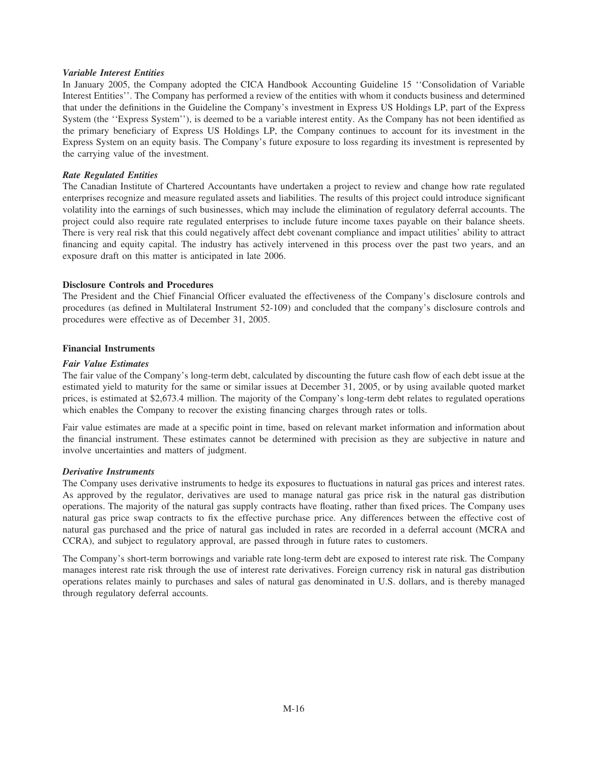### *Variable Interest Entities*

In January 2005, the Company adopted the CICA Handbook Accounting Guideline 15 ''Consolidation of Variable Interest Entities''. The Company has performed a review of the entities with whom it conducts business and determined that under the definitions in the Guideline the Company's investment in Express US Holdings LP, part of the Express System (the ''Express System''), is deemed to be a variable interest entity. As the Company has not been identified as the primary beneficiary of Express US Holdings LP, the Company continues to account for its investment in the Express System on an equity basis. The Company's future exposure to loss regarding its investment is represented by the carrying value of the investment.

### *Rate Regulated Entities*

The Canadian Institute of Chartered Accountants have undertaken a project to review and change how rate regulated enterprises recognize and measure regulated assets and liabilities. The results of this project could introduce significant volatility into the earnings of such businesses, which may include the elimination of regulatory deferral accounts. The project could also require rate regulated enterprises to include future income taxes payable on their balance sheets. There is very real risk that this could negatively affect debt covenant compliance and impact utilities' ability to attract financing and equity capital. The industry has actively intervened in this process over the past two years, and an exposure draft on this matter is anticipated in late 2006.

## Disclosure Controls and Procedures

The President and the Chief Financial Officer evaluated the effectiveness of the Company's disclosure controls and procedures (as defined in Multilateral Instrument 52-109) and concluded that the company's disclosure controls and procedures were effective as of December 31, 2005.

## Financial Instruments

### *Fair Value Estimates*

The fair value of the Company's long-term debt, calculated by discounting the future cash flow of each debt issue at the estimated yield to maturity for the same or similar issues at December 31, 2005, or by using available quoted market prices, is estimated at $2,673.4 million. The majority of the Company's long-term debt relates to regulated operations which enables the Company to recover the existing financing charges through rates or tolls.

Fair value estimates are made at a specific point in time, based on relevant market information and information about the financial instrument. These estimates cannot be determined with precision as they are subjective in nature and involve uncertainties and matters of judgment.

### *Derivative Instruments*

The Company uses derivative instruments to hedge its exposures to fluctuations in natural gas prices and interest rates. As approved by the regulator, derivatives are used to manage natural gas price risk in the natural gas distribution operations. The majority of the natural gas supply contracts have floating, rather than fixed prices. The Company uses natural gas price swap contracts to fix the effective purchase price. Any differences between the effective cost of natural gas purchased and the price of natural gas included in rates are recorded in a deferral account (MCRA and CCRA), and subject to regulatory approval, are passed through in future rates to customers.

The Company's short-term borrowings and variable rate long-term debt are exposed to interest rate risk. The Company manages interest rate risk through the use of interest rate derivatives. Foreign currency risk in natural gas distribution operations relates mainly to purchases and sales of natural gas denominated in U.S. dollars, and is thereby managed through regulatory deferral accounts.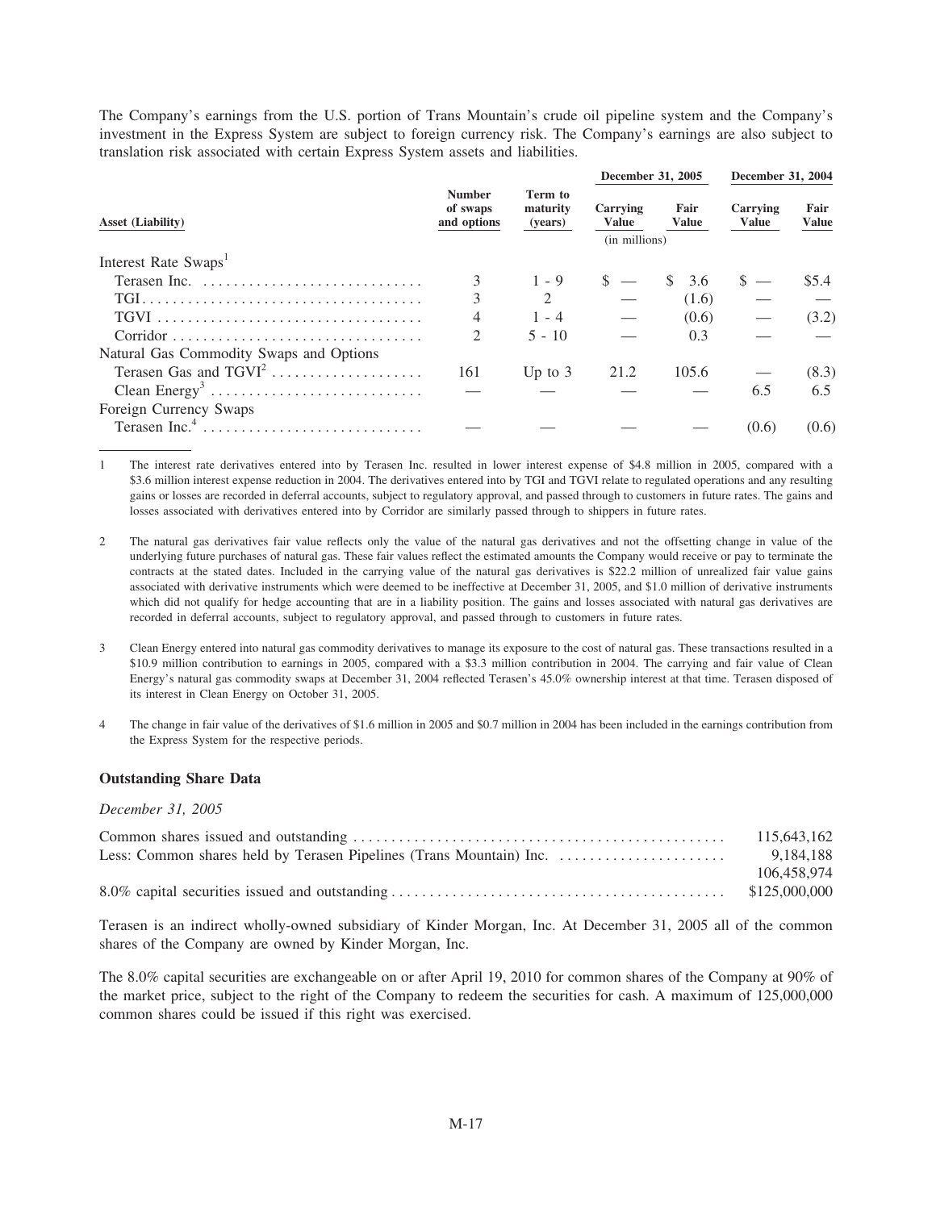The Company's earnings from the U.S. portion of Trans Mountain's crude oil pipeline system and the Company's investment in the Express System are subject to foreign currency risk. The Company's earnings are also subject to translation risk associated with certain Express System assets and liabilities.

| Asset (Liability) | Number of swaps and options | Term to maturity (years) | December 31, 2005 Carrying Value | December 31, 2005 Fair Value | December 31, 2004 Carrying Value | December 31, 2004 Fair Value |
|---|---|---|---|---|---|---|
| | | | (in millions) | | | |
| Interest Rate Swaps[1] | | | | | | |
| Terasen Inc. | 3 | 1 - 9 | $ — | $ 3.6 | $ — | $5.4 |
| TGI | 3 | 2 | — | (1.6) | — | — |
| TGVI | 4 | 1 - 4 | — | (0.6) | — | (3.2) |
| Corridor | 2 | 5 - 10 | — | 0.3 | — | — |
| Natural Gas Commodity Swaps and Options | | | | | | |
| Terasen Gas and TGVI[2] | 161 | Up to 3 | 21.2 | 105.6 | — | (8.3) |
| Clean Energy[3] | — | — | — | — | 6.5 | 6.5 |
| Foreign Currency Swaps | | | | | | |
| Terasen Inc.[4] | — | — | — | — | (0.6) | (0.6) |

1 The interest rate derivatives entered into by Terasen Inc. resulted in lower interest expense of $4.8 million in 2005, compared with a $3.6 million interest expense reduction in 2004. The derivatives entered into by TGI and TGVI relate to regulated operations and any resulting gains or losses are recorded in deferral accounts, subject to regulatory approval, and passed through to customers in future rates. The gains and losses associated with derivatives entered into by Corridor are similarly passed through to shippers in future rates.

2 The natural gas derivatives fair value reflects only the value of the natural gas derivatives and not the offsetting change in value of the underlying future purchases of natural gas. These fair values reflect the estimated amounts the Company would receive or pay to terminate the contracts at the stated dates. Included in the carrying value of the natural gas derivatives is $22.2 million of unrealized fair value gains associated with derivative instruments which were deemed to be ineffective at December 31, 2005, and $1.0 million of derivative instruments which did not qualify for hedge accounting that are in a liability position. The gains and losses associated with natural gas derivatives are recorded in deferral accounts, subject to regulatory approval, and passed through to customers in future rates.

3 Clean Energy entered into natural gas commodity derivatives to manage its exposure to the cost of natural gas. These transactions resulted in a $10.9 million contribution to earnings in 2005, compared with a $3.3 million contribution in 2004. The carrying and fair value of Clean Energy's natural gas commodity swaps at December 31, 2004 reflected Terasen's 45.0% ownership interest at that time. Terasen disposed of its interest in Clean Energy on October 31, 2005.

4 The change in fair value of the derivatives of $1.6 million in 2005 and $0.7 million in 2004 has been included in the earnings contribution from the Express System for the respective periods.

### Outstanding Share Data

*December 31, 2005*

| | |
|---|---|
| Common shares issued and outstanding | 115,643,162 |
| Less: Common shares held by Terasen Pipelines (Trans Mountain) Inc. | 9,184,188 |
| | 106,458,974 |
| 8.0% capital securities issued and outstanding | $125,000,000 |

Terasen is an indirect wholly-owned subsidiary of Kinder Morgan, Inc. At December 31, 2005 all of the common shares of the Company are owned by Kinder Morgan, Inc.

The 8.0% capital securities are exchangeable on or after April 19, 2010 for common shares of the Company at 90% of the market price, subject to the right of the Company to redeem the securities for cash. A maximum of 125,000,000 common shares could be issued if this right was exercised.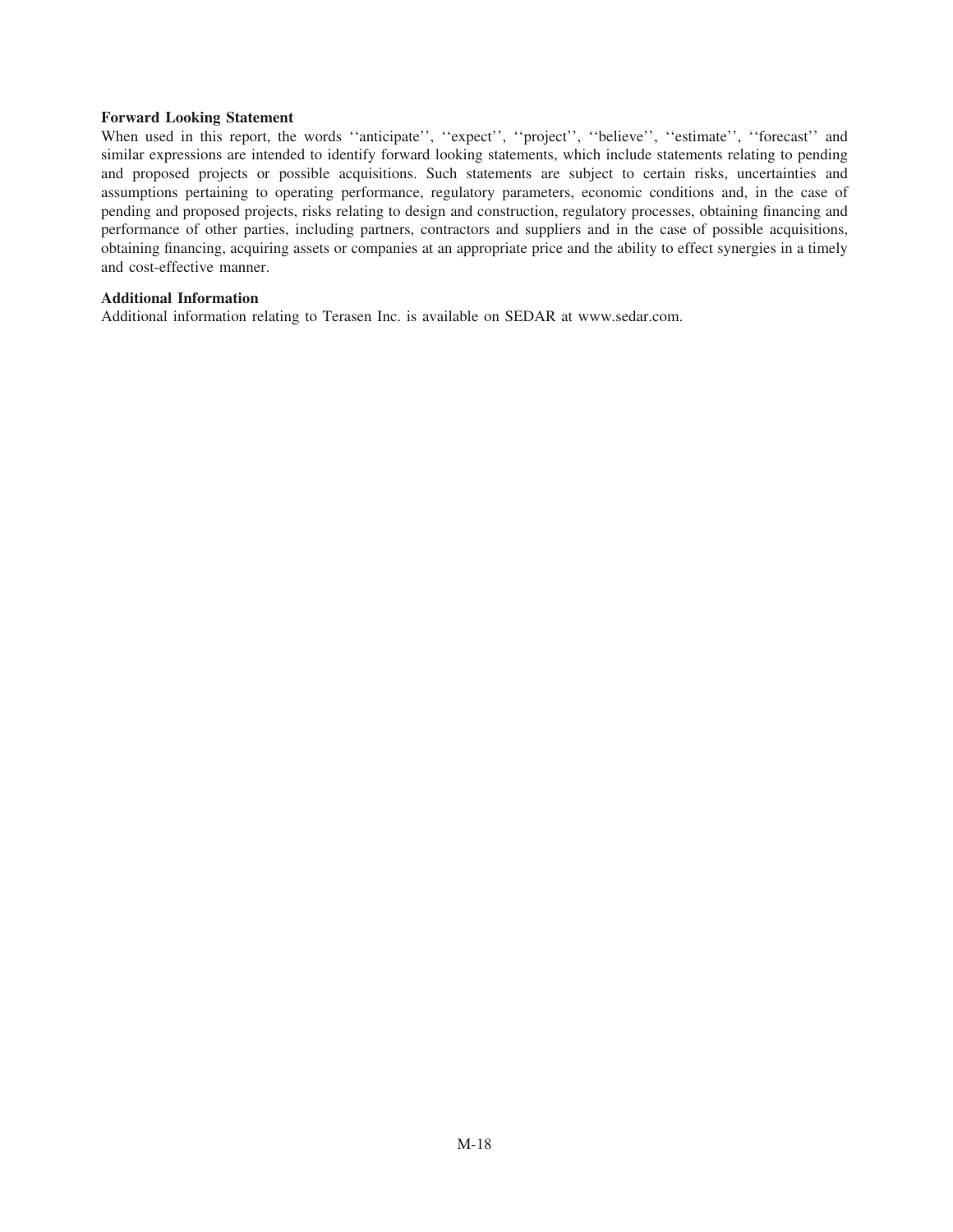**Forward Looking Statement**

When used in this report, the words ''anticipate'', ''expect'', ''project'', ''believe'', ''estimate'', ''forecast'' and similar expressions are intended to identify forward looking statements, which include statements relating to pending and proposed projects or possible acquisitions. Such statements are subject to certain risks, uncertainties and assumptions pertaining to operating performance, regulatory parameters, economic conditions and, in the case of pending and proposed projects, risks relating to design and construction, regulatory processes, obtaining financing and performance of other parties, including partners, contractors and suppliers and in the case of possible acquisitions, obtaining financing, acquiring assets or companies at an appropriate price and the ability to effect synergies in a timely and cost-effective manner.

**Additional Information**

Additional information relating to Terasen Inc. is available on SEDAR at www.sedar.com.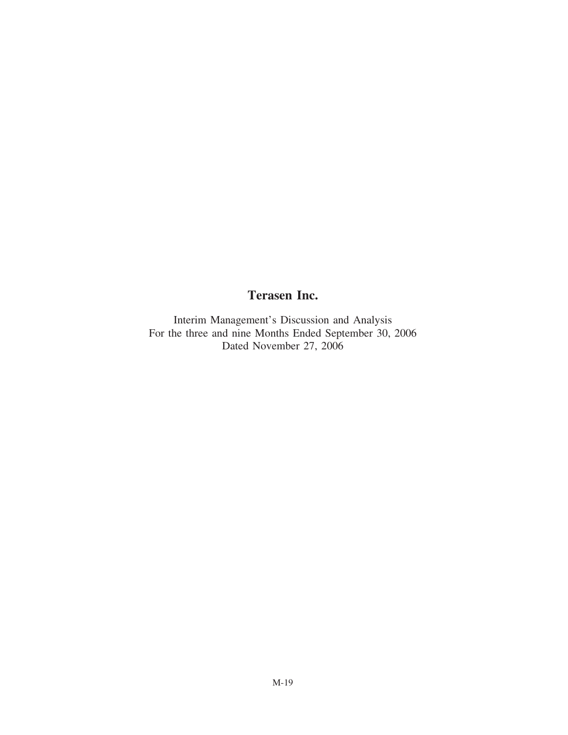# Terasen Inc.

Interim Management's Discussion and Analysis
For the three and nine Months Ended September 30, 2006
Dated November 27, 2006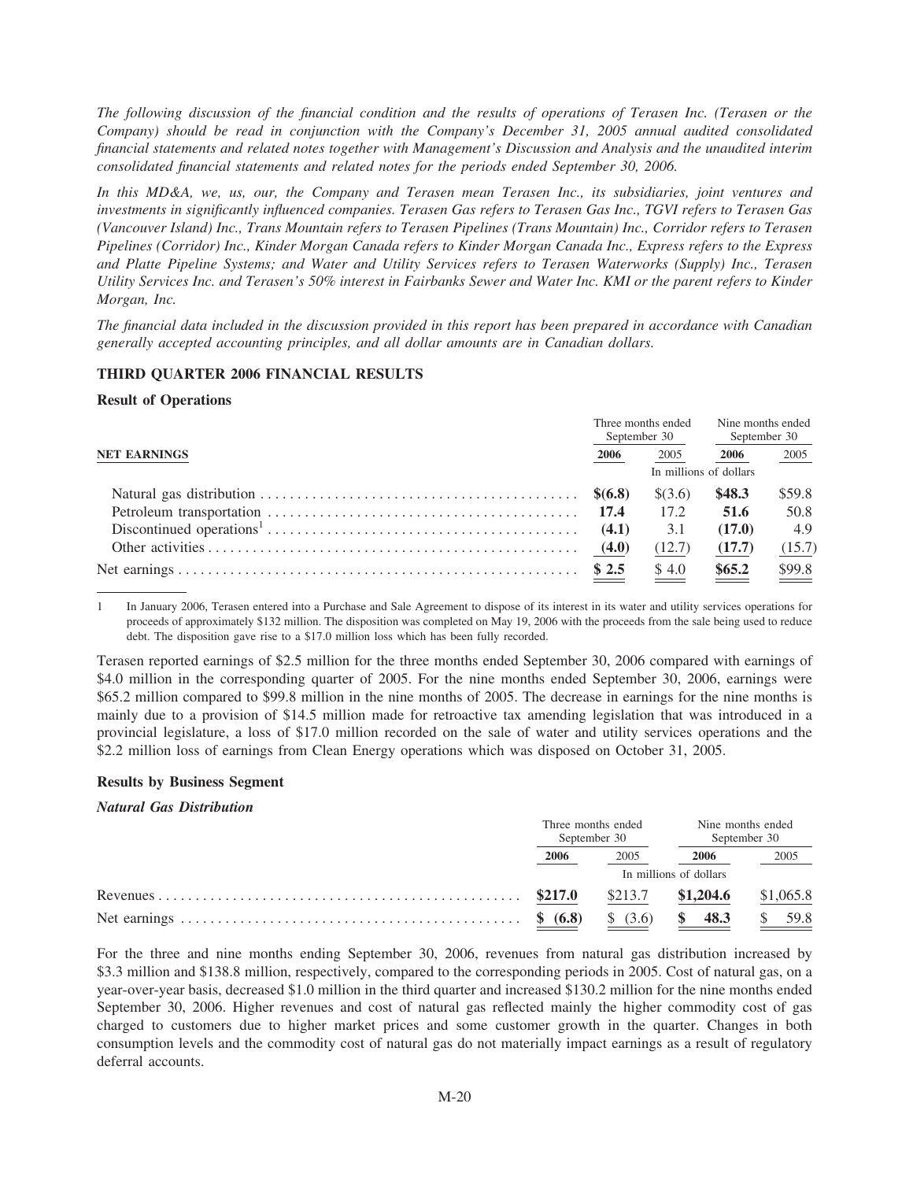*The following discussion of the financial condition and the results of operations of Terasen Inc. (Terasen or the Company) should be read in conjunction with the Company's December 31, 2005 annual audited consolidated financial statements and related notes together with Management's Discussion and Analysis and the unaudited interim consolidated financial statements and related notes for the periods ended September 30, 2006.*

*In this MD&A, we, us, our, the Company and Terasen mean Terasen Inc., its subsidiaries, joint ventures and investments in significantly influenced companies. Terasen Gas refers to Terasen Gas Inc., TGVI refers to Terasen Gas (Vancouver Island) Inc., Trans Mountain refers to Terasen Pipelines (Trans Mountain) Inc., Corridor refers to Terasen Pipelines (Corridor) Inc., Kinder Morgan Canada refers to Kinder Morgan Canada Inc., Express refers to the Express and Platte Pipeline Systems; and Water and Utility Services refers to Terasen Waterworks (Supply) Inc., Terasen Utility Services Inc. and Terasen's 50% interest in Fairbanks Sewer and Water Inc. KMI or the parent refers to Kinder Morgan, Inc.*

*The financial data included in the discussion provided in this report has been prepared in accordance with Canadian generally accepted accounting principles, and all dollar amounts are in Canadian dollars.*

## THIRD QUARTER 2006 FINANCIAL RESULTS

### Result of Operations

| NET EARNINGS | Three months ended September 30 | | Nine months ended September 30 | |
|---|---|---|---|---|
| | **2006** | 2005 | **2006** | 2005 |
| | In millions of dollars | | | |
| Natural gas distribution | **$(6.8)** | $(3.6) | **$48.3** | $59.8 |
| Petroleum transportation | **17.4** | 17.2 | **51.6** | 50.8 |
| Discontinued operations[1] | **(4.1)** | 3.1 | **(17.0)** | 4.9 |
| Other activities | **(4.0)** | (12.7) | **(17.7)** | (15.7) |
| Net earnings | **$ 2.5** | $ 4.0 | **$65.2** | $99.8 |

1 In January 2006, Terasen entered into a Purchase and Sale Agreement to dispose of its interest in its water and utility services operations for proceeds of approximately $132 million. The disposition was completed on May 19, 2006 with the proceeds from the sale being used to reduce debt. The disposition gave rise to a $17.0 million loss which has been fully recorded.

Terasen reported earnings of $2.5 million for the three months ended September 30, 2006 compared with earnings of $4.0 million in the corresponding quarter of 2005. For the nine months ended September 30, 2006, earnings were $65.2 million compared to $99.8 million in the nine months of 2005. The decrease in earnings for the nine months is mainly due to a provision of $14.5 million made for retroactive tax amending legislation that was introduced in a provincial legislature, a loss of $17.0 million recorded on the sale of water and utility services operations and the $2.2 million loss of earnings from Clean Energy operations which was disposed on October 31, 2005.

### Results by Business Segment

***Natural Gas Distribution***

| | Three months ended September 30 | | Nine months ended September 30 | |
|---|---|---|---|---|
| | **2006** | 2005 | **2006** | 2005 |
| | In millions of dollars | | | |
| Revenues | **$217.0** | $213.7 | **$1,204.6** | $1,065.8 |
| Net earnings | **$ (6.8)** | $ (3.6) | **$ 48.3** | $ 59.8 |

For the three and nine months ending September 30, 2006, revenues from natural gas distribution increased by $3.3 million and $138.8 million, respectively, compared to the corresponding periods in 2005. Cost of natural gas, on a year-over-year basis, decreased $1.0 million in the third quarter and increased $130.2 million for the nine months ended September 30, 2006. Higher revenues and cost of natural gas reflected mainly the higher commodity cost of gas charged to customers due to higher market prices and some customer growth in the quarter. Changes in both consumption levels and the commodity cost of natural gas do not materially impact earnings as a result of regulatory deferral accounts.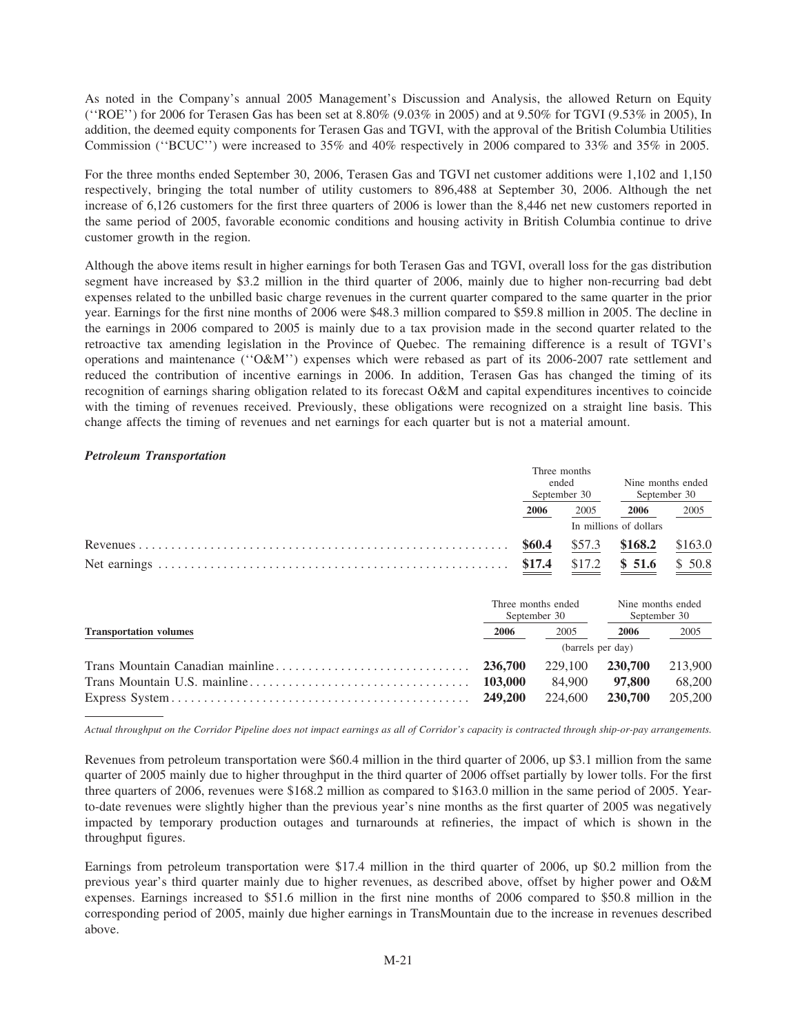As noted in the Company's annual 2005 Management's Discussion and Analysis, the allowed Return on Equity (''ROE'') for 2006 for Terasen Gas has been set at 8.80% (9.03% in 2005) and at 9.50% for TGVI (9.53% in 2005), In addition, the deemed equity components for Terasen Gas and TGVI, with the approval of the British Columbia Utilities Commission (''BCUC'') were increased to 35% and 40% respectively in 2006 compared to 33% and 35% in 2005.

For the three months ended September 30, 2006, Terasen Gas and TGVI net customer additions were 1,102 and 1,150 respectively, bringing the total number of utility customers to 896,488 at September 30, 2006. Although the net increase of 6,126 customers for the first three quarters of 2006 is lower than the 8,446 net new customers reported in the same period of 2005, favorable economic conditions and housing activity in British Columbia continue to drive customer growth in the region.

Although the above items result in higher earnings for both Terasen Gas and TGVI, overall loss for the gas distribution segment have increased by $3.2 million in the third quarter of 2006, mainly due to higher non-recurring bad debt expenses related to the unbilled basic charge revenues in the current quarter compared to the same quarter in the prior year. Earnings for the first nine months of 2006 were $48.3 million compared to $59.8 million in 2005. The decline in the earnings in 2006 compared to 2005 is mainly due to a tax provision made in the second quarter related to the retroactive tax amending legislation in the Province of Quebec. The remaining difference is a result of TGVI's operations and maintenance (''O&M'') expenses which were rebased as part of its 2006-2007 rate settlement and reduced the contribution of incentive earnings in 2006. In addition, Terasen Gas has changed the timing of its recognition of earnings sharing obligation related to its forecast O&M and capital expenditures incentives to coincide with the timing of revenues received. Previously, these obligations were recognized on a straight line basis. This change affects the timing of revenues and net earnings for each quarter but is not a material amount.

***Petroleum Transportation***

| | Three months ended September 30 | | Nine months ended September 30 | |
|---|---|---|---|---|
| | **2006** | 2005 | **2006** | 2005 |
| | In millions of dollars | | | |
| Revenues | **$60.4** | $57.3 | **$168.2** | $163.0 |
| Net earnings | **$17.4** | $17.2 | **$ 51.6** | $ 50.8 |

| **Transportation volumes** | Three months ended September 30 | | Nine months ended September 30 | |
|---|---|---|---|---|
| | **2006** | 2005 | **2006** | 2005 |
| | (barrels per day) | | | |
| Trans Mountain Canadian mainline | **236,700** | 229,100 | **230,700** | 213,900 |
| Trans Mountain U.S. mainline | **103,000** | 84,900 | **97,800** | 68,200 |
| Express System | **249,200** | 224,600 | **230,700** | 205,200 |

*Actual throughput on the Corridor Pipeline does not impact earnings as all of Corridor's capacity is contracted through ship-or-pay arrangements.*

Revenues from petroleum transportation were $60.4 million in the third quarter of 2006, up $3.1 million from the same quarter of 2005 mainly due to higher throughput in the third quarter of 2006 offset partially by lower tolls. For the first three quarters of 2006, revenues were $168.2 million as compared to $163.0 million in the same period of 2005. Year-to-date revenues were slightly higher than the previous year's nine months as the first quarter of 2005 was negatively impacted by temporary production outages and turnarounds at refineries, the impact of which is shown in the throughput figures.

Earnings from petroleum transportation were $17.4 million in the third quarter of 2006, up $0.2 million from the previous year's third quarter mainly due to higher revenues, as described above, offset by higher power and O&M expenses. Earnings increased to $51.6 million in the first nine months of 2006 compared to $50.8 million in the corresponding period of 2005, mainly due higher earnings in TransMountain due to the increase in revenues described above.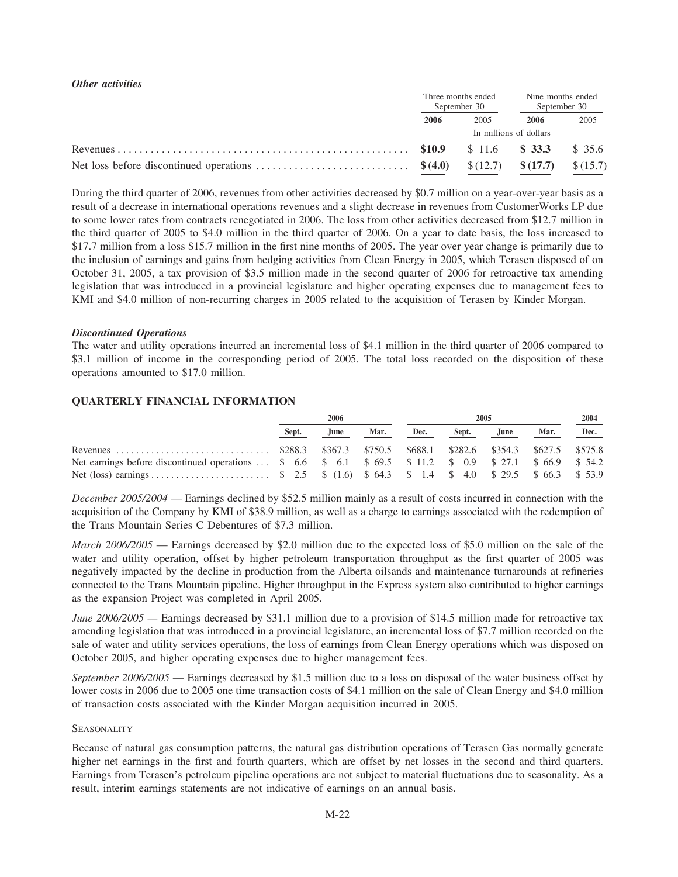### *Other activities*

| | Three months ended September 30 | | Nine months ended September 30 | |
|---|---|---|---|---|
| | **2006** | 2005 | **2006** | 2005 |
| | In millions of dollars | | | |
| Revenues | **$10.9** | $ 11.6 | **$ 33.3** | $ 35.6 |
| Net loss before discontinued operations | **$ (4.0)** | $ (12.7) | **$ (17.7)** | $ (15.7) |

During the third quarter of 2006, revenues from other activities decreased by $0.7 million on a year-over-year basis as a result of a decrease in international operations revenues and a slight decrease in revenues from CustomerWorks LP due to some lower rates from contracts renegotiated in 2006. The loss from other activities decreased from $12.7 million in the third quarter of 2005 to $4.0 million in the third quarter of 2006. On a year to date basis, the loss increased to $17.7 million from a loss $15.7 million in the first nine months of 2005. The year over year change is primarily due to the inclusion of earnings and gains from hedging activities from Clean Energy in 2005, which Terasen disposed of on October 31, 2005, a tax provision of $3.5 million made in the second quarter of 2006 for retroactive tax amending legislation that was introduced in a provincial legislature and higher operating expenses due to management fees to KMI and $4.0 million of non-recurring charges in 2005 related to the acquisition of Terasen by Kinder Morgan.

### *Discontinued Operations*

The water and utility operations incurred an incremental loss of $4.1 million in the third quarter of 2006 compared to $3.1 million of income in the corresponding period of 2005. The total loss recorded on the disposition of these operations amounted to $17.0 million.

## QUARTERLY FINANCIAL INFORMATION

| | 2006 | | | 2005 | | | | 2004 |
|---|---|---|---|---|---|---|---|---|
| | Sept. | June | Mar. | Dec. | Sept. | June | Mar. | Dec. |
| Revenues | $288.3 | $367.3 | $750.5 | $688.1 | $282.6 | $354.3 | $627.5 | $575.8 |
| Net earnings before discontinued operations | $ 6.6 | $ 6.1 | $ 69.5 | $ 11.2 | $ 0.9 | $ 27.1 | $ 66.9 | $ 54.2 |
| Net (loss) earnings | $ 2.5 | $ (1.6) | $ 64.3 | $ 1.4 | $ 4.0 | $ 29.5 | $ 66.3 | $ 53.9 |

*December 2005/2004* — Earnings declined by $52.5 million mainly as a result of costs incurred in connection with the acquisition of the Company by KMI of $38.9 million, as well as a charge to earnings associated with the redemption of the Trans Mountain Series C Debentures of $7.3 million.

*March 2006/2005* — Earnings decreased by $2.0 million due to the expected loss of $5.0 million on the sale of the water and utility operation, offset by higher petroleum transportation throughput as the first quarter of 2005 was negatively impacted by the decline in production from the Alberta oilsands and maintenance turnarounds at refineries connected to the Trans Mountain pipeline. Higher throughput in the Express system also contributed to higher earnings as the expansion Project was completed in April 2005.

*June 2006/2005* — Earnings decreased by $31.1 million due to a provision of $14.5 million made for retroactive tax amending legislation that was introduced in a provincial legislature, an incremental loss of $7.7 million recorded on the sale of water and utility services operations, the loss of earnings from Clean Energy operations which was disposed on October 2005, and higher operating expenses due to higher management fees.

*September 2006/2005* — Earnings decreased by $1.5 million due to a loss on disposal of the water business offset by lower costs in 2006 due to 2005 one time transaction costs of $4.1 million on the sale of Clean Energy and $4.0 million of transaction costs associated with the Kinder Morgan acquisition incurred in 2005.

SEASONALITY

Because of natural gas consumption patterns, the natural gas distribution operations of Terasen Gas normally generate higher net earnings in the first and fourth quarters, which are offset by net losses in the second and third quarters. Earnings from Terasen's petroleum pipeline operations are not subject to material fluctuations due to seasonality. As a result, interim earnings statements are not indicative of earnings on an annual basis.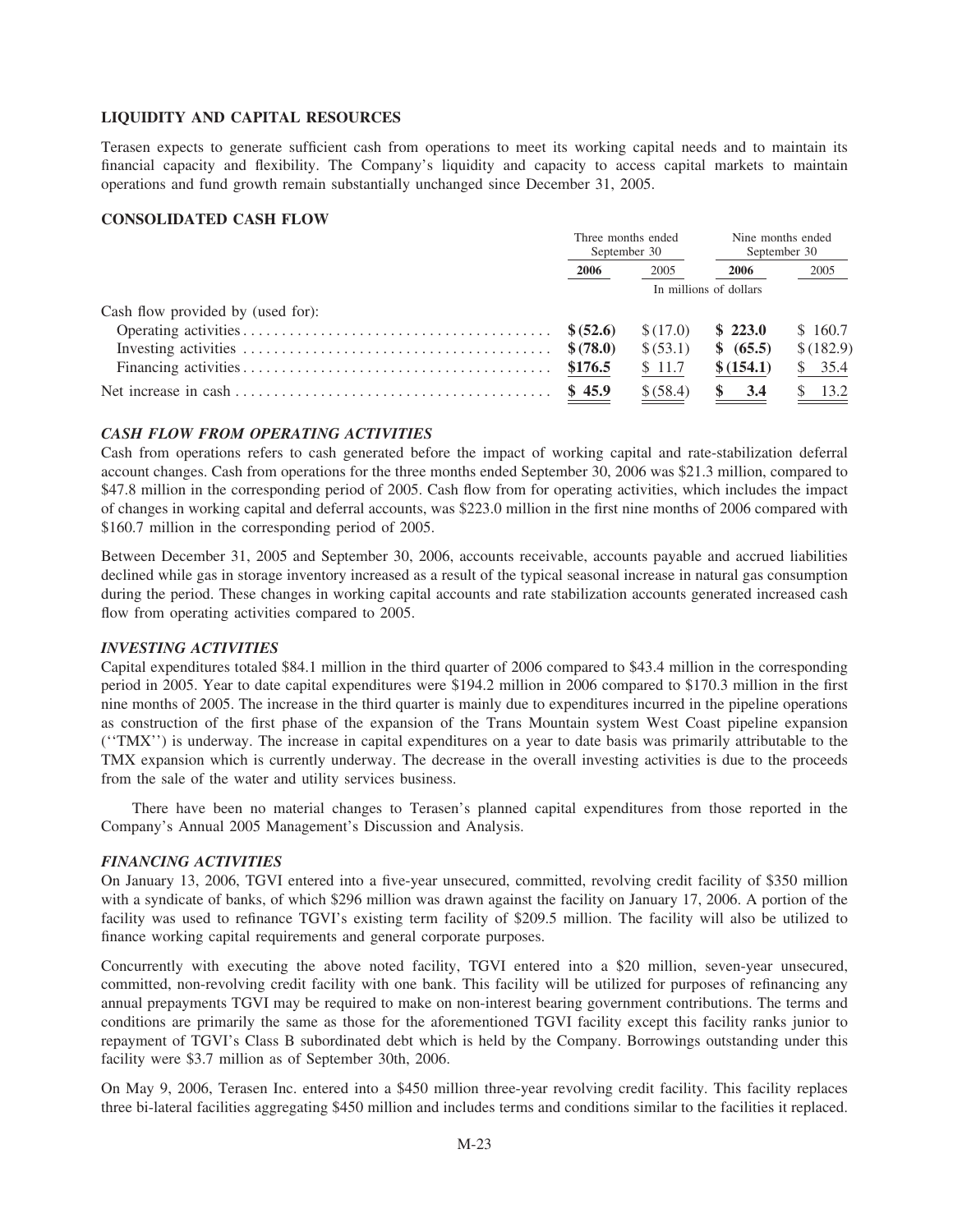## LIQUIDITY AND CAPITAL RESOURCES

Terasen expects to generate sufficient cash from operations to meet its working capital needs and to maintain its financial capacity and flexibility. The Company's liquidity and capacity to access capital markets to maintain operations and fund growth remain substantially unchanged since December 31, 2005.

## CONSOLIDATED CASH FLOW

| | Three months ended September 30 | | Nine months ended September 30 | |
|---|---|---|---|---|
| | **2006** | 2005 | **2006** | 2005 |
| | In millions of dollars | | | |
| Cash flow provided by (used for): | | | | |
| Operating activities | **$ (52.6)** | $ (17.0) | **$ 223.0** | $ 160.7 |
| Investing activities | **$ (78.0)** | $ (53.1) | **$ (65.5)** | $ (182.9) |
| Financing activities | **$176.5** | $ 11.7 | **$ (154.1)** | $ 35.4 |
| Net increase in cash | **$ 45.9** | $ (58.4) | **$ 3.4** | $ 13.2 |

### *CASH FLOW FROM OPERATING ACTIVITIES*

Cash from operations refers to cash generated before the impact of working capital and rate-stabilization deferral account changes. Cash from operations for the three months ended September 30, 2006 was $21.3 million, compared to $47.8 million in the corresponding period of 2005. Cash flow from for operating activities, which includes the impact of changes in working capital and deferral accounts, was $223.0 million in the first nine months of 2006 compared with $160.7 million in the corresponding period of 2005.

Between December 31, 2005 and September 30, 2006, accounts receivable, accounts payable and accrued liabilities declined while gas in storage inventory increased as a result of the typical seasonal increase in natural gas consumption during the period. These changes in working capital accounts and rate stabilization accounts generated increased cash flow from operating activities compared to 2005.

### *INVESTING ACTIVITIES*

Capital expenditures totaled $84.1 million in the third quarter of 2006 compared to $43.4 million in the corresponding period in 2005. Year to date capital expenditures were $194.2 million in 2006 compared to $170.3 million in the first nine months of 2005. The increase in the third quarter is mainly due to expenditures incurred in the pipeline operations as construction of the first phase of the expansion of the Trans Mountain system West Coast pipeline expansion (''TMX'') is underway. The increase in capital expenditures on a year to date basis was primarily attributable to the TMX expansion which is currently underway. The decrease in the overall investing activities is due to the proceeds from the sale of the water and utility services business.

There have been no material changes to Terasen's planned capital expenditures from those reported in the Company's Annual 2005 Management's Discussion and Analysis.

### *FINANCING ACTIVITIES*

On January 13, 2006, TGVI entered into a five-year unsecured, committed, revolving credit facility of $350 million with a syndicate of banks, of which $296 million was drawn against the facility on January 17, 2006. A portion of the facility was used to refinance TGVI's existing term facility of $209.5 million. The facility will also be utilized to finance working capital requirements and general corporate purposes.

Concurrently with executing the above noted facility, TGVI entered into a $20 million, seven-year unsecured, committed, non-revolving credit facility with one bank. This facility will be utilized for purposes of refinancing any annual prepayments TGVI may be required to make on non-interest bearing government contributions. The terms and conditions are primarily the same as those for the aforementioned TGVI facility except this facility ranks junior to repayment of TGVI's Class B subordinated debt which is held by the Company. Borrowings outstanding under this facility were $3.7 million as of September 30th, 2006.

On May 9, 2006, Terasen Inc. entered into a $450 million three-year revolving credit facility. This facility replaces three bi-lateral facilities aggregating $450 million and includes terms and conditions similar to the facilities it replaced.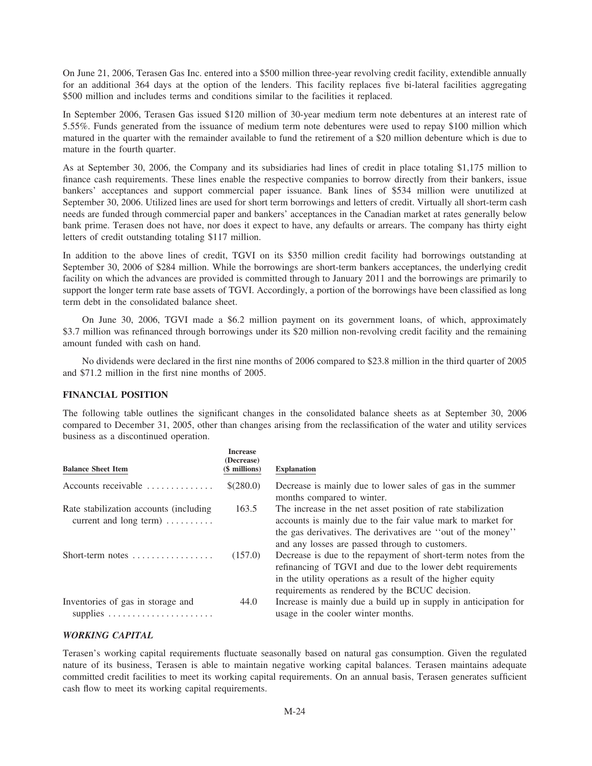On June 21, 2006, Terasen Gas Inc. entered into a $500 million three-year revolving credit facility, extendible annually for an additional 364 days at the option of the lenders. This facility replaces five bi-lateral facilities aggregating $500 million and includes terms and conditions similar to the facilities it replaced.

In September 2006, Terasen Gas issued $120 million of 30-year medium term note debentures at an interest rate of 5.55%. Funds generated from the issuance of medium term note debentures were used to repay $100 million which matured in the quarter with the remainder available to fund the retirement of a $20 million debenture which is due to mature in the fourth quarter.

As at September 30, 2006, the Company and its subsidiaries had lines of credit in place totaling $1,175 million to finance cash requirements. These lines enable the respective companies to borrow directly from their bankers, issue bankers' acceptances and support commercial paper issuance. Bank lines of $534 million were unutilized at September 30, 2006. Utilized lines are used for short term borrowings and letters of credit. Virtually all short-term cash needs are funded through commercial paper and bankers' acceptances in the Canadian market at rates generally below bank prime. Terasen does not have, nor does it expect to have, any defaults or arrears. The company has thirty eight letters of credit outstanding totaling $117 million.

In addition to the above lines of credit, TGVI on its $350 million credit facility had borrowings outstanding at September 30, 2006 of $284 million. While the borrowings are short-term bankers acceptances, the underlying credit facility on which the advances are provided is committed through to January 2011 and the borrowings are primarily to support the longer term rate base assets of TGVI. Accordingly, a portion of the borrowings have been classified as long term debt in the consolidated balance sheet.

On June 30, 2006, TGVI made a $6.2 million payment on its government loans, of which, approximately $3.7 million was refinanced through borrowings under its $20 million non-revolving credit facility and the remaining amount funded with cash on hand.

No dividends were declared in the first nine months of 2006 compared to $23.8 million in the third quarter of 2005 and $71.2 million in the first nine months of 2005.

### FINANCIAL POSITION

The following table outlines the significant changes in the consolidated balance sheets as at September 30, 2006 compared to December 31, 2005, other than changes arising from the reclassification of the water and utility services business as a discontinued operation.

| Balance Sheet Item | Increase (Decrease) ($ millions) | Explanation |
|---|---|---|
| Accounts receivable | $(280.0) | Decrease is mainly due to lower sales of gas in the summer months compared to winter. |
| Rate stabilization accounts (including current and long term) | 163.5 | The increase in the net asset position of rate stabilization accounts is mainly due to the fair value mark to market for the gas derivatives. The derivatives are ''out of the money'' and any losses are passed through to customers. |
| Short-term notes | (157.0) | Decrease is due to the repayment of short-term notes from the refinancing of TGVI and due to the lower debt requirements in the utility operations as a result of the higher equity requirements as rendered by the BCUC decision. |
| Inventories of gas in storage and supplies | 44.0 | Increase is mainly due a build up in supply in anticipation for usage in the cooler winter months. |

### *WORKING CAPITAL*

Terasen's working capital requirements fluctuate seasonally based on natural gas consumption. Given the regulated nature of its business, Terasen is able to maintain negative working capital balances. Terasen maintains adequate committed credit facilities to meet its working capital requirements. On an annual basis, Terasen generates sufficient cash flow to meet its working capital requirements.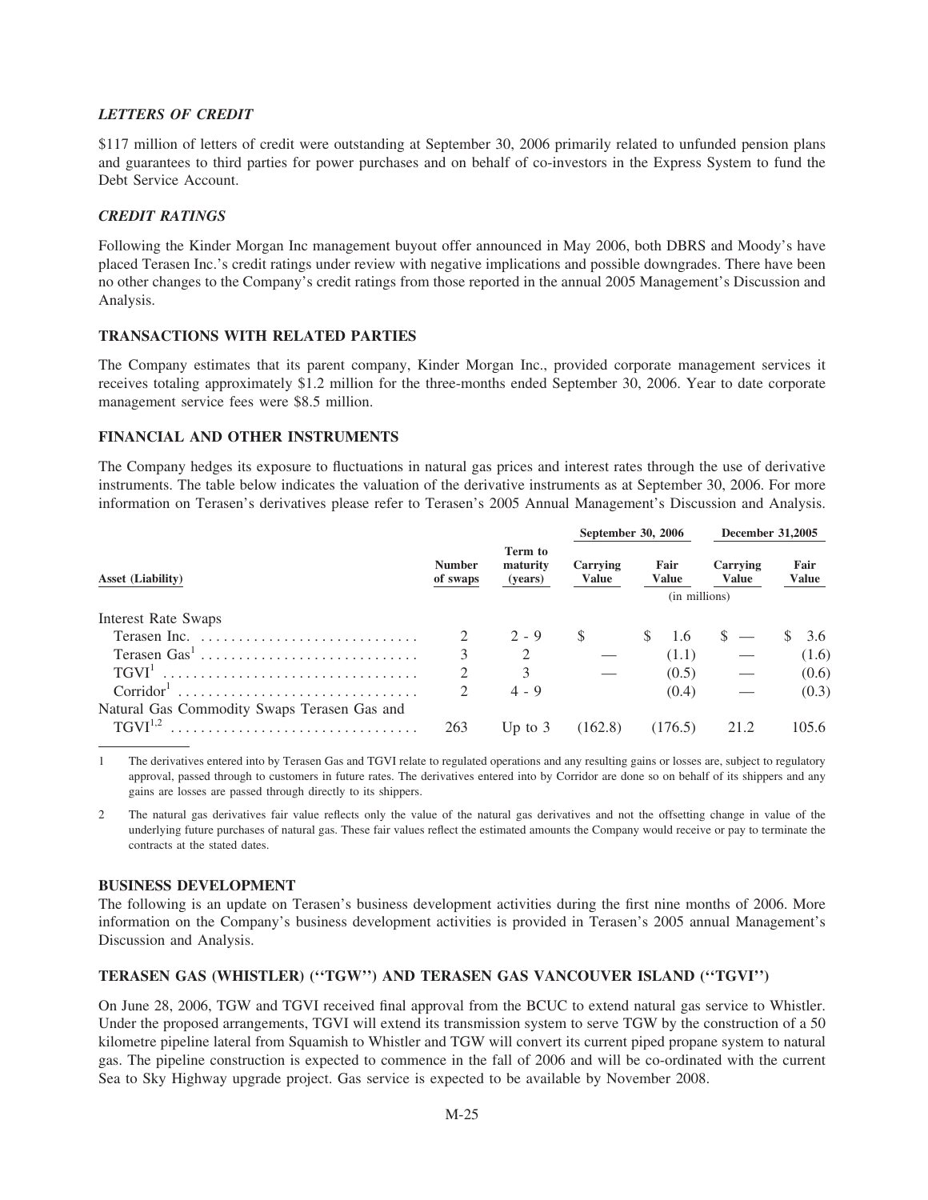### *LETTERS OF CREDIT*

\$117 million of letters of credit were outstanding at September 30, 2006 primarily related to unfunded pension plans and guarantees to third parties for power purchases and on behalf of co-investors in the Express System to fund the Debt Service Account.

### *CREDIT RATINGS*

Following the Kinder Morgan Inc management buyout offer announced in May 2006, both DBRS and Moody's have placed Terasen Inc.'s credit ratings under review with negative implications and possible downgrades. There have been no other changes to the Company's credit ratings from those reported in the annual 2005 Management's Discussion and Analysis.

### TRANSACTIONS WITH RELATED PARTIES

The Company estimates that its parent company, Kinder Morgan Inc., provided corporate management services it receives totaling approximately \$1.2 million for the three-months ended September 30, 2006. Year to date corporate management service fees were \$8.5 million.

### FINANCIAL AND OTHER INSTRUMENTS

The Company hedges its exposure to fluctuations in natural gas prices and interest rates through the use of derivative instruments. The table below indicates the valuation of the derivative instruments as at September 30, 2006. For more information on Terasen's derivatives please refer to Terasen's 2005 Annual Management's Discussion and Analysis.

| | | | September 30, 2006 | | December 31,2005 | |
|---|---|---|---|---|---|---|
| Asset (Liability) | Number of swaps | Term to maturity (years) | Carrying Value | Fair Value | Carrying Value | Fair Value |
| | | | (in millions) | | | |
| Interest Rate Swaps | | | | | | |
| Terasen Inc. | 2 | 2 - 9 | \$ | \$ 1.6 | \$ — | \$ 3.6 |
| Terasen Gas[1] | 3 | 2 | — | (1.1) | — | (1.6) |
| TGVI[1] | 2 | 3 | — | (0.5) | — | (0.6) |
| Corridor[1] | 2 | 4 - 9 | | (0.4) | — | (0.3) |
| Natural Gas Commodity Swaps Terasen Gas and TGVI[1,2] | 263 | Up to 3 | (162.8) | (176.5) | 21.2 | 105.6 |

1 The derivatives entered into by Terasen Gas and TGVI relate to regulated operations and any resulting gains or losses are, subject to regulatory approval, passed through to customers in future rates. The derivatives entered into by Corridor are done so on behalf of its shippers and any gains are losses are passed through directly to its shippers.

2 The natural gas derivatives fair value reflects only the value of the natural gas derivatives and not the offsetting change in value of the underlying future purchases of natural gas. These fair values reflect the estimated amounts the Company would receive or pay to terminate the contracts at the stated dates.

### BUSINESS DEVELOPMENT

The following is an update on Terasen's business development activities during the first nine months of 2006. More information on the Company's business development activities is provided in Terasen's 2005 annual Management's Discussion and Analysis.

### TERASEN GAS (WHISTLER) (''TGW'') AND TERASEN GAS VANCOUVER ISLAND (''TGVI'')

On June 28, 2006, TGW and TGVI received final approval from the BCUC to extend natural gas service to Whistler. Under the proposed arrangements, TGVI will extend its transmission system to serve TGW by the construction of a 50 kilometre pipeline lateral from Squamish to Whistler and TGW will convert its current piped propane system to natural gas. The pipeline construction is expected to commence in the fall of 2006 and will be co-ordinated with the current Sea to Sky Highway upgrade project. Gas service is expected to be available by November 2008.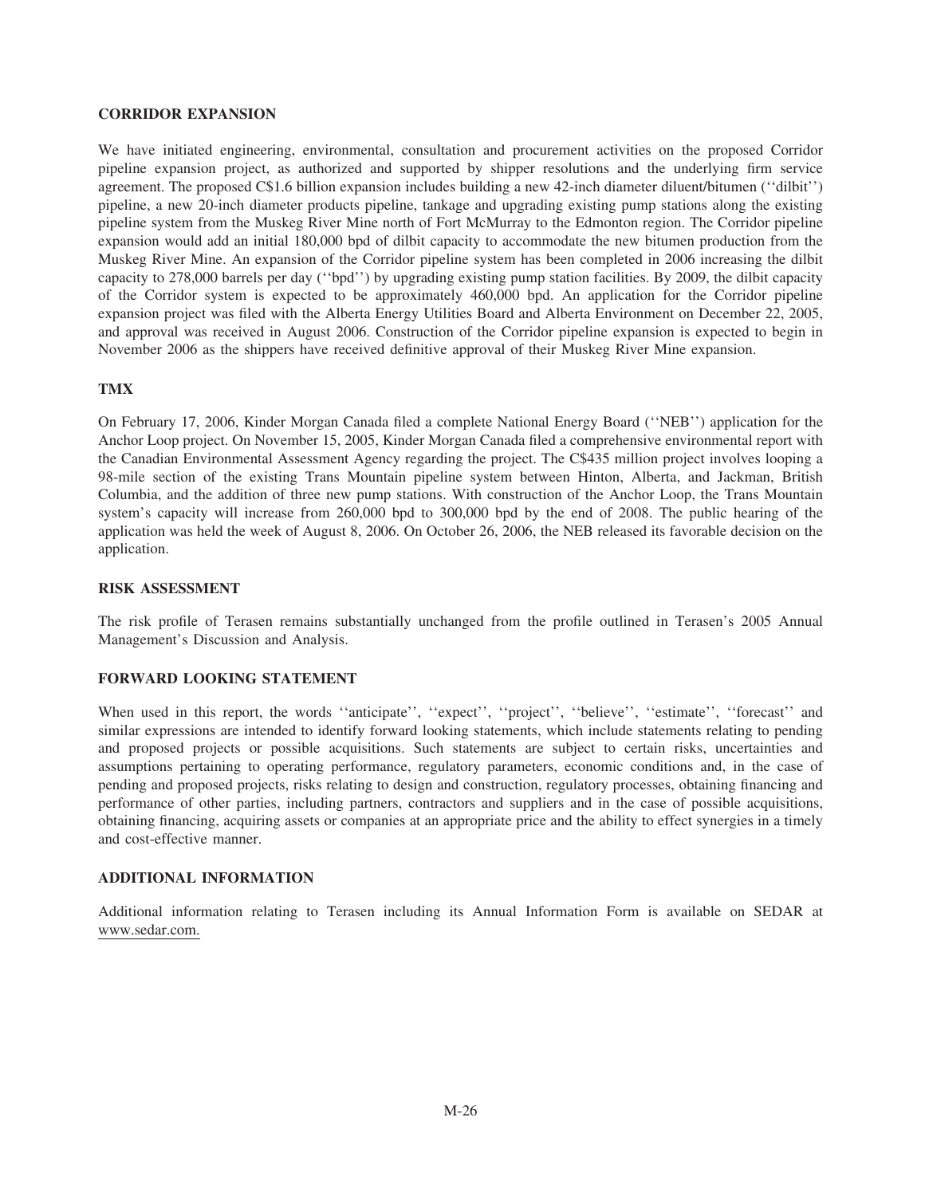## CORRIDOR EXPANSION

We have initiated engineering, environmental, consultation and procurement activities on the proposed Corridor pipeline expansion project, as authorized and supported by shipper resolutions and the underlying firm service agreement. The proposed C$1.6 billion expansion includes building a new 42-inch diameter diluent/bitumen (''dilbit'') pipeline, a new 20-inch diameter products pipeline, tankage and upgrading existing pump stations along the existing pipeline system from the Muskeg River Mine north of Fort McMurray to the Edmonton region. The Corridor pipeline expansion would add an initial 180,000 bpd of dilbit capacity to accommodate the new bitumen production from the Muskeg River Mine. An expansion of the Corridor pipeline system has been completed in 2006 increasing the dilbit capacity to 278,000 barrels per day (''bpd'') by upgrading existing pump station facilities. By 2009, the dilbit capacity of the Corridor system is expected to be approximately 460,000 bpd. An application for the Corridor pipeline expansion project was filed with the Alberta Energy Utilities Board and Alberta Environment on December 22, 2005, and approval was received in August 2006. Construction of the Corridor pipeline expansion is expected to begin in November 2006 as the shippers have received definitive approval of their Muskeg River Mine expansion.

## TMX

On February 17, 2006, Kinder Morgan Canada filed a complete National Energy Board (''NEB'') application for the Anchor Loop project. On November 15, 2005, Kinder Morgan Canada filed a comprehensive environmental report with the Canadian Environmental Assessment Agency regarding the project. The C$435 million project involves looping a 98-mile section of the existing Trans Mountain pipeline system between Hinton, Alberta, and Jackman, British Columbia, and the addition of three new pump stations. With construction of the Anchor Loop, the Trans Mountain system's capacity will increase from 260,000 bpd to 300,000 bpd by the end of 2008. The public hearing of the application was held the week of August 8, 2006. On October 26, 2006, the NEB released its favorable decision on the application.

## RISK ASSESSMENT

The risk profile of Terasen remains substantially unchanged from the profile outlined in Terasen's 2005 Annual Management's Discussion and Analysis.

## FORWARD LOOKING STATEMENT

When used in this report, the words ''anticipate'', ''expect'', ''project'', ''believe'', ''estimate'', ''forecast'' and similar expressions are intended to identify forward looking statements, which include statements relating to pending and proposed projects or possible acquisitions. Such statements are subject to certain risks, uncertainties and assumptions pertaining to operating performance, regulatory parameters, economic conditions and, in the case of pending and proposed projects, risks relating to design and construction, regulatory processes, obtaining financing and performance of other parties, including partners, contractors and suppliers and in the case of possible acquisitions, obtaining financing, acquiring assets or companies at an appropriate price and the ability to effect synergies in a timely and cost-effective manner.

## ADDITIONAL INFORMATION

Additional information relating to Terasen including its Annual Information Form is available on SEDAR at www.sedar.com.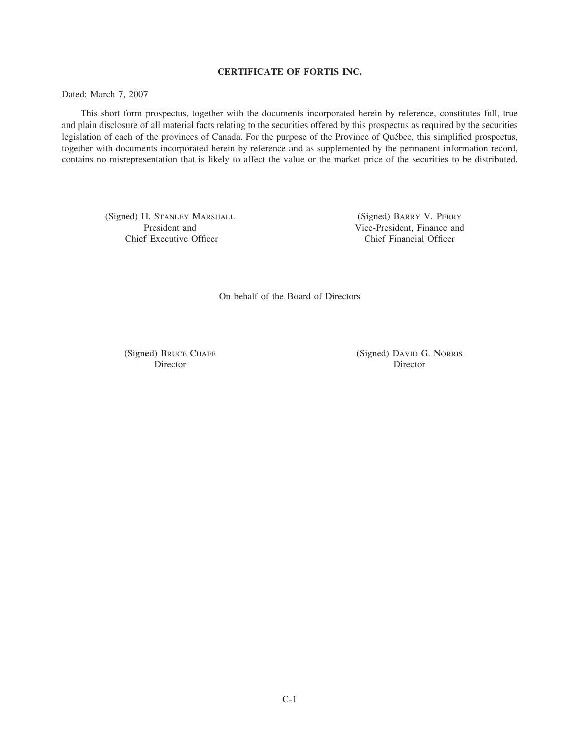## CERTIFICATE OF FORTIS INC.

Dated: March 7, 2007

This short form prospectus, together with the documents incorporated herein by reference, constitutes full, true and plain disclosure of all material facts relating to the securities offered by this prospectus as required by the securities legislation of each of the provinces of Canada. For the purpose of the Province of Québec, this simplified prospectus, together with documents incorporated herein by reference and as supplemented by the permanent information record, contains no misrepresentation that is likely to affect the value or the market price of the securities to be distributed.

(Signed) H. STANLEY MARSHALL
President and
Chief Executive Officer

(Signed) BARRY V. PERRY
Vice-President, Finance and
Chief Financial Officer

On behalf of the Board of Directors

(Signed) BRUCE CHAFE
Director

(Signed) DAVID G. NORRIS
Director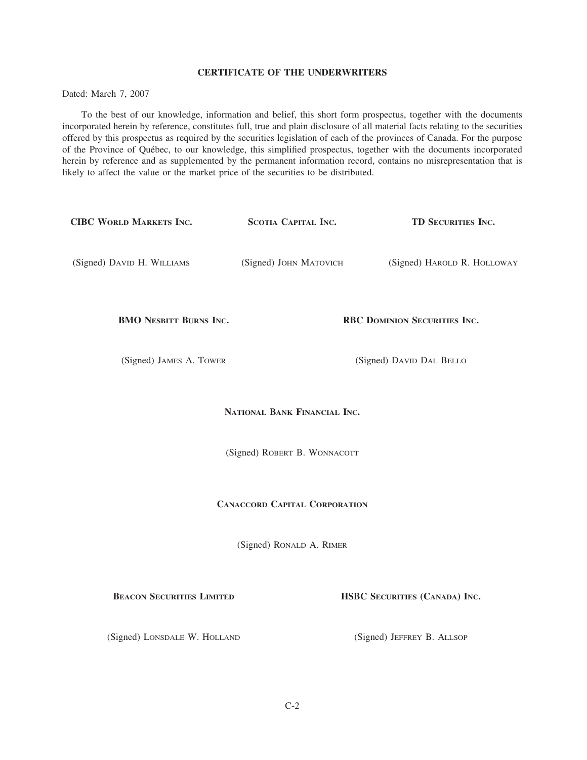## CERTIFICATE OF THE UNDERWRITERS

Dated: March 7, 2007

To the best of our knowledge, information and belief, this short form prospectus, together with the documents incorporated herein by reference, constitutes full, true and plain disclosure of all material facts relating to the securities offered by this prospectus as required by the securities legislation of each of the provinces of Canada. For the purpose of the Province of Québec, to our knowledge, this simplified prospectus, together with the documents incorporated herein by reference and as supplemented by the permanent information record, contains no misrepresentation that is likely to affect the value or the market price of the securities to be distributed.

**CIBC WORLD MARKETS INC.**

(Signed) DAVID H. WILLIAMS

**SCOTIA CAPITAL INC.**

(Signed) JOHN MATOVICH

**TD SECURITIES INC.**

(Signed) HAROLD R. HOLLOWAY

**BMO NESBITT BURNS INC.**

(Signed) JAMES A. TOWER

**RBC DOMINION SECURITIES INC.**

(Signed) DAVID DAL BELLO

**NATIONAL BANK FINANCIAL INC.**

(Signed) ROBERT B. WONNACOTT

**CANACCORD CAPITAL CORPORATION**

(Signed) RONALD A. RIMER

**BEACON SECURITIES LIMITED**

(Signed) LONSDALE W. HOLLAND

**HSBC SECURITIES (CANADA) INC.**

(Signed) JEFFREY B. ALLSOP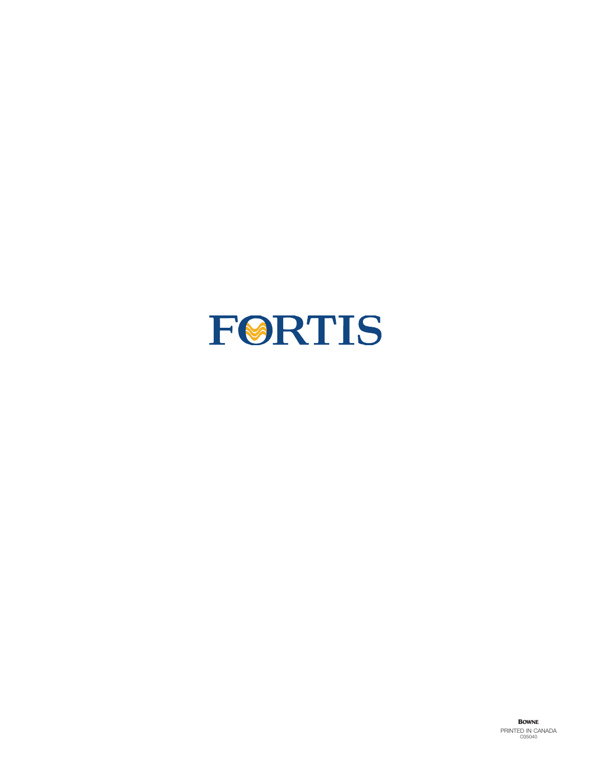FORTIS

BOWNE
PRINTED IN CANADA
O35040